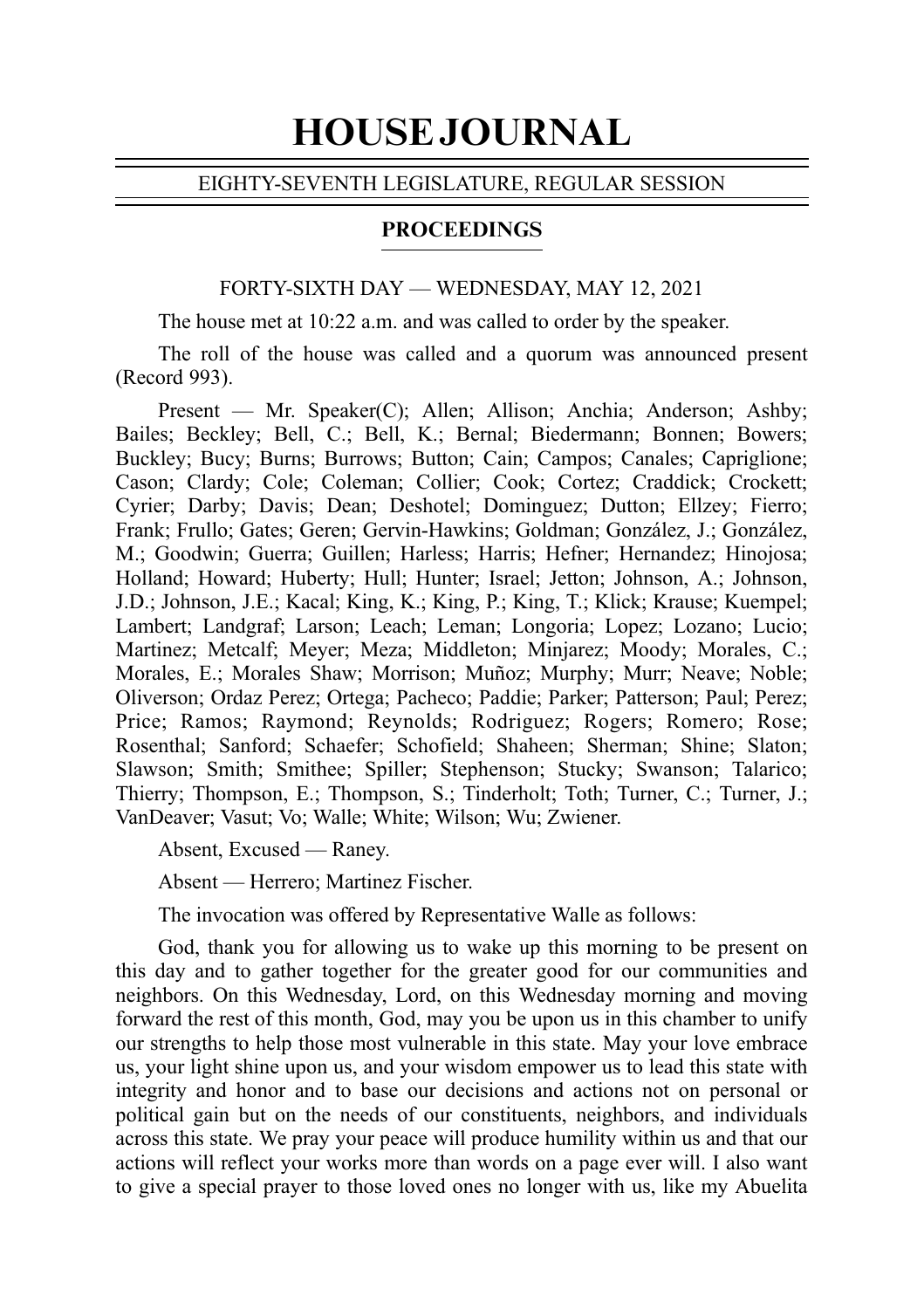# HOUSE JOURNAL

EIGHTY-SEVENTH LEGISLATURE, REGULAR SESSION

## PROCEEDINGS

FORTY-SIXTH DAY — WEDNESDAY, MAY 12, 2021

The house met at 10:22 a.m. and was called to order by the speaker.

The roll of the house was called and a quorum was announced present (Record 993).

Present — Mr. Speaker(C); Allen; Allison; Anchia; Anderson; Ashby; Bailes; Beckley; Bell, C.; Bell, K.; Bernal; Biedermann; Bonnen; Bowers; Buckley; Bucy; Burns; Burrows; Button; Cain; Campos; Canales; Capriglione; Cason; Clardy; Cole; Coleman; Collier; Cook; Cortez; Craddick; Crockett; Cyrier; Darby; Davis; Dean; Deshotel; Dominguez; Dutton; Ellzey; Fierro; Frank; Frullo; Gates; Geren; Gervin-Hawkins; Goldman; González, J.; González, M.; Goodwin; Guerra; Guillen; Harless; Harris; Hefner; Hernandez; Hinojosa; Holland; Howard; Huberty; Hull; Hunter; Israel; Jetton; Johnson, A.; Johnson, J.D.; Johnson, J.E.; Kacal; King, K.; King, P.; King, T.; Klick; Krause; Kuempel; Lambert; Landgraf; Larson; Leach; Leman; Longoria; Lopez; Lozano; Lucio; Martinez; Metcalf; Meyer; Meza; Middleton; Minjarez; Moody; Morales, C.; Morales, E.; Morales Shaw; Morrison; Muñoz; Murphy; Murr; Neave; Noble; Oliverson; Ordaz Perez; Ortega; Pacheco; Paddie; Parker; Patterson; Paul; Perez; Price; Ramos; Raymond; Reynolds; Rodriguez; Rogers; Romero; Rose; Rosenthal; Sanford; Schaefer; Schofield; Shaheen; Sherman; Shine; Slaton; Slawson; Smith; Smithee; Spiller; Stephenson; Stucky; Swanson; Talarico; Thierry; Thompson, E.; Thompson, S.; Tinderholt; Toth; Turner, C.; Turner, J.; VanDeaver; Vasut; Vo; Walle; White; Wilson; Wu; Zwiener.

Absent, Excused — Raney.

Absent — Herrero; Martinez Fischer.

The invocation was offered by Representative Walle as follows:

God, thank you for allowing us to wake up this morning to be present on this day and to gather together for the greater good for our communities and neighbors. On this Wednesday, Lord, on this Wednesday morning and moving forward the rest of this month, God, may you be upon us in this chamber to unify our strengths to help those most vulnerable in this state. May your love embrace us, your light shine upon us, and your wisdom empower us to lead this state with integrity and honor and to base our decisions and actions not on personal or political gain but on the needs of our constituents, neighbors, and individuals across this state. We pray your peace will produce humility within us and that our actions will reflect your works more than words on a page ever will. I also want to give a special prayer to those loved ones no longer with us, like my Abuelita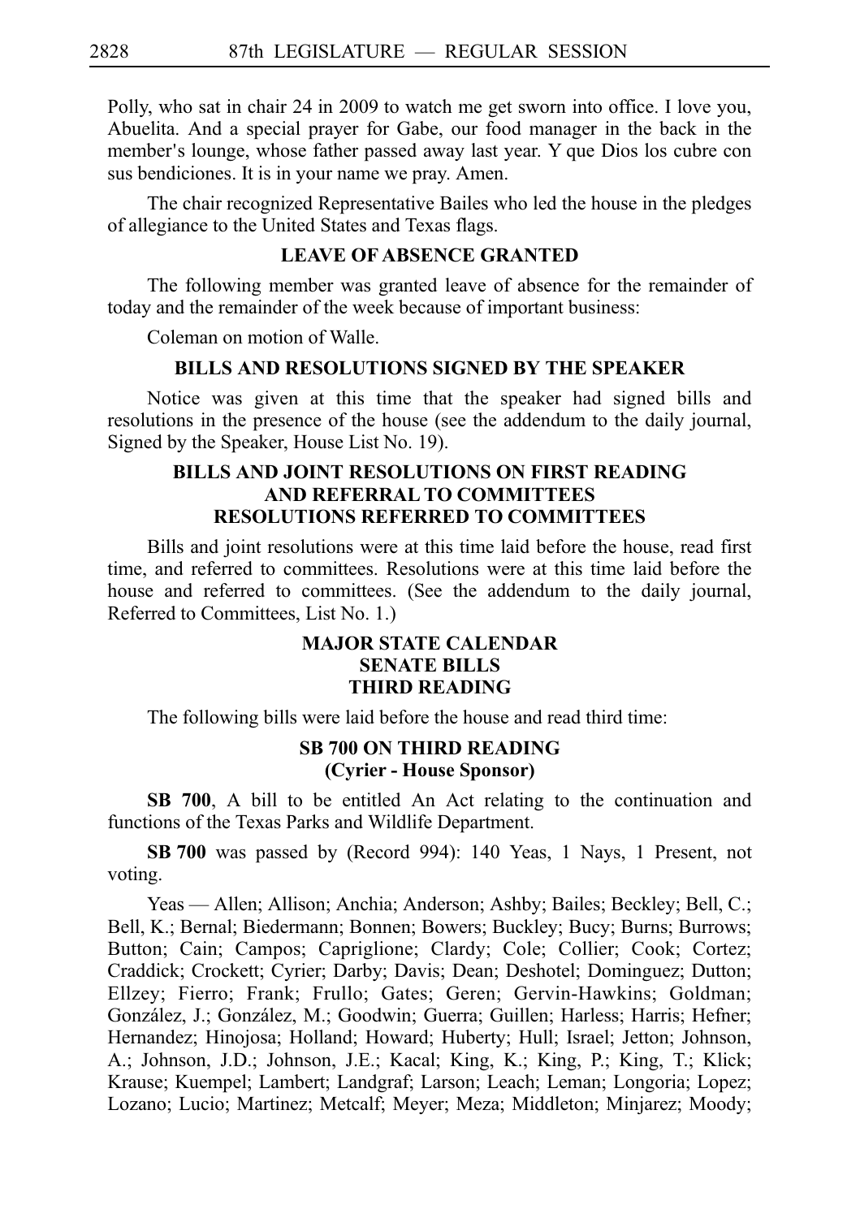Polly, who sat in chair 24 in 2009 to watch me get sworn into office. I love you, Abuelita. And a special prayer for Gabe, our food manager in the back in the member's lounge, whose father passed away last year. Y que Dios los cubre con sus bendiciones. It is in your name we pray. Amen.

The chair recognized Representative Bailes who led the house in the pledges of allegiance to the United States and Texas flags.

### LEAVE OF ABSENCE GRANTED

The following member was granted leave of absence for the remainder of today and the remainder of the week because of important business:

Coleman on motion of Walle.

### BILLS AND RESOLUTIONS SIGNED BY THE SPEAKER

Notice was given at this time that the speaker had signed bills and resolutions in the presence of the house (see the addendum to the daily journal, Signed by the Speaker, House List No. 19).

### BILLS AND JOINT RESOLUTIONS ON FIRST READING AND REFERRAL TO COMMITTEES RESOLUTIONS REFERRED TO COMMITTEES

Bills and joint resolutions were at this time laid before the house, read first time, and referred to committees. Resolutions were at this time laid before the house and referred to committees. (See the addendum to the daily journal, Referred to Committees, List No. 1.)

### MAJOR STATE CALENDAR SENATE BILLS THIRD READING

The following bills were laid before the house and read third time:

### SB 700 ON THIRD READING (Cyrier - House Sponsor)

**SB 700**, A bill to be entitled An Act relating to the continuation and functions of the Texas Parks and Wildlife Department.

**SB 700** was passed by (Record 994): 140 Yeas, 1 Nays, 1 Present, not voting.

Yeas — Allen; Allison; Anchia; Anderson; Ashby; Bailes; Beckley; Bell, C.; Bell, K.; Bernal; Biedermann; Bonnen; Bowers; Buckley; Bucy; Burns; Burrows; Button; Cain; Campos; Capriglione; Clardy; Cole; Collier; Cook; Cortez; Craddick; Crockett; Cyrier; Darby; Davis; Dean; Deshotel; Dominguez; Dutton; Ellzey; Fierro; Frank; Frullo; Gates; Geren; Gervin-Hawkins; Goldman; González, J.; González, M.; Goodwin; Guerra; Guillen; Harless; Harris; Hefner; Hernandez; Hinojosa; Holland; Howard; Huberty; Hull; Israel; Jetton; Johnson, A.; Johnson, J.D.; Johnson, J.E.; Kacal; King, K.; King, P.; King, T.; Klick; Krause; Kuempel; Lambert; Landgraf; Larson; Leach; Leman; Longoria; Lopez; Lozano; Lucio; Martinez; Metcalf; Meyer; Meza; Middleton; Minjarez; Moody;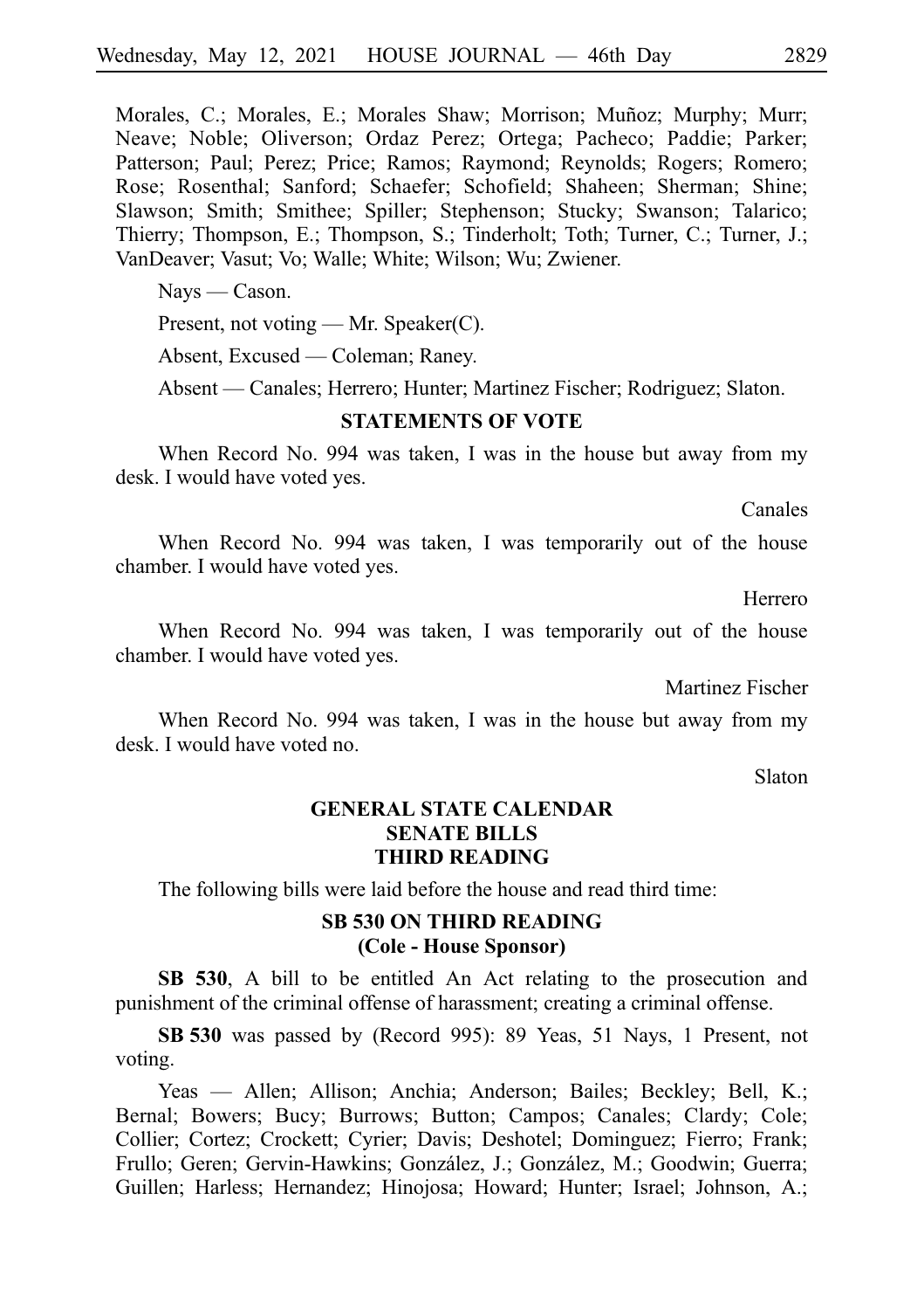Morales, C.; Morales, E.; Morales Shaw; Morrison; Muñoz; Murphy; Murr; Neave; Noble; Oliverson; Ordaz Perez; Ortega; Pacheco; Paddie; Parker; Patterson; Paul; Perez; Price; Ramos; Raymond; Reynolds; Rogers; Romero; Rose; Rosenthal; Sanford; Schaefer; Schofield; Shaheen; Sherman; Shine; Slawson; Smith; Smithee; Spiller; Stephenson; Stucky; Swanson; Talarico; Thierry; Thompson, E.; Thompson, S.; Tinderholt; Toth; Turner, C.; Turner, J.; VanDeaver; Vasut; Vo; Walle; White; Wilson; Wu; Zwiener.

Nays — Cason.

Present, not voting — Mr. Speaker(C).

Absent, Excused — Coleman; Raney.

Absent — Canales; Herrero; Hunter; Martinez Fischer; Rodriguez; Slaton.

## STATEMENTS OF VOTE

When Record No. 994 was taken, I was in the house but away from my desk. I would have voted yes.

Canales

When Record No. 994 was taken, I was temporarily out of the house chamber. I would have voted yes.

Herrero

When Record No. 994 was taken, I was temporarily out of the house chamber. I would have voted yes.

Martinez Fischer

When Record No. 994 was taken, I was in the house but away from my desk. I would have voted no.

Slaton

## GENERAL STATE CALENDAR SENATE BILLS THIRD READING

The following bills were laid before the house and read third time:

### SB 530 ON THIRD READING (Cole - House Sponsor)

**SB 530**, A bill to be entitled An Act relating to the prosecution and punishment of the criminal offense of harassment; creating a criminal offense.

**SB 530** was passed by (Record 995): 89 Yeas, 51 Nays, 1 Present, not voting.

Yeas — Allen; Allison; Anchia; Anderson; Bailes; Beckley; Bell, K.; Bernal; Bowers; Bucy; Burrows; Button; Campos; Canales; Clardy; Cole; Collier; Cortez; Crockett; Cyrier; Davis; Deshotel; Dominguez; Fierro; Frank; Frullo; Geren; Gervin-Hawkins; González, J.; González, M.; Goodwin; Guerra; Guillen; Harless; Hernandez; Hinojosa; Howard; Hunter; Israel; Johnson, A.;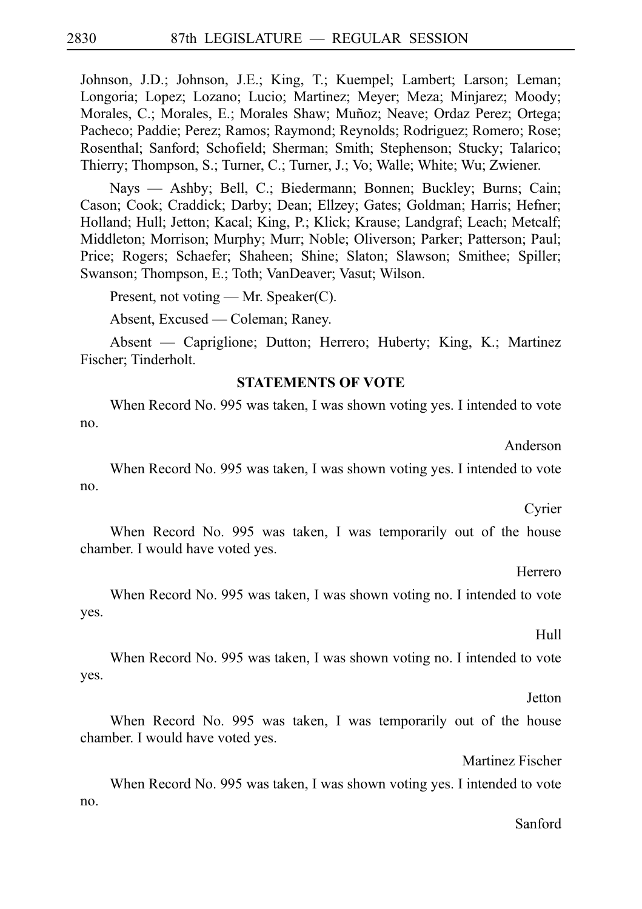Johnson, J.D.; Johnson, J.E.; King, T.; Kuempel; Lambert; Larson; Leman; Longoria; Lopez; Lozano; Lucio; Martinez; Meyer; Meza; Minjarez; Moody; Morales, C.; Morales, E.; Morales Shaw; Muñoz; Neave; Ordaz Perez; Ortega; Pacheco; Paddie; Perez; Ramos; Raymond; Reynolds; Rodriguez; Romero; Rose; Rosenthal; Sanford; Schofield; Sherman; Smith; Stephenson; Stucky; Talarico; Thierry; Thompson, S.; Turner, C.; Turner, J.; Vo; Walle; White; Wu; Zwiener.

Nays — Ashby; Bell, C.; Biedermann; Bonnen; Buckley; Burns; Cain; Cason; Cook; Craddick; Darby; Dean; Ellzey; Gates; Goldman; Harris; Hefner; Holland; Hull; Jetton; Kacal; King, P.; Klick; Krause; Landgraf; Leach; Metcalf; Middleton; Morrison; Murphy; Murr; Noble; Oliverson; Parker; Patterson; Paul; Price; Rogers; Schaefer; Shaheen; Shine; Slaton; Slawson; Smithee; Spiller; Swanson; Thompson, E.; Toth; VanDeaver; Vasut; Wilson.

Present, not voting — Mr. Speaker(C).

Absent, Excused — Coleman; Raney.

Absent — Capriglione; Dutton; Herrero; Huberty; King, K.; Martinez Fischer; Tinderholt.

**STATEMENTS OF VOTE**

When Record No. 995 was taken, I was shown voting yes. I intended to vote no.

Anderson

When Record No. 995 was taken, I was shown voting yes. I intended to vote no.

Cyrier

When Record No. 995 was taken, I was temporarily out of the house chamber. I would have voted yes.

Herrero

When Record No. 995 was taken, I was shown voting no. I intended to vote yes.

Hull

When Record No. 995 was taken, I was shown voting no. I intended to vote yes.

Jetton

When Record No. 995 was taken, I was temporarily out of the house chamber. I would have voted yes.

Martinez Fischer

When Record No. 995 was taken, I was shown voting yes. I intended to vote no.

Sanford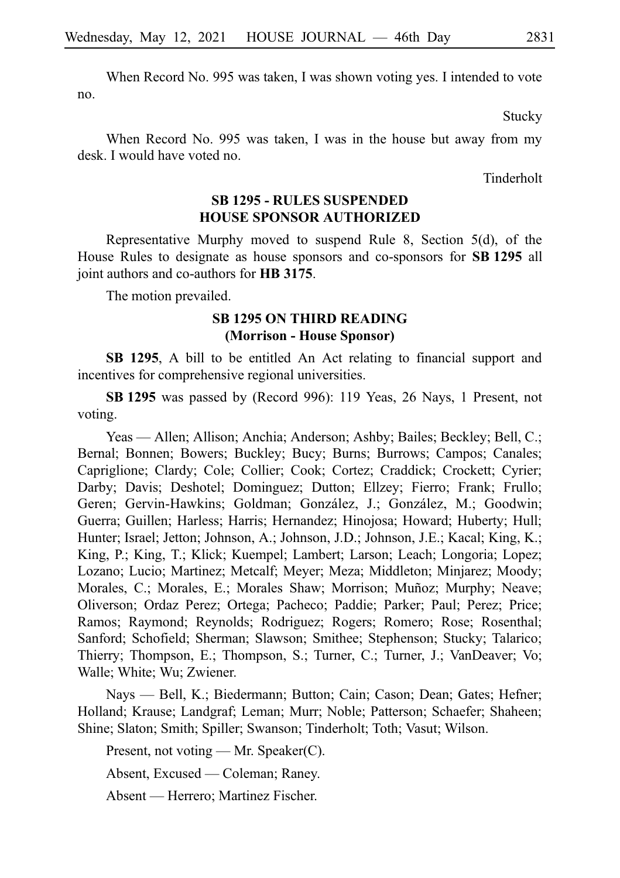When Record No. 995 was taken, I was shown voting yes. I intended to vote no.

Stucky

When Record No. 995 was taken, I was in the house but away from my desk. I would have voted no.

Tinderholt

### SB 1295 - RULES SUSPENDED HOUSE SPONSOR AUTHORIZED

Representative Murphy moved to suspend Rule 8, Section 5(d), of the House Rules to designate as house sponsors and co-sponsors for **SB 1295** all joint authors and co-authors for **HB 3175**.

The motion prevailed.

### SB 1295 ON THIRD READING (Morrison - House Sponsor)

**SB 1295**, A bill to be entitled An Act relating to financial support and incentives for comprehensive regional universities.

**SB 1295** was passed by (Record 996): 119 Yeas, 26 Nays, 1 Present, not voting.

Yeas — Allen; Allison; Anchia; Anderson; Ashby; Bailes; Beckley; Bell, C.; Bernal; Bonnen; Bowers; Buckley; Bucy; Burns; Burrows; Campos; Canales; Capriglione; Clardy; Cole; Collier; Cook; Cortez; Craddick; Crockett; Cyrier; Darby; Davis; Deshotel; Dominguez; Dutton; Ellzey; Fierro; Frank; Frullo; Geren; Gervin-Hawkins; Goldman; González, J.; González, M.; Goodwin; Guerra; Guillen; Harless; Harris; Hernandez; Hinojosa; Howard; Huberty; Hull; Hunter; Israel; Jetton; Johnson, A.; Johnson, J.D.; Johnson, J.E.; Kacal; King, K.; King, P.; King, T.; Klick; Kuempel; Lambert; Larson; Leach; Longoria; Lopez; Lozano; Lucio; Martinez; Metcalf; Meyer; Meza; Middleton; Minjarez; Moody; Morales, C.; Morales, E.; Morales Shaw; Morrison; Muñoz; Murphy; Neave; Oliverson; Ordaz Perez; Ortega; Pacheco; Paddie; Parker; Paul; Perez; Price; Ramos; Raymond; Reynolds; Rodriguez; Rogers; Romero; Rose; Rosenthal; Sanford; Schofield; Sherman; Slawson; Smithee; Stephenson; Stucky; Talarico; Thierry; Thompson, E.; Thompson, S.; Turner, C.; Turner, J.; VanDeaver; Vo; Walle; White; Wu; Zwiener.

Nays — Bell, K.; Biedermann; Button; Cain; Cason; Dean; Gates; Hefner; Holland; Krause; Landgraf; Leman; Murr; Noble; Patterson; Schaefer; Shaheen; Shine; Slaton; Smith; Spiller; Swanson; Tinderholt; Toth; Vasut; Wilson.

Present, not voting — Mr. Speaker(C).

Absent, Excused — Coleman; Raney.

Absent — Herrero; Martinez Fischer.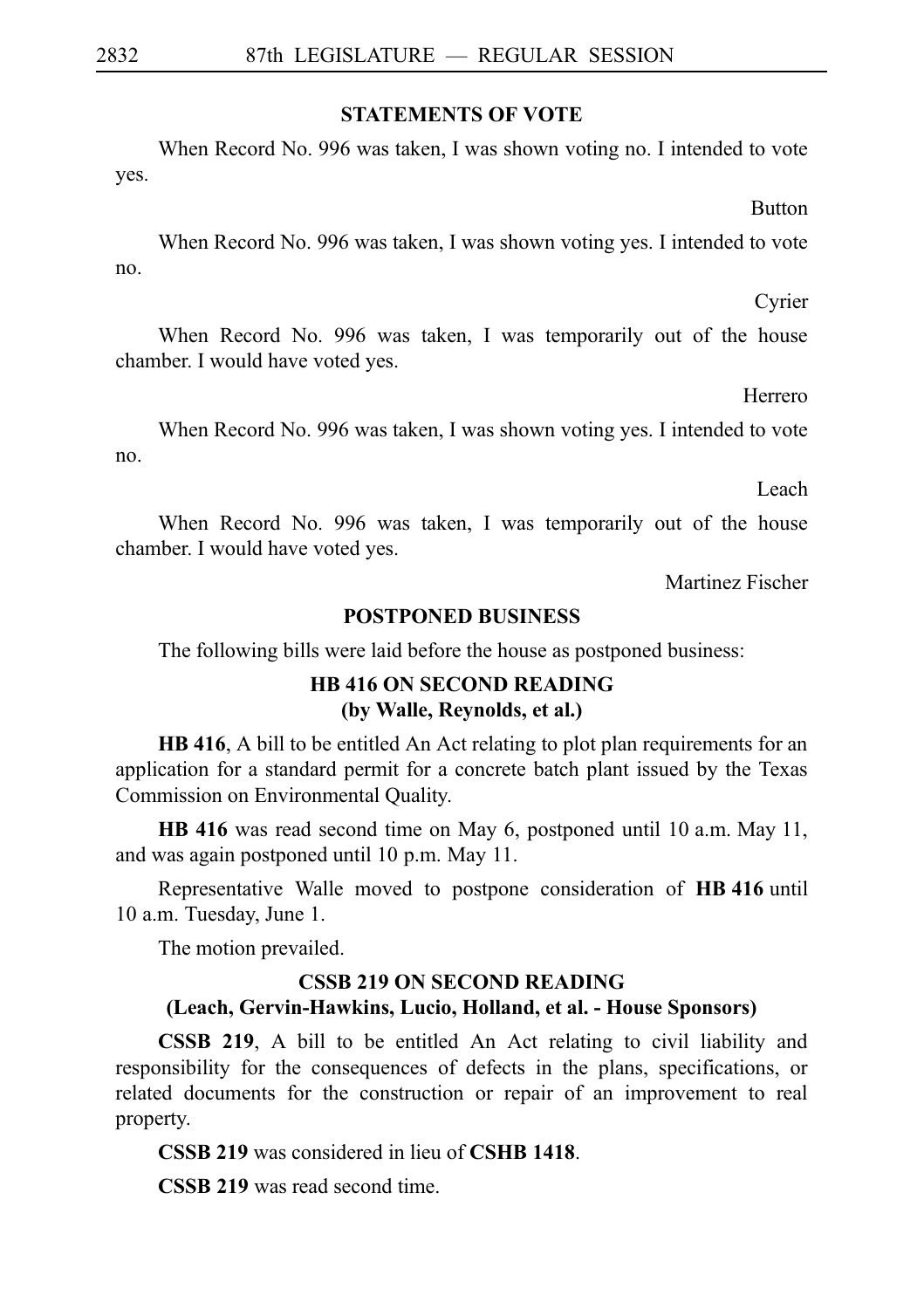## STATEMENTS OF VOTE

When Record No. 996 was taken, I was shown voting no. I intended to vote yes.

Button

When Record No. 996 was taken, I was shown voting yes. I intended to vote no.

Cyrier

When Record No. 996 was taken, I was temporarily out of the house chamber. I would have voted yes.

Herrero

When Record No. 996 was taken, I was shown voting yes. I intended to vote no.

Leach

When Record No. 996 was taken, I was temporarily out of the house chamber. I would have voted yes.

Martinez Fischer

## POSTPONED BUSINESS

The following bills were laid before the house as postponed business:

### HB 416 ON SECOND READING
### (by Walle, Reynolds, et al.)

**HB 416**, A bill to be entitled An Act relating to plot plan requirements for an application for a standard permit for a concrete batch plant issued by the Texas Commission on Environmental Quality.

**HB 416** was read second time on May 6, postponed until 10 a.m. May 11, and was again postponed until 10 p.m. May 11.

Representative Walle moved to postpone consideration of **HB 416** until 10 a.m. Tuesday, June 1.

The motion prevailed.

### CSSB 219 ON SECOND READING
### (Leach, Gervin-Hawkins, Lucio, Holland, et al. - House Sponsors)

**CSSB 219**, A bill to be entitled An Act relating to civil liability and responsibility for the consequences of defects in the plans, specifications, or related documents for the construction or repair of an improvement to real property.

**CSSB 219** was considered in lieu of **CSHB 1418**.

**CSSB 219** was read second time.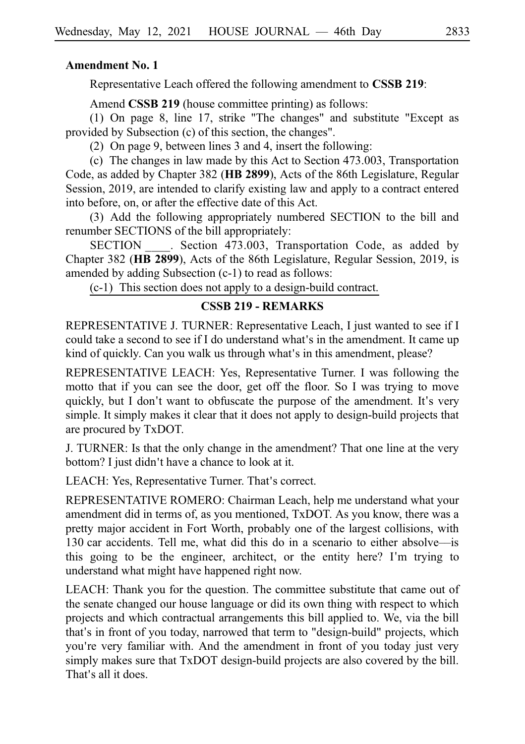**Amendment No. 1**

Representative Leach offered the following amendment to **CSSB 219**:

Amend **CSSB 219** (house committee printing) as follows:

(1) On page 8, line 17, strike "The changes" and substitute "Except as provided by Subsection (c) of this section, the changes".

(2) On page 9, between lines 3 and 4, insert the following:

(c) The changes in law made by this Act to Section 473.003, Transportation Code, as added by Chapter 382 (**HB 2899**), Acts of the 86th Legislature, Regular Session, 2019, are intended to clarify existing law and apply to a contract entered into before, on, or after the effective date of this Act.

(3) Add the following appropriately numbered SECTION to the bill and renumber SECTIONS of the bill appropriately:

SECTION \_\_\_\_. Section 473.003, Transportation Code, as added by Chapter 382 (**HB 2899**), Acts of the 86th Legislature, Regular Session, 2019, is amended by adding Subsection (c-1) to read as follows:

<u>(c-1) This section does not apply to a design-build contract.</u>

## CSSB 219 - REMARKS

REPRESENTATIVE J. TURNER: Representative Leach, I just wanted to see if I could take a second to see if I do understand what's in the amendment. It came up kind of quickly. Can you walk us through what's in this amendment, please?

REPRESENTATIVE LEACH: Yes, Representative Turner. I was following the motto that if you can see the door, get off the floor. So I was trying to move quickly, but I don't want to obfuscate the purpose of the amendment. It's very simple. It simply makes it clear that it does not apply to design-build projects that are procured by TxDOT.

J. TURNER: Is that the only change in the amendment? That one line at the very bottom? I just didn't have a chance to look at it.

LEACH: Yes, Representative Turner. That's correct.

REPRESENTATIVE ROMERO: Chairman Leach, help me understand what your amendment did in terms of, as you mentioned, TxDOT. As you know, there was a pretty major accident in Fort Worth, probably one of the largest collisions, with 130 car accidents. Tell me, what did this do in a scenario to either absolve—is this going to be the engineer, architect, or the entity here? I'm trying to understand what might have happened right now.

LEACH: Thank you for the question. The committee substitute that came out of the senate changed our house language or did its own thing with respect to which projects and which contractual arrangements this bill applied to. We, via the bill that's in front of you today, narrowed that term to "design-build" projects, which you're very familiar with. And the amendment in front of you today just very simply makes sure that TxDOT design-build projects are also covered by the bill. That's all it does.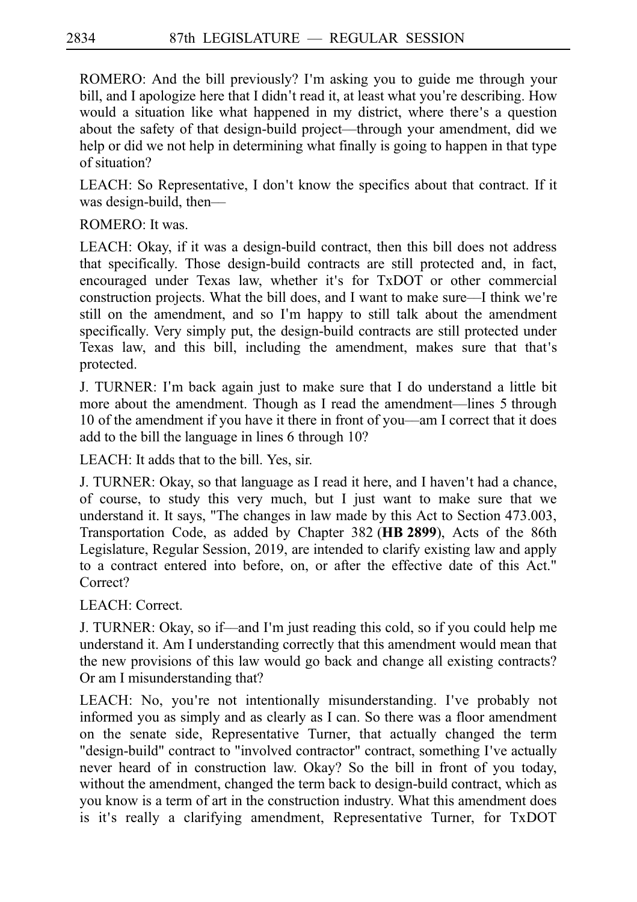ROMERO: And the bill previously? I'm asking you to guide me through your bill, and I apologize here that I didn't read it, at least what you're describing. How would a situation like what happened in my district, where there's a question about the safety of that design-build project—through your amendment, did we help or did we not help in determining what finally is going to happen in that type of situation?

LEACH: So Representative, I don't know the specifics about that contract. If it was design-build, then—

ROMERO: It was.

LEACH: Okay, if it was a design-build contract, then this bill does not address that specifically. Those design-build contracts are still protected and, in fact, encouraged under Texas law, whether it's for TxDOT or other commercial construction projects. What the bill does, and I want to make sure—I think we're still on the amendment, and so I'm happy to still talk about the amendment specifically. Very simply put, the design-build contracts are still protected under Texas law, and this bill, including the amendment, makes sure that that's protected.

J. TURNER: I'm back again just to make sure that I do understand a little bit more about the amendment. Though as I read the amendment—lines 5 through 10 of the amendment if you have it there in front of you—am I correct that it does add to the bill the language in lines 6 through 10?

LEACH: It adds that to the bill. Yes, sir.

J. TURNER: Okay, so that language as I read it here, and I haven't had a chance, of course, to study this very much, but I just want to make sure that we understand it. It says, "The changes in law made by this Act to Section 473.003, Transportation Code, as added by Chapter 382 (**HB 2899**), Acts of the 86th Legislature, Regular Session, 2019, are intended to clarify existing law and apply to a contract entered into before, on, or after the effective date of this Act." Correct?

LEACH: Correct.

J. TURNER: Okay, so if—and I'm just reading this cold, so if you could help me understand it. Am I understanding correctly that this amendment would mean that the new provisions of this law would go back and change all existing contracts? Or am I misunderstanding that?

LEACH: No, you're not intentionally misunderstanding. I've probably not informed you as simply and as clearly as I can. So there was a floor amendment on the senate side, Representative Turner, that actually changed the term "design-build" contract to "involved contractor" contract, something I've actually never heard of in construction law. Okay? So the bill in front of you today, without the amendment, changed the term back to design-build contract, which as you know is a term of art in the construction industry. What this amendment does is it's really a clarifying amendment, Representative Turner, for TxDOT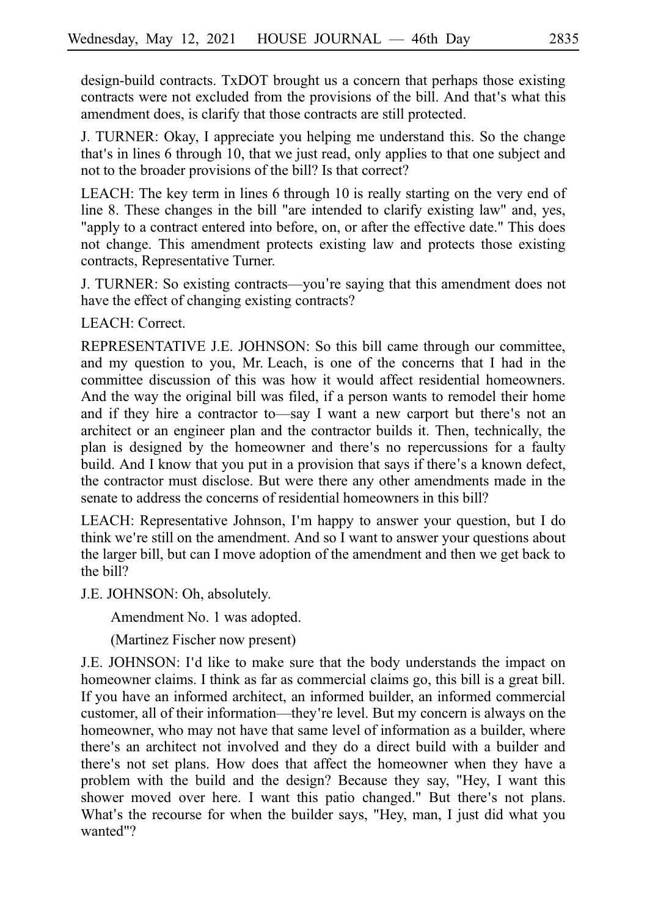design-build contracts. TxDOT brought us a concern that perhaps those existing contracts were not excluded from the provisions of the bill. And that's what this amendment does, is clarify that those contracts are still protected.

J. TURNER: Okay, I appreciate you helping me understand this. So the change that's in lines 6 through 10, that we just read, only applies to that one subject and not to the broader provisions of the bill? Is that correct?

LEACH: The key term in lines 6 through 10 is really starting on the very end of line 8. These changes in the bill "are intended to clarify existing law" and, yes, "apply to a contract entered into before, on, or after the effective date." This does not change. This amendment protects existing law and protects those existing contracts, Representative Turner.

J. TURNER: So existing contracts—you're saying that this amendment does not have the effect of changing existing contracts?

LEACH: Correct.

REPRESENTATIVE J.E. JOHNSON: So this bill came through our committee, and my question to you, Mr. Leach, is one of the concerns that I had in the committee discussion of this was how it would affect residential homeowners. And the way the original bill was filed, if a person wants to remodel their home and if they hire a contractor to—say I want a new carport but there's not an architect or an engineer plan and the contractor builds it. Then, technically, the plan is designed by the homeowner and there's no repercussions for a faulty build. And I know that you put in a provision that says if there's a known defect, the contractor must disclose. But were there any other amendments made in the senate to address the concerns of residential homeowners in this bill?

LEACH: Representative Johnson, I'm happy to answer your question, but I do think we're still on the amendment. And so I want to answer your questions about the larger bill, but can I move adoption of the amendment and then we get back to the bill?

J.E. JOHNSON: Oh, absolutely.

Amendment No. 1 was adopted.

(Martinez Fischer now present)

J.E. JOHNSON: I'd like to make sure that the body understands the impact on homeowner claims. I think as far as commercial claims go, this bill is a great bill. If you have an informed architect, an informed builder, an informed commercial customer, all of their information—they're level. But my concern is always on the homeowner, who may not have that same level of information as a builder, where there's an architect not involved and they do a direct build with a builder and there's not set plans. How does that affect the homeowner when they have a problem with the build and the design? Because they say, "Hey, I want this shower moved over here. I want this patio changed." But there's not plans. What's the recourse for when the builder says, "Hey, man, I just did what you wanted"?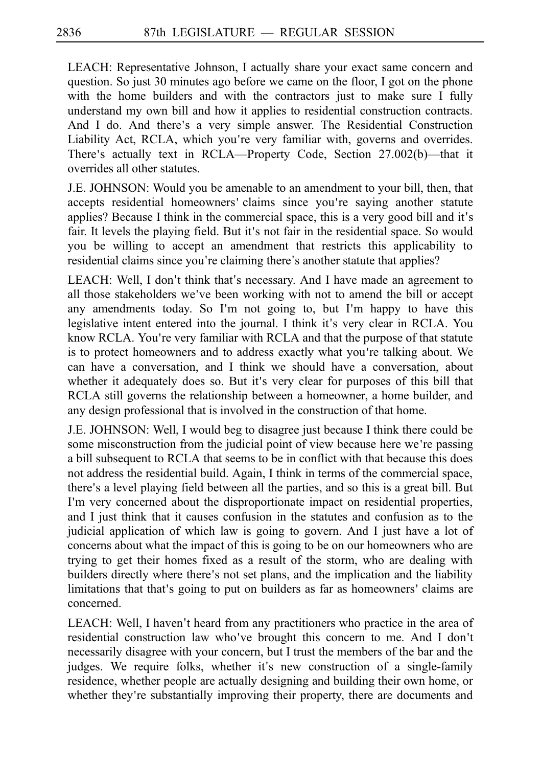LEACH: Representative Johnson, I actually share your exact same concern and question. So just 30 minutes ago before we came on the floor, I got on the phone with the home builders and with the contractors just to make sure I fully understand my own bill and how it applies to residential construction contracts. And I do. And there's a very simple answer. The Residential Construction Liability Act, RCLA, which you're very familiar with, governs and overrides. There's actually text in RCLA—Property Code, Section 27.002(b)—that it overrides all other statutes.

J.E. JOHNSON: Would you be amenable to an amendment to your bill, then, that accepts residential homeowners' claims since you're saying another statute applies? Because I think in the commercial space, this is a very good bill and it's fair. It levels the playing field. But it's not fair in the residential space. So would you be willing to accept an amendment that restricts this applicability to residential claims since you're claiming there's another statute that applies?

LEACH: Well, I don't think that's necessary. And I have made an agreement to all those stakeholders we've been working with not to amend the bill or accept any amendments today. So I'm not going to, but I'm happy to have this legislative intent entered into the journal. I think it's very clear in RCLA. You know RCLA. You're very familiar with RCLA and that the purpose of that statute is to protect homeowners and to address exactly what you're talking about. We can have a conversation, and I think we should have a conversation, about whether it adequately does so. But it's very clear for purposes of this bill that RCLA still governs the relationship between a homeowner, a home builder, and any design professional that is involved in the construction of that home.

J.E. JOHNSON: Well, I would beg to disagree just because I think there could be some misconstruction from the judicial point of view because here we're passing a bill subsequent to RCLA that seems to be in conflict with that because this does not address the residential build. Again, I think in terms of the commercial space, there's a level playing field between all the parties, and so this is a great bill. But I'm very concerned about the disproportionate impact on residential properties, and I just think that it causes confusion in the statutes and confusion as to the judicial application of which law is going to govern. And I just have a lot of concerns about what the impact of this is going to be on our homeowners who are trying to get their homes fixed as a result of the storm, who are dealing with builders directly where there's not set plans, and the implication and the liability limitations that that's going to put on builders as far as homeowners' claims are concerned.

LEACH: Well, I haven't heard from any practitioners who practice in the area of residential construction law who've brought this concern to me. And I don't necessarily disagree with your concern, but I trust the members of the bar and the judges. We require folks, whether it's new construction of a single-family residence, whether people are actually designing and building their own home, or whether they're substantially improving their property, there are documents and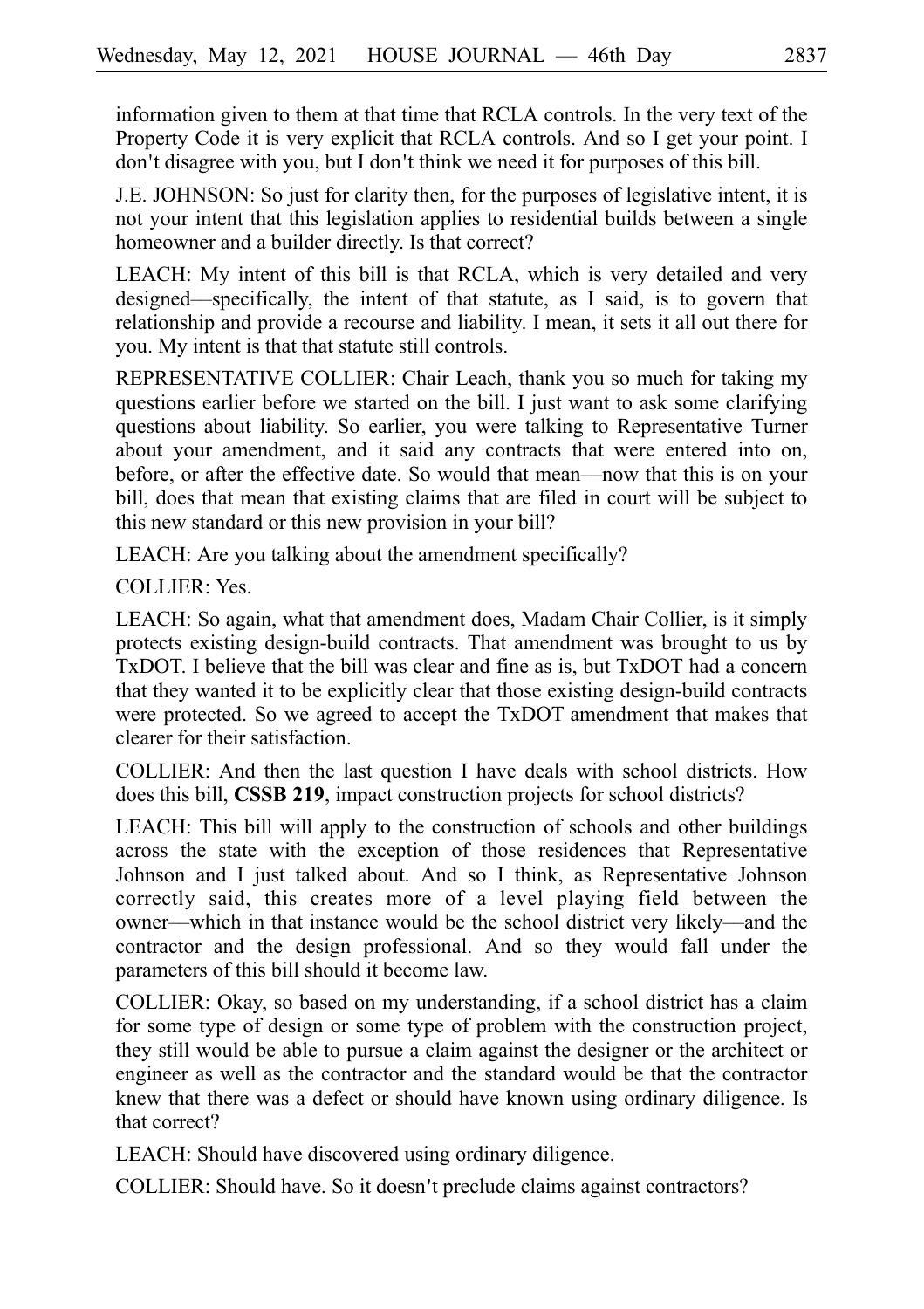information given to them at that time that RCLA controls. In the very text of the Property Code it is very explicit that RCLA controls. And so I get your point. I don't disagree with you, but I don't think we need it for purposes of this bill.

J.E. JOHNSON: So just for clarity then, for the purposes of legislative intent, it is not your intent that this legislation applies to residential builds between a single homeowner and a builder directly. Is that correct?

LEACH: My intent of this bill is that RCLA, which is very detailed and very designed—specifically, the intent of that statute, as I said, is to govern that relationship and provide a recourse and liability. I mean, it sets it all out there for you. My intent is that that statute still controls.

REPRESENTATIVE COLLIER: Chair Leach, thank you so much for taking my questions earlier before we started on the bill. I just want to ask some clarifying questions about liability. So earlier, you were talking to Representative Turner about your amendment, and it said any contracts that were entered into on, before, or after the effective date. So would that mean—now that this is on your bill, does that mean that existing claims that are filed in court will be subject to this new standard or this new provision in your bill?

LEACH: Are you talking about the amendment specifically?

COLLIER: Yes.

LEACH: So again, what that amendment does, Madam Chair Collier, is it simply protects existing design-build contracts. That amendment was brought to us by TxDOT. I believe that the bill was clear and fine as is, but TxDOT had a concern that they wanted it to be explicitly clear that those existing design-build contracts were protected. So we agreed to accept the TxDOT amendment that makes that clearer for their satisfaction.

COLLIER: And then the last question I have deals with school districts. How does this bill, **CSSB 219**, impact construction projects for school districts?

LEACH: This bill will apply to the construction of schools and other buildings across the state with the exception of those residences that Representative Johnson and I just talked about. And so I think, as Representative Johnson correctly said, this creates more of a level playing field between the owner—which in that instance would be the school district very likely—and the contractor and the design professional. And so they would fall under the parameters of this bill should it become law.

COLLIER: Okay, so based on my understanding, if a school district has a claim for some type of design or some type of problem with the construction project, they still would be able to pursue a claim against the designer or the architect or engineer as well as the contractor and the standard would be that the contractor knew that there was a defect or should have known using ordinary diligence. Is that correct?

LEACH: Should have discovered using ordinary diligence.

COLLIER: Should have. So it doesn't preclude claims against contractors?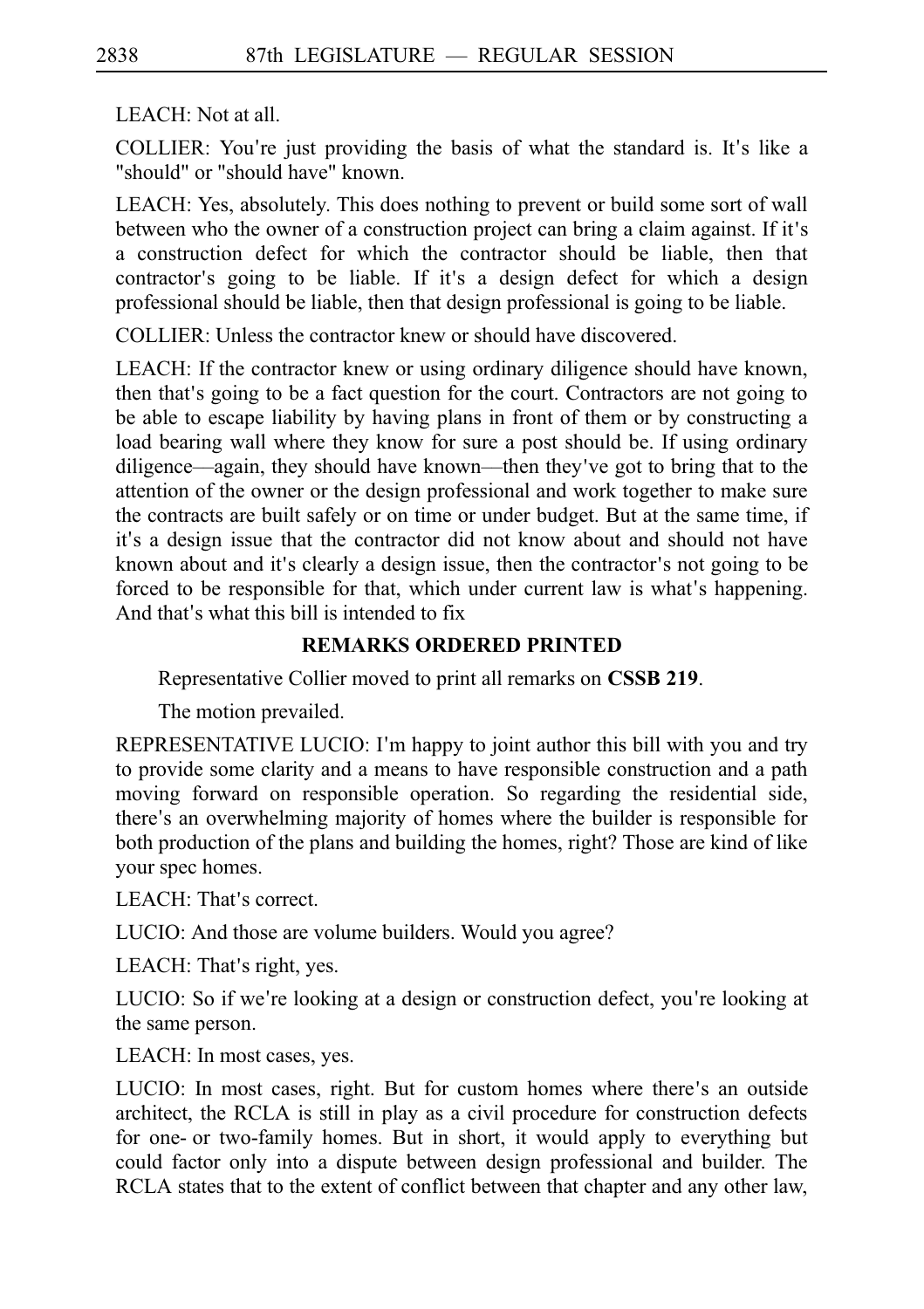LEACH: Not at all.

COLLIER: You're just providing the basis of what the standard is. It's like a "should" or "should have" known.

LEACH: Yes, absolutely. This does nothing to prevent or build some sort of wall between who the owner of a construction project can bring a claim against. If it's a construction defect for which the contractor should be liable, then that contractor's going to be liable. If it's a design defect for which a design professional should be liable, then that design professional is going to be liable.

COLLIER: Unless the contractor knew or should have discovered.

LEACH: If the contractor knew or using ordinary diligence should have known, then that's going to be a fact question for the court. Contractors are not going to be able to escape liability by having plans in front of them or by constructing a load bearing wall where they know for sure a post should be. If using ordinary diligence—again, they should have known—then they've got to bring that to the attention of the owner or the design professional and work together to make sure the contracts are built safely or on time or under budget. But at the same time, if it's a design issue that the contractor did not know about and should not have known about and it's clearly a design issue, then the contractor's not going to be forced to be responsible for that, which under current law is what's happening. And that's what this bill is intended to fix

**REMARKS ORDERED PRINTED**

Representative Collier moved to print all remarks on **CSSB 219**.

The motion prevailed.

REPRESENTATIVE LUCIO: I'm happy to joint author this bill with you and try to provide some clarity and a means to have responsible construction and a path moving forward on responsible operation. So regarding the residential side, there's an overwhelming majority of homes where the builder is responsible for both production of the plans and building the homes, right? Those are kind of like your spec homes.

LEACH: That's correct.

LUCIO: And those are volume builders. Would you agree?

LEACH: That's right, yes.

LUCIO: So if we're looking at a design or construction defect, you're looking at the same person.

LEACH: In most cases, yes.

LUCIO: In most cases, right. But for custom homes where there's an outside architect, the RCLA is still in play as a civil procedure for construction defects for one- or two-family homes. But in short, it would apply to everything but could factor only into a dispute between design professional and builder. The RCLA states that to the extent of conflict between that chapter and any other law,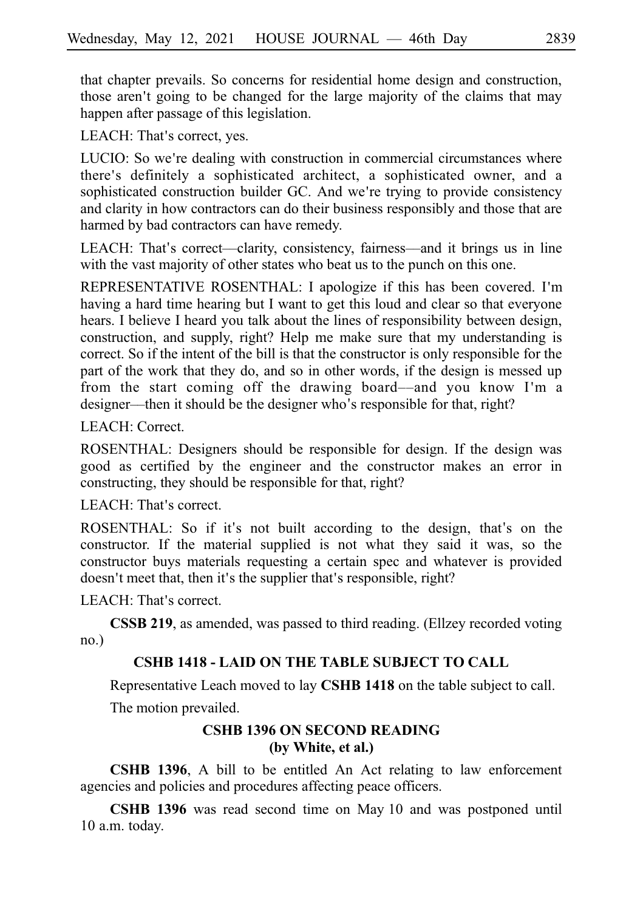that chapter prevails. So concerns for residential home design and construction, those aren't going to be changed for the large majority of the claims that may happen after passage of this legislation.

LEACH: That's correct, yes.

LUCIO: So we're dealing with construction in commercial circumstances where there's definitely a sophisticated architect, a sophisticated owner, and a sophisticated construction builder GC. And we're trying to provide consistency and clarity in how contractors can do their business responsibly and those that are harmed by bad contractors can have remedy.

LEACH: That's correct—clarity, consistency, fairness—and it brings us in line with the vast majority of other states who beat us to the punch on this one.

REPRESENTATIVE ROSENTHAL: I apologize if this has been covered. I'm having a hard time hearing but I want to get this loud and clear so that everyone hears. I believe I heard you talk about the lines of responsibility between design, construction, and supply, right? Help me make sure that my understanding is correct. So if the intent of the bill is that the constructor is only responsible for the part of the work that they do, and so in other words, if the design is messed up from the start coming off the drawing board—and you know I'm a designer—then it should be the designer who's responsible for that, right?

LEACH: Correct.

ROSENTHAL: Designers should be responsible for design. If the design was good as certified by the engineer and the constructor makes an error in constructing, they should be responsible for that, right?

LEACH: That's correct.

ROSENTHAL: So if it's not built according to the design, that's on the constructor. If the material supplied is not what they said it was, so the constructor buys materials requesting a certain spec and whatever is provided doesn't meet that, then it's the supplier that's responsible, right?

LEACH: That's correct.

**CSSB 219**, as amended, was passed to third reading. (Ellzey recorded voting no.)

## CSHB 1418 - LAID ON THE TABLE SUBJECT TO CALL

Representative Leach moved to lay **CSHB 1418** on the table subject to call.

The motion prevailed.

## CSHB 1396 ON SECOND READING (by White, et al.)

**CSHB 1396**, A bill to be entitled An Act relating to law enforcement agencies and policies and procedures affecting peace officers.

**CSHB 1396** was read second time on May 10 and was postponed until 10 a.m. today.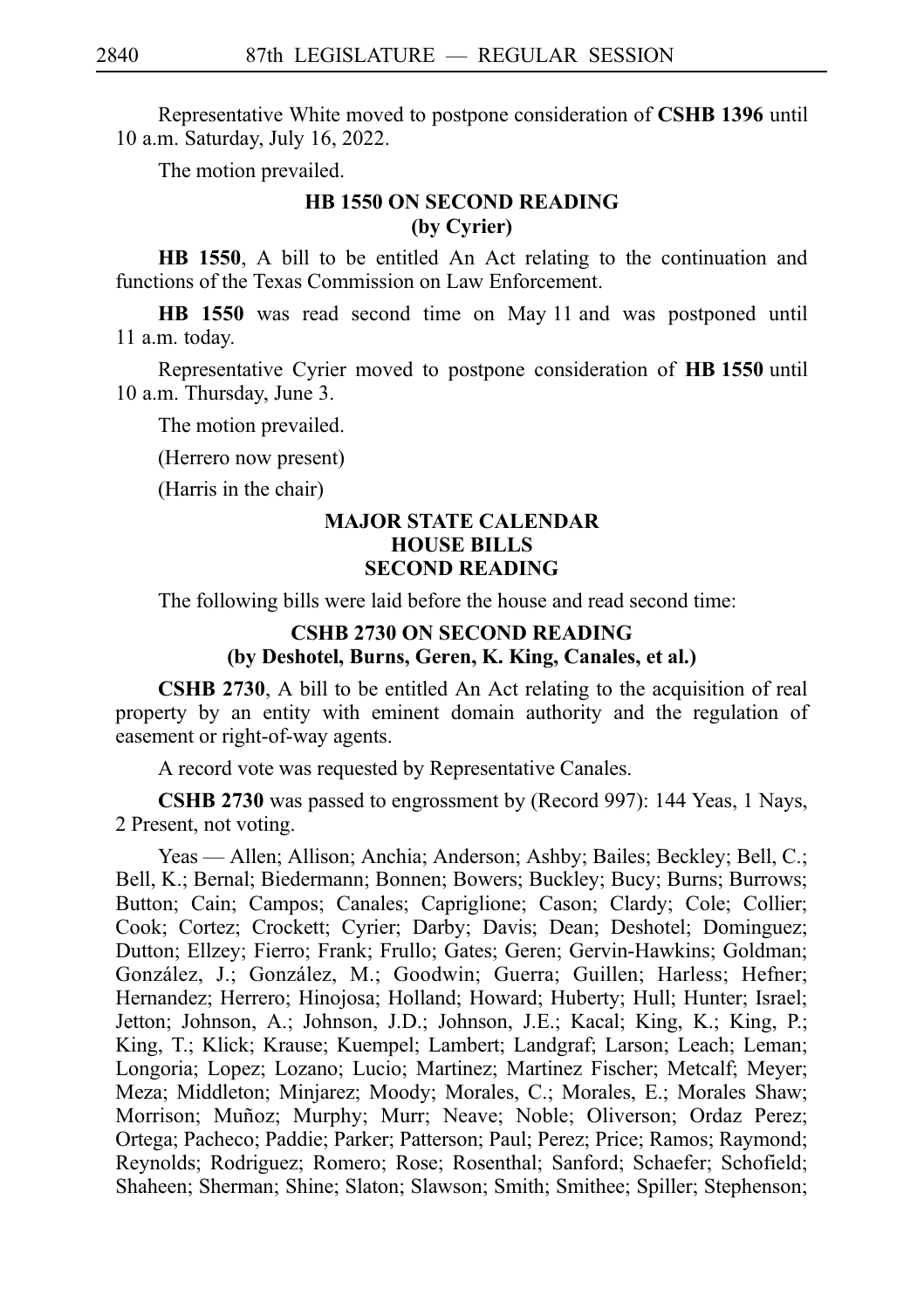Representative White moved to postpone consideration of **CSHB 1396** until 10 a.m. Saturday, July 16, 2022.

The motion prevailed.

### HB 1550 ON SECOND READING
### (by Cyrier)

**HB 1550**, A bill to be entitled An Act relating to the continuation and functions of the Texas Commission on Law Enforcement.

**HB 1550** was read second time on May 11 and was postponed until 11 a.m. today.

Representative Cyrier moved to postpone consideration of **HB 1550** until 10 a.m. Thursday, June 3.

The motion prevailed.

(Herrero now present)

(Harris in the chair)

### MAJOR STATE CALENDAR
### HOUSE BILLS
### SECOND READING

The following bills were laid before the house and read second time:

### CSHB 2730 ON SECOND READING
### (by Deshotel, Burns, Geren, K. King, Canales, et al.)

**CSHB 2730**, A bill to be entitled An Act relating to the acquisition of real property by an entity with eminent domain authority and the regulation of easement or right-of-way agents.

A record vote was requested by Representative Canales.

**CSHB 2730** was passed to engrossment by (Record 997): 144 Yeas, 1 Nays, 2 Present, not voting.

Yeas — Allen; Allison; Anchia; Anderson; Ashby; Bailes; Beckley; Bell, C.; Bell, K.; Bernal; Biedermann; Bonnen; Bowers; Buckley; Bucy; Burns; Burrows; Button; Cain; Campos; Canales; Capriglione; Cason; Clardy; Cole; Collier; Cook; Cortez; Crockett; Cyrier; Darby; Davis; Dean; Deshotel; Dominguez; Dutton; Ellzey; Fierro; Frank; Frullo; Gates; Geren; Gervin-Hawkins; Goldman; González, J.; González, M.; Goodwin; Guerra; Guillen; Harless; Hefner; Hernandez; Herrero; Hinojosa; Holland; Howard; Huberty; Hull; Hunter; Israel; Jetton; Johnson, A.; Johnson, J.D.; Johnson, J.E.; Kacal; King, K.; King, P.; King, T.; Klick; Krause; Kuempel; Lambert; Landgraf; Larson; Leach; Leman; Longoria; Lopez; Lozano; Lucio; Martinez; Martinez Fischer; Metcalf; Meyer; Meza; Middleton; Minjarez; Moody; Morales, C.; Morales, E.; Morales Shaw; Morrison; Muñoz; Murphy; Murr; Neave; Noble; Oliverson; Ordaz Perez; Ortega; Pacheco; Paddie; Parker; Patterson; Paul; Perez; Price; Ramos; Raymond; Reynolds; Rodriguez; Romero; Rose; Rosenthal; Sanford; Schaefer; Schofield; Shaheen; Sherman; Shine; Slaton; Slawson; Smith; Smithee; Spiller; Stephenson;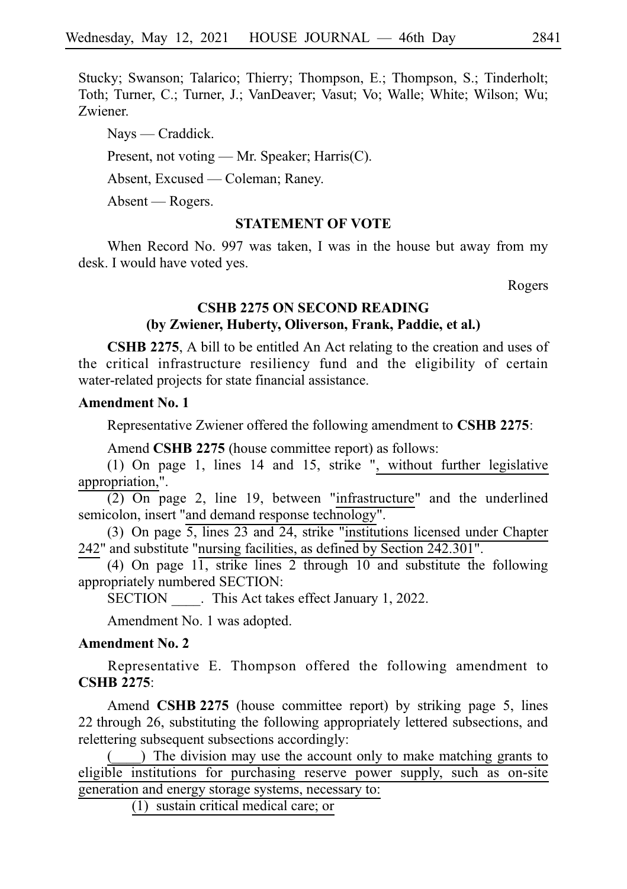Stucky; Swanson; Talarico; Thierry; Thompson, E.; Thompson, S.; Tinderholt; Toth; Turner, C.; Turner, J.; VanDeaver; Vasut; Vo; Walle; White; Wilson; Wu; Zwiener.

Nays — Craddick.

Present, not voting — Mr. Speaker; Harris(C).

Absent, Excused — Coleman; Raney.

Absent — Rogers.

### STATEMENT OF VOTE

When Record No. 997 was taken, I was in the house but away from my desk. I would have voted yes.

Rogers

### CSHB 2275 ON SECOND READING
### (by Zwiener, Huberty, Oliverson, Frank, Paddie, et al.)

**CSHB 2275**, A bill to be entitled An Act relating to the creation and uses of the critical infrastructure resiliency fund and the eligibility of certain water-related projects for state financial assistance.

**Amendment No. 1**

Representative Zwiener offered the following amendment to **CSHB 2275**:

Amend **CSHB 2275** (house committee report) as follows:

(1) On page 1, lines 14 and 15, strike ", without further legislative appropriation,".

(2) On page 2, line 19, between "infrastructure" and the underlined semicolon, insert "and demand response technology".

(3) On page 5, lines 23 and 24, strike "institutions licensed under Chapter 242" and substitute "nursing facilities, as defined by Section 242.301".

(4) On page 11, strike lines 2 through 10 and substitute the following appropriately numbered SECTION:

SECTION ____. This Act takes effect January 1, 2022.

Amendment No. 1 was adopted.

**Amendment No. 2**

Representative E. Thompson offered the following amendment to **CSHB 2275**:

Amend **CSHB 2275** (house committee report) by striking page 5, lines 22 through 26, substituting the following appropriately lettered subsections, and relettering subsequent subsections accordingly:

(____) The division may use the account only to make matching grants to eligible institutions for purchasing reserve power supply, such as on-site generation and energy storage systems, necessary to:

(1) sustain critical medical care; or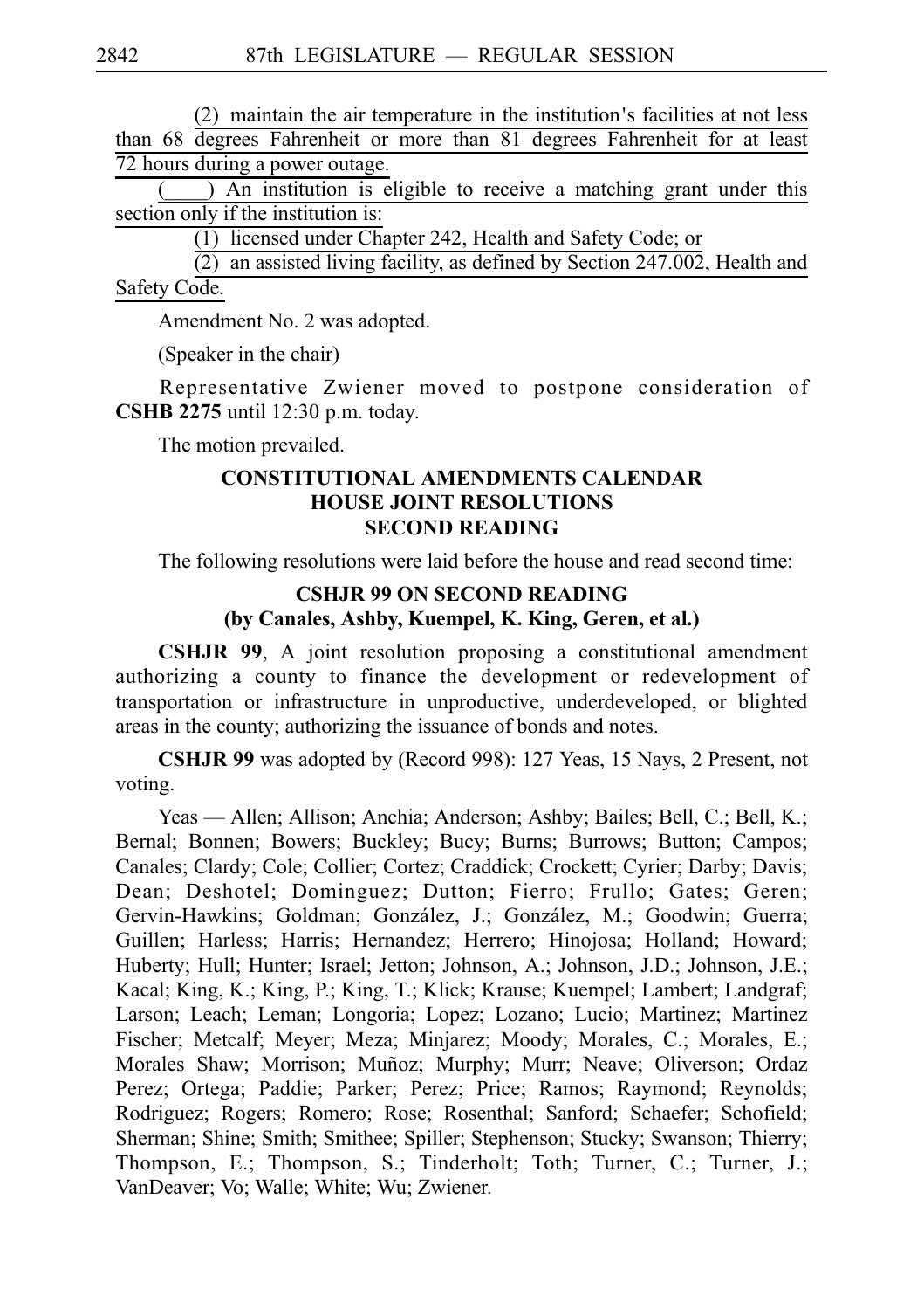(2) maintain the air temperature in the institution's facilities at not less than 68 degrees Fahrenheit or more than 81 degrees Fahrenheit for at least 72 hours during a power outage.

(____) An institution is eligible to receive a matching grant under this section only if the institution is:

(1) licensed under Chapter 242, Health and Safety Code; or

(2) an assisted living facility, as defined by Section 247.002, Health and Safety Code.

Amendment No. 2 was adopted.

(Speaker in the chair)

Representative Zwiener moved to postpone consideration of **CSHB 2275** until 12:30 p.m. today.

The motion prevailed.

## CONSTITUTIONAL AMENDMENTS CALENDAR
## HOUSE JOINT RESOLUTIONS
## SECOND READING

The following resolutions were laid before the house and read second time:

### CSHJR 99 ON SECOND READING
### (by Canales, Ashby, Kuempel, K. King, Geren, et al.)

**CSHJR 99**, A joint resolution proposing a constitutional amendment authorizing a county to finance the development or redevelopment of transportation or infrastructure in unproductive, underdeveloped, or blighted areas in the county; authorizing the issuance of bonds and notes.

**CSHJR 99** was adopted by (Record 998): 127 Yeas, 15 Nays, 2 Present, not voting.

Yeas — Allen; Allison; Anchia; Anderson; Ashby; Bailes; Bell, C.; Bell, K.; Bernal; Bonnen; Bowers; Buckley; Bucy; Burns; Burrows; Button; Campos; Canales; Clardy; Cole; Collier; Cortez; Craddick; Crockett; Cyrier; Darby; Davis; Dean; Deshotel; Dominguez; Dutton; Fierro; Frullo; Gates; Geren; Gervin-Hawkins; Goldman; González, J.; González, M.; Goodwin; Guerra; Guillen; Harless; Harris; Hernandez; Herrero; Hinojosa; Holland; Howard; Huberty; Hull; Hunter; Israel; Jetton; Johnson, A.; Johnson, J.D.; Johnson, J.E.; Kacal; King, K.; King, P.; King, T.; Klick; Krause; Kuempel; Lambert; Landgraf; Larson; Leach; Leman; Longoria; Lopez; Lozano; Lucio; Martinez; Martinez Fischer; Metcalf; Meyer; Meza; Minjarez; Moody; Morales, C.; Morales, E.; Morales Shaw; Morrison; Muñoz; Murphy; Murr; Neave; Oliverson; Ordaz Perez; Ortega; Paddie; Parker; Perez; Price; Ramos; Raymond; Reynolds; Rodriguez; Rogers; Romero; Rose; Rosenthal; Sanford; Schaefer; Schofield; Sherman; Shine; Smith; Smithee; Spiller; Stephenson; Stucky; Swanson; Thierry; Thompson, E.; Thompson, S.; Tinderholt; Toth; Turner, C.; Turner, J.; VanDeaver; Vo; Walle; White; Wu; Zwiener.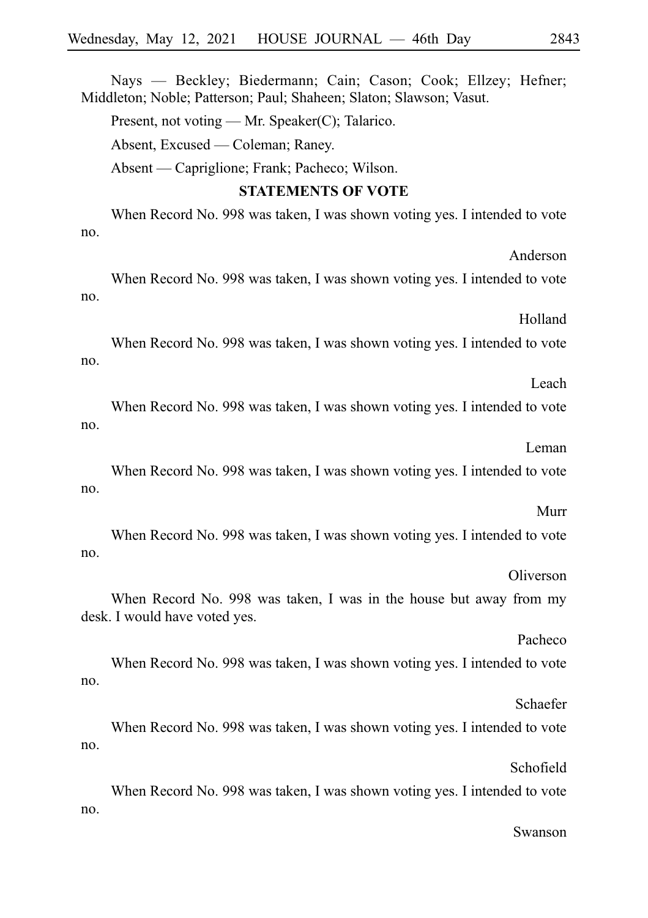Nays — Beckley; Biedermann; Cain; Cason; Cook; Ellzey; Hefner; Middleton; Noble; Patterson; Paul; Shaheen; Slaton; Slawson; Vasut.

Present, not voting — Mr. Speaker(C); Talarico.

Absent, Excused — Coleman; Raney.

Absent — Capriglione; Frank; Pacheco; Wilson.

**STATEMENTS OF VOTE**

When Record No. 998 was taken, I was shown voting yes. I intended to vote no.

Anderson

When Record No. 998 was taken, I was shown voting yes. I intended to vote no.

Holland

When Record No. 998 was taken, I was shown voting yes. I intended to vote no.

Leach

When Record No. 998 was taken, I was shown voting yes. I intended to vote no.

Leman

When Record No. 998 was taken, I was shown voting yes. I intended to vote no.

Murr

When Record No. 998 was taken, I was shown voting yes. I intended to vote no.

Oliverson

When Record No. 998 was taken, I was in the house but away from my desk. I would have voted yes.

Pacheco

When Record No. 998 was taken, I was shown voting yes. I intended to vote no.

Schaefer

When Record No. 998 was taken, I was shown voting yes. I intended to vote no.

Schofield

When Record No. 998 was taken, I was shown voting yes. I intended to vote no.

Swanson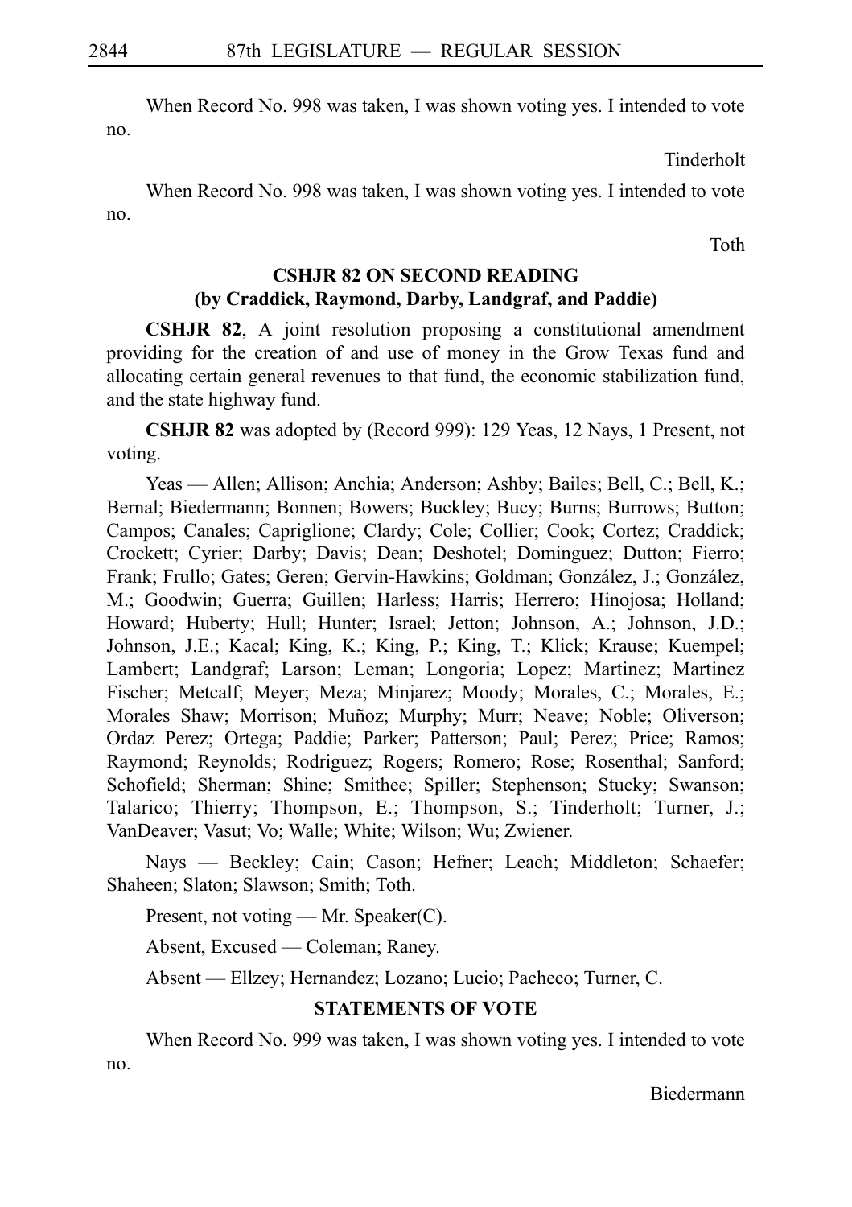When Record No. 998 was taken, I was shown voting yes. I intended to vote no.

Tinderholt

When Record No. 998 was taken, I was shown voting yes. I intended to vote no.

Toth

## CSHJR 82 ON SECOND READING
## (by Craddick, Raymond, Darby, Landgraf, and Paddie)

**CSHJR 82**, A joint resolution proposing a constitutional amendment providing for the creation of and use of money in the Grow Texas fund and allocating certain general revenues to that fund, the economic stabilization fund, and the state highway fund.

**CSHJR 82** was adopted by (Record 999): 129 Yeas, 12 Nays, 1 Present, not voting.

Yeas — Allen; Allison; Anchia; Anderson; Ashby; Bailes; Bell, C.; Bell, K.; Bernal; Biedermann; Bonnen; Bowers; Buckley; Bucy; Burns; Burrows; Button; Campos; Canales; Capriglione; Clardy; Cole; Collier; Cook; Cortez; Craddick; Crockett; Cyrier; Darby; Davis; Dean; Deshotel; Dominguez; Dutton; Fierro; Frank; Frullo; Gates; Geren; Gervin-Hawkins; Goldman; González, J.; González, M.; Goodwin; Guerra; Guillen; Harless; Harris; Herrero; Hinojosa; Holland; Howard; Huberty; Hull; Hunter; Israel; Jetton; Johnson, A.; Johnson, J.D.; Johnson, J.E.; Kacal; King, K.; King, P.; King, T.; Klick; Krause; Kuempel; Lambert; Landgraf; Larson; Leman; Longoria; Lopez; Martinez; Martinez Fischer; Metcalf; Meyer; Meza; Minjarez; Moody; Morales, C.; Morales, E.; Morales Shaw; Morrison; Muñoz; Murphy; Murr; Neave; Noble; Oliverson; Ordaz Perez; Ortega; Paddie; Parker; Patterson; Paul; Perez; Price; Ramos; Raymond; Reynolds; Rodriguez; Rogers; Romero; Rose; Rosenthal; Sanford; Schofield; Sherman; Shine; Smithee; Spiller; Stephenson; Stucky; Swanson; Talarico; Thierry; Thompson, E.; Thompson, S.; Tinderholt; Turner, J.; VanDeaver; Vasut; Vo; Walle; White; Wilson; Wu; Zwiener.

Nays — Beckley; Cain; Cason; Hefner; Leach; Middleton; Schaefer; Shaheen; Slaton; Slawson; Smith; Toth.

Present, not voting — Mr. Speaker(C).

Absent, Excused — Coleman; Raney.

Absent — Ellzey; Hernandez; Lozano; Lucio; Pacheco; Turner, C.

### STATEMENTS OF VOTE

When Record No. 999 was taken, I was shown voting yes. I intended to vote no.

Biedermann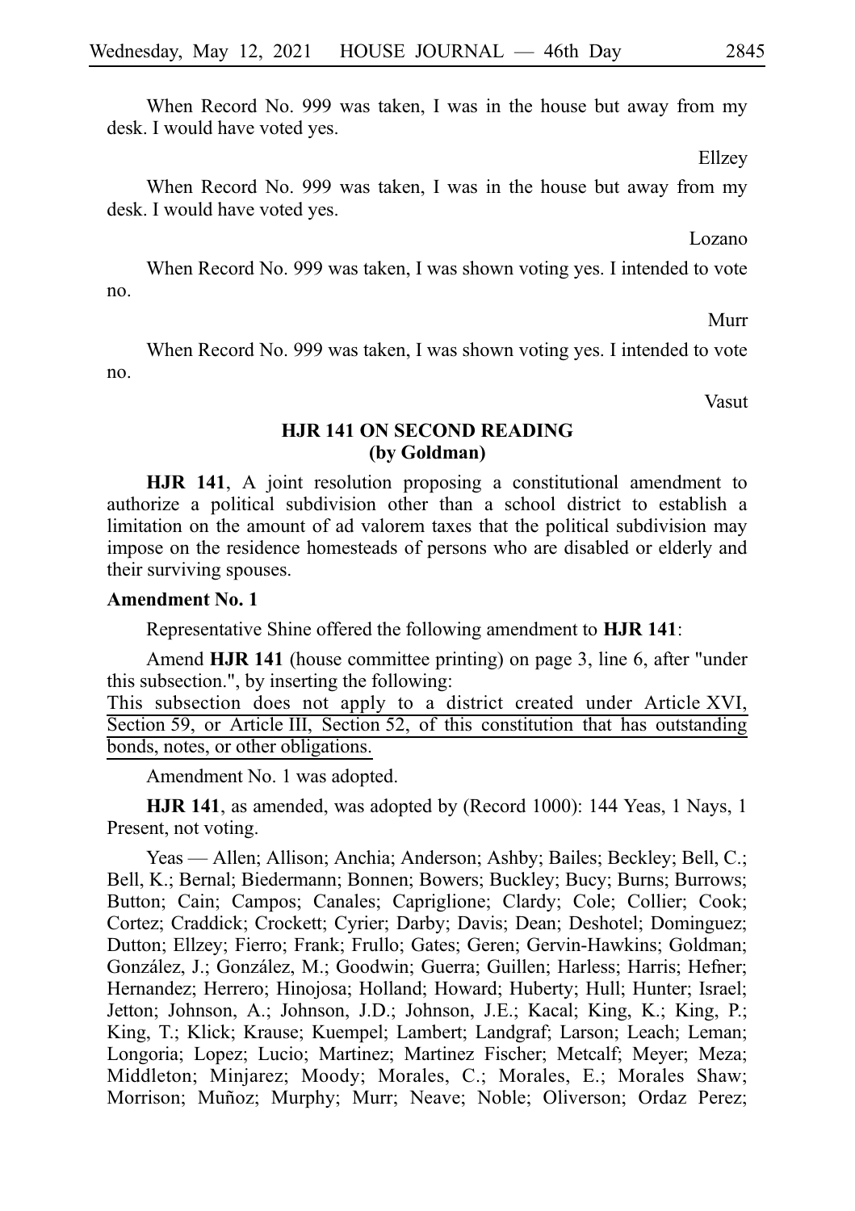When Record No. 999 was taken, I was in the house but away from my desk. I would have voted yes.

Ellzey

When Record No. 999 was taken, I was in the house but away from my desk. I would have voted yes.

Lozano

When Record No. 999 was taken, I was shown voting yes. I intended to vote no.

Murr

When Record No. 999 was taken, I was shown voting yes. I intended to vote no.

Vasut

## HJR 141 ON SECOND READING (by Goldman)

**HJR 141**, A joint resolution proposing a constitutional amendment to authorize a political subdivision other than a school district to establish a limitation on the amount of ad valorem taxes that the political subdivision may impose on the residence homesteads of persons who are disabled or elderly and their surviving spouses.

**Amendment No. 1**

Representative Shine offered the following amendment to **HJR 141**:

Amend **HJR 141** (house committee printing) on page 3, line 6, after "under this subsection.", by inserting the following:

<u>This subsection does not apply to a district created under Article XVI, Section 59, or Article III, Section 52, of this constitution that has outstanding bonds, notes, or other obligations.</u>

Amendment No. 1 was adopted.

**HJR 141**, as amended, was adopted by (Record 1000): 144 Yeas, 1 Nays, 1 Present, not voting.

Yeas — Allen; Allison; Anchia; Anderson; Ashby; Bailes; Beckley; Bell, C.; Bell, K.; Bernal; Biedermann; Bonnen; Bowers; Buckley; Bucy; Burns; Burrows; Button; Cain; Campos; Canales; Capriglione; Clardy; Cole; Collier; Cook; Cortez; Craddick; Crockett; Cyrier; Darby; Davis; Dean; Deshotel; Dominguez; Dutton; Ellzey; Fierro; Frank; Frullo; Gates; Geren; Gervin-Hawkins; Goldman; González, J.; González, M.; Goodwin; Guerra; Guillen; Harless; Harris; Hefner; Hernandez; Herrero; Hinojosa; Holland; Howard; Huberty; Hull; Hunter; Israel; Jetton; Johnson, A.; Johnson, J.D.; Johnson, J.E.; Kacal; King, K.; King, P.; King, T.; Klick; Krause; Kuempel; Lambert; Landgraf; Larson; Leach; Leman; Longoria; Lopez; Lucio; Martinez; Martinez Fischer; Metcalf; Meyer; Meza; Middleton; Minjarez; Moody; Morales, C.; Morales, E.; Morales Shaw; Morrison; Muñoz; Murphy; Murr; Neave; Noble; Oliverson; Ordaz Perez;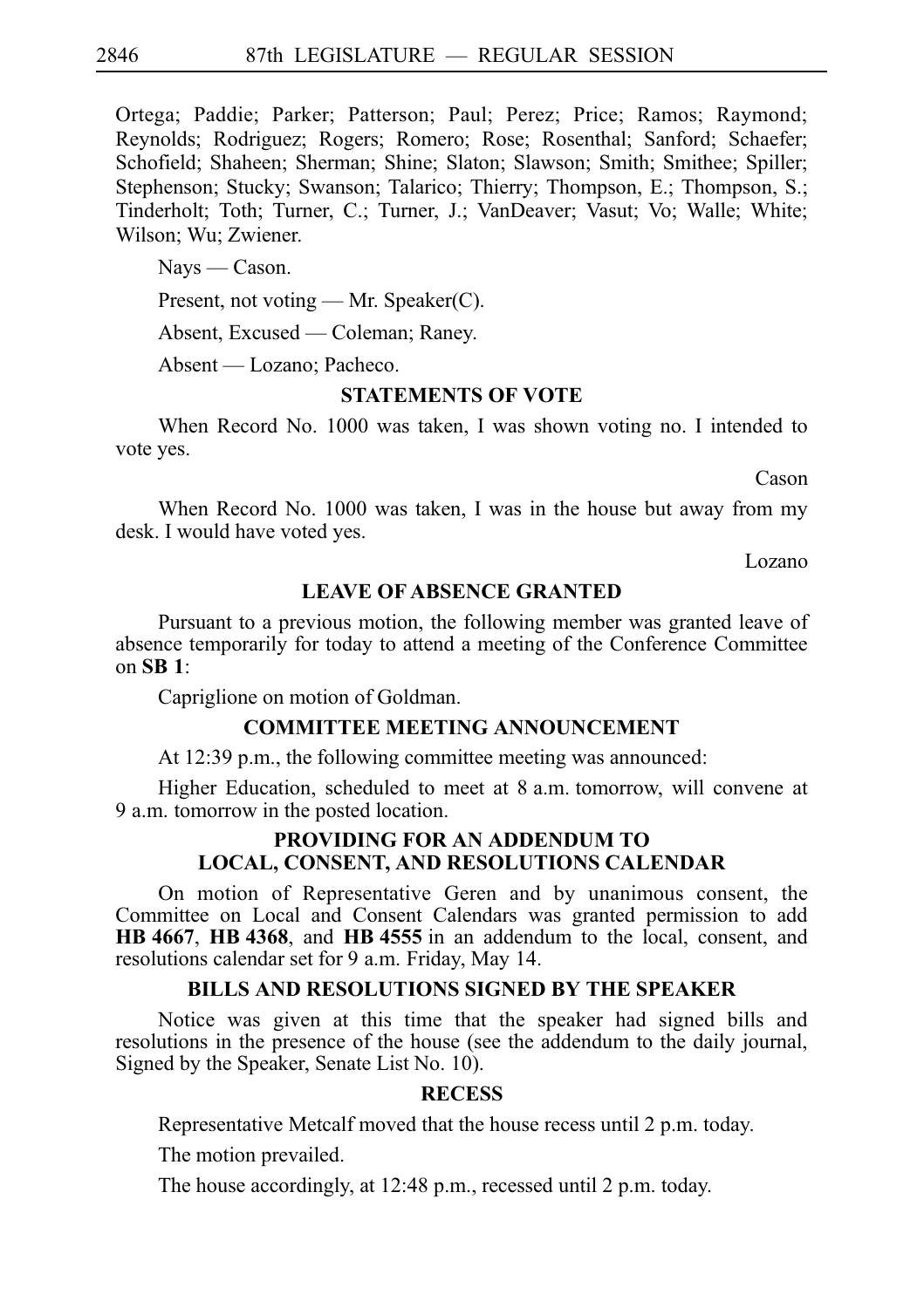Ortega; Paddie; Parker; Patterson; Paul; Perez; Price; Ramos; Raymond; Reynolds; Rodriguez; Rogers; Romero; Rose; Rosenthal; Sanford; Schaefer; Schofield; Shaheen; Sherman; Shine; Slaton; Slawson; Smith; Smithee; Spiller; Stephenson; Stucky; Swanson; Talarico; Thierry; Thompson, E.; Thompson, S.; Tinderholt; Toth; Turner, C.; Turner, J.; VanDeaver; Vasut; Vo; Walle; White; Wilson; Wu; Zwiener.

Nays — Cason.

Present, not voting — Mr. Speaker(C).

Absent, Excused — Coleman; Raney.

Absent — Lozano; Pacheco.

## STATEMENTS OF VOTE

When Record No. 1000 was taken, I was shown voting no. I intended to vote yes.

Cason

When Record No. 1000 was taken, I was in the house but away from my desk. I would have voted yes.

Lozano

## LEAVE OF ABSENCE GRANTED

Pursuant to a previous motion, the following member was granted leave of absence temporarily for today to attend a meeting of the Conference Committee on **SB 1**:

Capriglione on motion of Goldman.

## COMMITTEE MEETING ANNOUNCEMENT

At 12:39 p.m., the following committee meeting was announced:

Higher Education, scheduled to meet at 8 a.m. tomorrow, will convene at 9 a.m. tomorrow in the posted location.

## PROVIDING FOR AN ADDENDUM TO LOCAL, CONSENT, AND RESOLUTIONS CALENDAR

On motion of Representative Geren and by unanimous consent, the Committee on Local and Consent Calendars was granted permission to add **HB 4667**, **HB 4368**, and **HB 4555** in an addendum to the local, consent, and resolutions calendar set for 9 a.m. Friday, May 14.

## BILLS AND RESOLUTIONS SIGNED BY THE SPEAKER

Notice was given at this time that the speaker had signed bills and resolutions in the presence of the house (see the addendum to the daily journal, Signed by the Speaker, Senate List No. 10).

## RECESS

Representative Metcalf moved that the house recess until 2 p.m. today.

The motion prevailed.

The house accordingly, at 12:48 p.m., recessed until 2 p.m. today.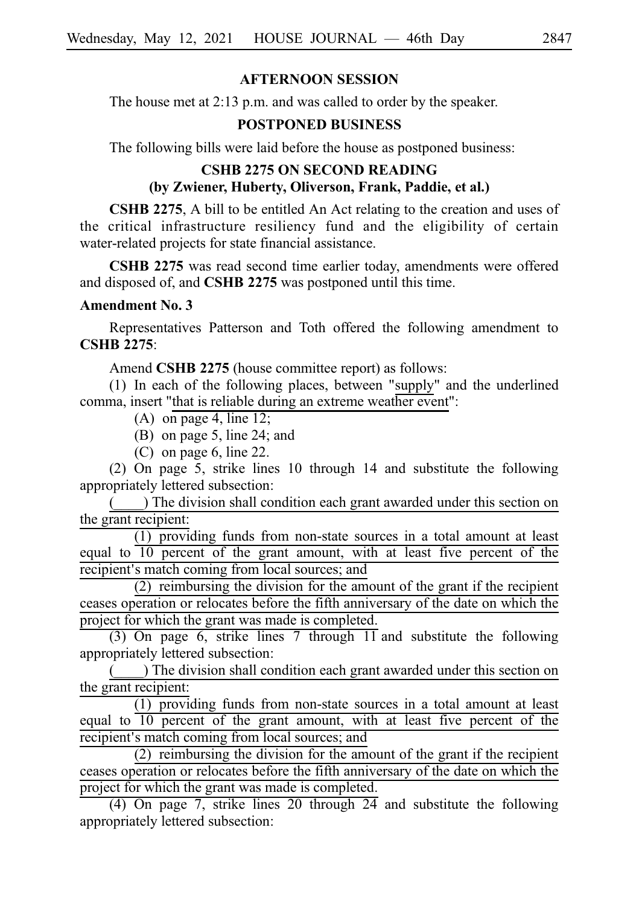## AFTERNOON SESSION

The house met at 2:13 p.m. and was called to order by the speaker.

## POSTPONED BUSINESS

The following bills were laid before the house as postponed business:

### CSHB 2275 ON SECOND READING
### (by Zwiener, Huberty, Oliverson, Frank, Paddie, et al.)

**CSHB 2275**, A bill to be entitled An Act relating to the creation and uses of the critical infrastructure resiliency fund and the eligibility of certain water-related projects for state financial assistance.

**CSHB 2275** was read second time earlier today, amendments were offered and disposed of, and **CSHB 2275** was postponed until this time.

**Amendment No. 3**

Representatives Patterson and Toth offered the following amendment to **CSHB 2275**:

Amend **CSHB 2275** (house committee report) as follows:

(1) In each of the following places, between "supply" and the underlined comma, insert "that is reliable during an extreme weather event":

(A) on page 4, line 12;

(B) on page 5, line 24; and

(C) on page 6, line 22.

(2) On page 5, strike lines 10 through 14 and substitute the following appropriately lettered subsection:

(____) The division shall condition each grant awarded under this section on the grant recipient:

(1) providing funds from non-state sources in a total amount at least equal to 10 percent of the grant amount, with at least five percent of the recipient's match coming from local sources; and

(2) reimbursing the division for the amount of the grant if the recipient ceases operation or relocates before the fifth anniversary of the date on which the project for which the grant was made is completed.

(3) On page 6, strike lines 7 through 11 and substitute the following appropriately lettered subsection:

(____) The division shall condition each grant awarded under this section on the grant recipient:

(1) providing funds from non-state sources in a total amount at least equal to 10 percent of the grant amount, with at least five percent of the recipient's match coming from local sources; and

(2) reimbursing the division for the amount of the grant if the recipient ceases operation or relocates before the fifth anniversary of the date on which the project for which the grant was made is completed.

(4) On page 7, strike lines 20 through 24 and substitute the following appropriately lettered subsection: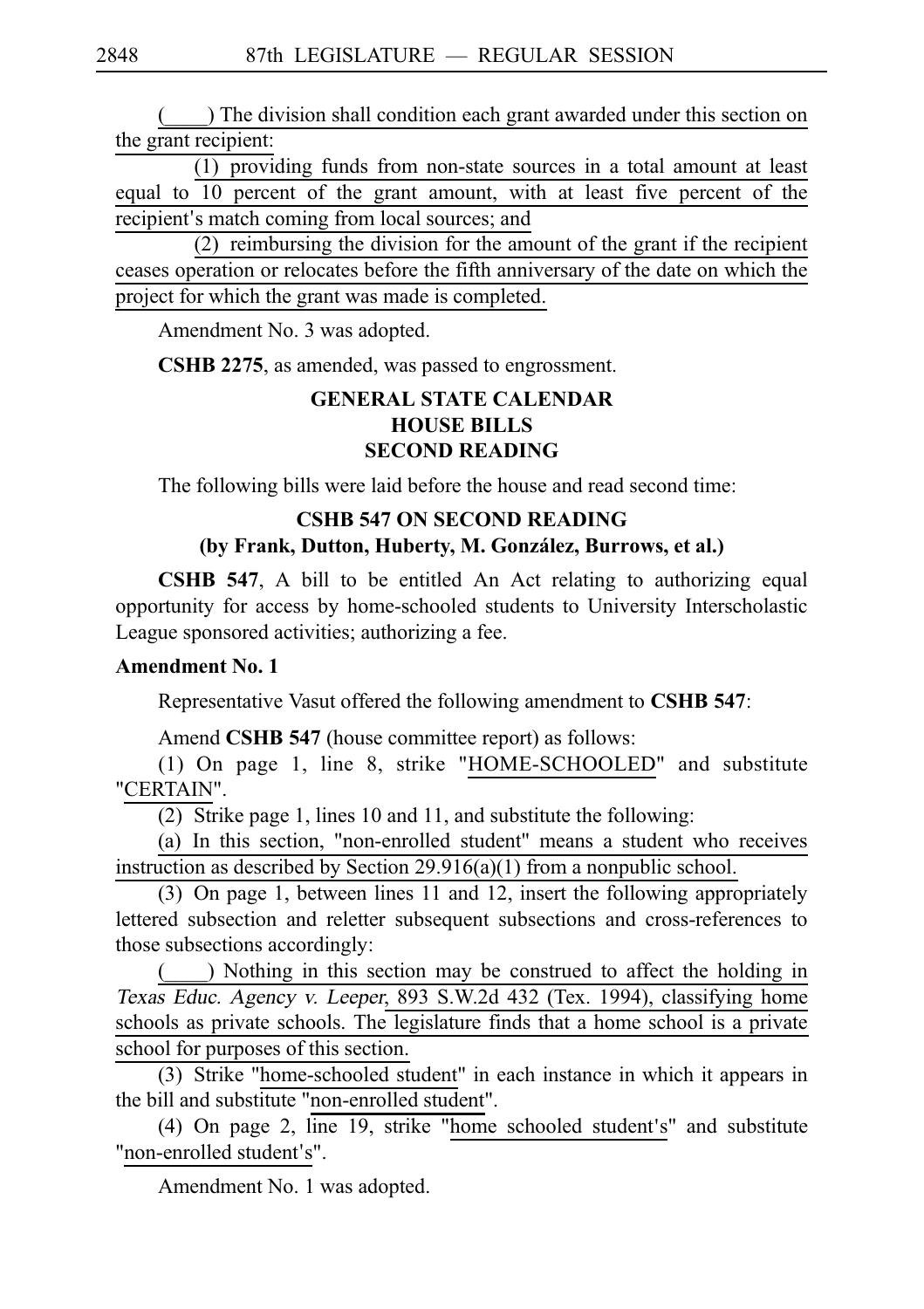(____) The division shall condition each grant awarded under this section on the grant recipient:

(1) providing funds from non-state sources in a total amount at least equal to 10 percent of the grant amount, with at least five percent of the recipient's match coming from local sources; and

(2) reimbursing the division for the amount of the grant if the recipient ceases operation or relocates before the fifth anniversary of the date on which the project for which the grant was made is completed.

Amendment No. 3 was adopted.

**CSHB 2275**, as amended, was passed to engrossment.

## GENERAL STATE CALENDAR
## HOUSE BILLS
## SECOND READING

The following bills were laid before the house and read second time:

### CSHB 547 ON SECOND READING
### (by Frank, Dutton, Huberty, M. González, Burrows, et al.)

**CSHB 547**, A bill to be entitled An Act relating to authorizing equal opportunity for access by home-schooled students to University Interscholastic League sponsored activities; authorizing a fee.

**Amendment No. 1**

Representative Vasut offered the following amendment to **CSHB 547**:

Amend **CSHB 547** (house committee report) as follows:

(1) On page 1, line 8, strike "HOME-SCHOOLED" and substitute "CERTAIN".

(2) Strike page 1, lines 10 and 11, and substitute the following:

(a) In this section, "non-enrolled student" means a student who receives instruction as described by Section 29.916(a)(1) from a nonpublic school.

(3) On page 1, between lines 11 and 12, insert the following appropriately lettered subsection and reletter subsequent subsections and cross-references to those subsections accordingly:

(____) Nothing in this section may be construed to affect the holding in *Texas Educ. Agency v. Leeper*, 893 S.W.2d 432 (Tex. 1994), classifying home schools as private schools. The legislature finds that a home school is a private school for purposes of this section.

(3) Strike "home-schooled student" in each instance in which it appears in the bill and substitute "non-enrolled student".

(4) On page 2, line 19, strike "home schooled student's" and substitute "non-enrolled student's".

Amendment No. 1 was adopted.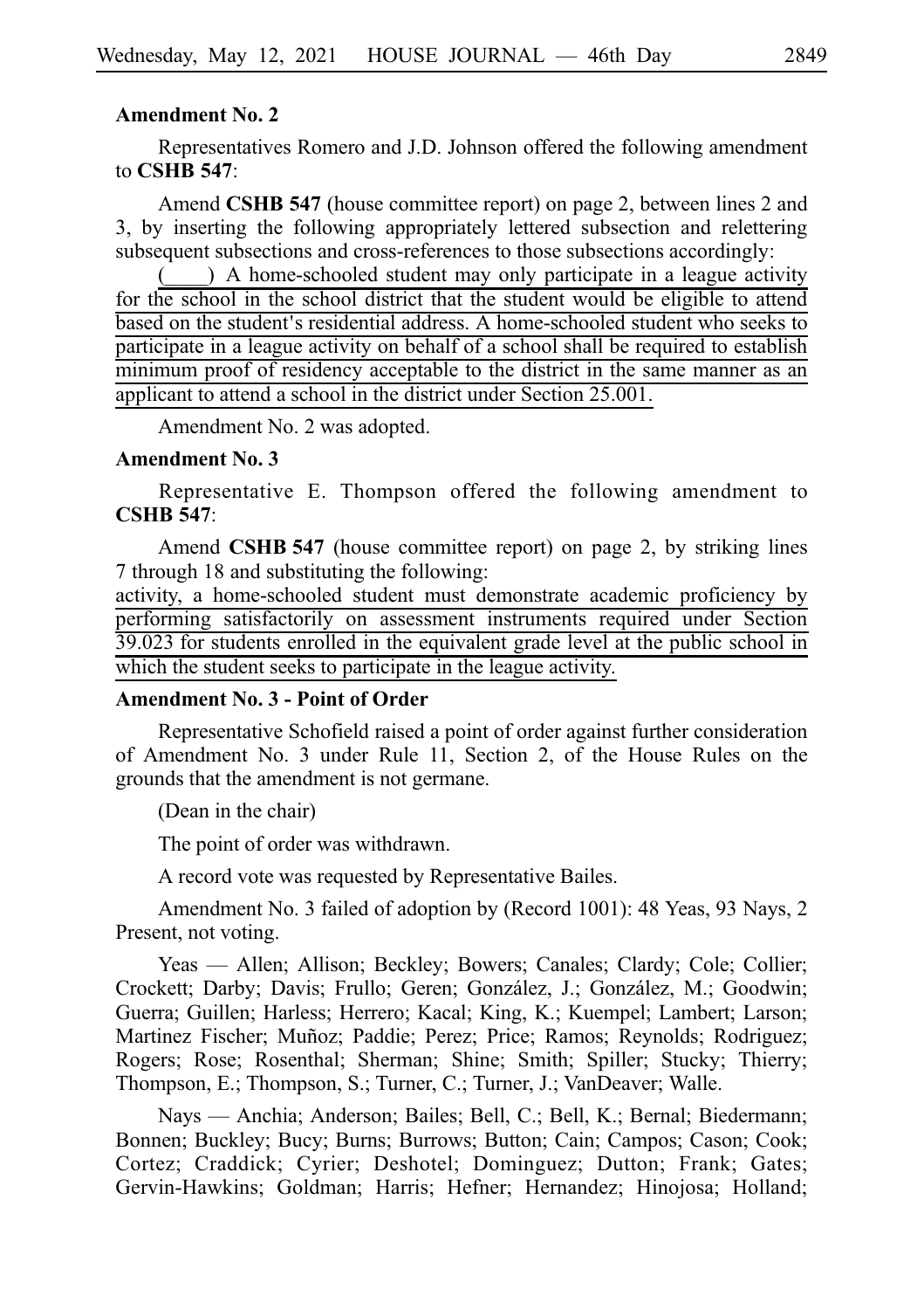**Amendment No. 2**

Representatives Romero and J.D. Johnson offered the following amendment to **CSHB 547**:

Amend **CSHB 547** (house committee report) on page 2, between lines 2 and 3, by inserting the following appropriately lettered subsection and relettering subsequent subsections and cross-references to those subsections accordingly:

(\_\_\_\_) A home-schooled student may only participate in a league activity for the school in the school district that the student would be eligible to attend based on the student's residential address. A home-schooled student who seeks to participate in a league activity on behalf of a school shall be required to establish minimum proof of residency acceptable to the district in the same manner as an applicant to attend a school in the district under Section 25.001.

Amendment No. 2 was adopted.

**Amendment No. 3**

Representative E. Thompson offered the following amendment to **CSHB 547**:

Amend **CSHB 547** (house committee report) on page 2, by striking lines 7 through 18 and substituting the following:

activity, a home-schooled student must demonstrate academic proficiency by performing satisfactorily on assessment instruments required under Section 39.023 for students enrolled in the equivalent grade level at the public school in which the student seeks to participate in the league activity.

**Amendment No. 3 - Point of Order**

Representative Schofield raised a point of order against further consideration of Amendment No. 3 under Rule 11, Section 2, of the House Rules on the grounds that the amendment is not germane.

(Dean in the chair)

The point of order was withdrawn.

A record vote was requested by Representative Bailes.

Amendment No. 3 failed of adoption by (Record 1001): 48 Yeas, 93 Nays, 2 Present, not voting.

Yeas — Allen; Allison; Beckley; Bowers; Canales; Clardy; Cole; Collier; Crockett; Darby; Davis; Frullo; Geren; González, J.; González, M.; Goodwin; Guerra; Guillen; Harless; Herrero; Kacal; King, K.; Kuempel; Lambert; Larson; Martinez Fischer; Muñoz; Paddie; Perez; Price; Ramos; Reynolds; Rodriguez; Rogers; Rose; Rosenthal; Sherman; Shine; Smith; Spiller; Stucky; Thierry; Thompson, E.; Thompson, S.; Turner, C.; Turner, J.; VanDeaver; Walle.

Nays — Anchia; Anderson; Bailes; Bell, C.; Bell, K.; Bernal; Biedermann; Bonnen; Buckley; Bucy; Burns; Burrows; Button; Cain; Campos; Cason; Cook; Cortez; Craddick; Cyrier; Deshotel; Dominguez; Dutton; Frank; Gates; Gervin-Hawkins; Goldman; Harris; Hefner; Hernandez; Hinojosa; Holland;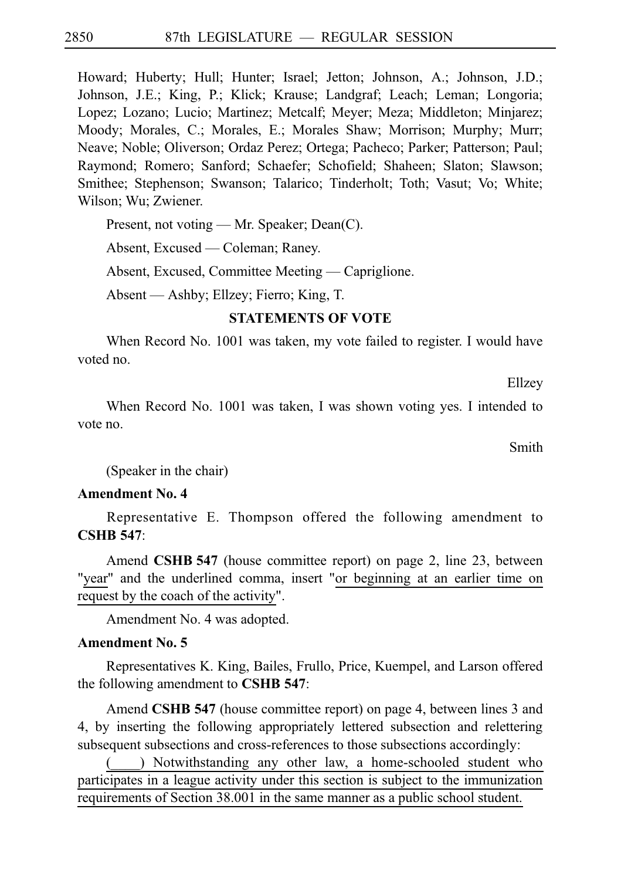Howard; Huberty; Hull; Hunter; Israel; Jetton; Johnson, A.; Johnson, J.D.; Johnson, J.E.; King, P.; Klick; Krause; Landgraf; Leach; Leman; Longoria; Lopez; Lozano; Lucio; Martinez; Metcalf; Meyer; Meza; Middleton; Minjarez; Moody; Morales, C.; Morales, E.; Morales Shaw; Morrison; Murphy; Murr; Neave; Noble; Oliverson; Ordaz Perez; Ortega; Pacheco; Parker; Patterson; Paul; Raymond; Romero; Sanford; Schaefer; Schofield; Shaheen; Slaton; Slawson; Smithee; Stephenson; Swanson; Talarico; Tinderholt; Toth; Vasut; Vo; White; Wilson; Wu; Zwiener.

Present, not voting — Mr. Speaker; Dean(C).

Absent, Excused — Coleman; Raney.

Absent, Excused, Committee Meeting — Capriglione.

Absent — Ashby; Ellzey; Fierro; King, T.

**STATEMENTS OF VOTE**

When Record No. 1001 was taken, my vote failed to register. I would have voted no.

Ellzey

When Record No. 1001 was taken, I was shown voting yes. I intended to vote no.

Smith

(Speaker in the chair)

**Amendment No. 4**

Representative E. Thompson offered the following amendment to **CSHB 547**:

Amend **CSHB 547** (house committee report) on page 2, line 23, between "year" and the underlined comma, insert "or beginning at an earlier time on request by the coach of the activity".

Amendment No. 4 was adopted.

**Amendment No. 5**

Representatives K. King, Bailes, Frullo, Price, Kuempel, and Larson offered the following amendment to **CSHB 547**:

Amend **CSHB 547** (house committee report) on page 4, between lines 3 and 4, by inserting the following appropriately lettered subsection and relettering subsequent subsections and cross-references to those subsections accordingly:

(____) Notwithstanding any other law, a home-schooled student who participates in a league activity under this section is subject to the immunization requirements of Section 38.001 in the same manner as a public school student.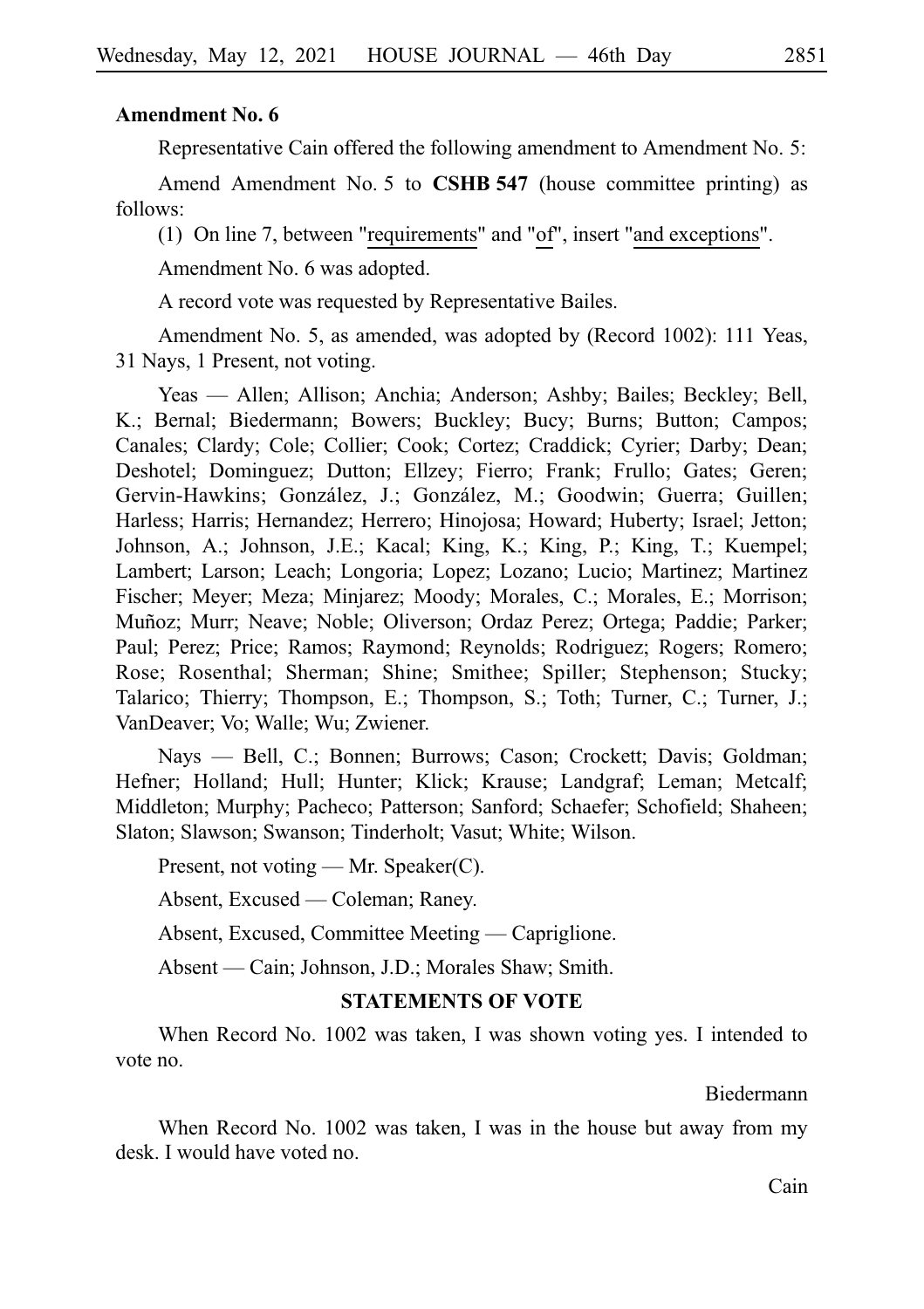**Amendment No. 6**

Representative Cain offered the following amendment to Amendment No. 5:

Amend Amendment No. 5 to **CSHB 547** (house committee printing) as follows:

(1) On line 7, between "requirements" and "of", insert "and exceptions".

Amendment No. 6 was adopted.

A record vote was requested by Representative Bailes.

Amendment No. 5, as amended, was adopted by (Record 1002): 111 Yeas, 31 Nays, 1 Present, not voting.

Yeas — Allen; Allison; Anchia; Anderson; Ashby; Bailes; Beckley; Bell, K.; Bernal; Biedermann; Bowers; Buckley; Bucy; Burns; Button; Campos; Canales; Clardy; Cole; Collier; Cook; Cortez; Craddick; Cyrier; Darby; Dean; Deshotel; Dominguez; Dutton; Ellzey; Fierro; Frank; Frullo; Gates; Geren; Gervin-Hawkins; González, J.; González, M.; Goodwin; Guerra; Guillen; Harless; Harris; Hernandez; Herrero; Hinojosa; Howard; Huberty; Israel; Jetton; Johnson, A.; Johnson, J.E.; Kacal; King, K.; King, P.; King, T.; Kuempel; Lambert; Larson; Leach; Longoria; Lopez; Lozano; Lucio; Martinez; Martinez Fischer; Meyer; Meza; Minjarez; Moody; Morales, C.; Morales, E.; Morrison; Muñoz; Murr; Neave; Noble; Oliverson; Ordaz Perez; Ortega; Paddie; Parker; Paul; Perez; Price; Ramos; Raymond; Reynolds; Rodriguez; Rogers; Romero; Rose; Rosenthal; Sherman; Shine; Smithee; Spiller; Stephenson; Stucky; Talarico; Thierry; Thompson, E.; Thompson, S.; Toth; Turner, C.; Turner, J.; VanDeaver; Vo; Walle; Wu; Zwiener.

Nays — Bell, C.; Bonnen; Burrows; Cason; Crockett; Davis; Goldman; Hefner; Holland; Hull; Hunter; Klick; Krause; Landgraf; Leman; Metcalf; Middleton; Murphy; Pacheco; Patterson; Sanford; Schaefer; Schofield; Shaheen; Slaton; Slawson; Swanson; Tinderholt; Vasut; White; Wilson.

Present, not voting — Mr. Speaker(C).

Absent, Excused — Coleman; Raney.

Absent, Excused, Committee Meeting — Capriglione.

Absent — Cain; Johnson, J.D.; Morales Shaw; Smith.

## STATEMENTS OF VOTE

When Record No. 1002 was taken, I was shown voting yes. I intended to vote no.

Biedermann

When Record No. 1002 was taken, I was in the house but away from my desk. I would have voted no.

Cain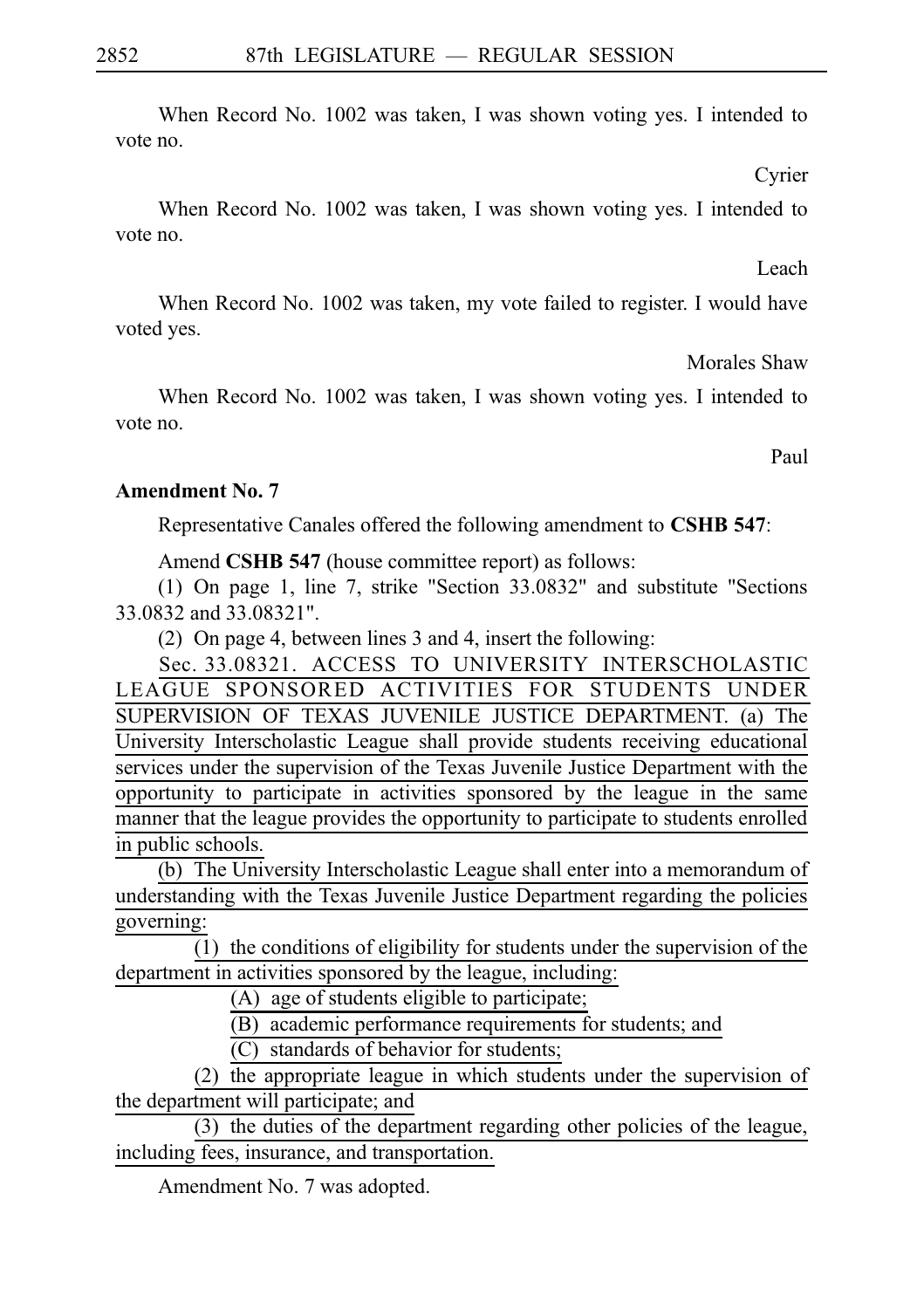When Record No. 1002 was taken, I was shown voting yes. I intended to vote no.

Cyrier

When Record No. 1002 was taken, I was shown voting yes. I intended to vote no.

Leach

When Record No. 1002 was taken, my vote failed to register. I would have voted yes.

Morales Shaw

When Record No. 1002 was taken, I was shown voting yes. I intended to vote no.

Paul

**Amendment No. 7**

Representative Canales offered the following amendment to **CSHB 547**:

Amend **CSHB 547** (house committee report) as follows:

(1) On page 1, line 7, strike "Section 33.0832" and substitute "Sections 33.0832 and 33.08321".

(2) On page 4, between lines 3 and 4, insert the following:

Sec. 33.08321. ACCESS TO UNIVERSITY INTERSCHOLASTIC LEAGUE SPONSORED ACTIVITIES FOR STUDENTS UNDER SUPERVISION OF TEXAS JUVENILE JUSTICE DEPARTMENT. (a) The University Interscholastic League shall provide students receiving educational services under the supervision of the Texas Juvenile Justice Department with the opportunity to participate in activities sponsored by the league in the same manner that the league provides the opportunity to participate to students enrolled in public schools.

(b) The University Interscholastic League shall enter into a memorandum of understanding with the Texas Juvenile Justice Department regarding the policies governing:

(1) the conditions of eligibility for students under the supervision of the department in activities sponsored by the league, including:

(A) age of students eligible to participate;

(B) academic performance requirements for students; and

(C) standards of behavior for students;

(2) the appropriate league in which students under the supervision of the department will participate; and

(3) the duties of the department regarding other policies of the league, including fees, insurance, and transportation.

Amendment No. 7 was adopted.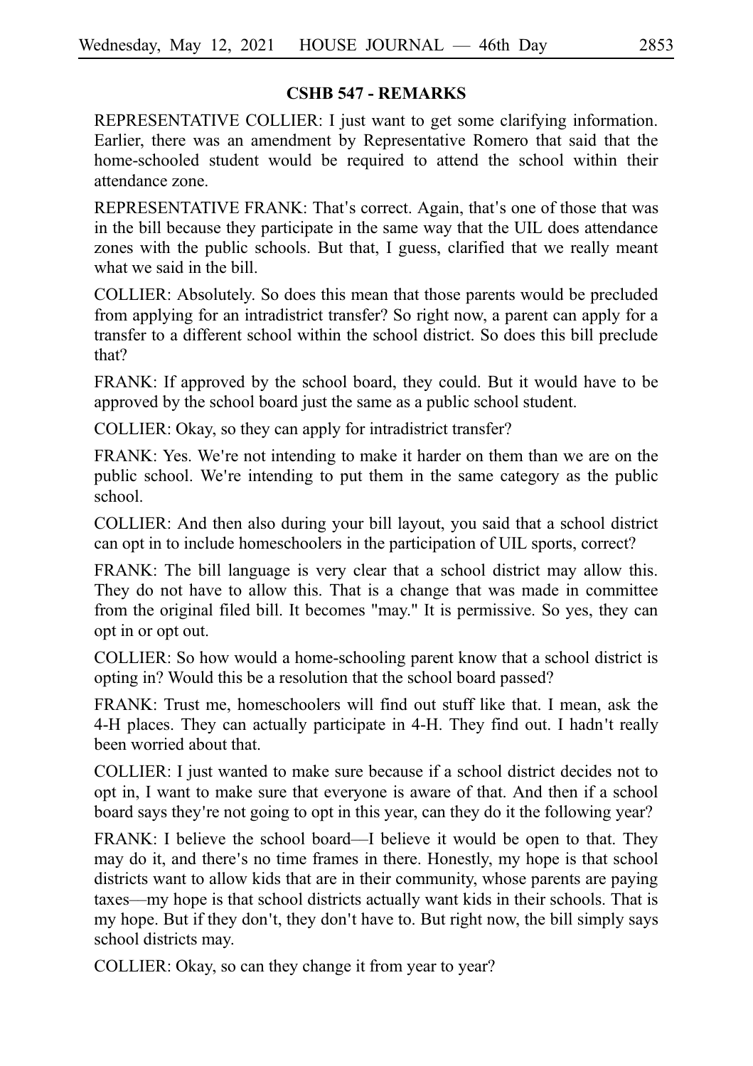## CSHB 547 - REMARKS

REPRESENTATIVE COLLIER: I just want to get some clarifying information. Earlier, there was an amendment by Representative Romero that said that the home-schooled student would be required to attend the school within their attendance zone.

REPRESENTATIVE FRANK: That's correct. Again, that's one of those that was in the bill because they participate in the same way that the UIL does attendance zones with the public schools. But that, I guess, clarified that we really meant what we said in the bill.

COLLIER: Absolutely. So does this mean that those parents would be precluded from applying for an intradistrict transfer? So right now, a parent can apply for a transfer to a different school within the school district. So does this bill preclude that?

FRANK: If approved by the school board, they could. But it would have to be approved by the school board just the same as a public school student.

COLLIER: Okay, so they can apply for intradistrict transfer?

FRANK: Yes. We're not intending to make it harder on them than we are on the public school. We're intending to put them in the same category as the public school.

COLLIER: And then also during your bill layout, you said that a school district can opt in to include homeschoolers in the participation of UIL sports, correct?

FRANK: The bill language is very clear that a school district may allow this. They do not have to allow this. That is a change that was made in committee from the original filed bill. It becomes "may." It is permissive. So yes, they can opt in or opt out.

COLLIER: So how would a home-schooling parent know that a school district is opting in? Would this be a resolution that the school board passed?

FRANK: Trust me, homeschoolers will find out stuff like that. I mean, ask the 4-H places. They can actually participate in 4-H. They find out. I hadn't really been worried about that.

COLLIER: I just wanted to make sure because if a school district decides not to opt in, I want to make sure that everyone is aware of that. And then if a school board says they're not going to opt in this year, can they do it the following year?

FRANK: I believe the school board—I believe it would be open to that. They may do it, and there's no time frames in there. Honestly, my hope is that school districts want to allow kids that are in their community, whose parents are paying taxes—my hope is that school districts actually want kids in their schools. That is my hope. But if they don't, they don't have to. But right now, the bill simply says school districts may.

COLLIER: Okay, so can they change it from year to year?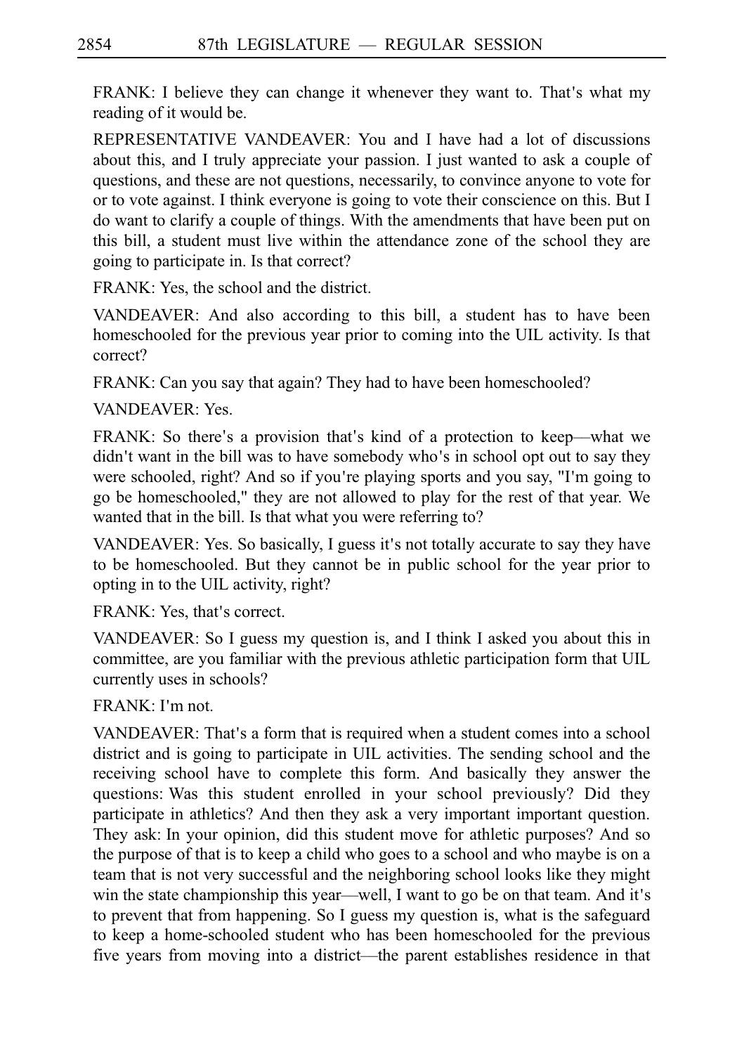FRANK: I believe they can change it whenever they want to. That's what my reading of it would be.

REPRESENTATIVE VANDEAVER: You and I have had a lot of discussions about this, and I truly appreciate your passion. I just wanted to ask a couple of questions, and these are not questions, necessarily, to convince anyone to vote for or to vote against. I think everyone is going to vote their conscience on this. But I do want to clarify a couple of things. With the amendments that have been put on this bill, a student must live within the attendance zone of the school they are going to participate in. Is that correct?

FRANK: Yes, the school and the district.

VANDEAVER: And also according to this bill, a student has to have been homeschooled for the previous year prior to coming into the UIL activity. Is that correct?

FRANK: Can you say that again? They had to have been homeschooled?

VANDEAVER: Yes.

FRANK: So there's a provision that's kind of a protection to keep—what we didn't want in the bill was to have somebody who's in school opt out to say they were schooled, right? And so if you're playing sports and you say, "I'm going to go be homeschooled," they are not allowed to play for the rest of that year. We wanted that in the bill. Is that what you were referring to?

VANDEAVER: Yes. So basically, I guess it's not totally accurate to say they have to be homeschooled. But they cannot be in public school for the year prior to opting in to the UIL activity, right?

FRANK: Yes, that's correct.

VANDEAVER: So I guess my question is, and I think I asked you about this in committee, are you familiar with the previous athletic participation form that UIL currently uses in schools?

FRANK: I'm not.

VANDEAVER: That's a form that is required when a student comes into a school district and is going to participate in UIL activities. The sending school and the receiving school have to complete this form. And basically they answer the questions: Was this student enrolled in your school previously? Did they participate in athletics? And then they ask a very important important question. They ask: In your opinion, did this student move for athletic purposes? And so the purpose of that is to keep a child who goes to a school and who maybe is on a team that is not very successful and the neighboring school looks like they might win the state championship this year—well, I want to go be on that team. And it's to prevent that from happening. So I guess my question is, what is the safeguard to keep a home-schooled student who has been homeschooled for the previous five years from moving into a district—the parent establishes residence in that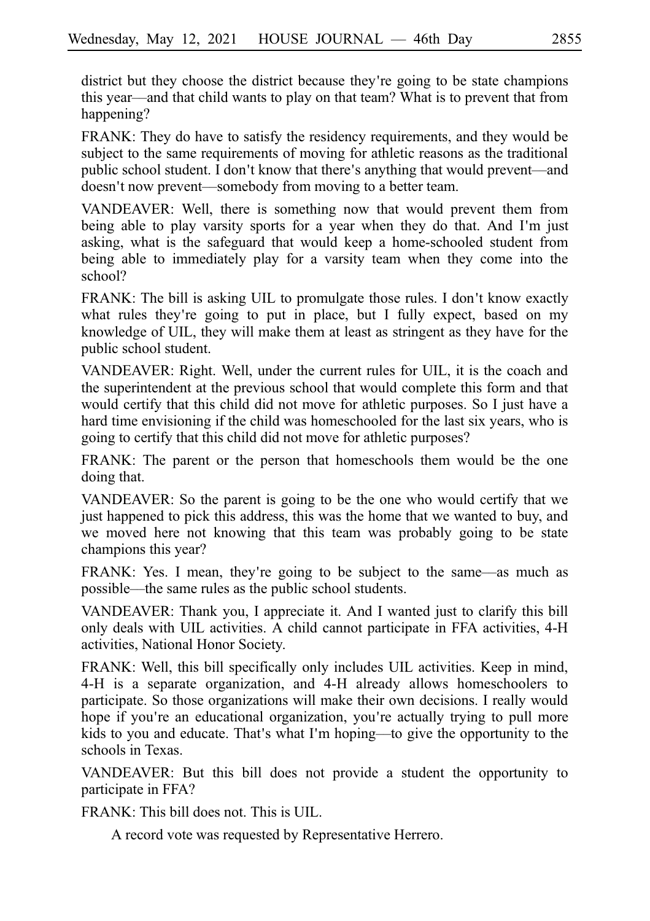district but they choose the district because they're going to be state champions this year—and that child wants to play on that team? What is to prevent that from happening?

FRANK: They do have to satisfy the residency requirements, and they would be subject to the same requirements of moving for athletic reasons as the traditional public school student. I don't know that there's anything that would prevent—and doesn't now prevent—somebody from moving to a better team.

VANDEAVER: Well, there is something now that would prevent them from being able to play varsity sports for a year when they do that. And I'm just asking, what is the safeguard that would keep a home-schooled student from being able to immediately play for a varsity team when they come into the school?

FRANK: The bill is asking UIL to promulgate those rules. I don't know exactly what rules they're going to put in place, but I fully expect, based on my knowledge of UIL, they will make them at least as stringent as they have for the public school student.

VANDEAVER: Right. Well, under the current rules for UIL, it is the coach and the superintendent at the previous school that would complete this form and that would certify that this child did not move for athletic purposes. So I just have a hard time envisioning if the child was homeschooled for the last six years, who is going to certify that this child did not move for athletic purposes?

FRANK: The parent or the person that homeschools them would be the one doing that.

VANDEAVER: So the parent is going to be the one who would certify that we just happened to pick this address, this was the home that we wanted to buy, and we moved here not knowing that this team was probably going to be state champions this year?

FRANK: Yes. I mean, they're going to be subject to the same—as much as possible—the same rules as the public school students.

VANDEAVER: Thank you, I appreciate it. And I wanted just to clarify this bill only deals with UIL activities. A child cannot participate in FFA activities, 4-H activities, National Honor Society.

FRANK: Well, this bill specifically only includes UIL activities. Keep in mind, 4-H is a separate organization, and 4-H already allows homeschoolers to participate. So those organizations will make their own decisions. I really would hope if you're an educational organization, you're actually trying to pull more kids to you and educate. That's what I'm hoping—to give the opportunity to the schools in Texas.

VANDEAVER: But this bill does not provide a student the opportunity to participate in FFA?

FRANK: This bill does not. This is UIL.

A record vote was requested by Representative Herrero.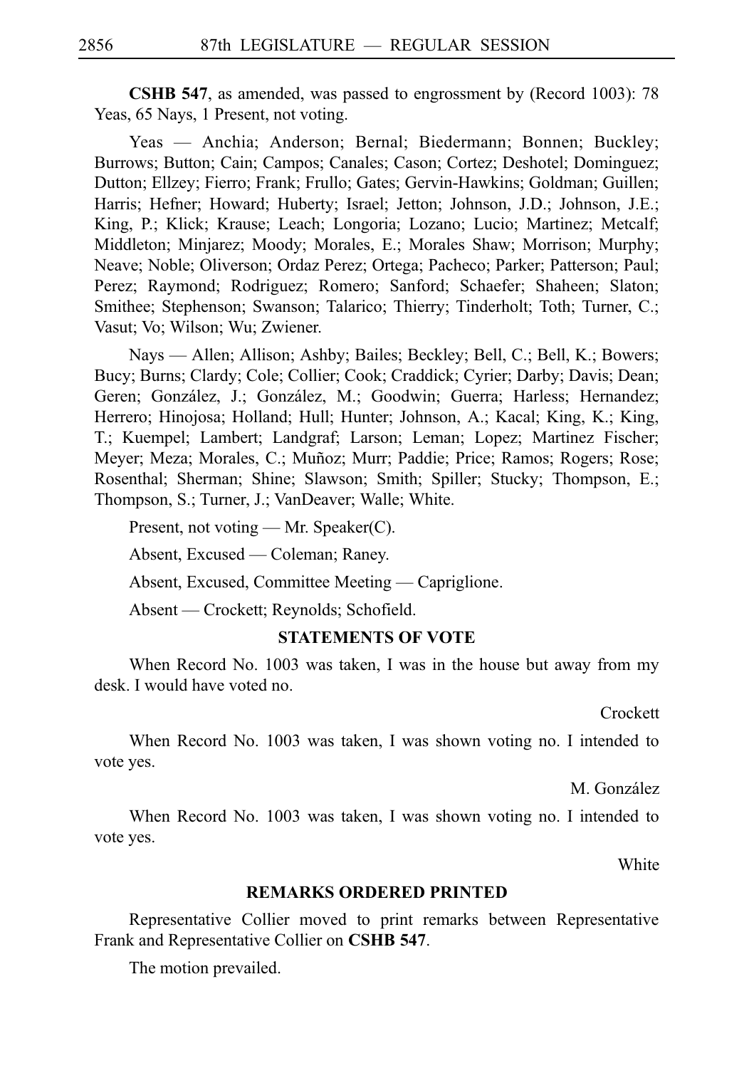**CSHB 547**, as amended, was passed to engrossment by (Record 1003): 78 Yeas, 65 Nays, 1 Present, not voting.

Yeas — Anchia; Anderson; Bernal; Biedermann; Bonnen; Buckley; Burrows; Button; Cain; Campos; Canales; Cason; Cortez; Deshotel; Dominguez; Dutton; Ellzey; Fierro; Frank; Frullo; Gates; Gervin-Hawkins; Goldman; Guillen; Harris; Hefner; Howard; Huberty; Israel; Jetton; Johnson, J.D.; Johnson, J.E.; King, P.; Klick; Krause; Leach; Longoria; Lozano; Lucio; Martinez; Metcalf; Middleton; Minjarez; Moody; Morales, E.; Morales Shaw; Morrison; Murphy; Neave; Noble; Oliverson; Ordaz Perez; Ortega; Pacheco; Parker; Patterson; Paul; Perez; Raymond; Rodriguez; Romero; Sanford; Schaefer; Shaheen; Slaton; Smithee; Stephenson; Swanson; Talarico; Thierry; Tinderholt; Toth; Turner, C.; Vasut; Vo; Wilson; Wu; Zwiener.

Nays — Allen; Allison; Ashby; Bailes; Beckley; Bell, C.; Bell, K.; Bowers; Bucy; Burns; Clardy; Cole; Collier; Cook; Craddick; Cyrier; Darby; Davis; Dean; Geren; González, J.; González, M.; Goodwin; Guerra; Harless; Hernandez; Herrero; Hinojosa; Holland; Hull; Hunter; Johnson, A.; Kacal; King, K.; King, T.; Kuempel; Lambert; Landgraf; Larson; Leman; Lopez; Martinez Fischer; Meyer; Meza; Morales, C.; Muñoz; Murr; Paddie; Price; Ramos; Rogers; Rose; Rosenthal; Sherman; Shine; Slawson; Smith; Spiller; Stucky; Thompson, E.; Thompson, S.; Turner, J.; VanDeaver; Walle; White.

Present, not voting — Mr. Speaker(C).

Absent, Excused — Coleman; Raney.

Absent, Excused, Committee Meeting — Capriglione.

Absent — Crockett; Reynolds; Schofield.

## STATEMENTS OF VOTE

When Record No. 1003 was taken, I was in the house but away from my desk. I would have voted no.

Crockett

When Record No. 1003 was taken, I was shown voting no. I intended to vote yes.

M. González

When Record No. 1003 was taken, I was shown voting no. I intended to vote yes.

White

## REMARKS ORDERED PRINTED

Representative Collier moved to print remarks between Representative Frank and Representative Collier on **CSHB 547**.

The motion prevailed.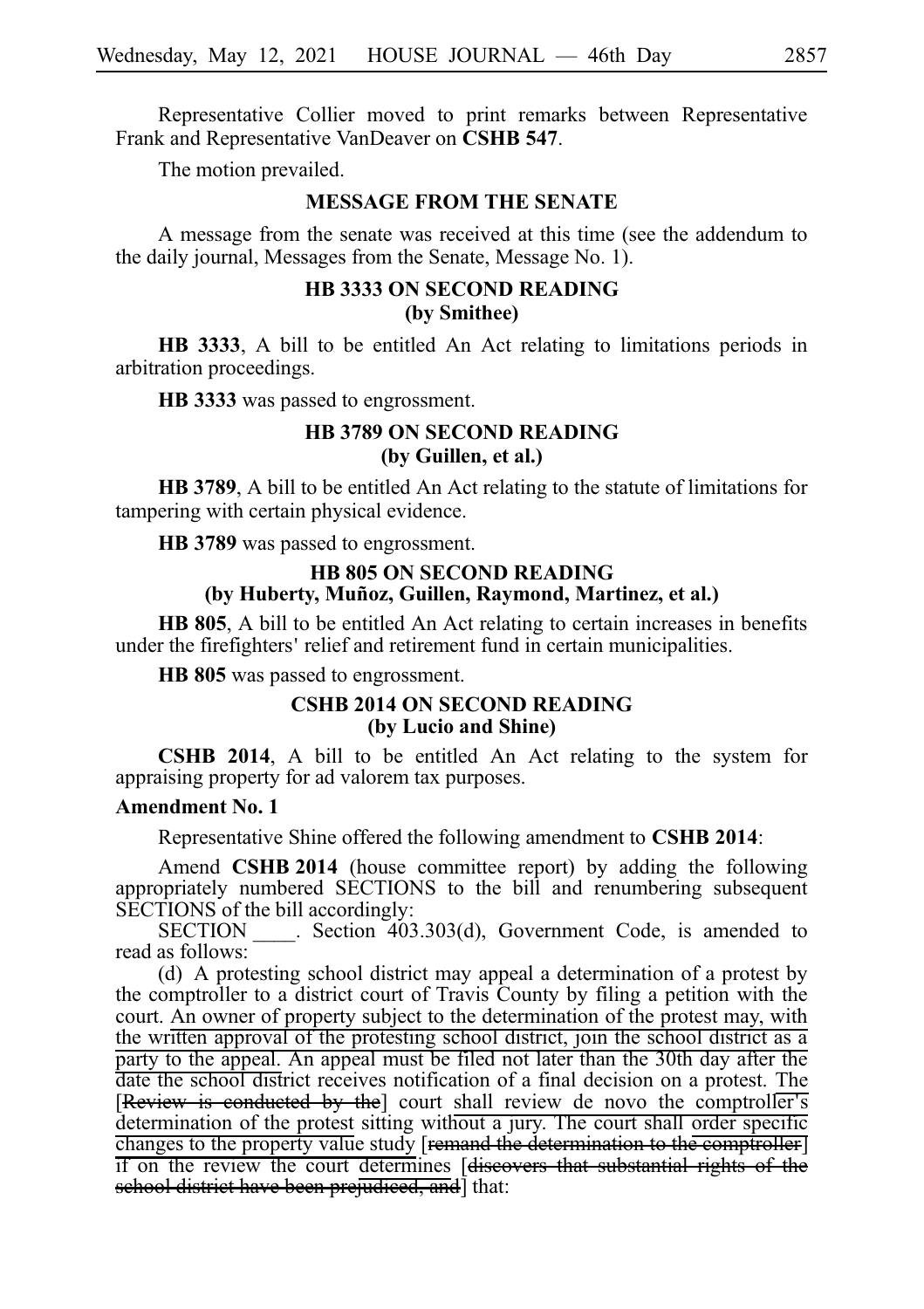Representative Collier moved to print remarks between Representative Frank and Representative VanDeaver on **CSHB 547**.

The motion prevailed.

## MESSAGE FROM THE SENATE

A message from the senate was received at this time (see the addendum to the daily journal, Messages from the Senate, Message No. 1).

## HB 3333 ON SECOND READING
## (by Smithee)

**HB 3333**, A bill to be entitled An Act relating to limitations periods in arbitration proceedings.

**HB 3333** was passed to engrossment.

## HB 3789 ON SECOND READING
## (by Guillen, et al.)

**HB 3789**, A bill to be entitled An Act relating to the statute of limitations for tampering with certain physical evidence.

**HB 3789** was passed to engrossment.

## HB 805 ON SECOND READING
## (by Huberty, Muñoz, Guillen, Raymond, Martinez, et al.)

**HB 805**, A bill to be entitled An Act relating to certain increases in benefits under the firefighters' relief and retirement fund in certain municipalities.

**HB 805** was passed to engrossment.

## CSHB 2014 ON SECOND READING
## (by Lucio and Shine)

**CSHB 2014**, A bill to be entitled An Act relating to the system for appraising property for ad valorem tax purposes.

**Amendment No. 1**

Representative Shine offered the following amendment to **CSHB 2014**:

Amend **CSHB 2014** (house committee report) by adding the following appropriately numbered SECTIONS to the bill and renumbering subsequent SECTIONS of the bill accordingly:

SECTION ____. Section 403.303(d), Government Code, is amended to read as follows:

(d) A protesting school district may appeal a determination of a protest by the comptroller to a district court of Travis County by filing a petition with the court. An owner of property subject to the determination of the protest may, with the written approval of the protesting school district, join the school district as a party to the appeal. An appeal must be filed not later than the 30th day after the date the school district receives notification of a final decision on a protest. The [~~Review is conducted by the~~] court shall review de novo the comptroller's determination of the protest sitting without a jury. The court shall order specific changes to the property value study [~~remand the determination to the comptroller~~] if on the review the court determines [~~discovers that substantial rights of the school district have been prejudiced, and~~] that: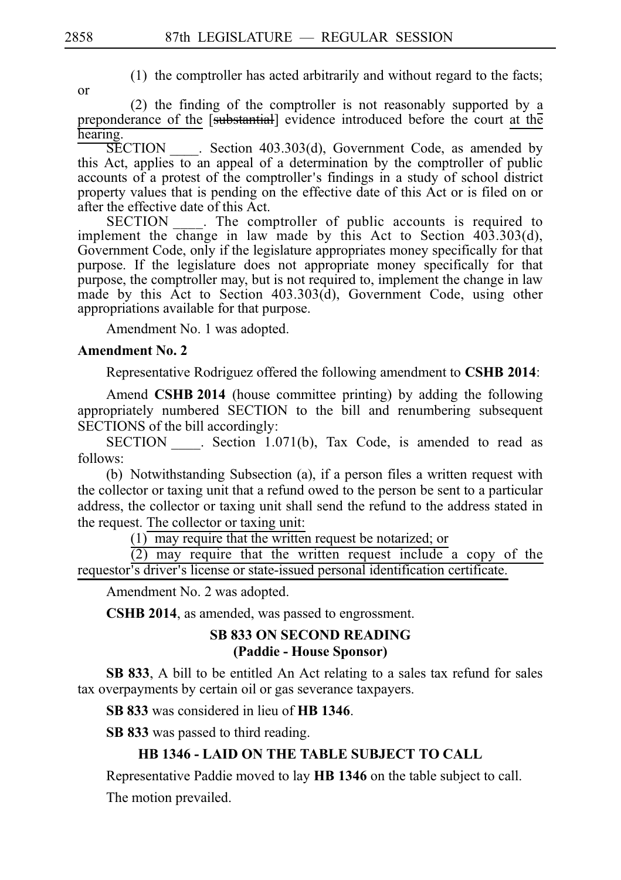(1) the comptroller has acted arbitrarily and without regard to the facts; or

(2) the finding of the comptroller is not reasonably supported by a preponderance of the [substantial] evidence introduced before the court at the hearing.

SECTION ____. Section 403.303(d), Government Code, as amended by this Act, applies to an appeal of a determination by the comptroller of public accounts of a protest of the comptroller's findings in a study of school district property values that is pending on the effective date of this Act or is filed on or after the effective date of this Act.

SECTION ____. The comptroller of public accounts is required to implement the change in law made by this Act to Section 403.303(d), Government Code, only if the legislature appropriates money specifically for that purpose. If the legislature does not appropriate money specifically for that purpose, the comptroller may, but is not required to, implement the change in law made by this Act to Section 403.303(d), Government Code, using other appropriations available for that purpose.

Amendment No. 1 was adopted.

**Amendment No. 2**

Representative Rodriguez offered the following amendment to **CSHB 2014**:

Amend **CSHB 2014** (house committee printing) by adding the following appropriately numbered SECTION to the bill and renumbering subsequent SECTIONS of the bill accordingly:

SECTION ____. Section 1.071(b), Tax Code, is amended to read as follows:

(b) Notwithstanding Subsection (a), if a person files a written request with the collector or taxing unit that a refund owed to the person be sent to a particular address, the collector or taxing unit shall send the refund to the address stated in the request. The collector or taxing unit:

(1) may require that the written request be notarized; or

(2) may require that the written request include a copy of the requestor's driver's license or state-issued personal identification certificate.

Amendment No. 2 was adopted.

**CSHB 2014**, as amended, was passed to engrossment.

### SB 833 ON SECOND READING
### (Paddie - House Sponsor)

**SB 833**, A bill to be entitled An Act relating to a sales tax refund for sales tax overpayments by certain oil or gas severance taxpayers.

**SB 833** was considered in lieu of **HB 1346**.

**SB 833** was passed to third reading.

### HB 1346 - LAID ON THE TABLE SUBJECT TO CALL

Representative Paddie moved to lay **HB 1346** on the table subject to call.

The motion prevailed.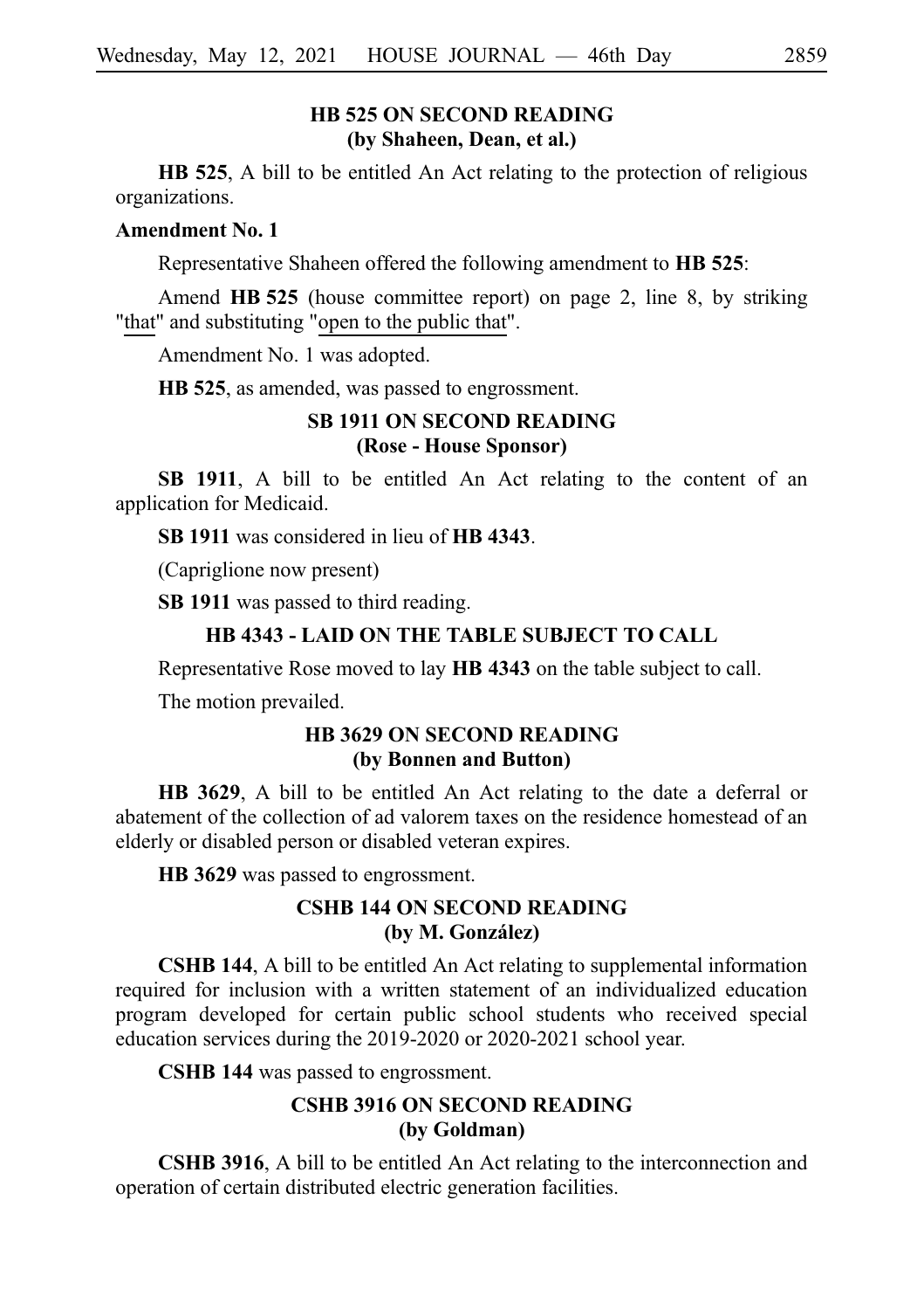## HB 525 ON SECOND READING
## (by Shaheen, Dean, et al.)

**HB 525**, A bill to be entitled An Act relating to the protection of religious organizations.

**Amendment No. 1**

Representative Shaheen offered the following amendment to **HB 525**:

Amend **HB 525** (house committee report) on page 2, line 8, by striking "that" and substituting "open to the public that".

Amendment No. 1 was adopted.

**HB 525**, as amended, was passed to engrossment.

## SB 1911 ON SECOND READING
## (Rose - House Sponsor)

**SB 1911**, A bill to be entitled An Act relating to the content of an application for Medicaid.

**SB 1911** was considered in lieu of **HB 4343**.

(Capriglione now present)

**SB 1911** was passed to third reading.

## HB 4343 - LAID ON THE TABLE SUBJECT TO CALL

Representative Rose moved to lay **HB 4343** on the table subject to call.

The motion prevailed.

## HB 3629 ON SECOND READING
## (by Bonnen and Button)

**HB 3629**, A bill to be entitled An Act relating to the date a deferral or abatement of the collection of ad valorem taxes on the residence homestead of an elderly or disabled person or disabled veteran expires.

**HB 3629** was passed to engrossment.

## CSHB 144 ON SECOND READING
## (by M. González)

**CSHB 144**, A bill to be entitled An Act relating to supplemental information required for inclusion with a written statement of an individualized education program developed for certain public school students who received special education services during the 2019-2020 or 2020-2021 school year.

**CSHB 144** was passed to engrossment.

## CSHB 3916 ON SECOND READING
## (by Goldman)

**CSHB 3916**, A bill to be entitled An Act relating to the interconnection and operation of certain distributed electric generation facilities.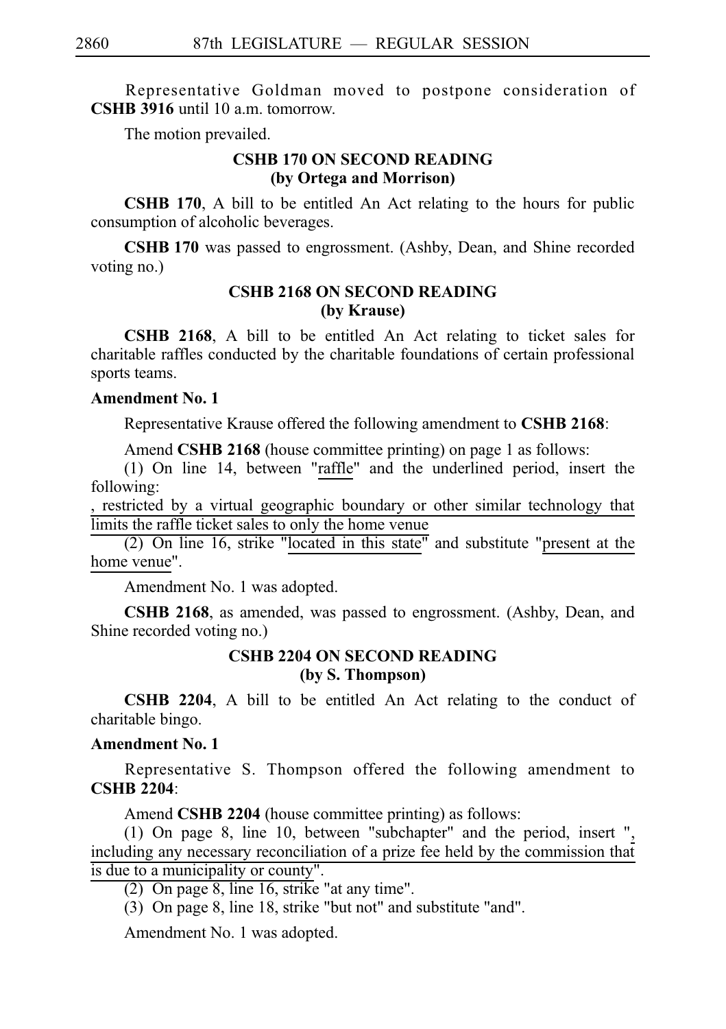Representative Goldman moved to postpone consideration of **CSHB 3916** until 10 a.m. tomorrow.

The motion prevailed.

### CSHB 170 ON SECOND READING (by Ortega and Morrison)

**CSHB 170**, A bill to be entitled An Act relating to the hours for public consumption of alcoholic beverages.

**CSHB 170** was passed to engrossment. (Ashby, Dean, and Shine recorded voting no.)

### CSHB 2168 ON SECOND READING (by Krause)

**CSHB 2168**, A bill to be entitled An Act relating to ticket sales for charitable raffles conducted by the charitable foundations of certain professional sports teams.

**Amendment No. 1**

Representative Krause offered the following amendment to **CSHB 2168**:

Amend **CSHB 2168** (house committee printing) on page 1 as follows:

(1) On line 14, between "raffle" and the underlined period, insert the following:

, restricted by a virtual geographic boundary or other similar technology that limits the raffle ticket sales to only the home venue

(2) On line 16, strike "located in this state" and substitute "present at the home venue".

Amendment No. 1 was adopted.

**CSHB 2168**, as amended, was passed to engrossment. (Ashby, Dean, and Shine recorded voting no.)

### CSHB 2204 ON SECOND READING (by S. Thompson)

**CSHB 2204**, A bill to be entitled An Act relating to the conduct of charitable bingo.

**Amendment No. 1**

Representative S. Thompson offered the following amendment to **CSHB 2204**:

Amend **CSHB 2204** (house committee printing) as follows:

(1) On page 8, line 10, between "subchapter" and the period, insert ", including any necessary reconciliation of a prize fee held by the commission that is due to a municipality or county".

(2) On page 8, line 16, strike "at any time".

(3) On page 8, line 18, strike "but not" and substitute "and".

Amendment No. 1 was adopted.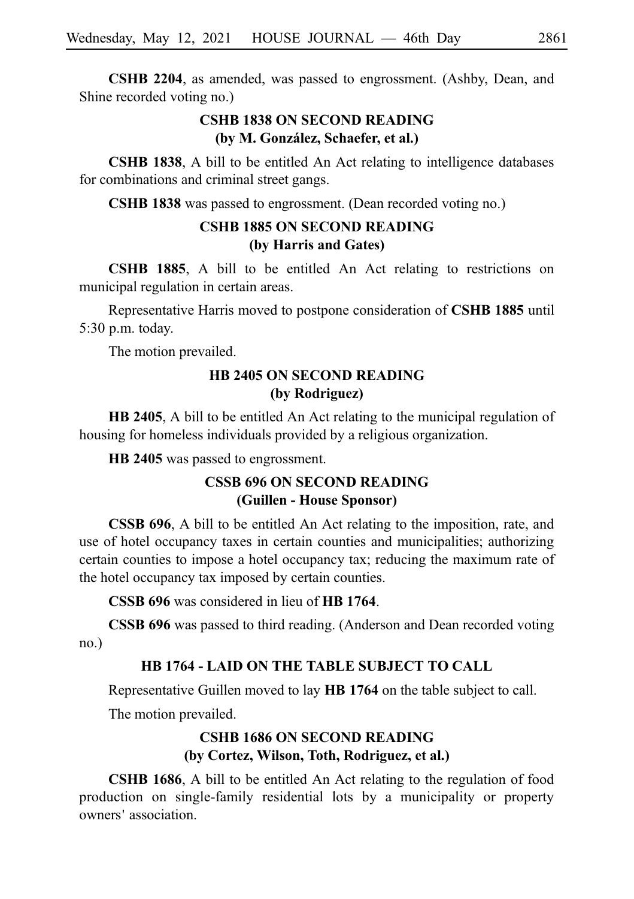**CSHB 2204**, as amended, was passed to engrossment. (Ashby, Dean, and Shine recorded voting no.)

## CSHB 1838 ON SECOND READING
## (by M. González, Schaefer, et al.)

**CSHB 1838**, A bill to be entitled An Act relating to intelligence databases for combinations and criminal street gangs.

**CSHB 1838** was passed to engrossment. (Dean recorded voting no.)

## CSHB 1885 ON SECOND READING
## (by Harris and Gates)

**CSHB 1885**, A bill to be entitled An Act relating to restrictions on municipal regulation in certain areas.

Representative Harris moved to postpone consideration of **CSHB 1885** until 5:30 p.m. today.

The motion prevailed.

## HB 2405 ON SECOND READING
## (by Rodriguez)

**HB 2405**, A bill to be entitled An Act relating to the municipal regulation of housing for homeless individuals provided by a religious organization.

**HB 2405** was passed to engrossment.

## CSSB 696 ON SECOND READING
## (Guillen - House Sponsor)

**CSSB 696**, A bill to be entitled An Act relating to the imposition, rate, and use of hotel occupancy taxes in certain counties and municipalities; authorizing certain counties to impose a hotel occupancy tax; reducing the maximum rate of the hotel occupancy tax imposed by certain counties.

**CSSB 696** was considered in lieu of **HB 1764**.

**CSSB 696** was passed to third reading. (Anderson and Dean recorded voting no.)

## HB 1764 - LAID ON THE TABLE SUBJECT TO CALL

Representative Guillen moved to lay **HB 1764** on the table subject to call.

The motion prevailed.

## CSHB 1686 ON SECOND READING
## (by Cortez, Wilson, Toth, Rodriguez, et al.)

**CSHB 1686**, A bill to be entitled An Act relating to the regulation of food production on single-family residential lots by a municipality or property owners' association.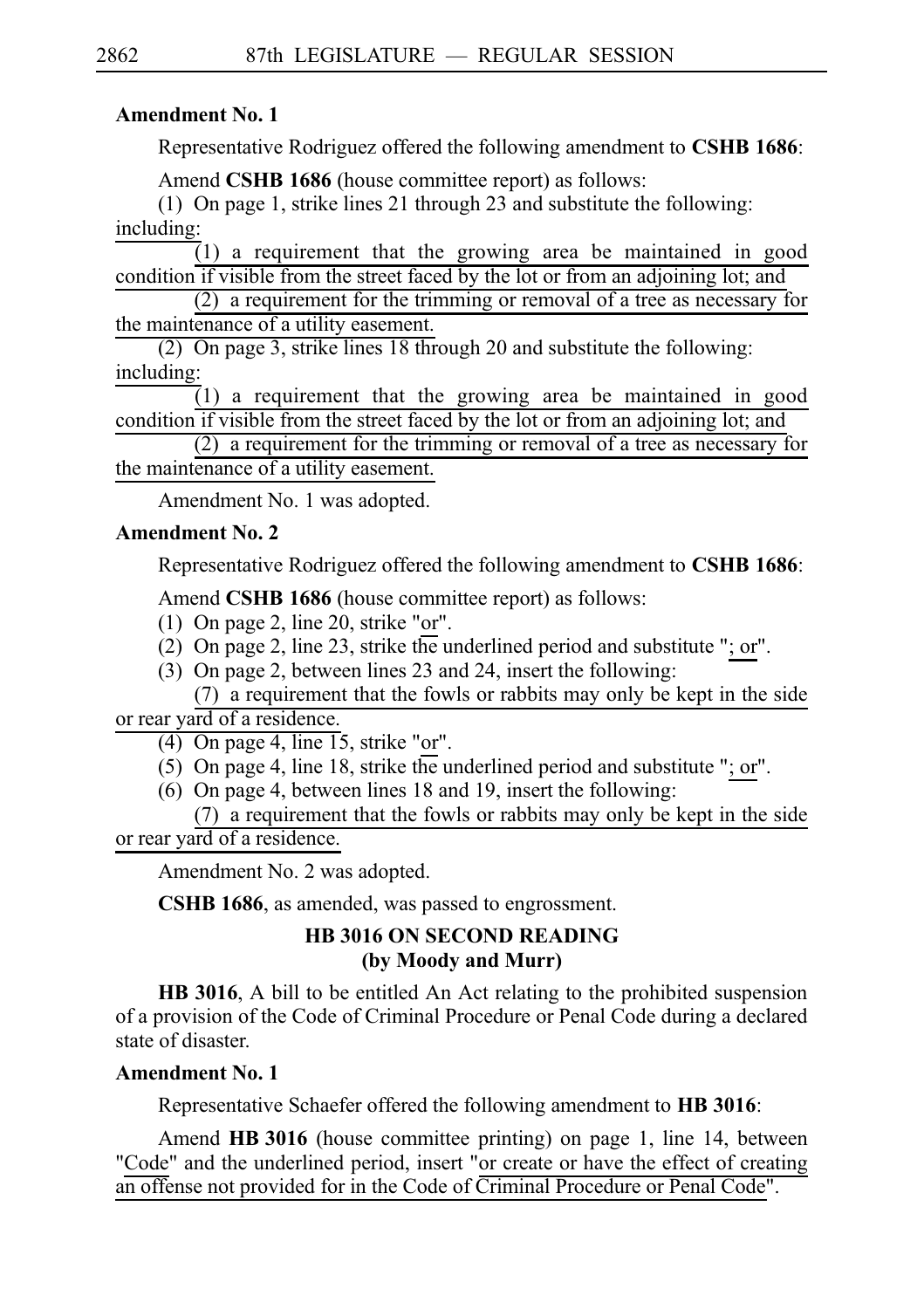**Amendment No. 1**

Representative Rodriguez offered the following amendment to **CSHB 1686**:

Amend **CSHB 1686** (house committee report) as follows:

(1) On page 1, strike lines 21 through 23 and substitute the following:
including:

(1) a requirement that the growing area be maintained in good condition if visible from the street faced by the lot or from an adjoining lot; and

(2) a requirement for the trimming or removal of a tree as necessary for the maintenance of a utility easement.

(2) On page 3, strike lines 18 through 20 and substitute the following:
including:

(1) a requirement that the growing area be maintained in good condition if visible from the street faced by the lot or from an adjoining lot; and

(2) a requirement for the trimming or removal of a tree as necessary for the maintenance of a utility easement.

Amendment No. 1 was adopted.

**Amendment No. 2**

Representative Rodriguez offered the following amendment to **CSHB 1686**:

Amend **CSHB 1686** (house committee report) as follows:

(1) On page 2, line 20, strike "or".

(2) On page 2, line 23, strike the underlined period and substitute "; or".

(3) On page 2, between lines 23 and 24, insert the following:

(7) a requirement that the fowls or rabbits may only be kept in the side or rear yard of a residence.

(4) On page 4, line 15, strike "or".

(5) On page 4, line 18, strike the underlined period and substitute "; or".

(6) On page 4, between lines 18 and 19, insert the following:

(7) a requirement that the fowls or rabbits may only be kept in the side or rear yard of a residence.

Amendment No. 2 was adopted.

**CSHB 1686**, as amended, was passed to engrossment.

## HB 3016 ON SECOND READING
## (by Moody and Murr)

**HB 3016**, A bill to be entitled An Act relating to the prohibited suspension of a provision of the Code of Criminal Procedure or Penal Code during a declared state of disaster.

**Amendment No. 1**

Representative Schaefer offered the following amendment to **HB 3016**:

Amend **HB 3016** (house committee printing) on page 1, line 14, between "Code" and the underlined period, insert "or create or have the effect of creating an offense not provided for in the Code of Criminal Procedure or Penal Code".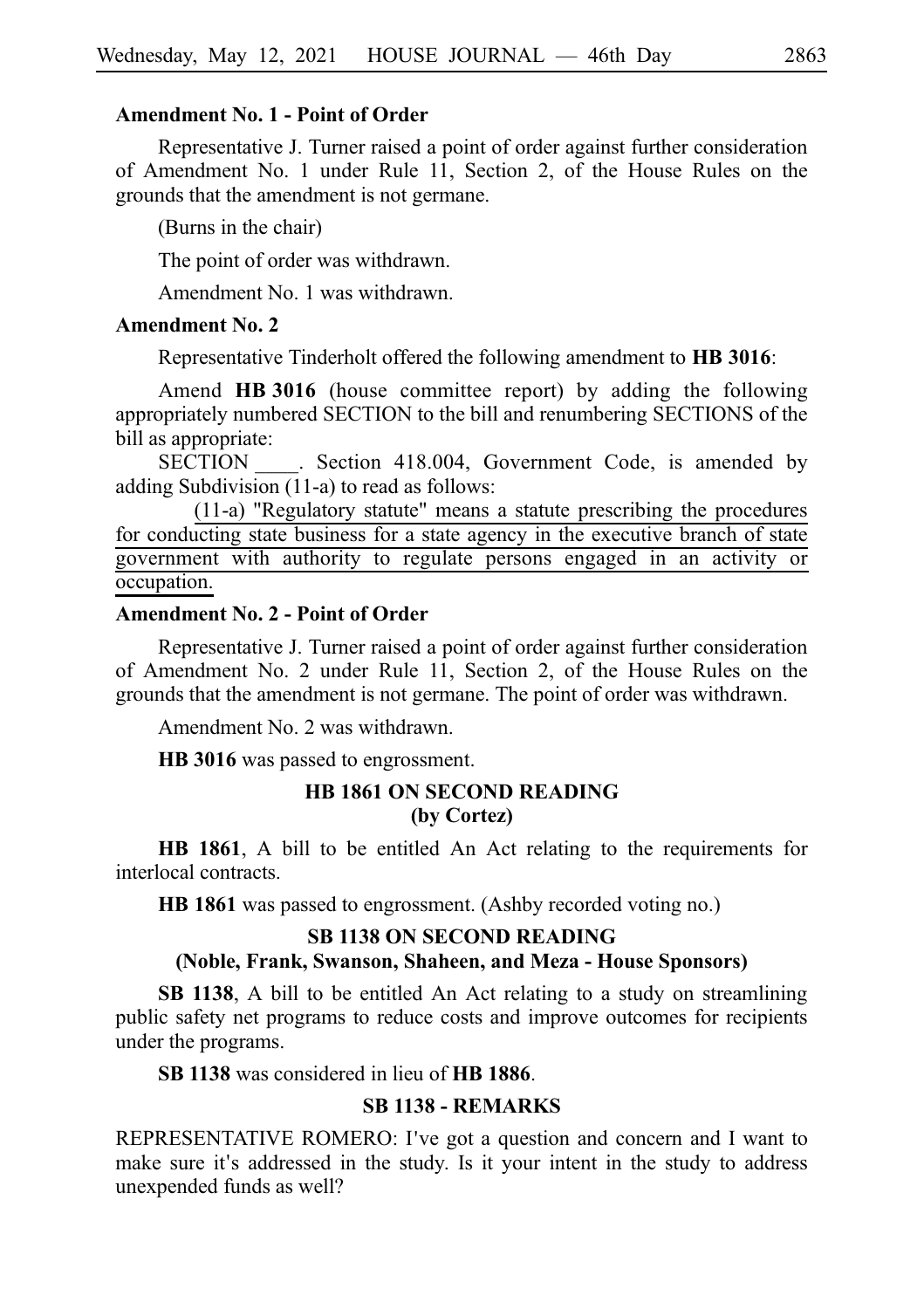**Amendment No. 1 - Point of Order**

Representative J. Turner raised a point of order against further consideration of Amendment No. 1 under Rule 11, Section 2, of the House Rules on the grounds that the amendment is not germane.

(Burns in the chair)

The point of order was withdrawn.

Amendment No. 1 was withdrawn.

**Amendment No. 2**

Representative Tinderholt offered the following amendment to **HB 3016**:

Amend **HB 3016** (house committee report) by adding the following appropriately numbered SECTION to the bill and renumbering SECTIONS of the bill as appropriate:

SECTION ____. Section 418.004, Government Code, is amended by adding Subdivision (11-a) to read as follows:

(11-a) "Regulatory statute" means a statute prescribing the procedures for conducting state business for a state agency in the executive branch of state government with authority to regulate persons engaged in an activity or occupation.

**Amendment No. 2 - Point of Order**

Representative J. Turner raised a point of order against further consideration of Amendment No. 2 under Rule 11, Section 2, of the House Rules on the grounds that the amendment is not germane. The point of order was withdrawn.

Amendment No. 2 was withdrawn.

**HB 3016** was passed to engrossment.

## HB 1861 ON SECOND READING
## (by Cortez)

**HB 1861**, A bill to be entitled An Act relating to the requirements for interlocal contracts.

**HB 1861** was passed to engrossment. (Ashby recorded voting no.)

## SB 1138 ON SECOND READING
## (Noble, Frank, Swanson, Shaheen, and Meza - House Sponsors)

**SB 1138**, A bill to be entitled An Act relating to a study on streamlining public safety net programs to reduce costs and improve outcomes for recipients under the programs.

**SB 1138** was considered in lieu of **HB 1886**.

## SB 1138 - REMARKS

REPRESENTATIVE ROMERO: I've got a question and concern and I want to make sure it's addressed in the study. Is it your intent in the study to address unexpended funds as well?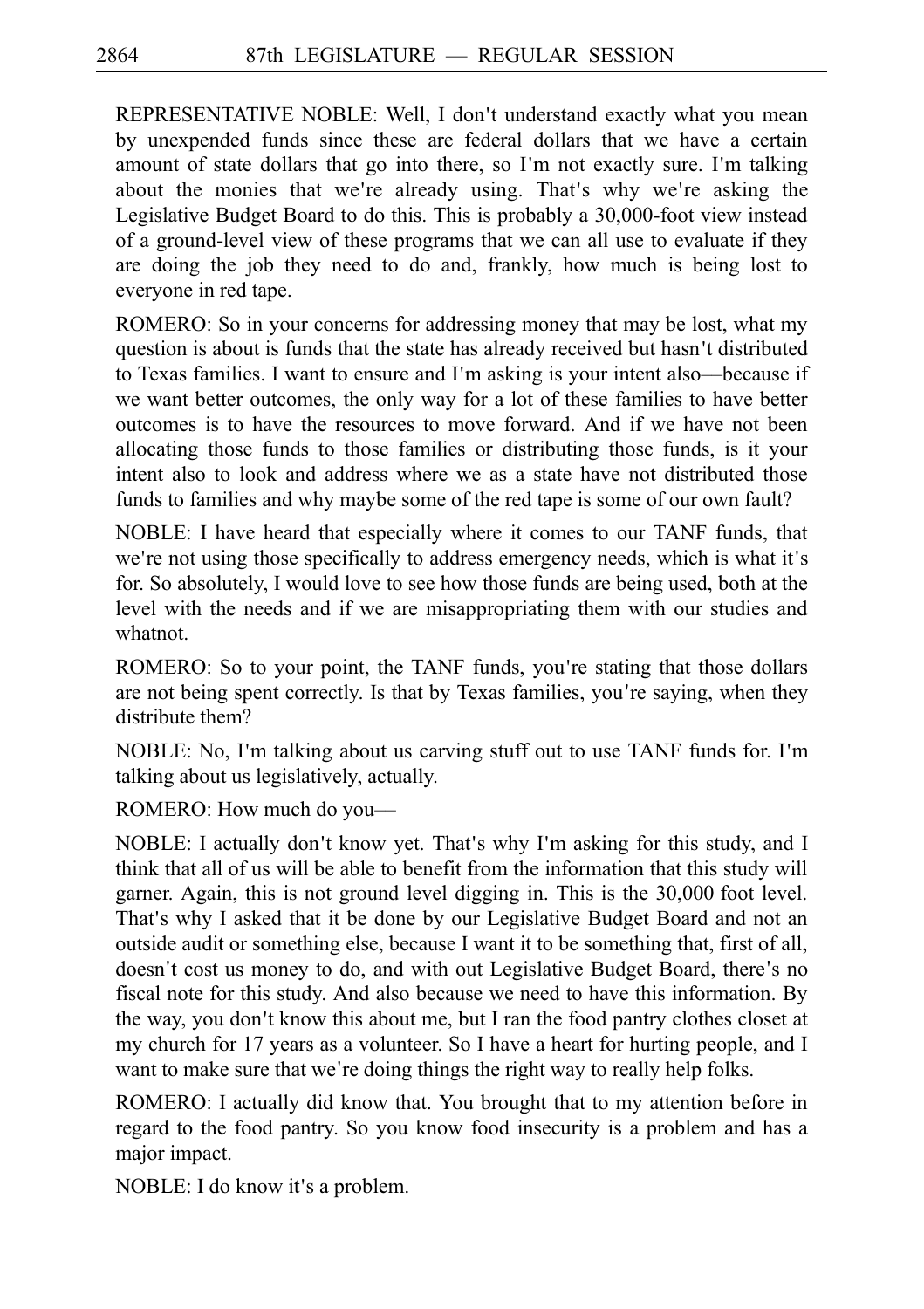REPRESENTATIVE NOBLE: Well, I don't understand exactly what you mean by unexpended funds since these are federal dollars that we have a certain amount of state dollars that go into there, so I'm not exactly sure. I'm talking about the monies that we're already using. That's why we're asking the Legislative Budget Board to do this. This is probably a 30,000-foot view instead of a ground-level view of these programs that we can all use to evaluate if they are doing the job they need to do and, frankly, how much is being lost to everyone in red tape.

ROMERO: So in your concerns for addressing money that may be lost, what my question is about is funds that the state has already received but hasn't distributed to Texas families. I want to ensure and I'm asking is your intent also—because if we want better outcomes, the only way for a lot of these families to have better outcomes is to have the resources to move forward. And if we have not been allocating those funds to those families or distributing those funds, is it your intent also to look and address where we as a state have not distributed those funds to families and why maybe some of the red tape is some of our own fault?

NOBLE: I have heard that especially where it comes to our TANF funds, that we're not using those specifically to address emergency needs, which is what it's for. So absolutely, I would love to see how those funds are being used, both at the level with the needs and if we are misappropriating them with our studies and whatnot.

ROMERO: So to your point, the TANF funds, you're stating that those dollars are not being spent correctly. Is that by Texas families, you're saying, when they distribute them?

NOBLE: No, I'm talking about us carving stuff out to use TANF funds for. I'm talking about us legislatively, actually.

ROMERO: How much do you—

NOBLE: I actually don't know yet. That's why I'm asking for this study, and I think that all of us will be able to benefit from the information that this study will garner. Again, this is not ground level digging in. This is the 30,000 foot level. That's why I asked that it be done by our Legislative Budget Board and not an outside audit or something else, because I want it to be something that, first of all, doesn't cost us money to do, and with out Legislative Budget Board, there's no fiscal note for this study. And also because we need to have this information. By the way, you don't know this about me, but I ran the food pantry clothes closet at my church for 17 years as a volunteer. So I have a heart for hurting people, and I want to make sure that we're doing things the right way to really help folks.

ROMERO: I actually did know that. You brought that to my attention before in regard to the food pantry. So you know food insecurity is a problem and has a major impact.

NOBLE: I do know it's a problem.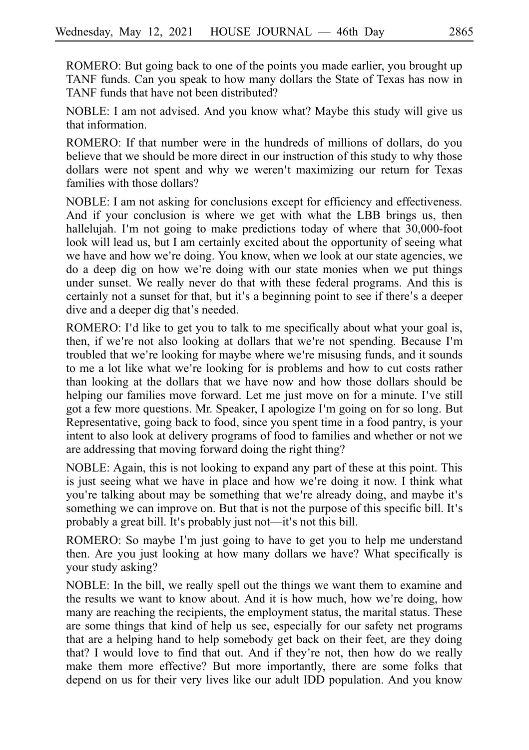ROMERO: But going back to one of the points you made earlier, you brought up TANF funds. Can you speak to how many dollars the State of Texas has now in TANF funds that have not been distributed?

NOBLE: I am not advised. And you know what? Maybe this study will give us that information.

ROMERO: If that number were in the hundreds of millions of dollars, do you believe that we should be more direct in our instruction of this study to why those dollars were not spent and why we weren't maximizing our return for Texas families with those dollars?

NOBLE: I am not asking for conclusions except for efficiency and effectiveness. And if your conclusion is where we get with what the LBB brings us, then hallelujah. I'm not going to make predictions today of where that 30,000-foot look will lead us, but I am certainly excited about the opportunity of seeing what we have and how we're doing. You know, when we look at our state agencies, we do a deep dig on how we're doing with our state monies when we put things under sunset. We really never do that with these federal programs. And this is certainly not a sunset for that, but it's a beginning point to see if there's a deeper dive and a deeper dig that's needed.

ROMERO: I'd like to get you to talk to me specifically about what your goal is, then, if we're not also looking at dollars that we're not spending. Because I'm troubled that we're looking for maybe where we're misusing funds, and it sounds to me a lot like what we're looking for is problems and how to cut costs rather than looking at the dollars that we have now and how those dollars should be helping our families move forward. Let me just move on for a minute. I've still got a few more questions. Mr. Speaker, I apologize I'm going on for so long. But Representative, going back to food, since you spent time in a food pantry, is your intent to also look at delivery programs of food to families and whether or not we are addressing that moving forward doing the right thing?

NOBLE: Again, this is not looking to expand any part of these at this point. This is just seeing what we have in place and how we're doing it now. I think what you're talking about may be something that we're already doing, and maybe it's something we can improve on. But that is not the purpose of this specific bill. It's probably a great bill. It's probably just not—it's not this bill.

ROMERO: So maybe I'm just going to have to get you to help me understand then. Are you just looking at how many dollars we have? What specifically is your study asking?

NOBLE: In the bill, we really spell out the things we want them to examine and the results we want to know about. And it is how much, how we're doing, how many are reaching the recipients, the employment status, the marital status. These are some things that kind of help us see, especially for our safety net programs that are a helping hand to help somebody get back on their feet, are they doing that? I would love to find that out. And if they're not, then how do we really make them more effective? But more importantly, there are some folks that depend on us for their very lives like our adult IDD population. And you know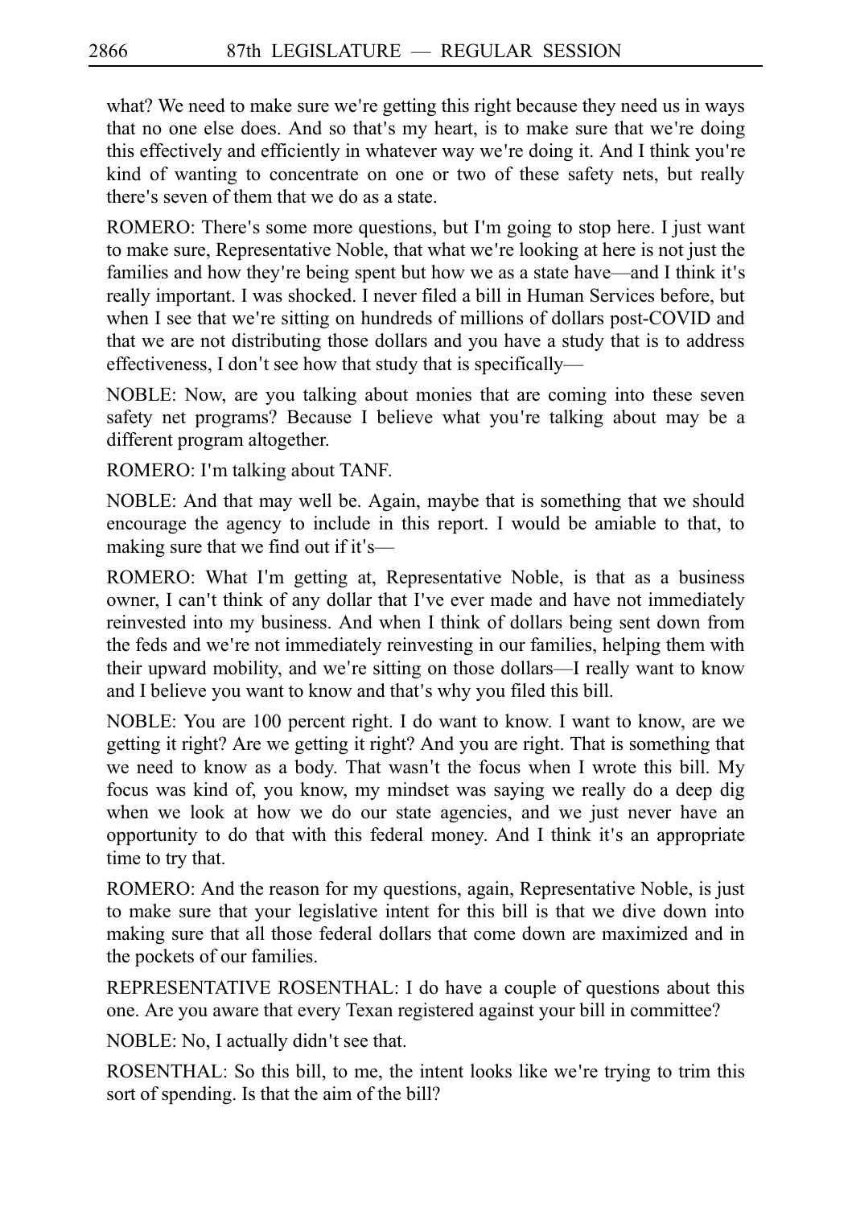what? We need to make sure we're getting this right because they need us in ways that no one else does. And so that's my heart, is to make sure that we're doing this effectively and efficiently in whatever way we're doing it. And I think you're kind of wanting to concentrate on one or two of these safety nets, but really there's seven of them that we do as a state.

ROMERO: There's some more questions, but I'm going to stop here. I just want to make sure, Representative Noble, that what we're looking at here is not just the families and how they're being spent but how we as a state have—and I think it's really important. I was shocked. I never filed a bill in Human Services before, but when I see that we're sitting on hundreds of millions of dollars post-COVID and that we are not distributing those dollars and you have a study that is to address effectiveness, I don't see how that study that is specifically—

NOBLE: Now, are you talking about monies that are coming into these seven safety net programs? Because I believe what you're talking about may be a different program altogether.

ROMERO: I'm talking about TANF.

NOBLE: And that may well be. Again, maybe that is something that we should encourage the agency to include in this report. I would be amiable to that, to making sure that we find out if it's—

ROMERO: What I'm getting at, Representative Noble, is that as a business owner, I can't think of any dollar that I've ever made and have not immediately reinvested into my business. And when I think of dollars being sent down from the feds and we're not immediately reinvesting in our families, helping them with their upward mobility, and we're sitting on those dollars—I really want to know and I believe you want to know and that's why you filed this bill.

NOBLE: You are 100 percent right. I do want to know. I want to know, are we getting it right? Are we getting it right? And you are right. That is something that we need to know as a body. That wasn't the focus when I wrote this bill. My focus was kind of, you know, my mindset was saying we really do a deep dig when we look at how we do our state agencies, and we just never have an opportunity to do that with this federal money. And I think it's an appropriate time to try that.

ROMERO: And the reason for my questions, again, Representative Noble, is just to make sure that your legislative intent for this bill is that we dive down into making sure that all those federal dollars that come down are maximized and in the pockets of our families.

REPRESENTATIVE ROSENTHAL: I do have a couple of questions about this one. Are you aware that every Texan registered against your bill in committee?

NOBLE: No, I actually didn't see that.

ROSENTHAL: So this bill, to me, the intent looks like we're trying to trim this sort of spending. Is that the aim of the bill?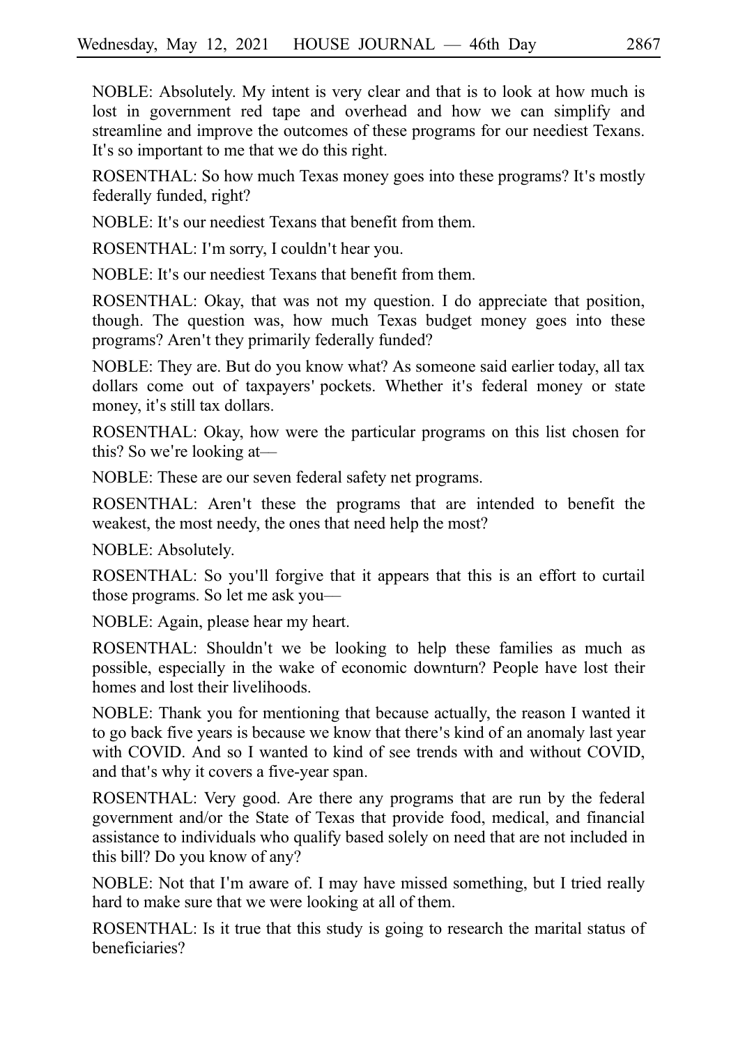NOBLE: Absolutely. My intent is very clear and that is to look at how much is lost in government red tape and overhead and how we can simplify and streamline and improve the outcomes of these programs for our neediest Texans. It's so important to me that we do this right.

ROSENTHAL: So how much Texas money goes into these programs? It's mostly federally funded, right?

NOBLE: It's our neediest Texans that benefit from them.

ROSENTHAL: I'm sorry, I couldn't hear you.

NOBLE: It's our neediest Texans that benefit from them.

ROSENTHAL: Okay, that was not my question. I do appreciate that position, though. The question was, how much Texas budget money goes into these programs? Aren't they primarily federally funded?

NOBLE: They are. But do you know what? As someone said earlier today, all tax dollars come out of taxpayers' pockets. Whether it's federal money or state money, it's still tax dollars.

ROSENTHAL: Okay, how were the particular programs on this list chosen for this? So we're looking at—

NOBLE: These are our seven federal safety net programs.

ROSENTHAL: Aren't these the programs that are intended to benefit the weakest, the most needy, the ones that need help the most?

NOBLE: Absolutely.

ROSENTHAL: So you'll forgive that it appears that this is an effort to curtail those programs. So let me ask you—

NOBLE: Again, please hear my heart.

ROSENTHAL: Shouldn't we be looking to help these families as much as possible, especially in the wake of economic downturn? People have lost their homes and lost their livelihoods.

NOBLE: Thank you for mentioning that because actually, the reason I wanted it to go back five years is because we know that there's kind of an anomaly last year with COVID. And so I wanted to kind of see trends with and without COVID, and that's why it covers a five-year span.

ROSENTHAL: Very good. Are there any programs that are run by the federal government and/or the State of Texas that provide food, medical, and financial assistance to individuals who qualify based solely on need that are not included in this bill? Do you know of any?

NOBLE: Not that I'm aware of. I may have missed something, but I tried really hard to make sure that we were looking at all of them.

ROSENTHAL: Is it true that this study is going to research the marital status of beneficiaries?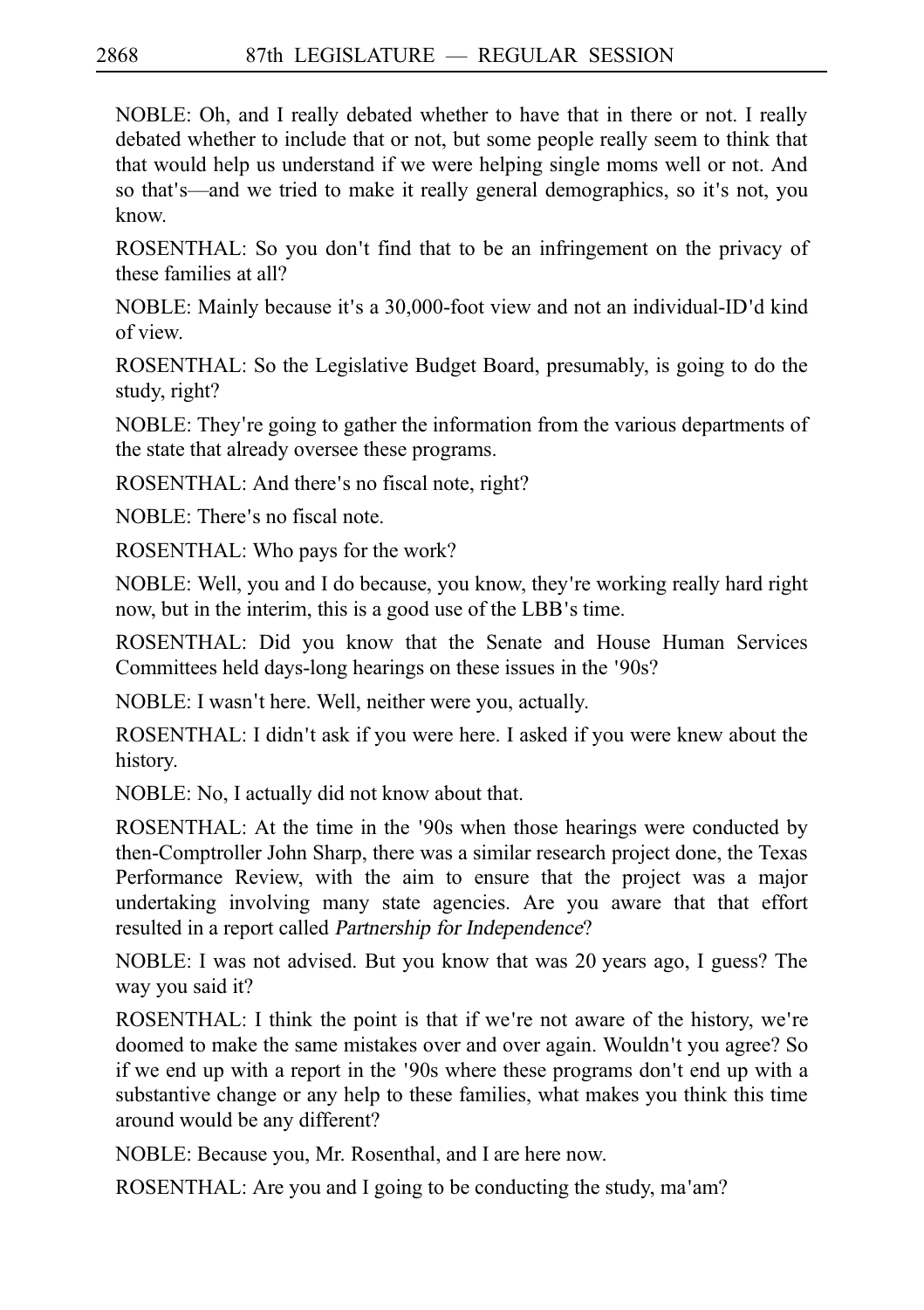NOBLE: Oh, and I really debated whether to have that in there or not. I really debated whether to include that or not, but some people really seem to think that that would help us understand if we were helping single moms well or not. And so that's—and we tried to make it really general demographics, so it's not, you know.

ROSENTHAL: So you don't find that to be an infringement on the privacy of these families at all?

NOBLE: Mainly because it's a 30,000-foot view and not an individual-ID'd kind of view.

ROSENTHAL: So the Legislative Budget Board, presumably, is going to do the study, right?

NOBLE: They're going to gather the information from the various departments of the state that already oversee these programs.

ROSENTHAL: And there's no fiscal note, right?

NOBLE: There's no fiscal note.

ROSENTHAL: Who pays for the work?

NOBLE: Well, you and I do because, you know, they're working really hard right now, but in the interim, this is a good use of the LBB's time.

ROSENTHAL: Did you know that the Senate and House Human Services Committees held days-long hearings on these issues in the '90s?

NOBLE: I wasn't here. Well, neither were you, actually.

ROSENTHAL: I didn't ask if you were here. I asked if you were knew about the history.

NOBLE: No, I actually did not know about that.

ROSENTHAL: At the time in the '90s when those hearings were conducted by then-Comptroller John Sharp, there was a similar research project done, the Texas Performance Review, with the aim to ensure that the project was a major undertaking involving many state agencies. Are you aware that that effort resulted in a report called *Partnership for Independence*?

NOBLE: I was not advised. But you know that was 20 years ago, I guess? The way you said it?

ROSENTHAL: I think the point is that if we're not aware of the history, we're doomed to make the same mistakes over and over again. Wouldn't you agree? So if we end up with a report in the '90s where these programs don't end up with a substantive change or any help to these families, what makes you think this time around would be any different?

NOBLE: Because you, Mr. Rosenthal, and I are here now.

ROSENTHAL: Are you and I going to be conducting the study, ma'am?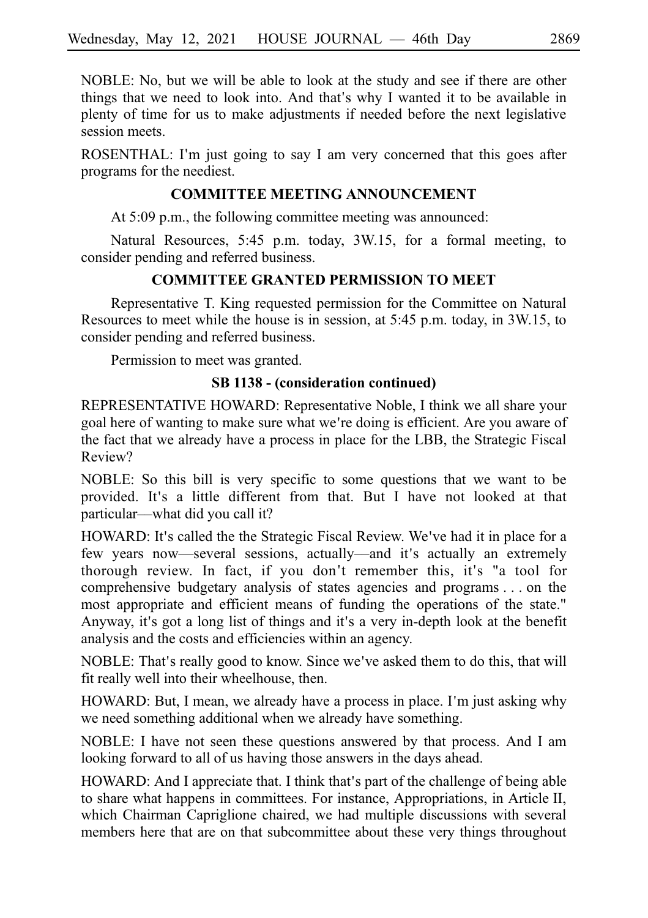NOBLE: No, but we will be able to look at the study and see if there are other things that we need to look into. And that's why I wanted it to be available in plenty of time for us to make adjustments if needed before the next legislative session meets.

ROSENTHAL: I'm just going to say I am very concerned that this goes after programs for the neediest.

**COMMITTEE MEETING ANNOUNCEMENT**

At 5:09 p.m., the following committee meeting was announced:

Natural Resources, 5:45 p.m. today, 3W.15, for a formal meeting, to consider pending and referred business.

**COMMITTEE GRANTED PERMISSION TO MEET**

Representative T. King requested permission for the Committee on Natural Resources to meet while the house is in session, at 5:45 p.m. today, in 3W.15, to consider pending and referred business.

Permission to meet was granted.

**SB 1138 - (consideration continued)**

REPRESENTATIVE HOWARD: Representative Noble, I think we all share your goal here of wanting to make sure what we're doing is efficient. Are you aware of the fact that we already have a process in place for the LBB, the Strategic Fiscal Review?

NOBLE: So this bill is very specific to some questions that we want to be provided. It's a little different from that. But I have not looked at that particular—what did you call it?

HOWARD: It's called the the Strategic Fiscal Review. We've had it in place for a few years now—several sessions, actually—and it's actually an extremely thorough review. In fact, if you don't remember this, it's "a tool for comprehensive budgetary analysis of states agencies and programs . . . on the most appropriate and efficient means of funding the operations of the state." Anyway, it's got a long list of things and it's a very in-depth look at the benefit analysis and the costs and efficiencies within an agency.

NOBLE: That's really good to know. Since we've asked them to do this, that will fit really well into their wheelhouse, then.

HOWARD: But, I mean, we already have a process in place. I'm just asking why we need something additional when we already have something.

NOBLE: I have not seen these questions answered by that process. And I am looking forward to all of us having those answers in the days ahead.

HOWARD: And I appreciate that. I think that's part of the challenge of being able to share what happens in committees. For instance, Appropriations, in Article II, which Chairman Capriglione chaired, we had multiple discussions with several members here that are on that subcommittee about these very things throughout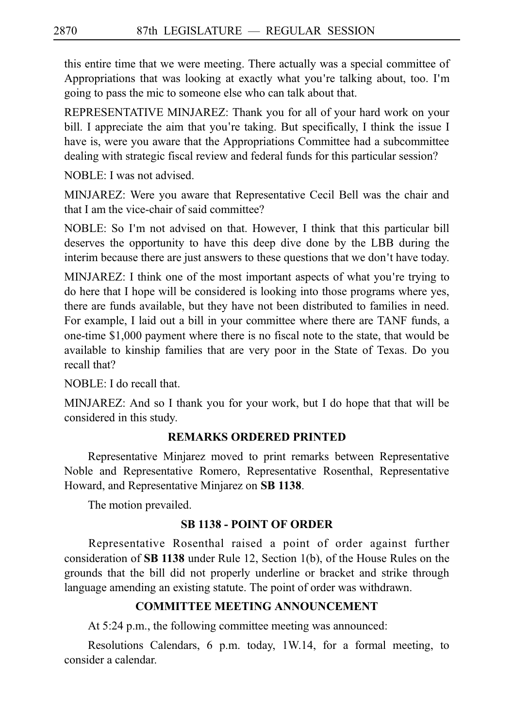this entire time that we were meeting. There actually was a special committee of Appropriations that was looking at exactly what you're talking about, too. I'm going to pass the mic to someone else who can talk about that.

REPRESENTATIVE MINJAREZ: Thank you for all of your hard work on your bill. I appreciate the aim that you're taking. But specifically, I think the issue I have is, were you aware that the Appropriations Committee had a subcommittee dealing with strategic fiscal review and federal funds for this particular session?

NOBLE: I was not advised.

MINJAREZ: Were you aware that Representative Cecil Bell was the chair and that I am the vice-chair of said committee?

NOBLE: So I'm not advised on that. However, I think that this particular bill deserves the opportunity to have this deep dive done by the LBB during the interim because there are just answers to these questions that we don't have today.

MINJAREZ: I think one of the most important aspects of what you're trying to do here that I hope will be considered is looking into those programs where yes, there are funds available, but they have not been distributed to families in need. For example, I laid out a bill in your committee where there are TANF funds, a one-time $1,000 payment where there is no fiscal note to the state, that would be available to kinship families that are very poor in the State of Texas. Do you recall that?

NOBLE: I do recall that.

MINJAREZ: And so I thank you for your work, but I do hope that that will be considered in this study.

## REMARKS ORDERED PRINTED

Representative Minjarez moved to print remarks between Representative Noble and Representative Romero, Representative Rosenthal, Representative Howard, and Representative Minjarez on **SB 1138**.

The motion prevailed.

## SB 1138 - POINT OF ORDER

Representative Rosenthal raised a point of order against further consideration of **SB 1138** under Rule 12, Section 1(b), of the House Rules on the grounds that the bill did not properly underline or bracket and strike through language amending an existing statute. The point of order was withdrawn.

## COMMITTEE MEETING ANNOUNCEMENT

At 5:24 p.m., the following committee meeting was announced:

Resolutions Calendars, 6 p.m. today, 1W.14, for a formal meeting, to consider a calendar.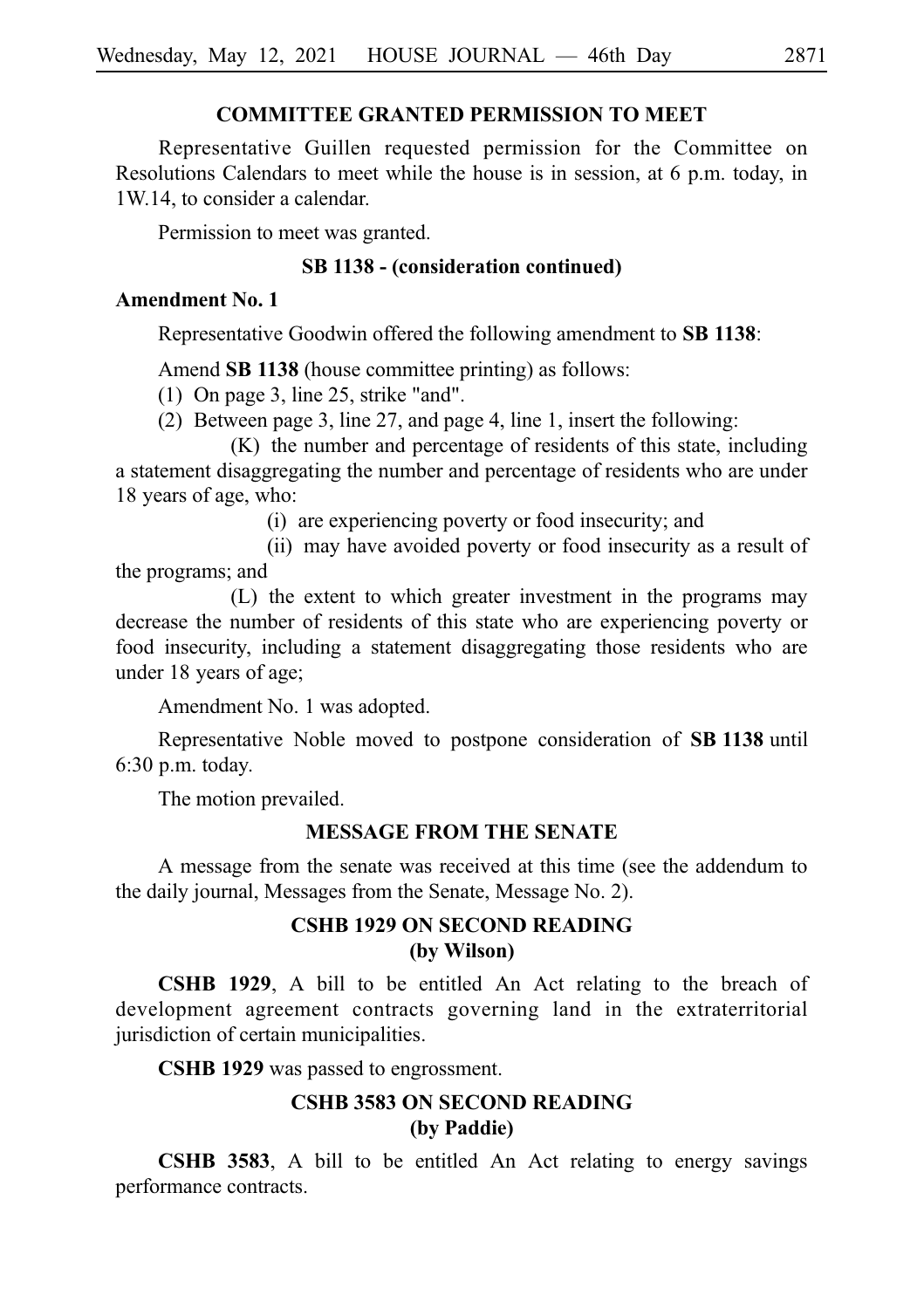## COMMITTEE GRANTED PERMISSION TO MEET

Representative Guillen requested permission for the Committee on Resolutions Calendars to meet while the house is in session, at 6 p.m. today, in 1W.14, to consider a calendar.

Permission to meet was granted.

## SB 1138 - (consideration continued)

**Amendment No. 1**

Representative Goodwin offered the following amendment to **SB 1138**:

Amend **SB 1138** (house committee printing) as follows:

(1) On page 3, line 25, strike "and".

(2) Between page 3, line 27, and page 4, line 1, insert the following:

(K) the number and percentage of residents of this state, including a statement disaggregating the number and percentage of residents who are under 18 years of age, who:

(i) are experiencing poverty or food insecurity; and

(ii) may have avoided poverty or food insecurity as a result of the programs; and

(L) the extent to which greater investment in the programs may decrease the number of residents of this state who are experiencing poverty or food insecurity, including a statement disaggregating those residents who are under 18 years of age;

Amendment No. 1 was adopted.

Representative Noble moved to postpone consideration of **SB 1138** until 6:30 p.m. today.

The motion prevailed.

## MESSAGE FROM THE SENATE

A message from the senate was received at this time (see the addendum to the daily journal, Messages from the Senate, Message No. 2).

## CSHB 1929 ON SECOND READING (by Wilson)

**CSHB 1929**, A bill to be entitled An Act relating to the breach of development agreement contracts governing land in the extraterritorial jurisdiction of certain municipalities.

**CSHB 1929** was passed to engrossment.

## CSHB 3583 ON SECOND READING (by Paddie)

**CSHB 3583**, A bill to be entitled An Act relating to energy savings performance contracts.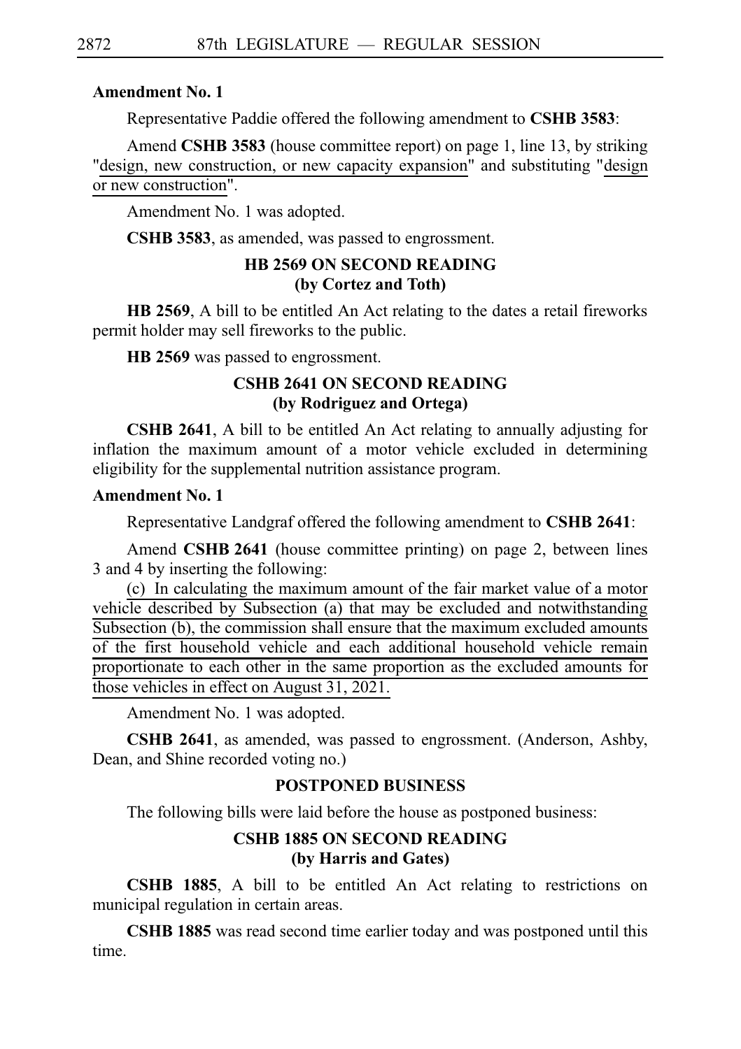**Amendment No. 1**

Representative Paddie offered the following amendment to **CSHB 3583**:

Amend **CSHB 3583** (house committee report) on page 1, line 13, by striking "design, new construction, or new capacity expansion" and substituting "design or new construction".

Amendment No. 1 was adopted.

**CSHB 3583**, as amended, was passed to engrossment.

### HB 2569 ON SECOND READING (by Cortez and Toth)

**HB 2569**, A bill to be entitled An Act relating to the dates a retail fireworks permit holder may sell fireworks to the public.

**HB 2569** was passed to engrossment.

### CSHB 2641 ON SECOND READING (by Rodriguez and Ortega)

**CSHB 2641**, A bill to be entitled An Act relating to annually adjusting for inflation the maximum amount of a motor vehicle excluded in determining eligibility for the supplemental nutrition assistance program.

**Amendment No. 1**

Representative Landgraf offered the following amendment to **CSHB 2641**:

Amend **CSHB 2641** (house committee printing) on page 2, between lines 3 and 4 by inserting the following:

(c) In calculating the maximum amount of the fair market value of a motor vehicle described by Subsection (a) that may be excluded and notwithstanding Subsection (b), the commission shall ensure that the maximum excluded amounts of the first household vehicle and each additional household vehicle remain proportionate to each other in the same proportion as the excluded amounts for those vehicles in effect on August 31, 2021.

Amendment No. 1 was adopted.

**CSHB 2641**, as amended, was passed to engrossment. (Anderson, Ashby, Dean, and Shine recorded voting no.)

### POSTPONED BUSINESS

The following bills were laid before the house as postponed business:

### CSHB 1885 ON SECOND READING (by Harris and Gates)

**CSHB 1885**, A bill to be entitled An Act relating to restrictions on municipal regulation in certain areas.

**CSHB 1885** was read second time earlier today and was postponed until this time.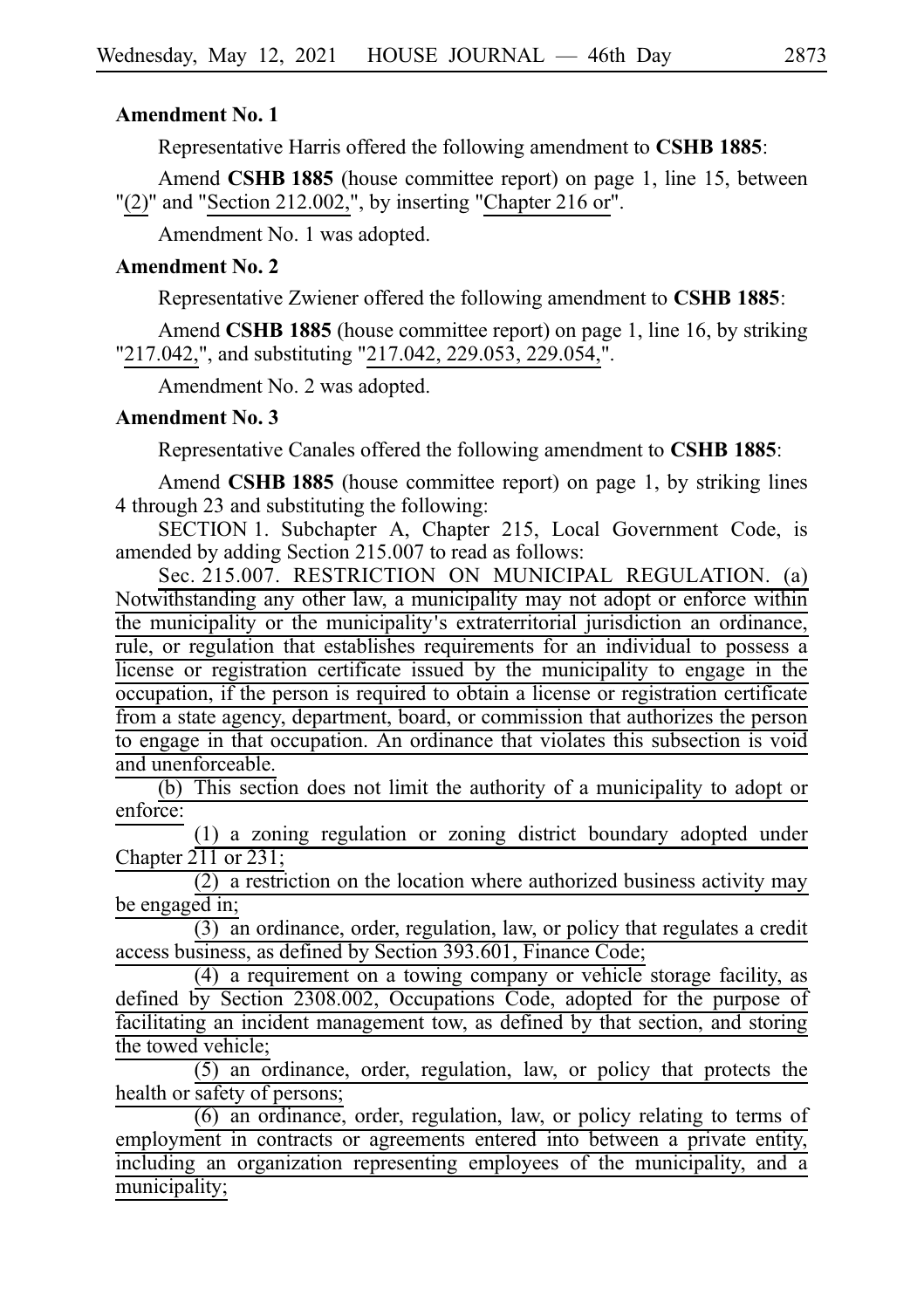**Amendment No. 1**

Representative Harris offered the following amendment to **CSHB 1885**:

Amend **CSHB 1885** (house committee report) on page 1, line 15, between "(2)" and "Section 212.002,", by inserting "Chapter 216 or".

Amendment No. 1 was adopted.

**Amendment No. 2**

Representative Zwiener offered the following amendment to **CSHB 1885**:

Amend **CSHB 1885** (house committee report) on page 1, line 16, by striking "217.042,", and substituting "217.042, 229.053, 229.054,".

Amendment No. 2 was adopted.

**Amendment No. 3**

Representative Canales offered the following amendment to **CSHB 1885**:

Amend **CSHB 1885** (house committee report) on page 1, by striking lines 4 through 23 and substituting the following:

SECTION 1. Subchapter A, Chapter 215, Local Government Code, is amended by adding Section 215.007 to read as follows:

Sec. 215.007. RESTRICTION ON MUNICIPAL REGULATION. (a) Notwithstanding any other law, a municipality may not adopt or enforce within the municipality or the municipality's extraterritorial jurisdiction an ordinance, rule, or regulation that establishes requirements for an individual to possess a license or registration certificate issued by the municipality to engage in the occupation, if the person is required to obtain a license or registration certificate from a state agency, department, board, or commission that authorizes the person to engage in that occupation. An ordinance that violates this subsection is void and unenforceable.

(b) This section does not limit the authority of a municipality to adopt or enforce:

(1) a zoning regulation or zoning district boundary adopted under Chapter 211 or 231;

(2) a restriction on the location where authorized business activity may be engaged in;

(3) an ordinance, order, regulation, law, or policy that regulates a credit access business, as defined by Section 393.601, Finance Code;

(4) a requirement on a towing company or vehicle storage facility, as defined by Section 2308.002, Occupations Code, adopted for the purpose of facilitating an incident management tow, as defined by that section, and storing the towed vehicle;

(5) an ordinance, order, regulation, law, or policy that protects the health or safety of persons;

(6) an ordinance, order, regulation, law, or policy relating to terms of employment in contracts or agreements entered into between a private entity, including an organization representing employees of the municipality, and a municipality;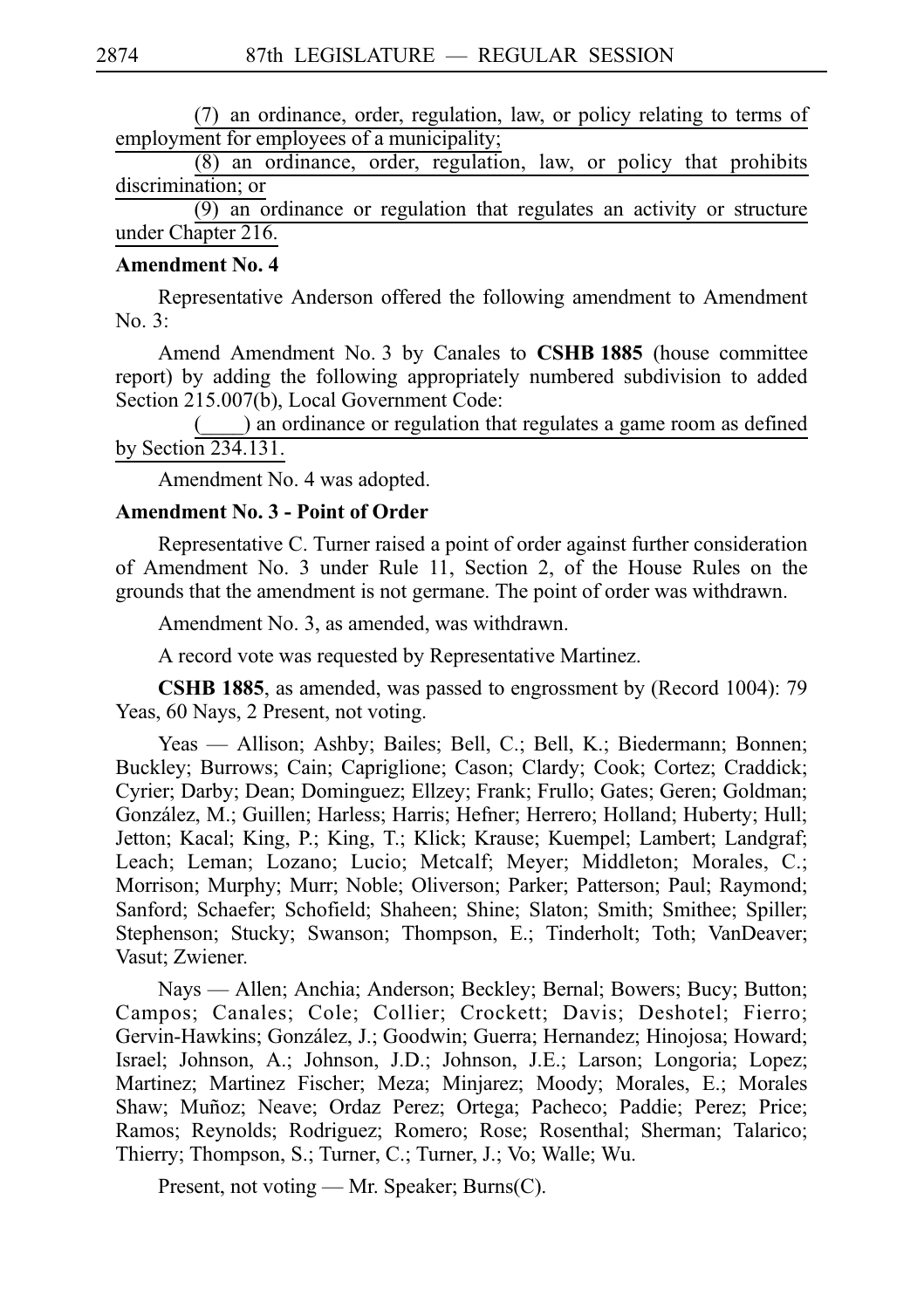(7) an ordinance, order, regulation, law, or policy relating to terms of employment for employees of a municipality;

(8) an ordinance, order, regulation, law, or policy that prohibits discrimination; or

(9) an ordinance or regulation that regulates an activity or structure under Chapter 216.

**Amendment No. 4**

Representative Anderson offered the following amendment to Amendment No. 3:

Amend Amendment No. 3 by Canales to **CSHB 1885** (house committee report) by adding the following appropriately numbered subdivision to added Section 215.007(b), Local Government Code:

(____) an ordinance or regulation that regulates a game room as defined by Section 234.131.

Amendment No. 4 was adopted.

**Amendment No. 3 - Point of Order**

Representative C. Turner raised a point of order against further consideration of Amendment No. 3 under Rule 11, Section 2, of the House Rules on the grounds that the amendment is not germane. The point of order was withdrawn.

Amendment No. 3, as amended, was withdrawn.

A record vote was requested by Representative Martinez.

**CSHB 1885**, as amended, was passed to engrossment by (Record 1004): 79 Yeas, 60 Nays, 2 Present, not voting.

Yeas — Allison; Ashby; Bailes; Bell, C.; Bell, K.; Biedermann; Bonnen; Buckley; Burrows; Cain; Capriglione; Cason; Clardy; Cook; Cortez; Craddick; Cyrier; Darby; Dean; Dominguez; Ellzey; Frank; Frullo; Gates; Geren; Goldman; González, M.; Guillen; Harless; Harris; Hefner; Herrero; Holland; Huberty; Hull; Jetton; Kacal; King, P.; King, T.; Klick; Krause; Kuempel; Lambert; Landgraf; Leach; Leman; Lozano; Lucio; Metcalf; Meyer; Middleton; Morales, C.; Morrison; Murphy; Murr; Noble; Oliverson; Parker; Patterson; Paul; Raymond; Sanford; Schaefer; Schofield; Shaheen; Shine; Slaton; Smith; Smithee; Spiller; Stephenson; Stucky; Swanson; Thompson, E.; Tinderholt; Toth; VanDeaver; Vasut; Zwiener.

Nays — Allen; Anchia; Anderson; Beckley; Bernal; Bowers; Bucy; Button; Campos; Canales; Cole; Collier; Crockett; Davis; Deshotel; Fierro; Gervin-Hawkins; González, J.; Goodwin; Guerra; Hernandez; Hinojosa; Howard; Israel; Johnson, A.; Johnson, J.D.; Johnson, J.E.; Larson; Longoria; Lopez; Martinez; Martinez Fischer; Meza; Minjarez; Moody; Morales, E.; Morales Shaw; Muñoz; Neave; Ordaz Perez; Ortega; Pacheco; Paddie; Perez; Price; Ramos; Reynolds; Rodriguez; Romero; Rose; Rosenthal; Sherman; Talarico; Thierry; Thompson, S.; Turner, C.; Turner, J.; Vo; Walle; Wu.

Present, not voting — Mr. Speaker; Burns(C).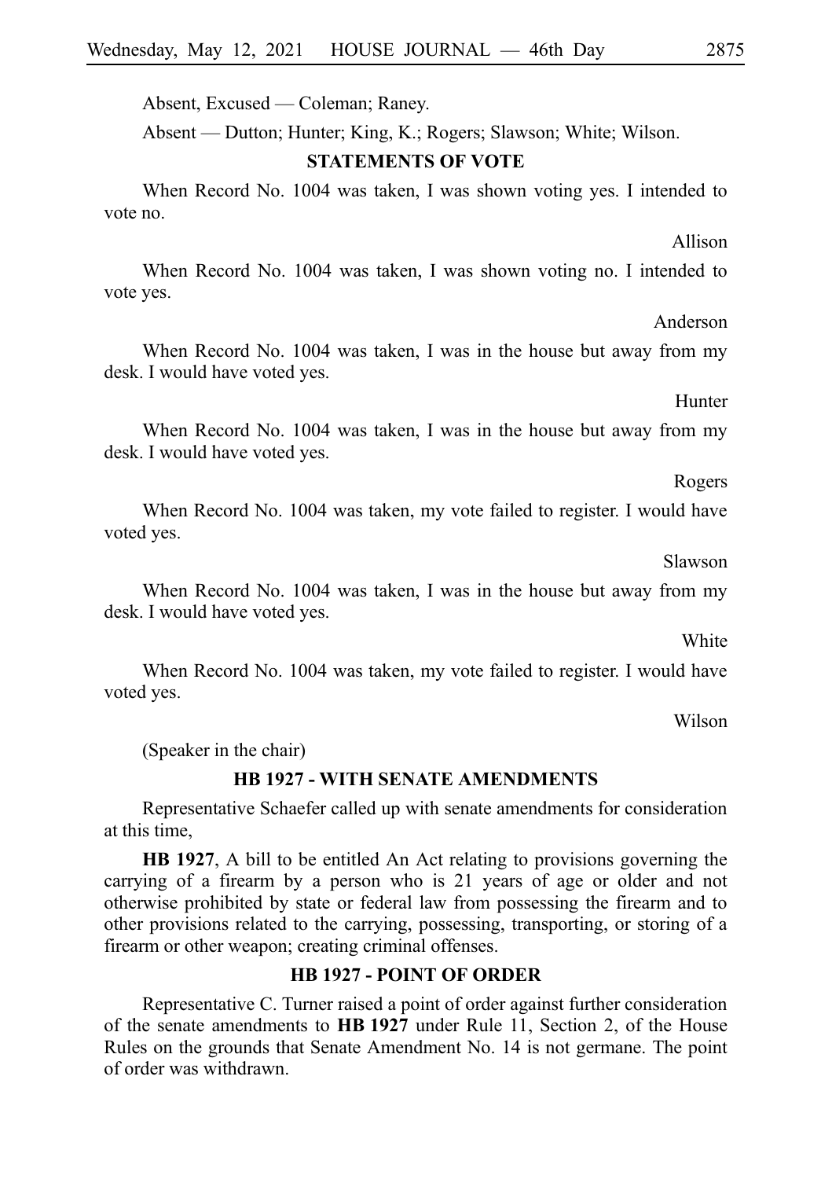Absent, Excused — Coleman; Raney.

Absent — Dutton; Hunter; King, K.; Rogers; Slawson; White; Wilson.

**STATEMENTS OF VOTE**

When Record No. 1004 was taken, I was shown voting yes. I intended to vote no.

Allison

When Record No. 1004 was taken, I was shown voting no. I intended to vote yes.

Anderson

When Record No. 1004 was taken, I was in the house but away from my desk. I would have voted yes.

Hunter

When Record No. 1004 was taken, I was in the house but away from my desk. I would have voted yes.

Rogers

When Record No. 1004 was taken, my vote failed to register. I would have voted yes.

Slawson

When Record No. 1004 was taken, I was in the house but away from my desk. I would have voted yes.

White

When Record No. 1004 was taken, my vote failed to register. I would have voted yes.

Wilson

(Speaker in the chair)

**HB 1927 - WITH SENATE AMENDMENTS**

Representative Schaefer called up with senate amendments for consideration at this time,

**HB 1927**, A bill to be entitled An Act relating to provisions governing the carrying of a firearm by a person who is 21 years of age or older and not otherwise prohibited by state or federal law from possessing the firearm and to other provisions related to the carrying, possessing, transporting, or storing of a firearm or other weapon; creating criminal offenses.

**HB 1927 - POINT OF ORDER**

Representative C. Turner raised a point of order against further consideration of the senate amendments to **HB 1927** under Rule 11, Section 2, of the House Rules on the grounds that Senate Amendment No. 14 is not germane. The point of order was withdrawn.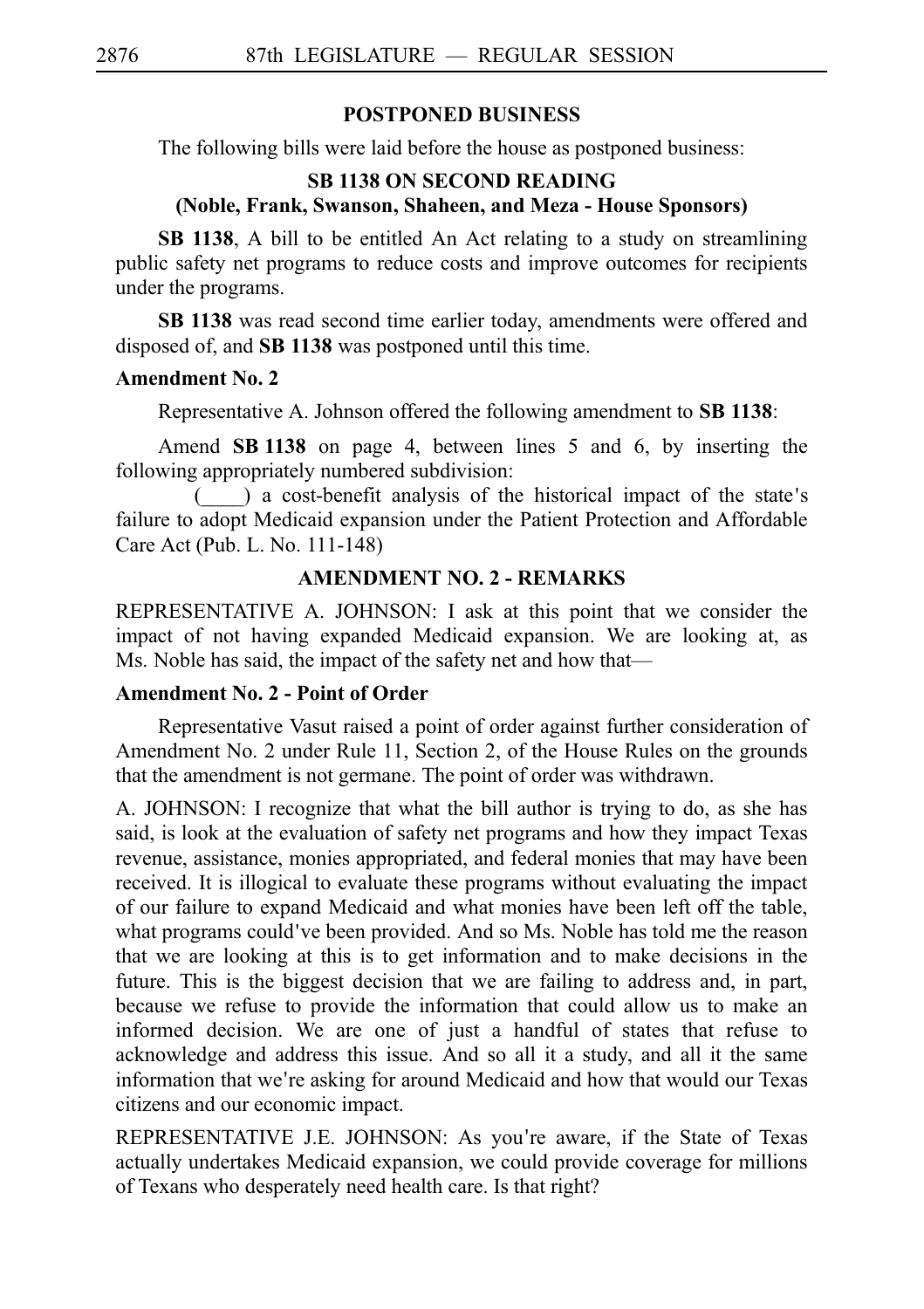## POSTPONED BUSINESS

The following bills were laid before the house as postponed business:

### SB 1138 ON SECOND READING
### (Noble, Frank, Swanson, Shaheen, and Meza - House Sponsors)

**SB 1138**, A bill to be entitled An Act relating to a study on streamlining public safety net programs to reduce costs and improve outcomes for recipients under the programs.

**SB 1138** was read second time earlier today, amendments were offered and disposed of, and **SB 1138** was postponed until this time.

**Amendment No. 2**

Representative A. Johnson offered the following amendment to **SB 1138**:

Amend **SB 1138** on page 4, between lines 5 and 6, by inserting the following appropriately numbered subdivision:

(____) a cost-benefit analysis of the historical impact of the state's failure to adopt Medicaid expansion under the Patient Protection and Affordable Care Act (Pub. L. No. 111-148)

### AMENDMENT NO. 2 - REMARKS

REPRESENTATIVE A. JOHNSON: I ask at this point that we consider the impact of not having expanded Medicaid expansion. We are looking at, as Ms. Noble has said, the impact of the safety net and how that—

**Amendment No. 2 - Point of Order**

Representative Vasut raised a point of order against further consideration of Amendment No. 2 under Rule 11, Section 2, of the House Rules on the grounds that the amendment is not germane. The point of order was withdrawn.

A. JOHNSON: I recognize that what the bill author is trying to do, as she has said, is look at the evaluation of safety net programs and how they impact Texas revenue, assistance, monies appropriated, and federal monies that may have been received. It is illogical to evaluate these programs without evaluating the impact of our failure to expand Medicaid and what monies have been left off the table, what programs could've been provided. And so Ms. Noble has told me the reason that we are looking at this is to get information and to make decisions in the future. This is the biggest decision that we are failing to address and, in part, because we refuse to provide the information that could allow us to make an informed decision. We are one of just a handful of states that refuse to acknowledge and address this issue. And so all it a study, and all it the same information that we're asking for around Medicaid and how that would our Texas citizens and our economic impact.

REPRESENTATIVE J.E. JOHNSON: As you're aware, if the State of Texas actually undertakes Medicaid expansion, we could provide coverage for millions of Texans who desperately need health care. Is that right?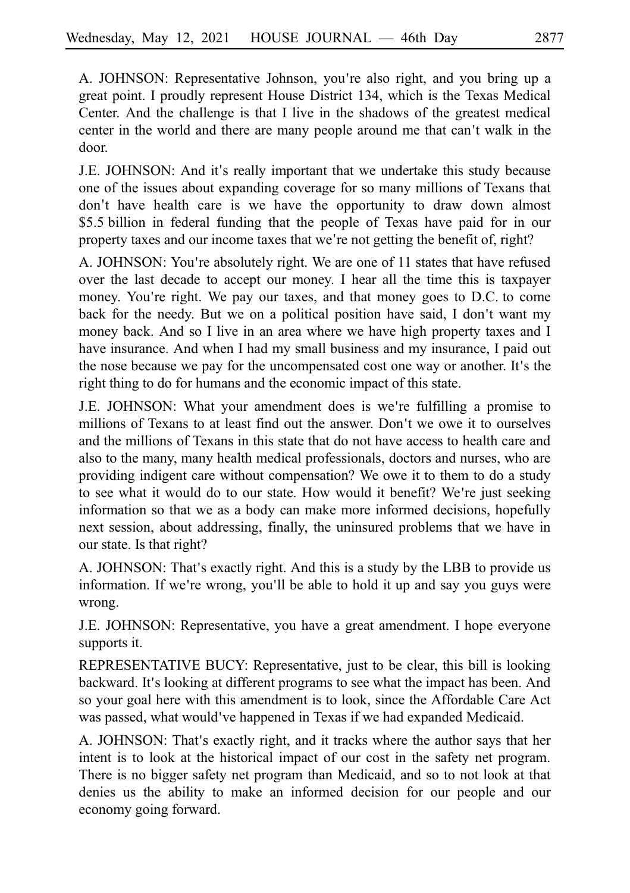A. JOHNSON: Representative Johnson, you're also right, and you bring up a great point. I proudly represent House District 134, which is the Texas Medical Center. And the challenge is that I live in the shadows of the greatest medical center in the world and there are many people around me that can't walk in the door.

J.E. JOHNSON: And it's really important that we undertake this study because one of the issues about expanding coverage for so many millions of Texans that don't have health care is we have the opportunity to draw down almost $5.5 billion in federal funding that the people of Texas have paid for in our property taxes and our income taxes that we're not getting the benefit of, right?

A. JOHNSON: You're absolutely right. We are one of 11 states that have refused over the last decade to accept our money. I hear all the time this is taxpayer money. You're right. We pay our taxes, and that money goes to D.C. to come back for the needy. But we on a political position have said, I don't want my money back. And so I live in an area where we have high property taxes and I have insurance. And when I had my small business and my insurance, I paid out the nose because we pay for the uncompensated cost one way or another. It's the right thing to do for humans and the economic impact of this state.

J.E. JOHNSON: What your amendment does is we're fulfilling a promise to millions of Texans to at least find out the answer. Don't we owe it to ourselves and the millions of Texans in this state that do not have access to health care and also to the many, many health medical professionals, doctors and nurses, who are providing indigent care without compensation? We owe it to them to do a study to see what it would do to our state. How would it benefit? We're just seeking information so that we as a body can make more informed decisions, hopefully next session, about addressing, finally, the uninsured problems that we have in our state. Is that right?

A. JOHNSON: That's exactly right. And this is a study by the LBB to provide us information. If we're wrong, you'll be able to hold it up and say you guys were wrong.

J.E. JOHNSON: Representative, you have a great amendment. I hope everyone supports it.

REPRESENTATIVE BUCY: Representative, just to be clear, this bill is looking backward. It's looking at different programs to see what the impact has been. And so your goal here with this amendment is to look, since the Affordable Care Act was passed, what would've happened in Texas if we had expanded Medicaid.

A. JOHNSON: That's exactly right, and it tracks where the author says that her intent is to look at the historical impact of our cost in the safety net program. There is no bigger safety net program than Medicaid, and so to not look at that denies us the ability to make an informed decision for our people and our economy going forward.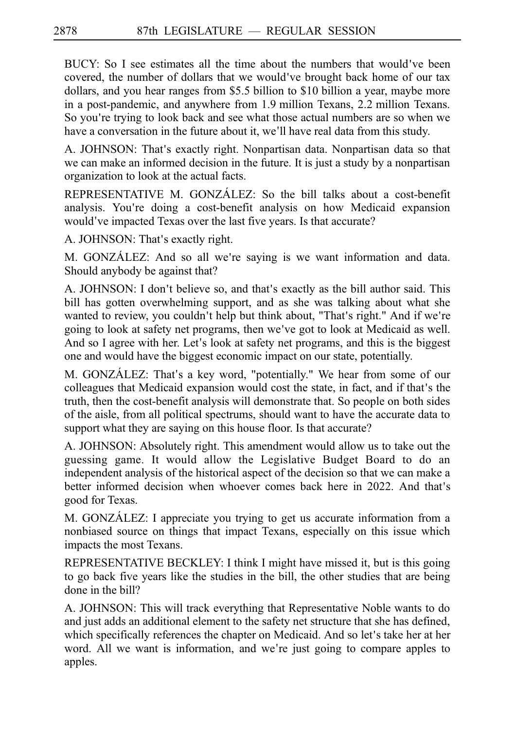BUCY: So I see estimates all the time about the numbers that would've been covered, the number of dollars that we would've brought back home of our tax dollars, and you hear ranges from $5.5 billion to $10 billion a year, maybe more in a post-pandemic, and anywhere from 1.9 million Texans, 2.2 million Texans. So you're trying to look back and see what those actual numbers are so when we have a conversation in the future about it, we'll have real data from this study.

A. JOHNSON: That's exactly right. Nonpartisan data. Nonpartisan data so that we can make an informed decision in the future. It is just a study by a nonpartisan organization to look at the actual facts.

REPRESENTATIVE M. GONZÁLEZ: So the bill talks about a cost-benefit analysis. You're doing a cost-benefit analysis on how Medicaid expansion would've impacted Texas over the last five years. Is that accurate?

A. JOHNSON: That's exactly right.

M. GONZÁLEZ: And so all we're saying is we want information and data. Should anybody be against that?

A. JOHNSON: I don't believe so, and that's exactly as the bill author said. This bill has gotten overwhelming support, and as she was talking about what she wanted to review, you couldn't help but think about, "That's right." And if we're going to look at safety net programs, then we've got to look at Medicaid as well. And so I agree with her. Let's look at safety net programs, and this is the biggest one and would have the biggest economic impact on our state, potentially.

M. GONZÁLEZ: That's a key word, "potentially." We hear from some of our colleagues that Medicaid expansion would cost the state, in fact, and if that's the truth, then the cost-benefit analysis will demonstrate that. So people on both sides of the aisle, from all political spectrums, should want to have the accurate data to support what they are saying on this house floor. Is that accurate?

A. JOHNSON: Absolutely right. This amendment would allow us to take out the guessing game. It would allow the Legislative Budget Board to do an independent analysis of the historical aspect of the decision so that we can make a better informed decision when whoever comes back here in 2022. And that's good for Texas.

M. GONZÁLEZ: I appreciate you trying to get us accurate information from a nonbiased source on things that impact Texans, especially on this issue which impacts the most Texans.

REPRESENTATIVE BECKLEY: I think I might have missed it, but is this going to go back five years like the studies in the bill, the other studies that are being done in the bill?

A. JOHNSON: This will track everything that Representative Noble wants to do and just adds an additional element to the safety net structure that she has defined, which specifically references the chapter on Medicaid. And so let's take her at her word. All we want is information, and we're just going to compare apples to apples.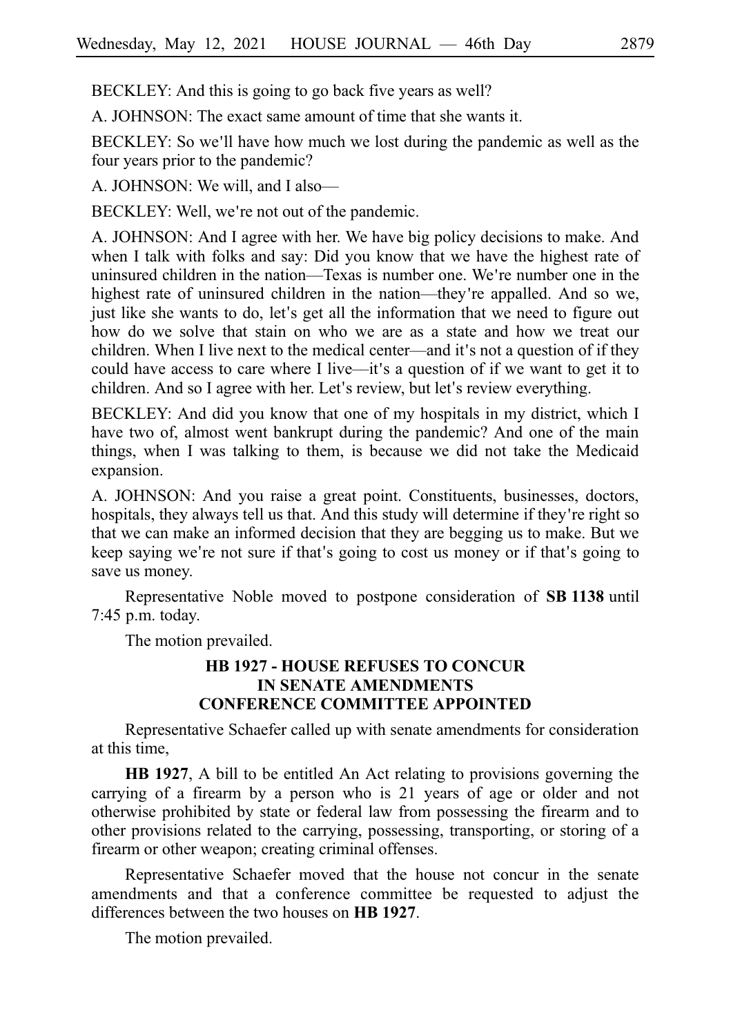BECKLEY: And this is going to go back five years as well?

A. JOHNSON: The exact same amount of time that she wants it.

BECKLEY: So we'll have how much we lost during the pandemic as well as the four years prior to the pandemic?

A. JOHNSON: We will, and I also—

BECKLEY: Well, we're not out of the pandemic.

A. JOHNSON: And I agree with her. We have big policy decisions to make. And when I talk with folks and say: Did you know that we have the highest rate of uninsured children in the nation—Texas is number one. We're number one in the highest rate of uninsured children in the nation—they're appalled. And so we, just like she wants to do, let's get all the information that we need to figure out how do we solve that stain on who we are as a state and how we treat our children. When I live next to the medical center—and it's not a question of if they could have access to care where I live—it's a question of if we want to get it to children. And so I agree with her. Let's review, but let's review everything.

BECKLEY: And did you know that one of my hospitals in my district, which I have two of, almost went bankrupt during the pandemic? And one of the main things, when I was talking to them, is because we did not take the Medicaid expansion.

A. JOHNSON: And you raise a great point. Constituents, businesses, doctors, hospitals, they always tell us that. And this study will determine if they're right so that we can make an informed decision that they are begging us to make. But we keep saying we're not sure if that's going to cost us money or if that's going to save us money.

Representative Noble moved to postpone consideration of **SB 1138** until 7:45 p.m. today.

The motion prevailed.

**HB 1927 - HOUSE REFUSES TO CONCUR IN SENATE AMENDMENTS CONFERENCE COMMITTEE APPOINTED**

Representative Schaefer called up with senate amendments for consideration at this time,

**HB 1927**, A bill to be entitled An Act relating to provisions governing the carrying of a firearm by a person who is 21 years of age or older and not otherwise prohibited by state or federal law from possessing the firearm and to other provisions related to the carrying, possessing, transporting, or storing of a firearm or other weapon; creating criminal offenses.

Representative Schaefer moved that the house not concur in the senate amendments and that a conference committee be requested to adjust the differences between the two houses on **HB 1927**.

The motion prevailed.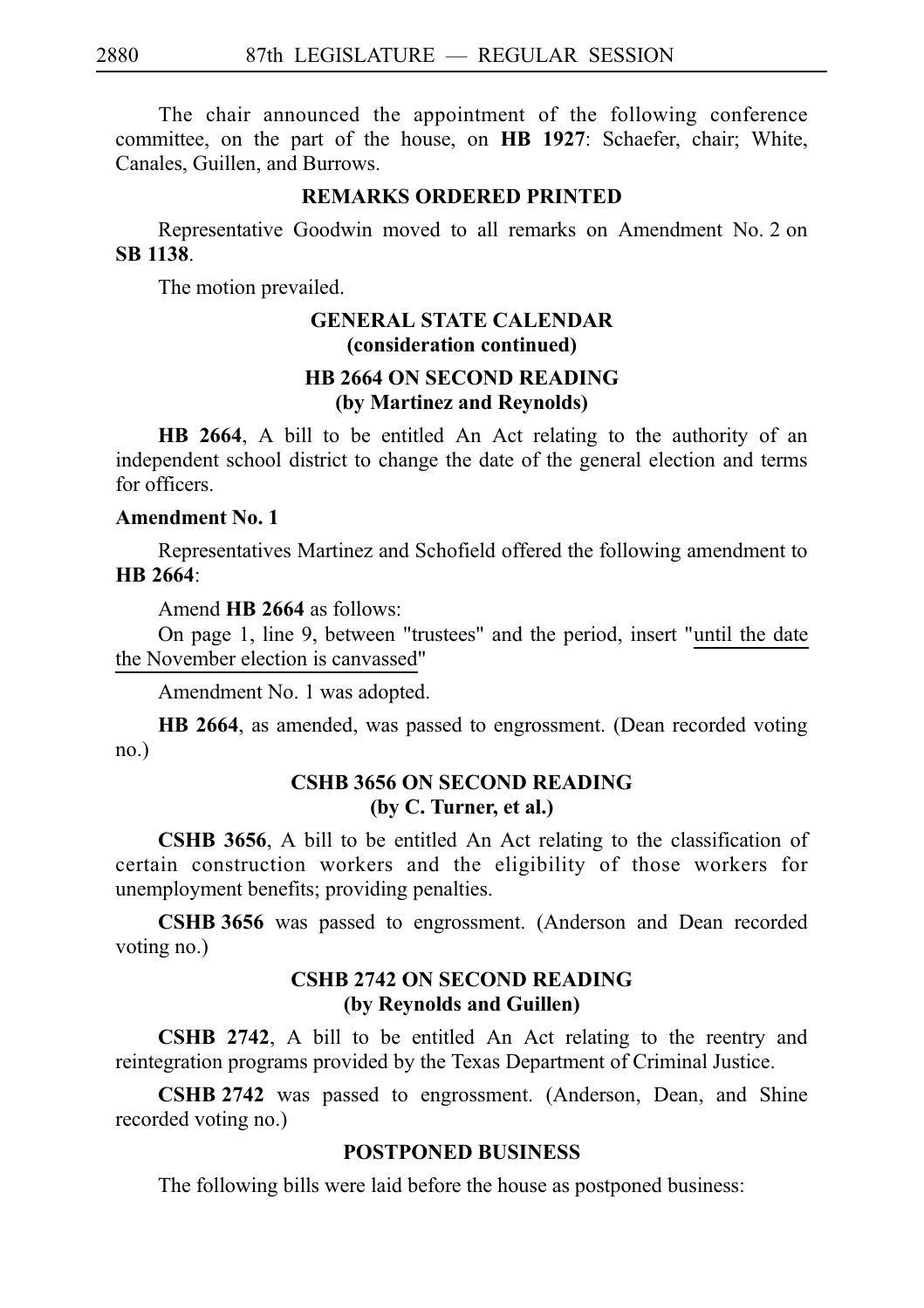The chair announced the appointment of the following conference committee, on the part of the house, on **HB 1927**: Schaefer, chair; White, Canales, Guillen, and Burrows.

## REMARKS ORDERED PRINTED

Representative Goodwin moved to all remarks on Amendment No. 2 on **SB 1138**.

The motion prevailed.

## GENERAL STATE CALENDAR (consideration continued)

## HB 2664 ON SECOND READING (by Martinez and Reynolds)

**HB 2664**, A bill to be entitled An Act relating to the authority of an independent school district to change the date of the general election and terms for officers.

**Amendment No. 1**

Representatives Martinez and Schofield offered the following amendment to **HB 2664**:

Amend **HB 2664** as follows:

On page 1, line 9, between "trustees" and the period, insert "until the date the November election is canvassed"

Amendment No. 1 was adopted.

**HB 2664**, as amended, was passed to engrossment. (Dean recorded voting no.)

## CSHB 3656 ON SECOND READING (by C. Turner, et al.)

**CSHB 3656**, A bill to be entitled An Act relating to the classification of certain construction workers and the eligibility of those workers for unemployment benefits; providing penalties.

**CSHB 3656** was passed to engrossment. (Anderson and Dean recorded voting no.)

## CSHB 2742 ON SECOND READING (by Reynolds and Guillen)

**CSHB 2742**, A bill to be entitled An Act relating to the reentry and reintegration programs provided by the Texas Department of Criminal Justice.

**CSHB 2742** was passed to engrossment. (Anderson, Dean, and Shine recorded voting no.)

## POSTPONED BUSINESS

The following bills were laid before the house as postponed business: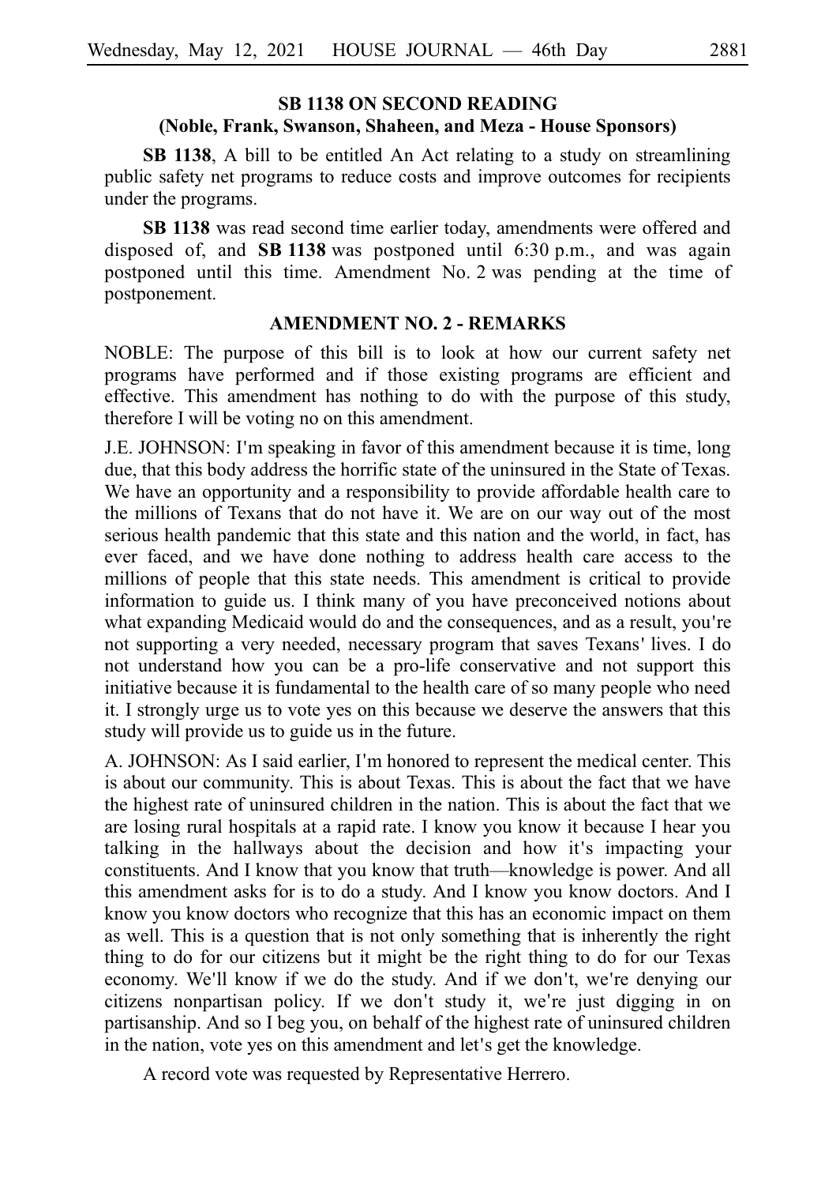## SB 1138 ON SECOND READING
### (Noble, Frank, Swanson, Shaheen, and Meza - House Sponsors)

**SB 1138**, A bill to be entitled An Act relating to a study on streamlining public safety net programs to reduce costs and improve outcomes for recipients under the programs.

**SB 1138** was read second time earlier today, amendments were offered and disposed of, and **SB 1138** was postponed until 6:30 p.m., and was again postponed until this time. Amendment No. 2 was pending at the time of postponement.

### AMENDMENT NO. 2 - REMARKS

NOBLE: The purpose of this bill is to look at how our current safety net programs have performed and if those existing programs are efficient and effective. This amendment has nothing to do with the purpose of this study, therefore I will be voting no on this amendment.

J.E. JOHNSON: I'm speaking in favor of this amendment because it is time, long due, that this body address the horrific state of the uninsured in the State of Texas. We have an opportunity and a responsibility to provide affordable health care to the millions of Texans that do not have it. We are on our way out of the most serious health pandemic that this state and this nation and the world, in fact, has ever faced, and we have done nothing to address health care access to the millions of people that this state needs. This amendment is critical to provide information to guide us. I think many of you have preconceived notions about what expanding Medicaid would do and the consequences, and as a result, you're not supporting a very needed, necessary program that saves Texans' lives. I do not understand how you can be a pro-life conservative and not support this initiative because it is fundamental to the health care of so many people who need it. I strongly urge us to vote yes on this because we deserve the answers that this study will provide us to guide us in the future.

A. JOHNSON: As I said earlier, I'm honored to represent the medical center. This is about our community. This is about Texas. This is about the fact that we have the highest rate of uninsured children in the nation. This is about the fact that we are losing rural hospitals at a rapid rate. I know you know it because I hear you talking in the hallways about the decision and how it's impacting your constituents. And I know that you know that truth—knowledge is power. And all this amendment asks for is to do a study. And I know you know doctors. And I know you know doctors who recognize that this has an economic impact on them as well. This is a question that is not only something that is inherently the right thing to do for our citizens but it might be the right thing to do for our Texas economy. We'll know if we do the study. And if we don't, we're denying our citizens nonpartisan policy. If we don't study it, we're just digging in on partisanship. And so I beg you, on behalf of the highest rate of uninsured children in the nation, vote yes on this amendment and let's get the knowledge.

A record vote was requested by Representative Herrero.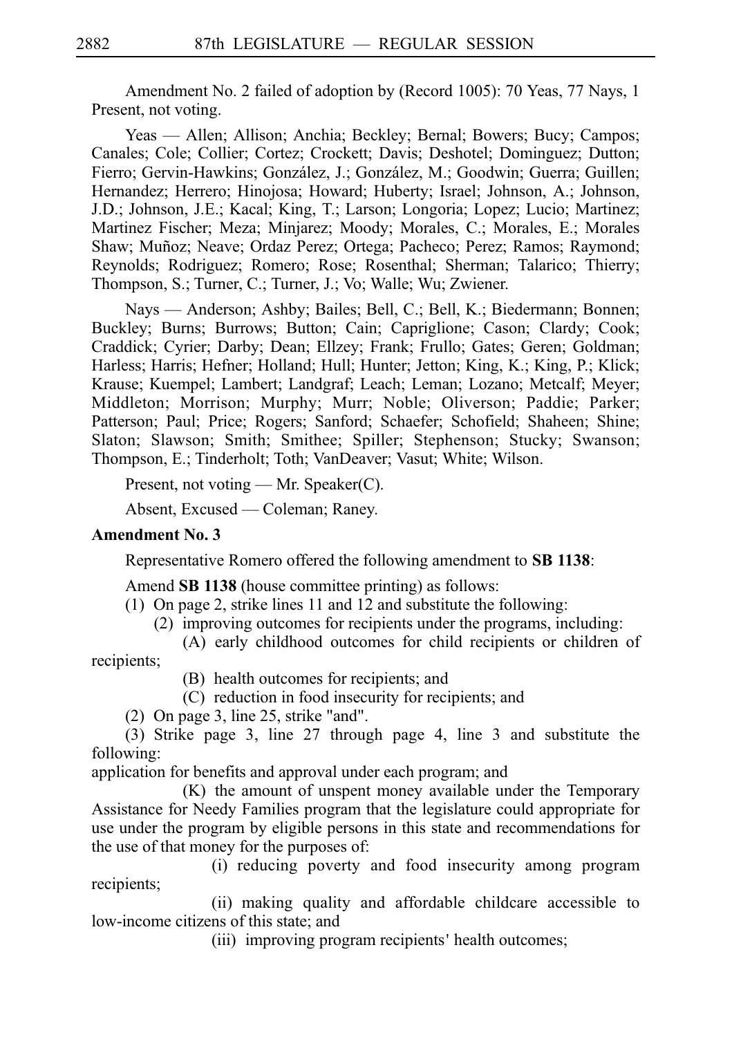Amendment No. 2 failed of adoption by (Record 1005): 70 Yeas, 77 Nays, 1 Present, not voting.

Yeas — Allen; Allison; Anchia; Beckley; Bernal; Bowers; Bucy; Campos; Canales; Cole; Collier; Cortez; Crockett; Davis; Deshotel; Dominguez; Dutton; Fierro; Gervin-Hawkins; González, J.; González, M.; Goodwin; Guerra; Guillen; Hernandez; Herrero; Hinojosa; Howard; Huberty; Israel; Johnson, A.; Johnson, J.D.; Johnson, J.E.; Kacal; King, T.; Larson; Longoria; Lopez; Lucio; Martinez; Martinez Fischer; Meza; Minjarez; Moody; Morales, C.; Morales, E.; Morales Shaw; Muñoz; Neave; Ordaz Perez; Ortega; Pacheco; Perez; Ramos; Raymond; Reynolds; Rodriguez; Romero; Rose; Rosenthal; Sherman; Talarico; Thierry; Thompson, S.; Turner, C.; Turner, J.; Vo; Walle; Wu; Zwiener.

Nays — Anderson; Ashby; Bailes; Bell, C.; Bell, K.; Biedermann; Bonnen; Buckley; Burns; Burrows; Button; Cain; Capriglione; Cason; Clardy; Cook; Craddick; Cyrier; Darby; Dean; Ellzey; Frank; Frullo; Gates; Geren; Goldman; Harless; Harris; Hefner; Holland; Hull; Hunter; Jetton; King, K.; King, P.; Klick; Krause; Kuempel; Lambert; Landgraf; Leach; Leman; Lozano; Metcalf; Meyer; Middleton; Morrison; Murphy; Murr; Noble; Oliverson; Paddie; Parker; Patterson; Paul; Price; Rogers; Sanford; Schaefer; Schofield; Shaheen; Shine; Slaton; Slawson; Smith; Smithee; Spiller; Stephenson; Stucky; Swanson; Thompson, E.; Tinderholt; Toth; VanDeaver; Vasut; White; Wilson.

Present, not voting — Mr. Speaker(C).

Absent, Excused — Coleman; Raney.

**Amendment No. 3**

Representative Romero offered the following amendment to **SB 1138**:

Amend **SB 1138** (house committee printing) as follows:

(1) On page 2, strike lines 11 and 12 and substitute the following:

(2) improving outcomes for recipients under the programs, including:

(A) early childhood outcomes for child recipients or children of recipients;

(B) health outcomes for recipients; and

(C) reduction in food insecurity for recipients; and

(2) On page 3, line 25, strike "and".

(3) Strike page 3, line 27 through page 4, line 3 and substitute the following:

application for benefits and approval under each program; and

(K) the amount of unspent money available under the Temporary Assistance for Needy Families program that the legislature could appropriate for use under the program by eligible persons in this state and recommendations for the use of that money for the purposes of:

(i) reducing poverty and food insecurity among program recipients;

(ii) making quality and affordable childcare accessible to low-income citizens of this state; and

(iii) improving program recipients' health outcomes;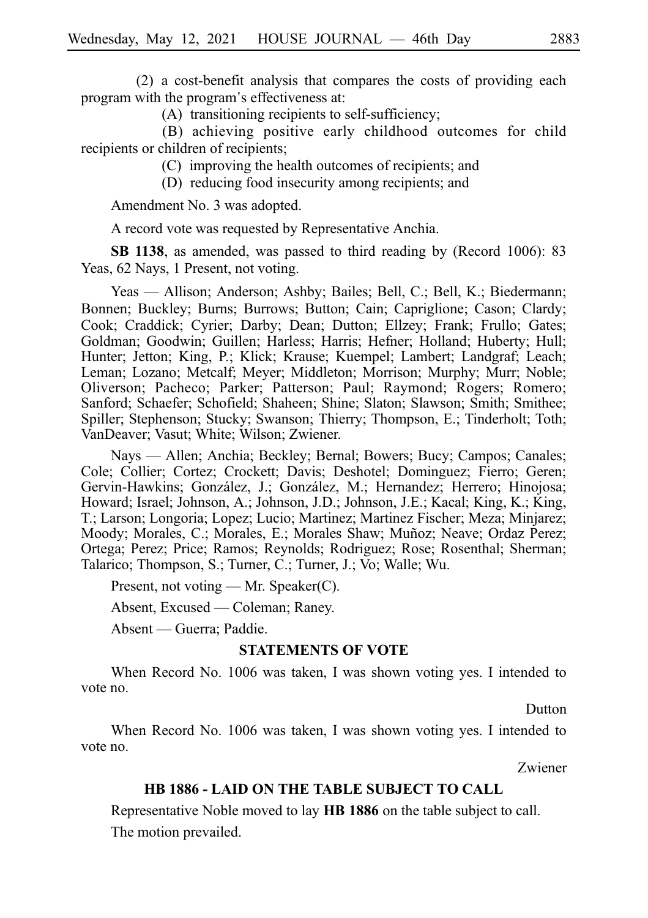(2) a cost-benefit analysis that compares the costs of providing each program with the program's effectiveness at:

(A) transitioning recipients to self-sufficiency;

(B) achieving positive early childhood outcomes for child recipients or children of recipients;

(C) improving the health outcomes of recipients; and

(D) reducing food insecurity among recipients; and

Amendment No. 3 was adopted.

A record vote was requested by Representative Anchia.

**SB 1138**, as amended, was passed to third reading by (Record 1006): 83 Yeas, 62 Nays, 1 Present, not voting.

Yeas — Allison; Anderson; Ashby; Bailes; Bell, C.; Bell, K.; Biedermann; Bonnen; Buckley; Burns; Burrows; Button; Cain; Capriglione; Cason; Clardy; Cook; Craddick; Cyrier; Darby; Dean; Dutton; Ellzey; Frank; Frullo; Gates; Goldman; Goodwin; Guillen; Harless; Harris; Hefner; Holland; Huberty; Hull; Hunter; Jetton; King, P.; Klick; Krause; Kuempel; Lambert; Landgraf; Leach; Leman; Lozano; Metcalf; Meyer; Middleton; Morrison; Murphy; Murr; Noble; Oliverson; Pacheco; Parker; Patterson; Paul; Raymond; Rogers; Romero; Sanford; Schaefer; Schofield; Shaheen; Shine; Slaton; Slawson; Smith; Smithee; Spiller; Stephenson; Stucky; Swanson; Thierry; Thompson, E.; Tinderholt; Toth; VanDeaver; Vasut; White; Wilson; Zwiener.

Nays — Allen; Anchia; Beckley; Bernal; Bowers; Bucy; Campos; Canales; Cole; Collier; Cortez; Crockett; Davis; Deshotel; Dominguez; Fierro; Geren; Gervin-Hawkins; González, J.; González, M.; Hernandez; Herrero; Hinojosa; Howard; Israel; Johnson, A.; Johnson, J.D.; Johnson, J.E.; Kacal; King, K.; King, T.; Larson; Longoria; Lopez; Lucio; Martinez; Martinez Fischer; Meza; Minjarez; Moody; Morales, C.; Morales, E.; Morales Shaw; Muñoz; Neave; Ordaz Perez; Ortega; Perez; Price; Ramos; Reynolds; Rodriguez; Rose; Rosenthal; Sherman; Talarico; Thompson, S.; Turner, C.; Turner, J.; Vo; Walle; Wu.

Present, not voting — Mr. Speaker(C).

Absent, Excused — Coleman; Raney.

Absent — Guerra; Paddie.

### STATEMENTS OF VOTE

When Record No. 1006 was taken, I was shown voting yes. I intended to vote no.

Dutton

When Record No. 1006 was taken, I was shown voting yes. I intended to vote no.

Zwiener

### HB 1886 - LAID ON THE TABLE SUBJECT TO CALL

Representative Noble moved to lay **HB 1886** on the table subject to call.

The motion prevailed.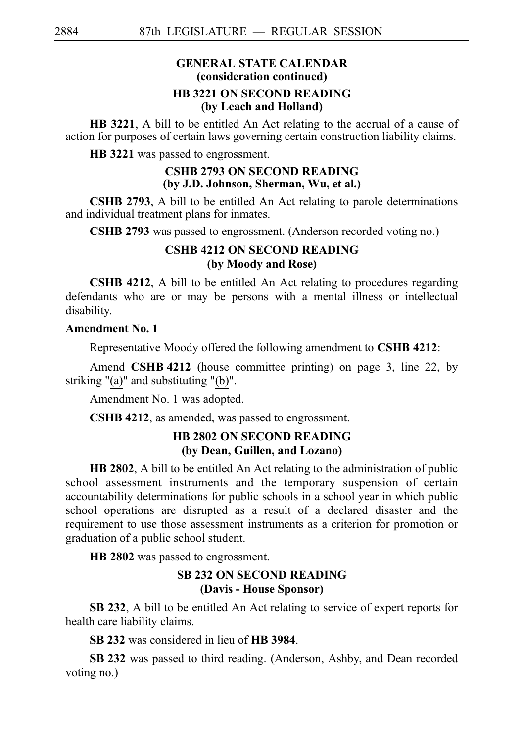## GENERAL STATE CALENDAR (consideration continued)

### HB 3221 ON SECOND READING (by Leach and Holland)

**HB 3221**, A bill to be entitled An Act relating to the accrual of a cause of action for purposes of certain laws governing certain construction liability claims.

**HB 3221** was passed to engrossment.

### CSHB 2793 ON SECOND READING (by J.D. Johnson, Sherman, Wu, et al.)

**CSHB 2793**, A bill to be entitled An Act relating to parole determinations and individual treatment plans for inmates.

**CSHB 2793** was passed to engrossment. (Anderson recorded voting no.)

### CSHB 4212 ON SECOND READING (by Moody and Rose)

**CSHB 4212**, A bill to be entitled An Act relating to procedures regarding defendants who are or may be persons with a mental illness or intellectual disability.

**Amendment No. 1**

Representative Moody offered the following amendment to **CSHB 4212**:

Amend **CSHB 4212** (house committee printing) on page 3, line 22, by striking "(a)" and substituting "(b)".

Amendment No. 1 was adopted.

**CSHB 4212**, as amended, was passed to engrossment.

### HB 2802 ON SECOND READING (by Dean, Guillen, and Lozano)

**HB 2802**, A bill to be entitled An Act relating to the administration of public school assessment instruments and the temporary suspension of certain accountability determinations for public schools in a school year in which public school operations are disrupted as a result of a declared disaster and the requirement to use those assessment instruments as a criterion for promotion or graduation of a public school student.

**HB 2802** was passed to engrossment.

### SB 232 ON SECOND READING (Davis - House Sponsor)

**SB 232**, A bill to be entitled An Act relating to service of expert reports for health care liability claims.

**SB 232** was considered in lieu of **HB 3984**.

**SB 232** was passed to third reading. (Anderson, Ashby, and Dean recorded voting no.)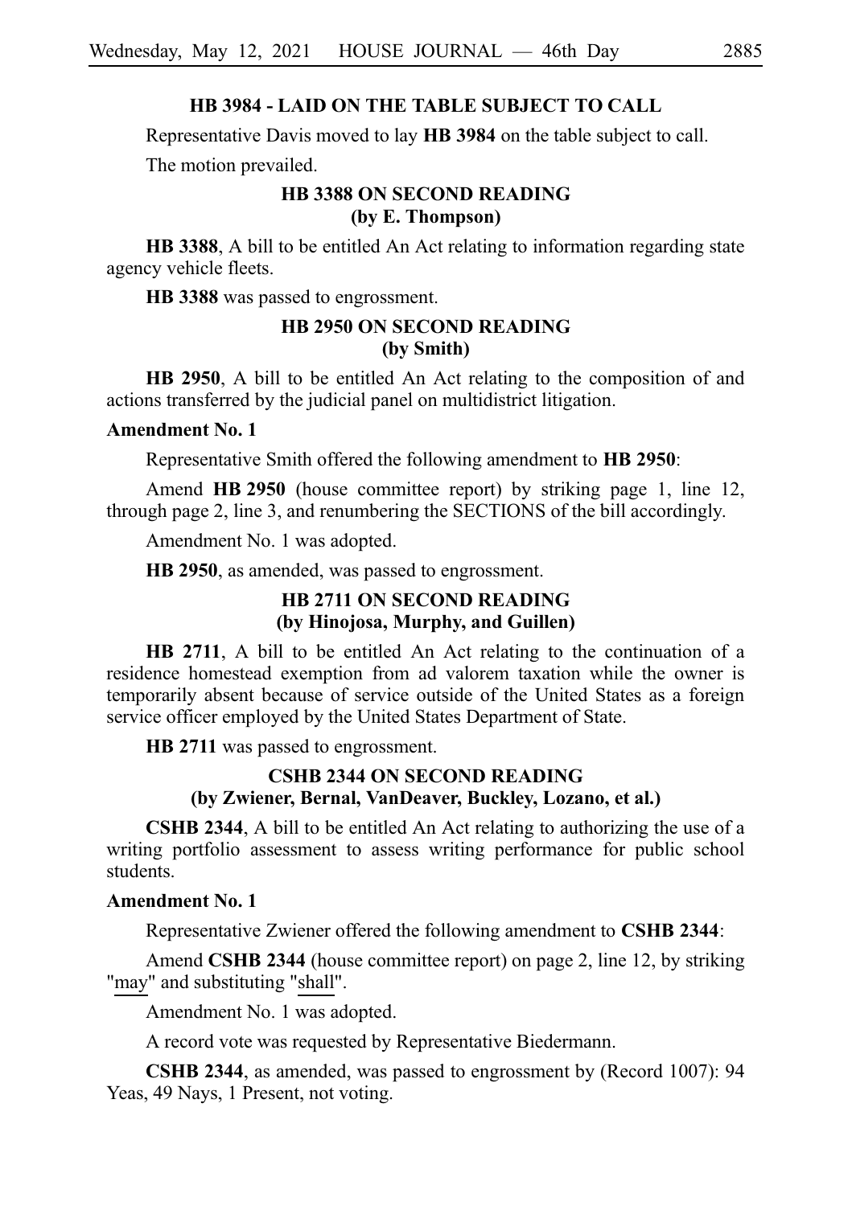### HB 3984 - LAID ON THE TABLE SUBJECT TO CALL

Representative Davis moved to lay **HB 3984** on the table subject to call.

The motion prevailed.

### HB 3388 ON SECOND READING
### (by E. Thompson)

**HB 3388**, A bill to be entitled An Act relating to information regarding state agency vehicle fleets.

**HB 3388** was passed to engrossment.

### HB 2950 ON SECOND READING
### (by Smith)

**HB 2950**, A bill to be entitled An Act relating to the composition of and actions transferred by the judicial panel on multidistrict litigation.

**Amendment No. 1**

Representative Smith offered the following amendment to **HB 2950**:

Amend **HB 2950** (house committee report) by striking page 1, line 12, through page 2, line 3, and renumbering the SECTIONS of the bill accordingly.

Amendment No. 1 was adopted.

**HB 2950**, as amended, was passed to engrossment.

### HB 2711 ON SECOND READING
### (by Hinojosa, Murphy, and Guillen)

**HB 2711**, A bill to be entitled An Act relating to the continuation of a residence homestead exemption from ad valorem taxation while the owner is temporarily absent because of service outside of the United States as a foreign service officer employed by the United States Department of State.

**HB 2711** was passed to engrossment.

### CSHB 2344 ON SECOND READING
### (by Zwiener, Bernal, VanDeaver, Buckley, Lozano, et al.)

**CSHB 2344**, A bill to be entitled An Act relating to authorizing the use of a writing portfolio assessment to assess writing performance for public school students.

**Amendment No. 1**

Representative Zwiener offered the following amendment to **CSHB 2344**:

Amend **CSHB 2344** (house committee report) on page 2, line 12, by striking "may" and substituting "shall".

Amendment No. 1 was adopted.

A record vote was requested by Representative Biedermann.

**CSHB 2344**, as amended, was passed to engrossment by (Record 1007): 94 Yeas, 49 Nays, 1 Present, not voting.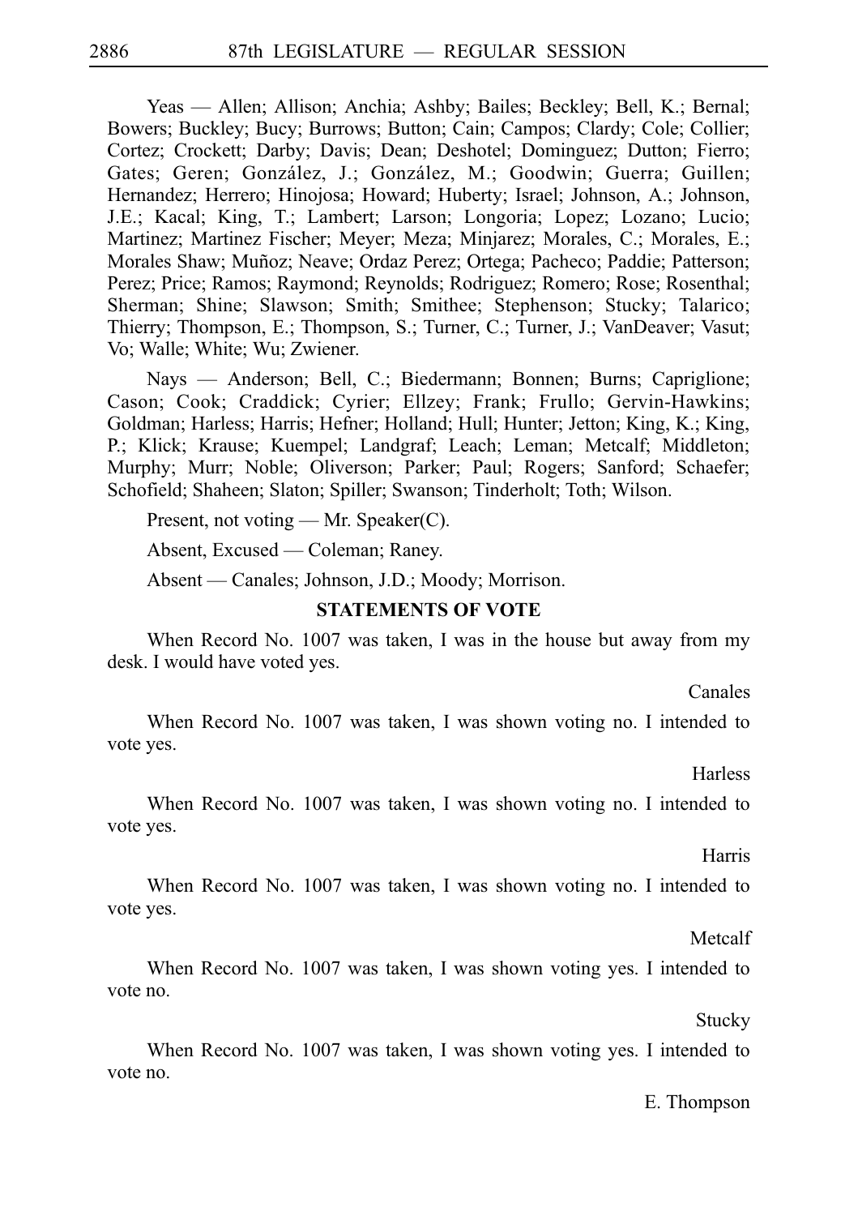Yeas — Allen; Allison; Anchia; Ashby; Bailes; Beckley; Bell, K.; Bernal; Bowers; Buckley; Bucy; Burrows; Button; Cain; Campos; Clardy; Cole; Collier; Cortez; Crockett; Darby; Davis; Dean; Deshotel; Dominguez; Dutton; Fierro; Gates; Geren; González, J.; González, M.; Goodwin; Guerra; Guillen; Hernandez; Herrero; Hinojosa; Howard; Huberty; Israel; Johnson, A.; Johnson, J.E.; Kacal; King, T.; Lambert; Larson; Longoria; Lopez; Lozano; Lucio; Martinez; Martinez Fischer; Meyer; Meza; Minjarez; Morales, C.; Morales, E.; Morales Shaw; Muñoz; Neave; Ordaz Perez; Ortega; Pacheco; Paddie; Patterson; Perez; Price; Ramos; Raymond; Reynolds; Rodriguez; Romero; Rose; Rosenthal; Sherman; Shine; Slawson; Smith; Smithee; Stephenson; Stucky; Talarico; Thierry; Thompson, E.; Thompson, S.; Turner, C.; Turner, J.; VanDeaver; Vasut; Vo; Walle; White; Wu; Zwiener.

Nays — Anderson; Bell, C.; Biedermann; Bonnen; Burns; Capriglione; Cason; Cook; Craddick; Cyrier; Ellzey; Frank; Frullo; Gervin-Hawkins; Goldman; Harless; Harris; Hefner; Holland; Hull; Hunter; Jetton; King, K.; King, P.; Klick; Krause; Kuempel; Landgraf; Leach; Leman; Metcalf; Middleton; Murphy; Murr; Noble; Oliverson; Parker; Paul; Rogers; Sanford; Schaefer; Schofield; Shaheen; Slaton; Spiller; Swanson; Tinderholt; Toth; Wilson.

Present, not voting — Mr. Speaker(C).

Absent, Excused — Coleman; Raney.

Absent — Canales; Johnson, J.D.; Moody; Morrison.

## STATEMENTS OF VOTE

When Record No. 1007 was taken, I was in the house but away from my desk. I would have voted yes.

Canales

When Record No. 1007 was taken, I was shown voting no. I intended to vote yes.

Harless

When Record No. 1007 was taken, I was shown voting no. I intended to vote yes.

Harris

When Record No. 1007 was taken, I was shown voting no. I intended to vote yes.

Metcalf

When Record No. 1007 was taken, I was shown voting yes. I intended to vote no.

Stucky

When Record No. 1007 was taken, I was shown voting yes. I intended to vote no.

E. Thompson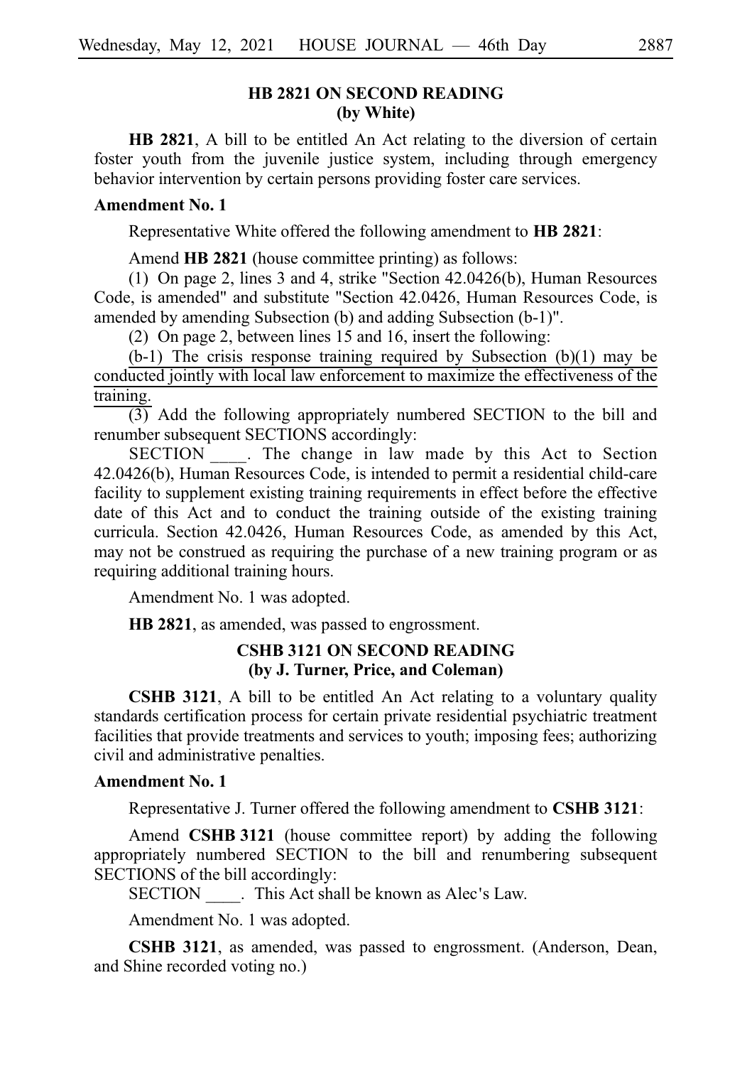## HB 2821 ON SECOND READING
## (by White)

**HB 2821**, A bill to be entitled An Act relating to the diversion of certain foster youth from the juvenile justice system, including through emergency behavior intervention by certain persons providing foster care services.

**Amendment No. 1**

Representative White offered the following amendment to **HB 2821**:

Amend **HB 2821** (house committee printing) as follows:

(1) On page 2, lines 3 and 4, strike "Section 42.0426(b), Human Resources Code, is amended" and substitute "Section 42.0426, Human Resources Code, is amended by amending Subsection (b) and adding Subsection (b-1)".

(2) On page 2, between lines 15 and 16, insert the following:

<u>(b-1) The crisis response training required by Subsection (b)(1) may be conducted jointly with local law enforcement to maximize the effectiveness of the training.</u>

(3) Add the following appropriately numbered SECTION to the bill and renumber subsequent SECTIONS accordingly:

SECTION ____. The change in law made by this Act to Section 42.0426(b), Human Resources Code, is intended to permit a residential child-care facility to supplement existing training requirements in effect before the effective date of this Act and to conduct the training outside of the existing training curricula. Section 42.0426, Human Resources Code, as amended by this Act, may not be construed as requiring the purchase of a new training program or as requiring additional training hours.

Amendment No. 1 was adopted.

**HB 2821**, as amended, was passed to engrossment.

## CSHB 3121 ON SECOND READING
## (by J. Turner, Price, and Coleman)

**CSHB 3121**, A bill to be entitled An Act relating to a voluntary quality standards certification process for certain private residential psychiatric treatment facilities that provide treatments and services to youth; imposing fees; authorizing civil and administrative penalties.

**Amendment No. 1**

Representative J. Turner offered the following amendment to **CSHB 3121**:

Amend **CSHB 3121** (house committee report) by adding the following appropriately numbered SECTION to the bill and renumbering subsequent SECTIONS of the bill accordingly:

SECTION ____. This Act shall be known as Alec's Law.

Amendment No. 1 was adopted.

**CSHB 3121**, as amended, was passed to engrossment. (Anderson, Dean, and Shine recorded voting no.)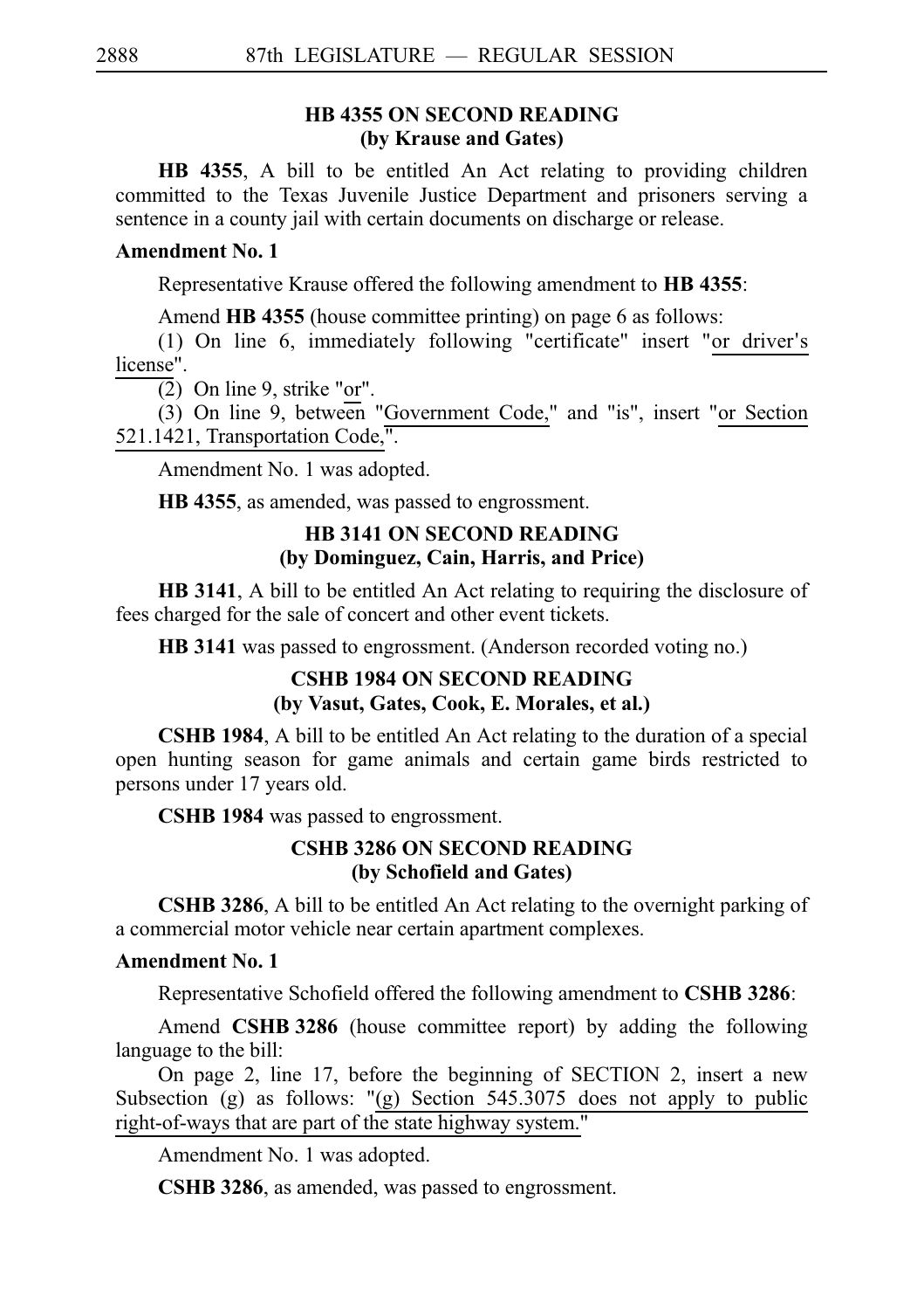### HB 4355 ON SECOND READING
### (by Krause and Gates)

**HB 4355**, A bill to be entitled An Act relating to providing children committed to the Texas Juvenile Justice Department and prisoners serving a sentence in a county jail with certain documents on discharge or release.

**Amendment No. 1**

Representative Krause offered the following amendment to **HB 4355**:

Amend **HB 4355** (house committee printing) on page 6 as follows:

(1) On line 6, immediately following "certificate" insert "or driver's license".

(2) On line 9, strike "or".

(3) On line 9, between "Government Code," and "is", insert "or Section 521.1421, Transportation Code,".

Amendment No. 1 was adopted.

**HB 4355**, as amended, was passed to engrossment.

### HB 3141 ON SECOND READING
### (by Dominguez, Cain, Harris, and Price)

**HB 3141**, A bill to be entitled An Act relating to requiring the disclosure of fees charged for the sale of concert and other event tickets.

**HB 3141** was passed to engrossment. (Anderson recorded voting no.)

### CSHB 1984 ON SECOND READING
### (by Vasut, Gates, Cook, E. Morales, et al.)

**CSHB 1984**, A bill to be entitled An Act relating to the duration of a special open hunting season for game animals and certain game birds restricted to persons under 17 years old.

**CSHB 1984** was passed to engrossment.

### CSHB 3286 ON SECOND READING
### (by Schofield and Gates)

**CSHB 3286**, A bill to be entitled An Act relating to the overnight parking of a commercial motor vehicle near certain apartment complexes.

**Amendment No. 1**

Representative Schofield offered the following amendment to **CSHB 3286**:

Amend **CSHB 3286** (house committee report) by adding the following language to the bill:

On page 2, line 17, before the beginning of SECTION 2, insert a new Subsection (g) as follows: "(g) Section 545.3075 does not apply to public right-of-ways that are part of the state highway system."

Amendment No. 1 was adopted.

**CSHB 3286**, as amended, was passed to engrossment.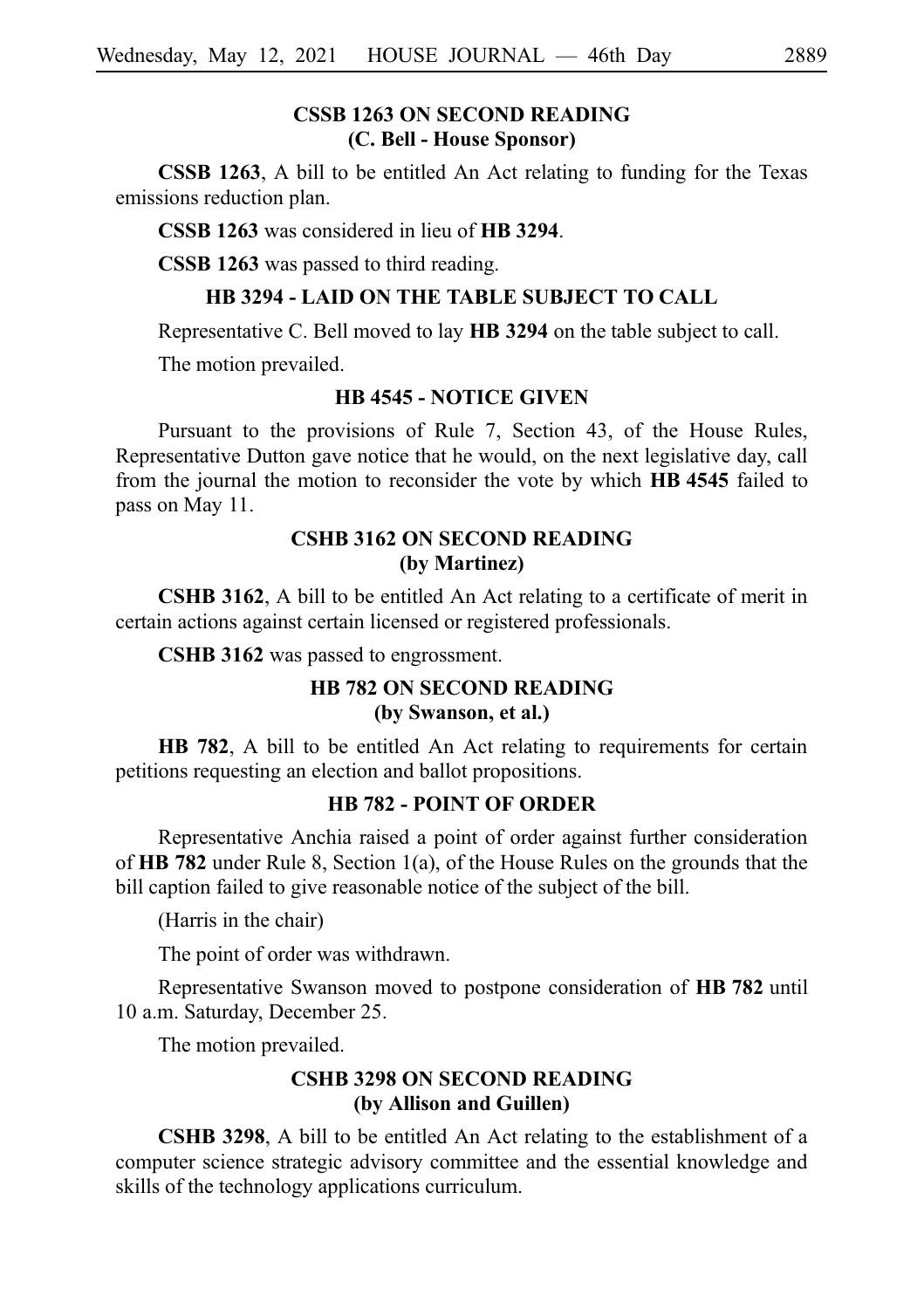### CSSB 1263 ON SECOND READING
### (C. Bell - House Sponsor)

**CSSB 1263**, A bill to be entitled An Act relating to funding for the Texas emissions reduction plan.

**CSSB 1263** was considered in lieu of **HB 3294**.

**CSSB 1263** was passed to third reading.

### HB 3294 - LAID ON THE TABLE SUBJECT TO CALL

Representative C. Bell moved to lay **HB 3294** on the table subject to call.

The motion prevailed.

### HB 4545 - NOTICE GIVEN

Pursuant to the provisions of Rule 7, Section 43, of the House Rules, Representative Dutton gave notice that he would, on the next legislative day, call from the journal the motion to reconsider the vote by which **HB 4545** failed to pass on May 11.

### CSHB 3162 ON SECOND READING
### (by Martinez)

**CSHB 3162**, A bill to be entitled An Act relating to a certificate of merit in certain actions against certain licensed or registered professionals.

**CSHB 3162** was passed to engrossment.

### HB 782 ON SECOND READING
### (by Swanson, et al.)

**HB 782**, A bill to be entitled An Act relating to requirements for certain petitions requesting an election and ballot propositions.

### HB 782 - POINT OF ORDER

Representative Anchia raised a point of order against further consideration of **HB 782** under Rule 8, Section 1(a), of the House Rules on the grounds that the bill caption failed to give reasonable notice of the subject of the bill.

(Harris in the chair)

The point of order was withdrawn.

Representative Swanson moved to postpone consideration of **HB 782** until 10 a.m. Saturday, December 25.

The motion prevailed.

### CSHB 3298 ON SECOND READING
### (by Allison and Guillen)

**CSHB 3298**, A bill to be entitled An Act relating to the establishment of a computer science strategic advisory committee and the essential knowledge and skills of the technology applications curriculum.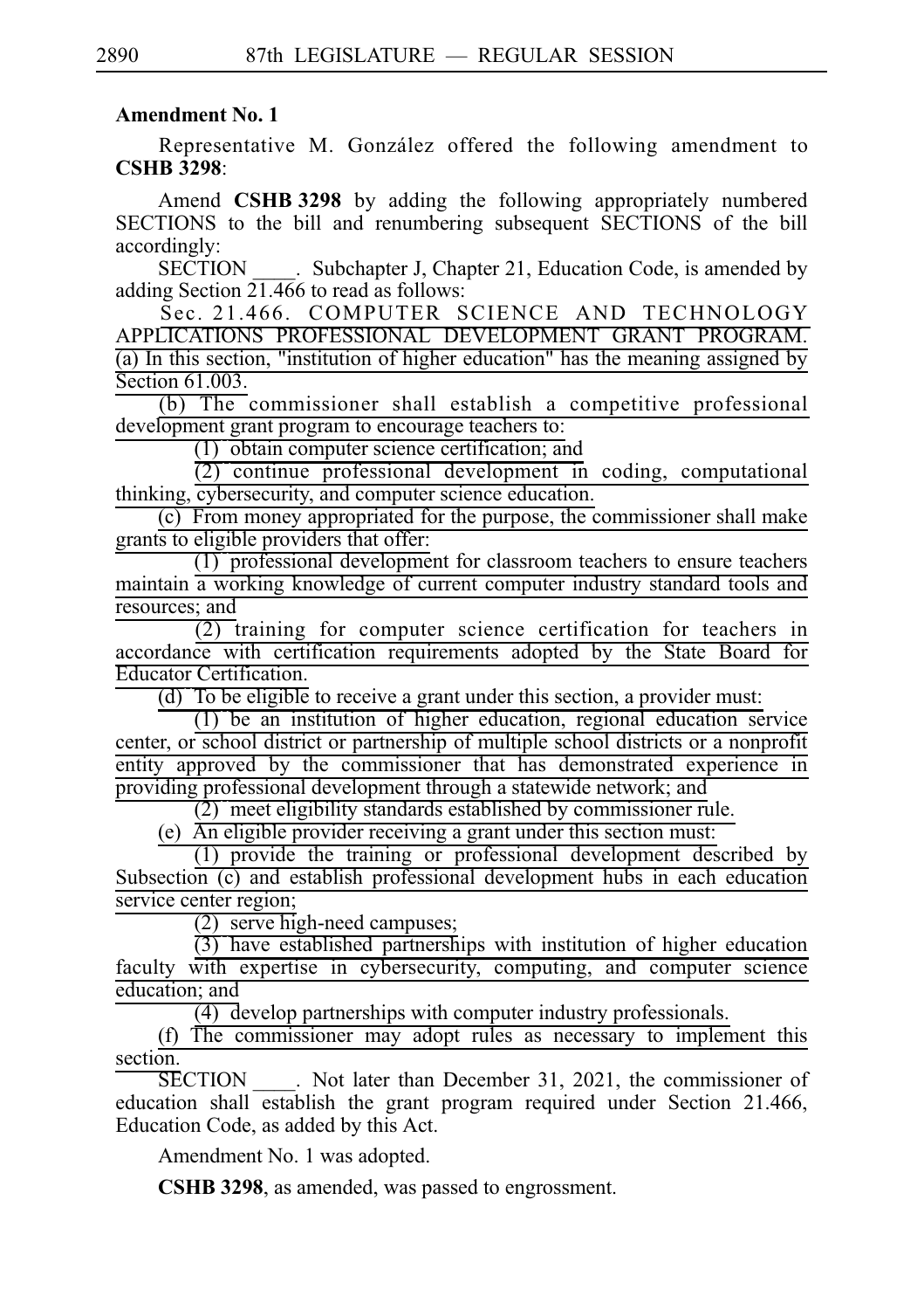**Amendment No. 1**

Representative M. González offered the following amendment to **CSHB 3298**:

Amend **CSHB 3298** by adding the following appropriately numbered SECTIONS to the bill and renumbering subsequent SECTIONS of the bill accordingly:

SECTION ____. Subchapter J, Chapter 21, Education Code, is amended by adding Section 21.466 to read as follows:

Sec. 21.466. COMPUTER SCIENCE AND TECHNOLOGY APPLICATIONS PROFESSIONAL DEVELOPMENT GRANT PROGRAM. (a) In this section, "institution of higher education" has the meaning assigned by Section 61.003.

(b) The commissioner shall establish a competitive professional development grant program to encourage teachers to:

(1) obtain computer science certification; and

(2) continue professional development in coding, computational thinking, cybersecurity, and computer science education.

(c) From money appropriated for the purpose, the commissioner shall make grants to eligible providers that offer:

(1) professional development for classroom teachers to ensure teachers maintain a working knowledge of current computer industry standard tools and resources; and

(2) training for computer science certification for teachers in accordance with certification requirements adopted by the State Board for Educator Certification.

(d) To be eligible to receive a grant under this section, a provider must:

(1) be an institution of higher education, regional education service center, or school district or partnership of multiple school districts or a nonprofit entity approved by the commissioner that has demonstrated experience in providing professional development through a statewide network; and

(2) meet eligibility standards established by commissioner rule.

(e) An eligible provider receiving a grant under this section must:

(1) provide the training or professional development described by Subsection (c) and establish professional development hubs in each education service center region;

(2) serve high-need campuses;

(3) have established partnerships with institution of higher education faculty with expertise in cybersecurity, computing, and computer science education; and

(4) develop partnerships with computer industry professionals.

(f) The commissioner may adopt rules as necessary to implement this section.

SECTION ____. Not later than December 31, 2021, the commissioner of education shall establish the grant program required under Section 21.466, Education Code, as added by this Act.

Amendment No. 1 was adopted.

**CSHB 3298**, as amended, was passed to engrossment.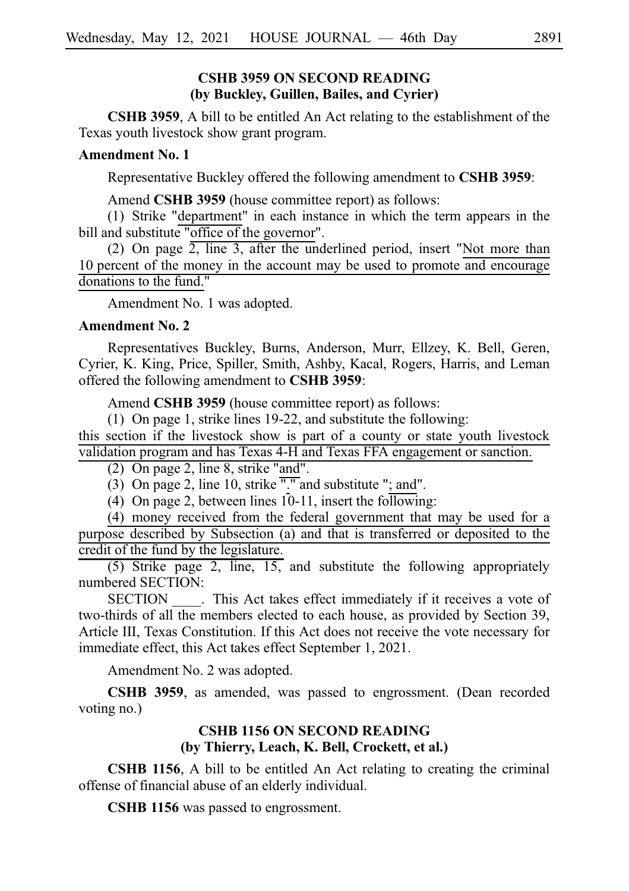### CSHB 3959 ON SECOND READING
### (by Buckley, Guillen, Bailes, and Cyrier)

**CSHB 3959**, A bill to be entitled An Act relating to the establishment of the Texas youth livestock show grant program.

**Amendment No. 1**

Representative Buckley offered the following amendment to **CSHB 3959**:

Amend **CSHB 3959** (house committee report) as follows:

(1) Strike "department" in each instance in which the term appears in the bill and substitute "office of the governor".

(2) On page 2, line 3, after the underlined period, insert "Not more than 10 percent of the money in the account may be used to promote and encourage donations to the fund."

Amendment No. 1 was adopted.

**Amendment No. 2**

Representatives Buckley, Burns, Anderson, Murr, Ellzey, K. Bell, Geren, Cyrier, K. King, Price, Spiller, Smith, Ashby, Kacal, Rogers, Harris, and Leman offered the following amendment to **CSHB 3959**:

Amend **CSHB 3959** (house committee report) as follows:

(1) On page 1, strike lines 19-22, and substitute the following:

this section if the livestock show is part of a county or state youth livestock validation program and has Texas 4-H and Texas FFA engagement or sanction.

(2) On page 2, line 8, strike "and".

(3) On page 2, line 10, strike "." and substitute "; and".

(4) On page 2, between lines 10-11, insert the following:

(4) money received from the federal government that may be used for a purpose described by Subsection (a) and that is transferred or deposited to the credit of the fund by the legislature.

(5) Strike page 2, line, 15, and substitute the following appropriately numbered SECTION:

SECTION ____. This Act takes effect immediately if it receives a vote of two-thirds of all the members elected to each house, as provided by Section 39, Article III, Texas Constitution. If this Act does not receive the vote necessary for immediate effect, this Act takes effect September 1, 2021.

Amendment No. 2 was adopted.

**CSHB 3959**, as amended, was passed to engrossment. (Dean recorded voting no.)

### CSHB 1156 ON SECOND READING
### (by Thierry, Leach, K. Bell, Crockett, et al.)

**CSHB 1156**, A bill to be entitled An Act relating to creating the criminal offense of financial abuse of an elderly individual.

**CSHB 1156** was passed to engrossment.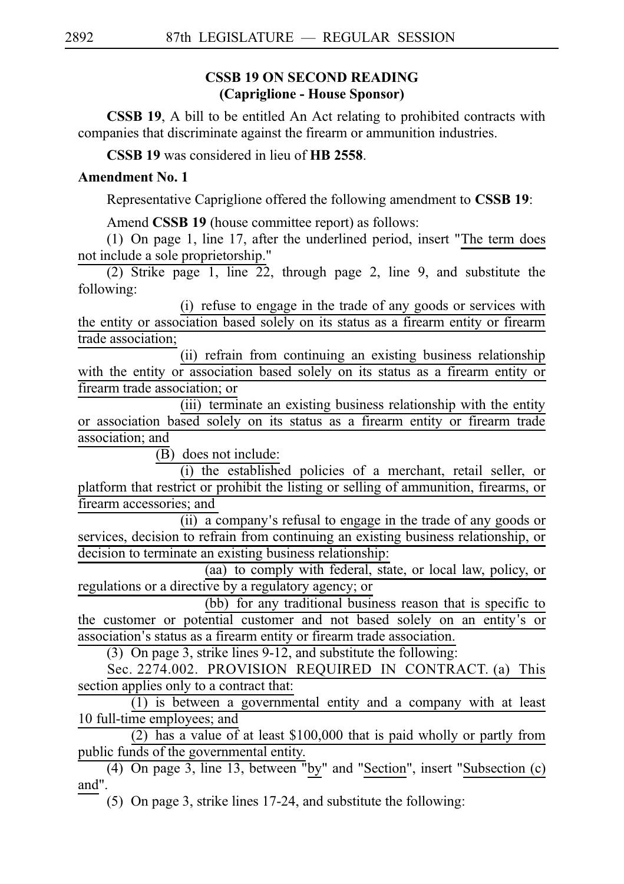## CSSB 19 ON SECOND READING
## (Capriglione - House Sponsor)

**CSSB 19**, A bill to be entitled An Act relating to prohibited contracts with companies that discriminate against the firearm or ammunition industries.

**CSSB 19** was considered in lieu of **HB 2558**.

**Amendment No. 1**

Representative Capriglione offered the following amendment to **CSSB 19**:

Amend **CSSB 19** (house committee report) as follows:

(1) On page 1, line 17, after the underlined period, insert "The term does not include a sole proprietorship."

(2) Strike page 1, line 22, through page 2, line 9, and substitute the following:

(i) refuse to engage in the trade of any goods or services with the entity or association based solely on its status as a firearm entity or firearm trade association;

(ii) refrain from continuing an existing business relationship with the entity or association based solely on its status as a firearm entity or firearm trade association; or

(iii) terminate an existing business relationship with the entity or association based solely on its status as a firearm entity or firearm trade association; and

(B) does not include:

(i) the established policies of a merchant, retail seller, or platform that restrict or prohibit the listing or selling of ammunition, firearms, or firearm accessories; and

(ii) a company's refusal to engage in the trade of any goods or services, decision to refrain from continuing an existing business relationship, or decision to terminate an existing business relationship:

(aa) to comply with federal, state, or local law, policy, or regulations or a directive by a regulatory agency; or

(bb) for any traditional business reason that is specific to the customer or potential customer and not based solely on an entity's or association's status as a firearm entity or firearm trade association.

(3) On page 3, strike lines 9-12, and substitute the following:

Sec. 2274.002. PROVISION REQUIRED IN CONTRACT. (a) This section applies only to a contract that:

(1) is between a governmental entity and a company with at least 10 full-time employees; and

(2) has a value of at least $100,000 that is paid wholly or partly from public funds of the governmental entity.

(4) On page 3, line 13, between "by" and "Section", insert "Subsection (c) and".

(5) On page 3, strike lines 17-24, and substitute the following: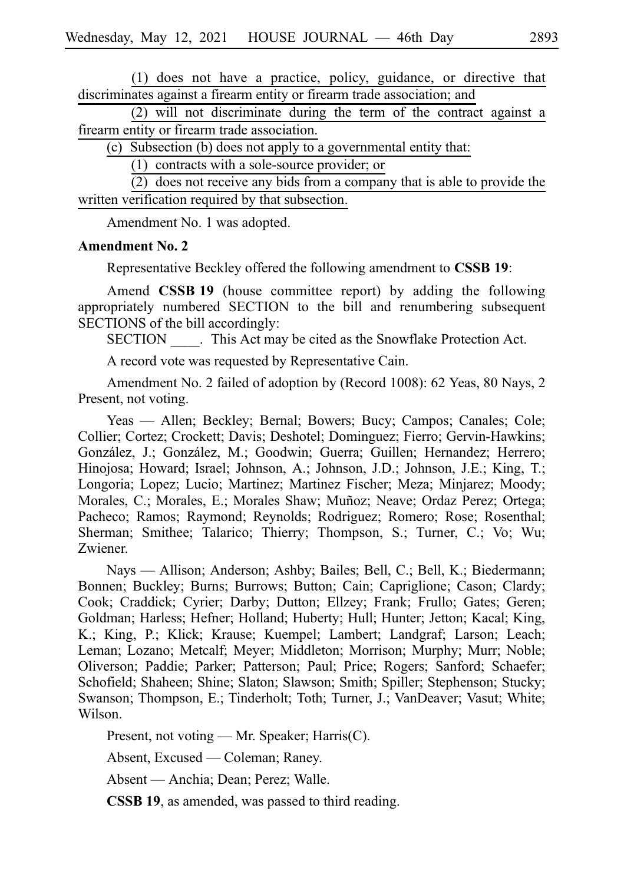(1) does not have a practice, policy, guidance, or directive that discriminates against a firearm entity or firearm trade association; and

(2) will not discriminate during the term of the contract against a firearm entity or firearm trade association.

(c) Subsection (b) does not apply to a governmental entity that:

(1) contracts with a sole-source provider; or

(2) does not receive any bids from a company that is able to provide the written verification required by that subsection.

Amendment No. 1 was adopted.

**Amendment No. 2**

Representative Beckley offered the following amendment to **CSSB 19**:

Amend **CSSB 19** (house committee report) by adding the following appropriately numbered SECTION to the bill and renumbering subsequent SECTIONS of the bill accordingly:

SECTION ____. This Act may be cited as the Snowflake Protection Act.

A record vote was requested by Representative Cain.

Amendment No. 2 failed of adoption by (Record 1008): 62 Yeas, 80 Nays, 2 Present, not voting.

Yeas — Allen; Beckley; Bernal; Bowers; Bucy; Campos; Canales; Cole; Collier; Cortez; Crockett; Davis; Deshotel; Dominguez; Fierro; Gervin-Hawkins; González, J.; González, M.; Goodwin; Guerra; Guillen; Hernandez; Herrero; Hinojosa; Howard; Israel; Johnson, A.; Johnson, J.D.; Johnson, J.E.; King, T.; Longoria; Lopez; Lucio; Martinez; Martinez Fischer; Meza; Minjarez; Moody; Morales, C.; Morales, E.; Morales Shaw; Muñoz; Neave; Ordaz Perez; Ortega; Pacheco; Ramos; Raymond; Reynolds; Rodriguez; Romero; Rose; Rosenthal; Sherman; Smithee; Talarico; Thierry; Thompson, S.; Turner, C.; Vo; Wu; Zwiener.

Nays — Allison; Anderson; Ashby; Bailes; Bell, C.; Bell, K.; Biedermann; Bonnen; Buckley; Burns; Burrows; Button; Cain; Capriglione; Cason; Clardy; Cook; Craddick; Cyrier; Darby; Dutton; Ellzey; Frank; Frullo; Gates; Geren; Goldman; Harless; Hefner; Holland; Huberty; Hull; Hunter; Jetton; Kacal; King, K.; King, P.; Klick; Krause; Kuempel; Lambert; Landgraf; Larson; Leach; Leman; Lozano; Metcalf; Meyer; Middleton; Morrison; Murphy; Murr; Noble; Oliverson; Paddie; Parker; Patterson; Paul; Price; Rogers; Sanford; Schaefer; Schofield; Shaheen; Shine; Slaton; Slawson; Smith; Spiller; Stephenson; Stucky; Swanson; Thompson, E.; Tinderholt; Toth; Turner, J.; VanDeaver; Vasut; White; Wilson.

Present, not voting — Mr. Speaker; Harris(C).

Absent, Excused — Coleman; Raney.

Absent — Anchia; Dean; Perez; Walle.

**CSSB 19**, as amended, was passed to third reading.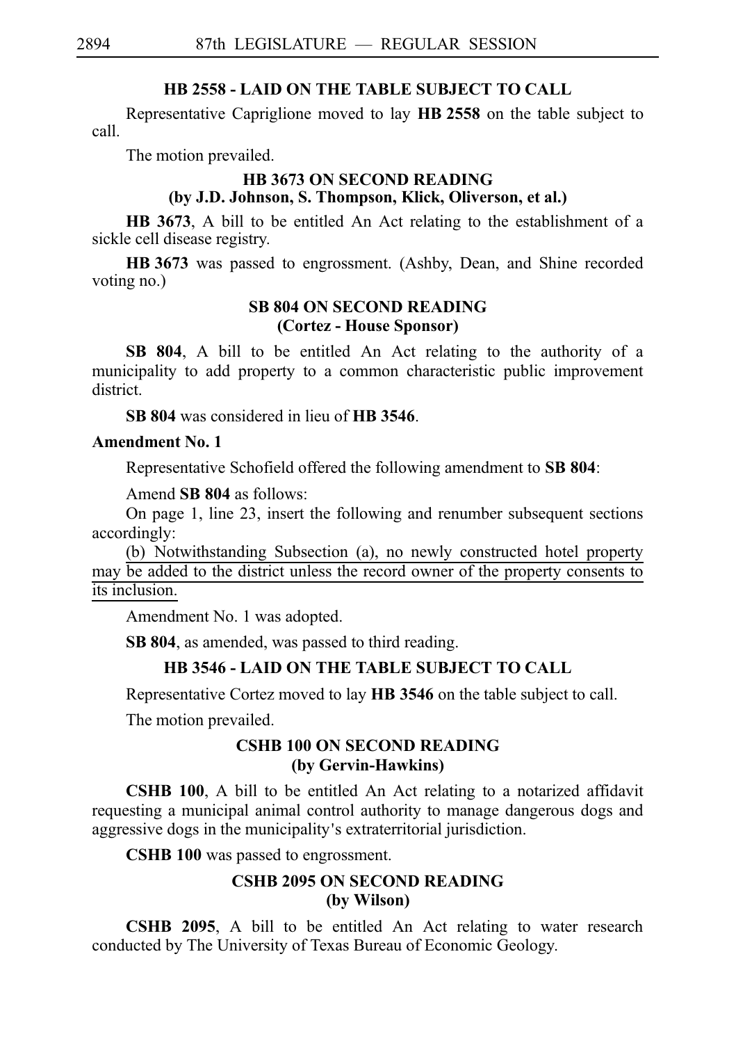## HB 2558 - LAID ON THE TABLE SUBJECT TO CALL

Representative Capriglione moved to lay **HB 2558** on the table subject to call.

The motion prevailed.

## HB 3673 ON SECOND READING
## (by J.D. Johnson, S. Thompson, Klick, Oliverson, et al.)

**HB 3673**, A bill to be entitled An Act relating to the establishment of a sickle cell disease registry.

**HB 3673** was passed to engrossment. (Ashby, Dean, and Shine recorded voting no.)

## SB 804 ON SECOND READING
## (Cortez - House Sponsor)

**SB 804**, A bill to be entitled An Act relating to the authority of a municipality to add property to a common characteristic public improvement district.

**SB 804** was considered in lieu of **HB 3546**.

**Amendment No. 1**

Representative Schofield offered the following amendment to **SB 804**:

Amend **SB 804** as follows:

On page 1, line 23, insert the following and renumber subsequent sections accordingly:

<u>(b) Notwithstanding Subsection (a), no newly constructed hotel property may be added to the district unless the record owner of the property consents to its inclusion.</u>

Amendment No. 1 was adopted.

**SB 804**, as amended, was passed to third reading.

## HB 3546 - LAID ON THE TABLE SUBJECT TO CALL

Representative Cortez moved to lay **HB 3546** on the table subject to call.

The motion prevailed.

## CSHB 100 ON SECOND READING
## (by Gervin-Hawkins)

**CSHB 100**, A bill to be entitled An Act relating to a notarized affidavit requesting a municipal animal control authority to manage dangerous dogs and aggressive dogs in the municipality's extraterritorial jurisdiction.

**CSHB 100** was passed to engrossment.

## CSHB 2095 ON SECOND READING
## (by Wilson)

**CSHB 2095**, A bill to be entitled An Act relating to water research conducted by The University of Texas Bureau of Economic Geology.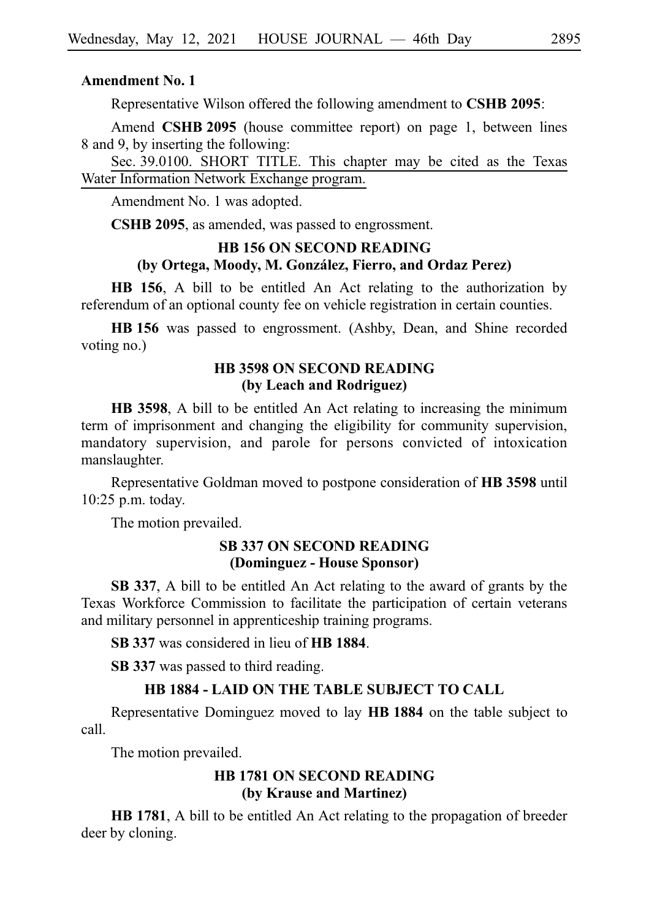**Amendment No. 1**

Representative Wilson offered the following amendment to **CSHB 2095**:

Amend **CSHB 2095** (house committee report) on page 1, between lines 8 and 9, by inserting the following:

Sec. 39.0100. SHORT TITLE. This chapter may be cited as the Texas Water Information Network Exchange program.

Amendment No. 1 was adopted.

**CSHB 2095**, as amended, was passed to engrossment.

### HB 156 ON SECOND READING
### (by Ortega, Moody, M. González, Fierro, and Ordaz Perez)

**HB 156**, A bill to be entitled An Act relating to the authorization by referendum of an optional county fee on vehicle registration in certain counties.

**HB 156** was passed to engrossment. (Ashby, Dean, and Shine recorded voting no.)

### HB 3598 ON SECOND READING
### (by Leach and Rodriguez)

**HB 3598**, A bill to be entitled An Act relating to increasing the minimum term of imprisonment and changing the eligibility for community supervision, mandatory supervision, and parole for persons convicted of intoxication manslaughter.

Representative Goldman moved to postpone consideration of **HB 3598** until 10:25 p.m. today.

The motion prevailed.

### SB 337 ON SECOND READING
### (Dominguez - House Sponsor)

**SB 337**, A bill to be entitled An Act relating to the award of grants by the Texas Workforce Commission to facilitate the participation of certain veterans and military personnel in apprenticeship training programs.

**SB 337** was considered in lieu of **HB 1884**.

**SB 337** was passed to third reading.

### HB 1884 - LAID ON THE TABLE SUBJECT TO CALL

Representative Dominguez moved to lay **HB 1884** on the table subject to call.

The motion prevailed.

### HB 1781 ON SECOND READING
### (by Krause and Martinez)

**HB 1781**, A bill to be entitled An Act relating to the propagation of breeder deer by cloning.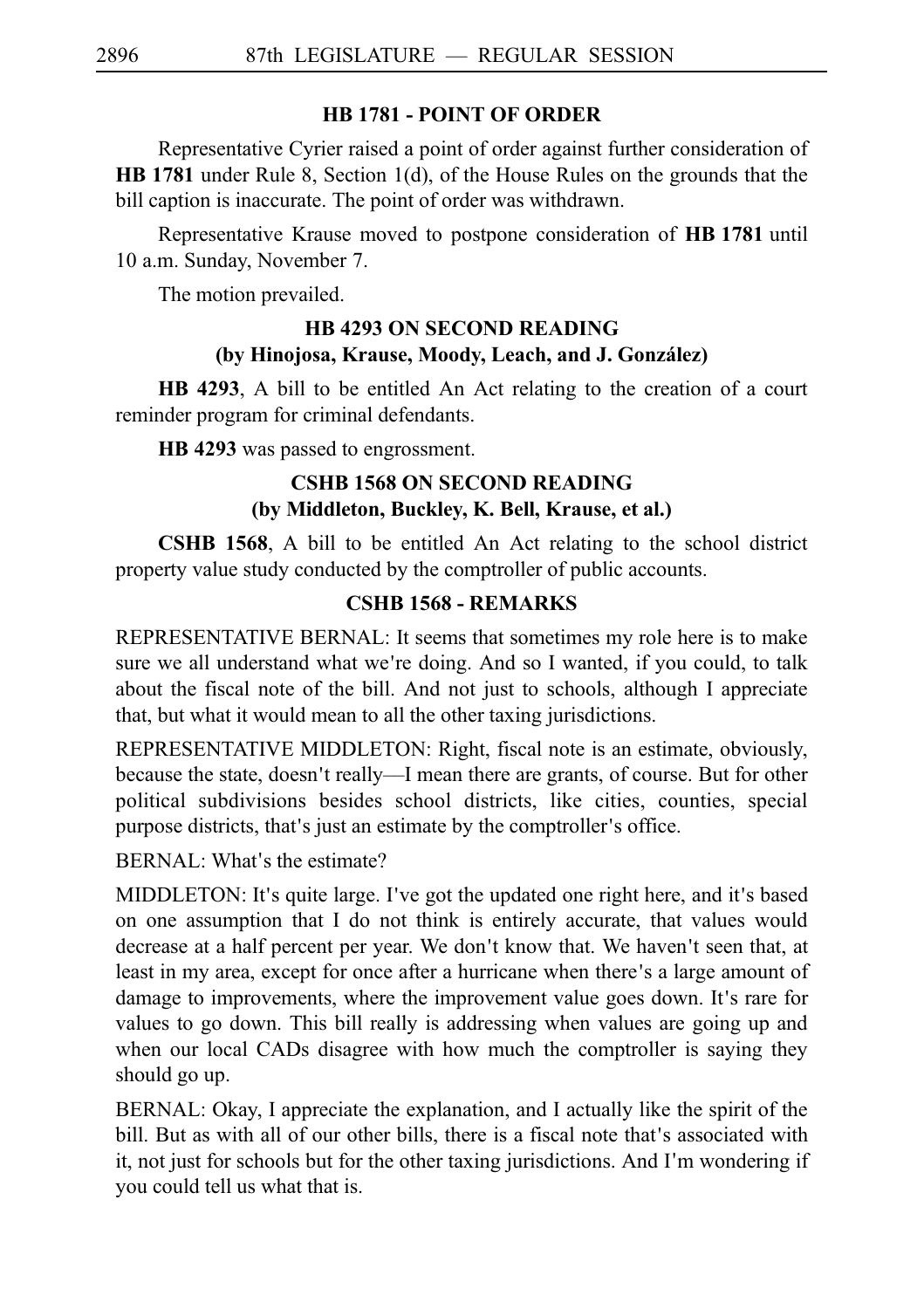### HB 1781 - POINT OF ORDER

Representative Cyrier raised a point of order against further consideration of **HB 1781** under Rule 8, Section 1(d), of the House Rules on the grounds that the bill caption is inaccurate. The point of order was withdrawn.

Representative Krause moved to postpone consideration of **HB 1781** until 10 a.m. Sunday, November 7.

The motion prevailed.

### HB 4293 ON SECOND READING
### (by Hinojosa, Krause, Moody, Leach, and J. González)

**HB 4293**, A bill to be entitled An Act relating to the creation of a court reminder program for criminal defendants.

**HB 4293** was passed to engrossment.

### CSHB 1568 ON SECOND READING
### (by Middleton, Buckley, K. Bell, Krause, et al.)

**CSHB 1568**, A bill to be entitled An Act relating to the school district property value study conducted by the comptroller of public accounts.

### CSHB 1568 - REMARKS

REPRESENTATIVE BERNAL: It seems that sometimes my role here is to make sure we all understand what we're doing. And so I wanted, if you could, to talk about the fiscal note of the bill. And not just to schools, although I appreciate that, but what it would mean to all the other taxing jurisdictions.

REPRESENTATIVE MIDDLETON: Right, fiscal note is an estimate, obviously, because the state, doesn't really—I mean there are grants, of course. But for other political subdivisions besides school districts, like cities, counties, special purpose districts, that's just an estimate by the comptroller's office.

BERNAL: What's the estimate?

MIDDLETON: It's quite large. I've got the updated one right here, and it's based on one assumption that I do not think is entirely accurate, that values would decrease at a half percent per year. We don't know that. We haven't seen that, at least in my area, except for once after a hurricane when there's a large amount of damage to improvements, where the improvement value goes down. It's rare for values to go down. This bill really is addressing when values are going up and when our local CADs disagree with how much the comptroller is saying they should go up.

BERNAL: Okay, I appreciate the explanation, and I actually like the spirit of the bill. But as with all of our other bills, there is a fiscal note that's associated with it, not just for schools but for the other taxing jurisdictions. And I'm wondering if you could tell us what that is.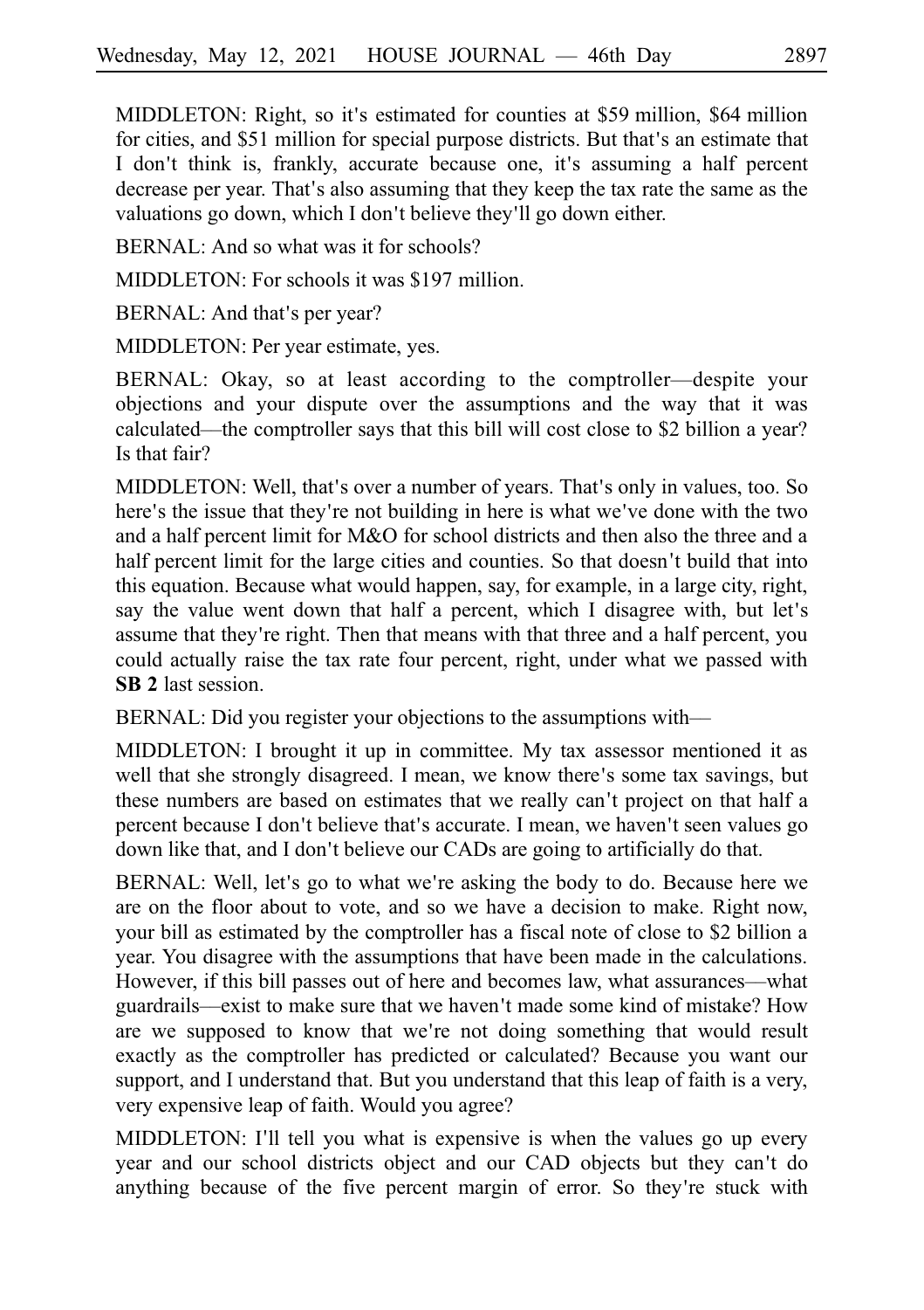MIDDLETON: Right, so it's estimated for counties at $59 million, $64 million for cities, and $51 million for special purpose districts. But that's an estimate that I don't think is, frankly, accurate because one, it's assuming a half percent decrease per year. That's also assuming that they keep the tax rate the same as the valuations go down, which I don't believe they'll go down either.

BERNAL: And so what was it for schools?

MIDDLETON: For schools it was $197 million.

BERNAL: And that's per year?

MIDDLETON: Per year estimate, yes.

BERNAL: Okay, so at least according to the comptroller—despite your objections and your dispute over the assumptions and the way that it was calculated—the comptroller says that this bill will cost close to $2 billion a year? Is that fair?

MIDDLETON: Well, that's over a number of years. That's only in values, too. So here's the issue that they're not building in here is what we've done with the two and a half percent limit for M&O for school districts and then also the three and a half percent limit for the large cities and counties. So that doesn't build that into this equation. Because what would happen, say, for example, in a large city, right, say the value went down that half a percent, which I disagree with, but let's assume that they're right. Then that means with that three and a half percent, you could actually raise the tax rate four percent, right, under what we passed with **SB 2** last session.

BERNAL: Did you register your objections to the assumptions with—

MIDDLETON: I brought it up in committee. My tax assessor mentioned it as well that she strongly disagreed. I mean, we know there's some tax savings, but these numbers are based on estimates that we really can't project on that half a percent because I don't believe that's accurate. I mean, we haven't seen values go down like that, and I don't believe our CADs are going to artificially do that.

BERNAL: Well, let's go to what we're asking the body to do. Because here we are on the floor about to vote, and so we have a decision to make. Right now, your bill as estimated by the comptroller has a fiscal note of close to $2 billion a year. You disagree with the assumptions that have been made in the calculations. However, if this bill passes out of here and becomes law, what assurances—what guardrails—exist to make sure that we haven't made some kind of mistake? How are we supposed to know that we're not doing something that would result exactly as the comptroller has predicted or calculated? Because you want our support, and I understand that. But you understand that this leap of faith is a very, very expensive leap of faith. Would you agree?

MIDDLETON: I'll tell you what is expensive is when the values go up every year and our school districts object and our CAD objects but they can't do anything because of the five percent margin of error. So they're stuck with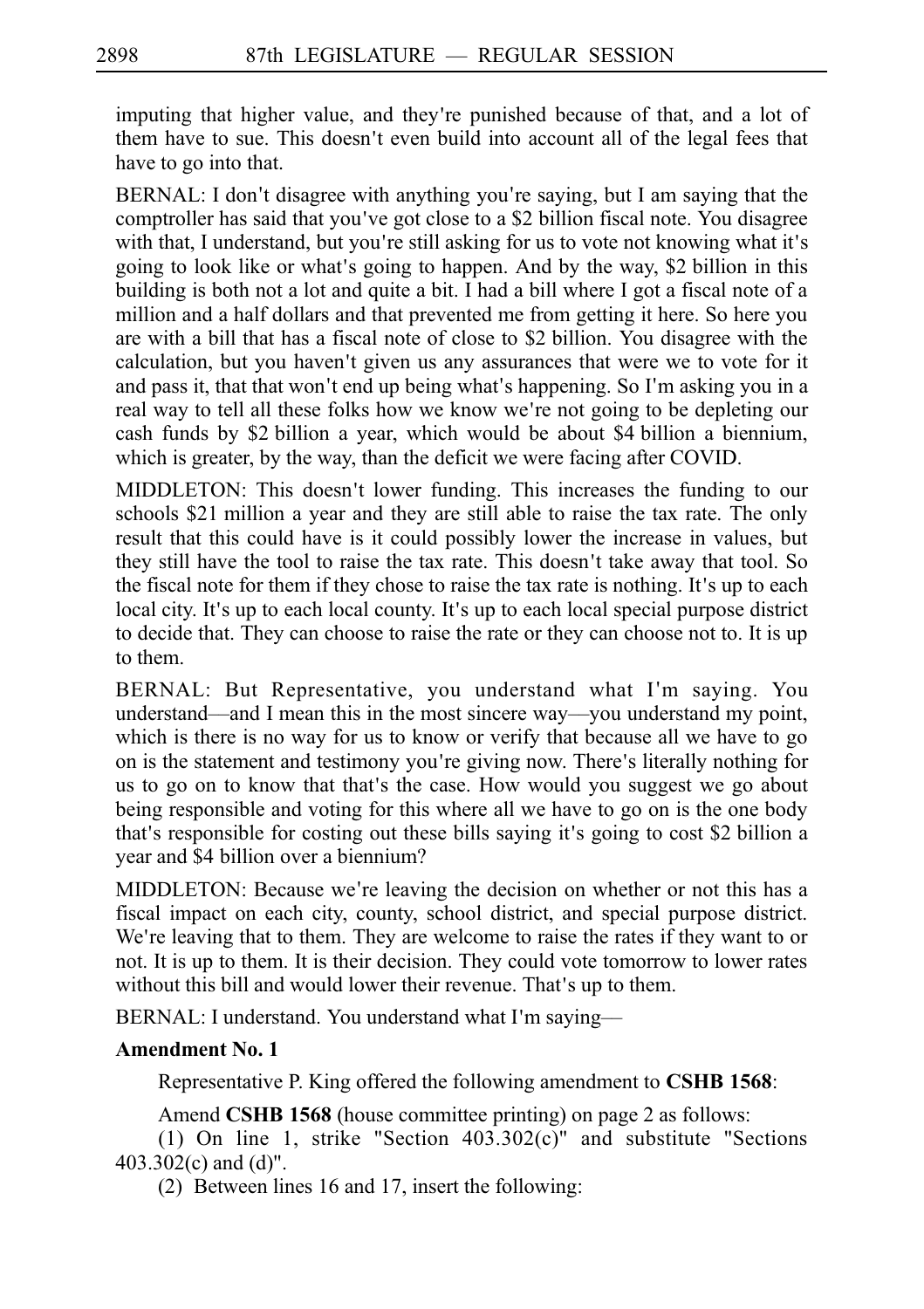imputing that higher value, and they're punished because of that, and a lot of them have to sue. This doesn't even build into account all of the legal fees that have to go into that.

BERNAL: I don't disagree with anything you're saying, but I am saying that the comptroller has said that you've got close to a $2 billion fiscal note. You disagree with that, I understand, but you're still asking for us to vote not knowing what it's going to look like or what's going to happen. And by the way, $2 billion in this building is both not a lot and quite a bit. I had a bill where I got a fiscal note of a million and a half dollars and that prevented me from getting it here. So here you are with a bill that has a fiscal note of close to $2 billion. You disagree with the calculation, but you haven't given us any assurances that were we to vote for it and pass it, that that won't end up being what's happening. So I'm asking you in a real way to tell all these folks how we know we're not going to be depleting our cash funds by $2 billion a year, which would be about $4 billion a biennium, which is greater, by the way, than the deficit we were facing after COVID.

MIDDLETON: This doesn't lower funding. This increases the funding to our schools $21 million a year and they are still able to raise the tax rate. The only result that this could have is it could possibly lower the increase in values, but they still have the tool to raise the tax rate. This doesn't take away that tool. So the fiscal note for them if they chose to raise the tax rate is nothing. It's up to each local city. It's up to each local county. It's up to each local special purpose district to decide that. They can choose to raise the rate or they can choose not to. It is up to them.

BERNAL: But Representative, you understand what I'm saying. You understand—and I mean this in the most sincere way—you understand my point, which is there is no way for us to know or verify that because all we have to go on is the statement and testimony you're giving now. There's literally nothing for us to go on to know that that's the case. How would you suggest we go about being responsible and voting for this where all we have to go on is the one body that's responsible for costing out these bills saying it's going to cost $2 billion a year and $4 billion over a biennium?

MIDDLETON: Because we're leaving the decision on whether or not this has a fiscal impact on each city, county, school district, and special purpose district. We're leaving that to them. They are welcome to raise the rates if they want to or not. It is up to them. It is their decision. They could vote tomorrow to lower rates without this bill and would lower their revenue. That's up to them.

BERNAL: I understand. You understand what I'm saying—

**Amendment No. 1**

Representative P. King offered the following amendment to **CSHB 1568**:

Amend **CSHB 1568** (house committee printing) on page 2 as follows:

(1) On line 1, strike "Section 403.302(c)" and substitute "Sections 403.302(c) and (d)".

(2) Between lines 16 and 17, insert the following: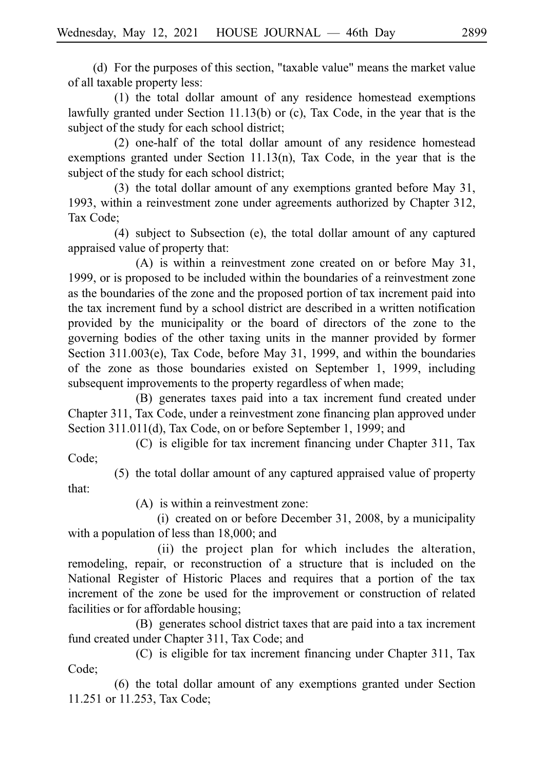(d) For the purposes of this section, "taxable value" means the market value of all taxable property less:

(1) the total dollar amount of any residence homestead exemptions lawfully granted under Section 11.13(b) or (c), Tax Code, in the year that is the subject of the study for each school district;

(2) one-half of the total dollar amount of any residence homestead exemptions granted under Section 11.13(n), Tax Code, in the year that is the subject of the study for each school district;

(3) the total dollar amount of any exemptions granted before May 31, 1993, within a reinvestment zone under agreements authorized by Chapter 312, Tax Code;

(4) subject to Subsection (e), the total dollar amount of any captured appraised value of property that:

(A) is within a reinvestment zone created on or before May 31, 1999, or is proposed to be included within the boundaries of a reinvestment zone as the boundaries of the zone and the proposed portion of tax increment paid into the tax increment fund by a school district are described in a written notification provided by the municipality or the board of directors of the zone to the governing bodies of the other taxing units in the manner provided by former Section 311.003(e), Tax Code, before May 31, 1999, and within the boundaries of the zone as those boundaries existed on September 1, 1999, including subsequent improvements to the property regardless of when made;

(B) generates taxes paid into a tax increment fund created under Chapter 311, Tax Code, under a reinvestment zone financing plan approved under Section 311.011(d), Tax Code, on or before September 1, 1999; and

(C) is eligible for tax increment financing under Chapter 311, Tax Code;

(5) the total dollar amount of any captured appraised value of property that:

(A) is within a reinvestment zone:

(i) created on or before December 31, 2008, by a municipality with a population of less than 18,000; and

(ii) the project plan for which includes the alteration, remodeling, repair, or reconstruction of a structure that is included on the National Register of Historic Places and requires that a portion of the tax increment of the zone be used for the improvement or construction of related facilities or for affordable housing;

(B) generates school district taxes that are paid into a tax increment fund created under Chapter 311, Tax Code; and

(C) is eligible for tax increment financing under Chapter 311, Tax Code;

(6) the total dollar amount of any exemptions granted under Section 11.251 or 11.253, Tax Code;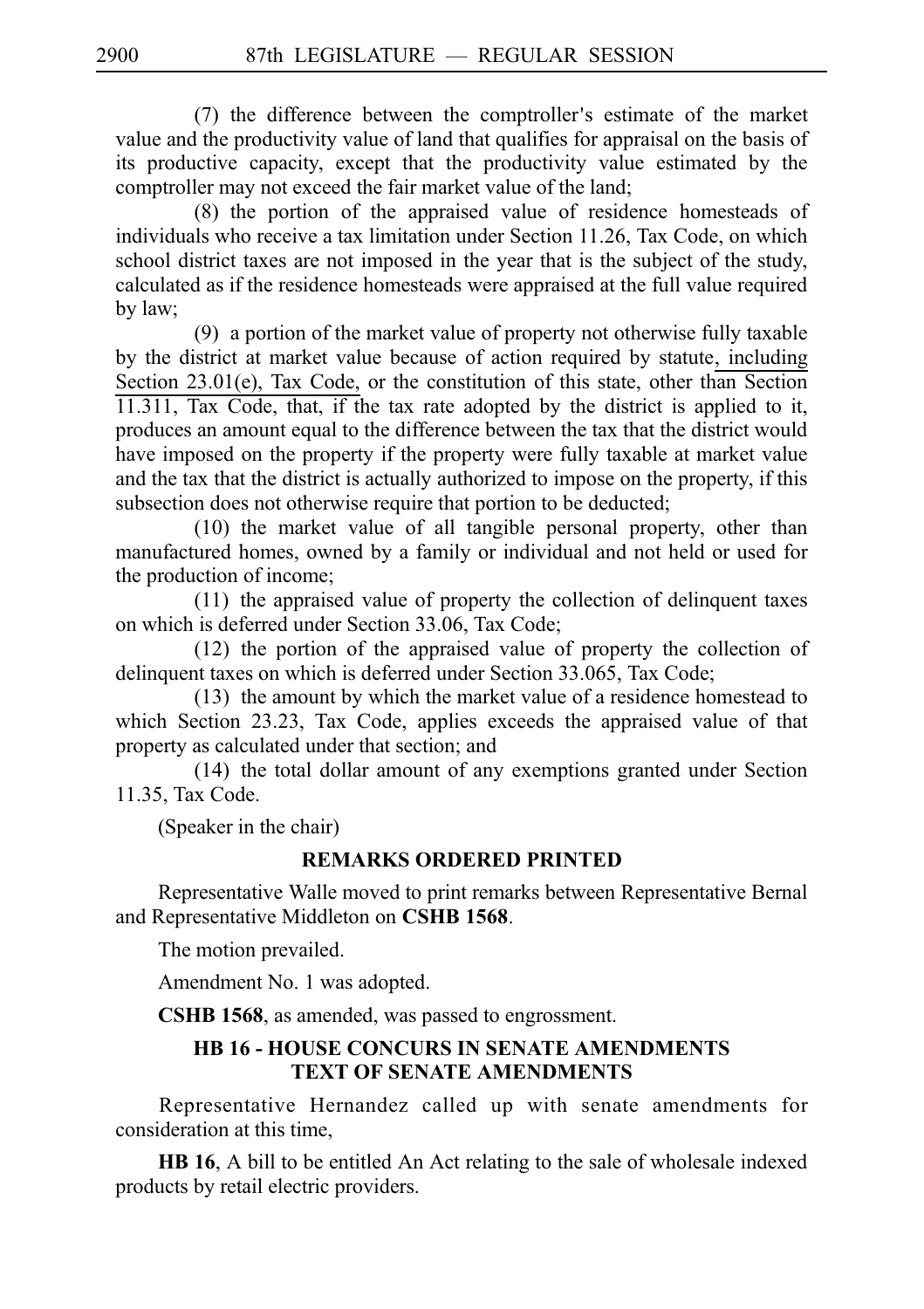(7) the difference between the comptroller's estimate of the market value and the productivity value of land that qualifies for appraisal on the basis of its productive capacity, except that the productivity value estimated by the comptroller may not exceed the fair market value of the land;

(8) the portion of the appraised value of residence homesteads of individuals who receive a tax limitation under Section 11.26, Tax Code, on which school district taxes are not imposed in the year that is the subject of the study, calculated as if the residence homesteads were appraised at the full value required by law;

(9) a portion of the market value of property not otherwise fully taxable by the district at market value because of action required by statute, including Section 23.01(e), Tax Code, or the constitution of this state, other than Section 11.311, Tax Code, that, if the tax rate adopted by the district is applied to it, produces an amount equal to the difference between the tax that the district would have imposed on the property if the property were fully taxable at market value and the tax that the district is actually authorized to impose on the property, if this subsection does not otherwise require that portion to be deducted;

(10) the market value of all tangible personal property, other than manufactured homes, owned by a family or individual and not held or used for the production of income;

(11) the appraised value of property the collection of delinquent taxes on which is deferred under Section 33.06, Tax Code;

(12) the portion of the appraised value of property the collection of delinquent taxes on which is deferred under Section 33.065, Tax Code;

(13) the amount by which the market value of a residence homestead to which Section 23.23, Tax Code, applies exceeds the appraised value of that property as calculated under that section; and

(14) the total dollar amount of any exemptions granted under Section 11.35, Tax Code.

(Speaker in the chair)

**REMARKS ORDERED PRINTED**

Representative Walle moved to print remarks between Representative Bernal and Representative Middleton on **CSHB 1568**.

The motion prevailed.

Amendment No. 1 was adopted.

**CSHB 1568**, as amended, was passed to engrossment.

**HB 16 - HOUSE CONCURS IN SENATE AMENDMENTS**
**TEXT OF SENATE AMENDMENTS**

Representative Hernandez called up with senate amendments for consideration at this time,

**HB 16**, A bill to be entitled An Act relating to the sale of wholesale indexed products by retail electric providers.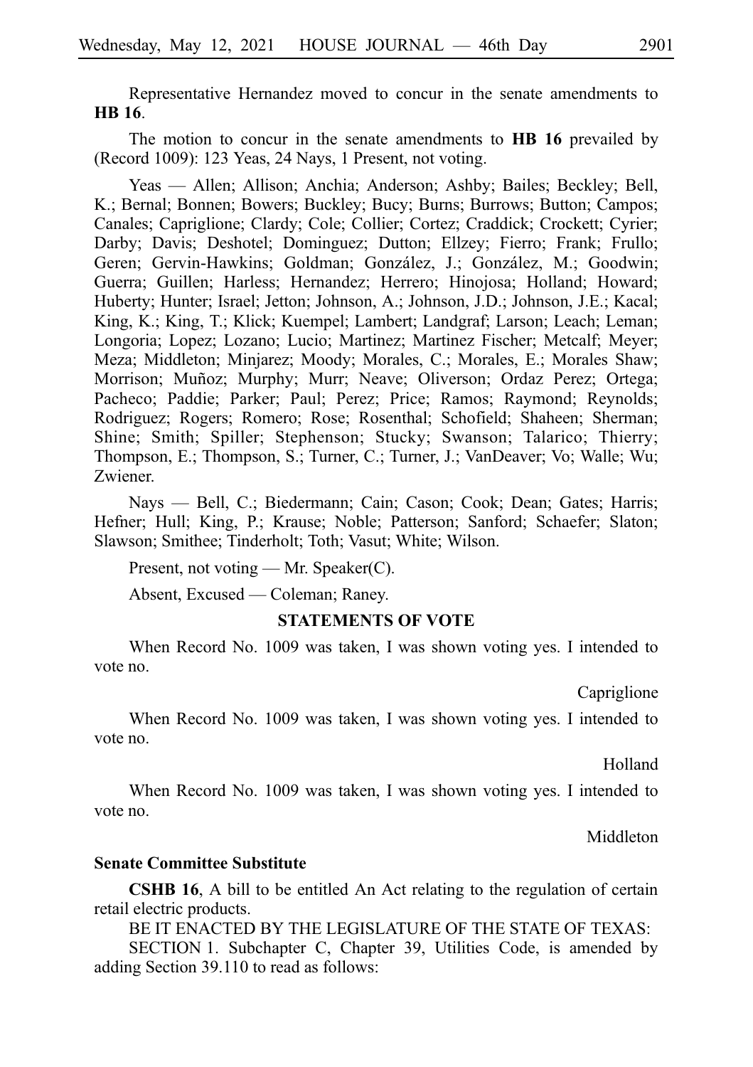Representative Hernandez moved to concur in the senate amendments to **HB 16**.

The motion to concur in the senate amendments to **HB 16** prevailed by (Record 1009): 123 Yeas, 24 Nays, 1 Present, not voting.

Yeas — Allen; Allison; Anchia; Anderson; Ashby; Bailes; Beckley; Bell, K.; Bernal; Bonnen; Bowers; Buckley; Bucy; Burns; Burrows; Button; Campos; Canales; Capriglione; Clardy; Cole; Collier; Cortez; Craddick; Crockett; Cyrier; Darby; Davis; Deshotel; Dominguez; Dutton; Ellzey; Fierro; Frank; Frullo; Geren; Gervin-Hawkins; Goldman; González, J.; González, M.; Goodwin; Guerra; Guillen; Harless; Hernandez; Herrero; Hinojosa; Holland; Howard; Huberty; Hunter; Israel; Jetton; Johnson, A.; Johnson, J.D.; Johnson, J.E.; Kacal; King, K.; King, T.; Klick; Kuempel; Lambert; Landgraf; Larson; Leach; Leman; Longoria; Lopez; Lozano; Lucio; Martinez; Martinez Fischer; Metcalf; Meyer; Meza; Middleton; Minjarez; Moody; Morales, C.; Morales, E.; Morales Shaw; Morrison; Muñoz; Murphy; Murr; Neave; Oliverson; Ordaz Perez; Ortega; Pacheco; Paddie; Parker; Paul; Perez; Price; Ramos; Raymond; Reynolds; Rodriguez; Rogers; Romero; Rose; Rosenthal; Schofield; Shaheen; Sherman; Shine; Smith; Spiller; Stephenson; Stucky; Swanson; Talarico; Thierry; Thompson, E.; Thompson, S.; Turner, C.; Turner, J.; VanDeaver; Vo; Walle; Wu; Zwiener.

Nays — Bell, C.; Biedermann; Cain; Cason; Cook; Dean; Gates; Harris; Hefner; Hull; King, P.; Krause; Noble; Patterson; Sanford; Schaefer; Slaton; Slawson; Smithee; Tinderholt; Toth; Vasut; White; Wilson.

Present, not voting — Mr. Speaker(C).

Absent, Excused — Coleman; Raney.

**STATEMENTS OF VOTE**

When Record No. 1009 was taken, I was shown voting yes. I intended to vote no.

Capriglione

When Record No. 1009 was taken, I was shown voting yes. I intended to vote no.

Holland

When Record No. 1009 was taken, I was shown voting yes. I intended to vote no.

Middleton

**Senate Committee Substitute**

**CSHB 16**, A bill to be entitled An Act relating to the regulation of certain retail electric products.

BE IT ENACTED BY THE LEGISLATURE OF THE STATE OF TEXAS:

SECTION 1. Subchapter C, Chapter 39, Utilities Code, is amended by adding Section 39.110 to read as follows: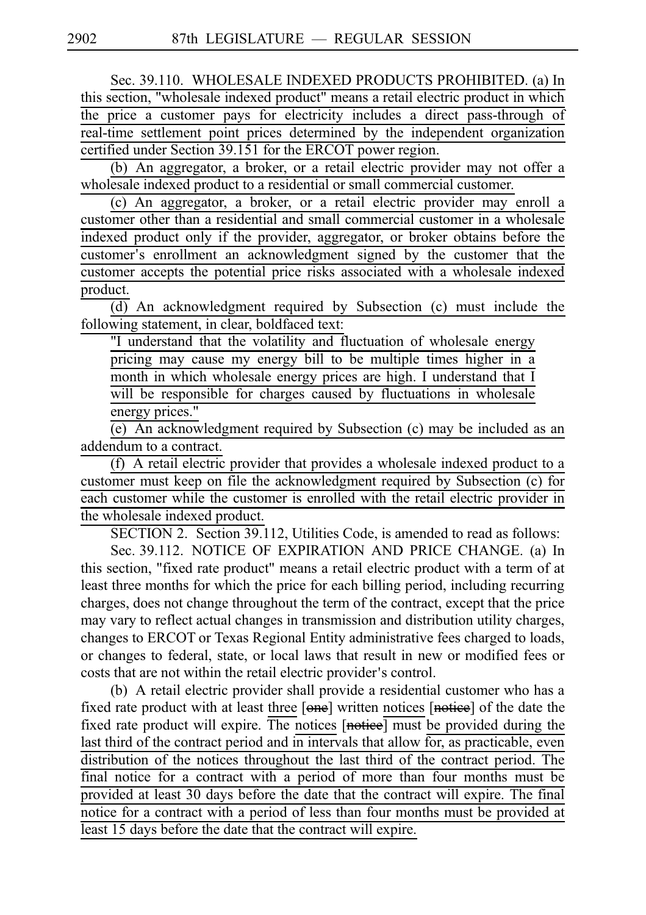Sec. 39.110. WHOLESALE INDEXED PRODUCTS PROHIBITED. (a) In this section, "wholesale indexed product" means a retail electric product in which the price a customer pays for electricity includes a direct pass-through of real-time settlement point prices determined by the independent organization certified under Section 39.151 for the ERCOT power region.

(b) An aggregator, a broker, or a retail electric provider may not offer a wholesale indexed product to a residential or small commercial customer.

(c) An aggregator, a broker, or a retail electric provider may enroll a customer other than a residential and small commercial customer in a wholesale indexed product only if the provider, aggregator, or broker obtains before the customer's enrollment an acknowledgment signed by the customer that the customer accepts the potential price risks associated with a wholesale indexed product.

(d) An acknowledgment required by Subsection (c) must include the following statement, in clear, boldfaced text:

> "I understand that the volatility and fluctuation of wholesale energy pricing may cause my energy bill to be multiple times higher in a month in which wholesale energy prices are high. I understand that I will be responsible for charges caused by fluctuations in wholesale energy prices."

(e) An acknowledgment required by Subsection (c) may be included as an addendum to a contract.

(f) A retail electric provider that provides a wholesale indexed product to a customer must keep on file the acknowledgment required by Subsection (c) for each customer while the customer is enrolled with the retail electric provider in the wholesale indexed product.

SECTION 2. Section 39.112, Utilities Code, is amended to read as follows:

Sec. 39.112. NOTICE OF EXPIRATION AND PRICE CHANGE. (a) In this section, "fixed rate product" means a retail electric product with a term of at least three months for which the price for each billing period, including recurring charges, does not change throughout the term of the contract, except that the price may vary to reflect actual changes in transmission and distribution utility charges, changes to ERCOT or Texas Regional Entity administrative fees charged to loads, or changes to federal, state, or local laws that result in new or modified fees or costs that are not within the retail electric provider's control.

(b) A retail electric provider shall provide a residential customer who has a fixed rate product with at least three [one] written notices [notice] of the date the fixed rate product will expire. The notices [notice] must be provided during the last third of the contract period and in intervals that allow for, as practicable, even distribution of the notices throughout the last third of the contract period. The final notice for a contract with a period of more than four months must be provided at least 30 days before the date that the contract will expire. The final notice for a contract with a period of less than four months must be provided at least 15 days before the date that the contract will expire.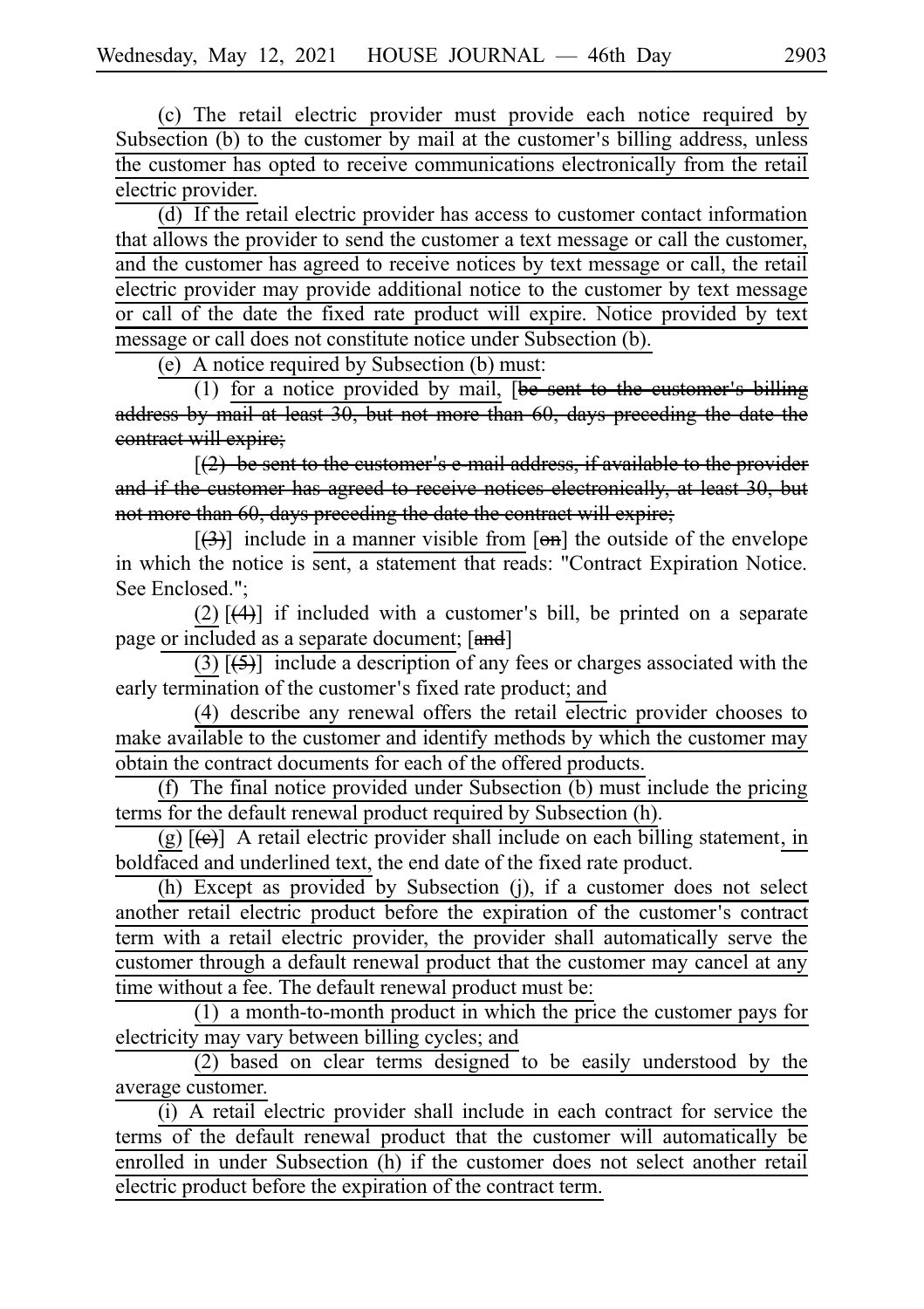(c) The retail electric provider must provide each notice required by Subsection (b) to the customer by mail at the customer's billing address, unless the customer has opted to receive communications electronically from the retail electric provider.

(d) If the retail electric provider has access to customer contact information that allows the provider to send the customer a text message or call the customer, and the customer has agreed to receive notices by text message or call, the retail electric provider may provide additional notice to the customer by text message or call of the date the fixed rate product will expire. Notice provided by text message or call does not constitute notice under Subsection (b).

(e) A notice required by Subsection (b) must:

(1) for a notice provided by mail, [be sent to the customer's billing address by mail at least 30, but not more than 60, days preceding the date the contract will expire;

[(2) be sent to the customer's e-mail address, if available to the provider and if the customer has agreed to receive notices electronically, at least 30, but not more than 60, days preceding the date the contract will expire;

[(3)] include in a manner visible from [on] the outside of the envelope in which the notice is sent, a statement that reads: "Contract Expiration Notice. See Enclosed.";

(2) [(4)] if included with a customer's bill, be printed on a separate page or included as a separate document; [and]

(3) [(5)] include a description of any fees or charges associated with the early termination of the customer's fixed rate product; and

(4) describe any renewal offers the retail electric provider chooses to make available to the customer and identify methods by which the customer may obtain the contract documents for each of the offered products.

(f) The final notice provided under Subsection (b) must include the pricing terms for the default renewal product required by Subsection (h).

(g) [(c)] A retail electric provider shall include on each billing statement, in boldfaced and underlined text, the end date of the fixed rate product.

(h) Except as provided by Subsection (j), if a customer does not select another retail electric product before the expiration of the customer's contract term with a retail electric provider, the provider shall automatically serve the customer through a default renewal product that the customer may cancel at any time without a fee. The default renewal product must be:

(1) a month-to-month product in which the price the customer pays for electricity may vary between billing cycles; and

(2) based on clear terms designed to be easily understood by the average customer.

(i) A retail electric provider shall include in each contract for service the terms of the default renewal product that the customer will automatically be enrolled in under Subsection (h) if the customer does not select another retail electric product before the expiration of the contract term.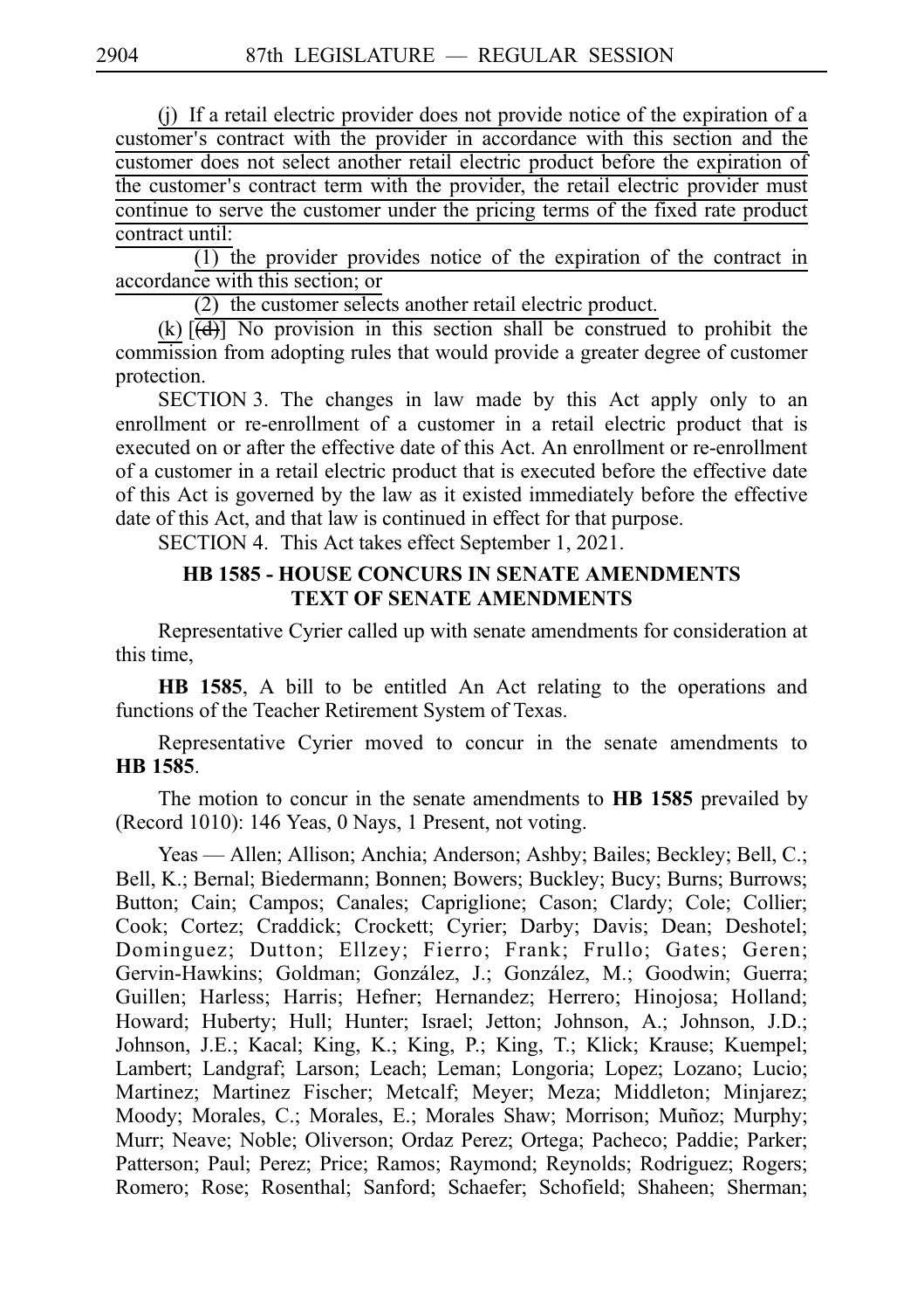(j) If a retail electric provider does not provide notice of the expiration of a customer's contract with the provider in accordance with this section and the customer does not select another retail electric product before the expiration of the customer's contract term with the provider, the retail electric provider must continue to serve the customer under the pricing terms of the fixed rate product contract until:

(1) the provider provides notice of the expiration of the contract in accordance with this section; or

(2) the customer selects another retail electric product.

(k) [(d)] No provision in this section shall be construed to prohibit the commission from adopting rules that would provide a greater degree of customer protection.

SECTION 3. The changes in law made by this Act apply only to an enrollment or re-enrollment of a customer in a retail electric product that is executed on or after the effective date of this Act. An enrollment or re-enrollment of a customer in a retail electric product that is executed before the effective date of this Act is governed by the law as it existed immediately before the effective date of this Act, and that law is continued in effect for that purpose.

SECTION 4. This Act takes effect September 1, 2021.

## HB 1585 - HOUSE CONCURS IN SENATE AMENDMENTS TEXT OF SENATE AMENDMENTS

Representative Cyrier called up with senate amendments for consideration at this time,

**HB 1585**, A bill to be entitled An Act relating to the operations and functions of the Teacher Retirement System of Texas.

Representative Cyrier moved to concur in the senate amendments to **HB 1585**.

The motion to concur in the senate amendments to **HB 1585** prevailed by (Record 1010): 146 Yeas, 0 Nays, 1 Present, not voting.

Yeas — Allen; Allison; Anchia; Anderson; Ashby; Bailes; Beckley; Bell, C.; Bell, K.; Bernal; Biedermann; Bonnen; Bowers; Buckley; Bucy; Burns; Burrows; Button; Cain; Campos; Canales; Capriglione; Cason; Clardy; Cole; Collier; Cook; Cortez; Craddick; Crockett; Cyrier; Darby; Davis; Dean; Deshotel; Dominguez; Dutton; Ellzey; Fierro; Frank; Frullo; Gates; Geren; Gervin-Hawkins; Goldman; González, J.; González, M.; Goodwin; Guerra; Guillen; Harless; Harris; Hefner; Hernandez; Herrero; Hinojosa; Holland; Howard; Huberty; Hull; Hunter; Israel; Jetton; Johnson, A.; Johnson, J.D.; Johnson, J.E.; Kacal; King, K.; King, P.; King, T.; Klick; Krause; Kuempel; Lambert; Landgraf; Larson; Leach; Leman; Longoria; Lopez; Lozano; Lucio; Martinez; Martinez Fischer; Metcalf; Meyer; Meza; Middleton; Minjarez; Moody; Morales, C.; Morales, E.; Morales Shaw; Morrison; Muñoz; Murphy; Murr; Neave; Noble; Oliverson; Ordaz Perez; Ortega; Pacheco; Paddie; Parker; Patterson; Paul; Perez; Price; Ramos; Raymond; Reynolds; Rodriguez; Rogers; Romero; Rose; Rosenthal; Sanford; Schaefer; Schofield; Shaheen; Sherman;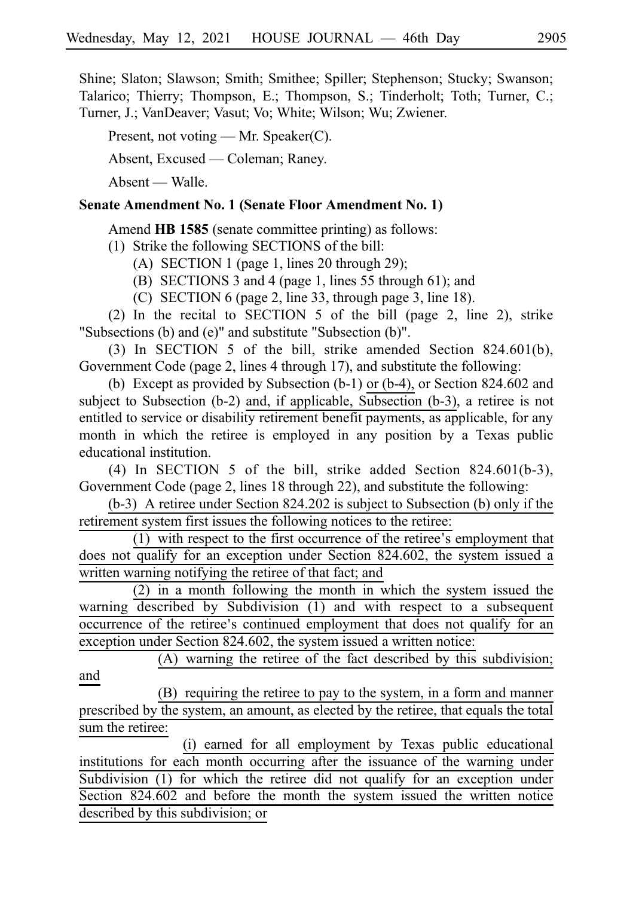Shine; Slaton; Slawson; Smith; Smithee; Spiller; Stephenson; Stucky; Swanson; Talarico; Thierry; Thompson, E.; Thompson, S.; Tinderholt; Toth; Turner, C.; Turner, J.; VanDeaver; Vasut; Vo; White; Wilson; Wu; Zwiener.

Present, not voting — Mr. Speaker(C).

Absent, Excused — Coleman; Raney.

Absent — Walle.

**Senate Amendment No. 1 (Senate Floor Amendment No. 1)**

Amend **HB 1585** (senate committee printing) as follows:

(1) Strike the following SECTIONS of the bill:

(A) SECTION 1 (page 1, lines 20 through 29);

(B) SECTIONS 3 and 4 (page 1, lines 55 through 61); and

(C) SECTION 6 (page 2, line 33, through page 3, line 18).

(2) In the recital to SECTION 5 of the bill (page 2, line 2), strike "Subsections (b) and (e)" and substitute "Subsection (b)".

(3) In SECTION 5 of the bill, strike amended Section 824.601(b), Government Code (page 2, lines 4 through 17), and substitute the following:

(b) Except as provided by Subsection (b-1) or (b-4), or Section 824.602 and subject to Subsection (b-2) and, if applicable, Subsection (b-3), a retiree is not entitled to service or disability retirement benefit payments, as applicable, for any month in which the retiree is employed in any position by a Texas public educational institution.

(4) In SECTION 5 of the bill, strike added Section 824.601(b-3), Government Code (page 2, lines 18 through 22), and substitute the following:

(b-3) A retiree under Section 824.202 is subject to Subsection (b) only if the retirement system first issues the following notices to the retiree:

(1) with respect to the first occurrence of the retiree's employment that does not qualify for an exception under Section 824.602, the system issued a written warning notifying the retiree of that fact; and

(2) in a month following the month in which the system issued the warning described by Subdivision (1) and with respect to a subsequent occurrence of the retiree's continued employment that does not qualify for an exception under Section 824.602, the system issued a written notice:

(A) warning the retiree of the fact described by this subdivision; and

(B) requiring the retiree to pay to the system, in a form and manner prescribed by the system, an amount, as elected by the retiree, that equals the total sum the retiree:

(i) earned for all employment by Texas public educational institutions for each month occurring after the issuance of the warning under Subdivision (1) for which the retiree did not qualify for an exception under Section 824.602 and before the month the system issued the written notice described by this subdivision; or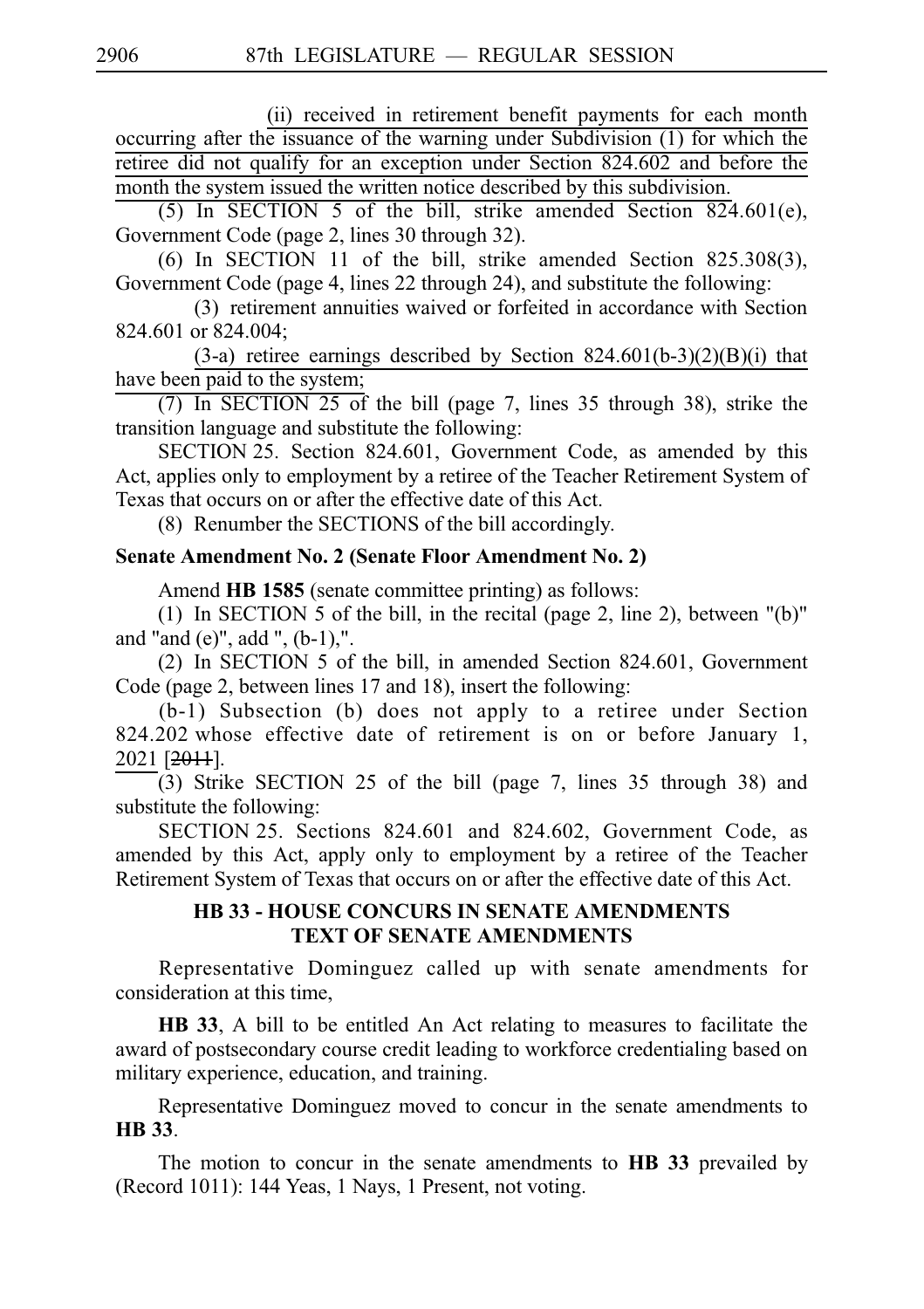(ii) received in retirement benefit payments for each month occurring after the issuance of the warning under Subdivision (1) for which the retiree did not qualify for an exception under Section 824.602 and before the month the system issued the written notice described by this subdivision.

(5) In SECTION 5 of the bill, strike amended Section 824.601(e), Government Code (page 2, lines 30 through 32).

(6) In SECTION 11 of the bill, strike amended Section 825.308(3), Government Code (page 4, lines 22 through 24), and substitute the following:

(3) retirement annuities waived or forfeited in accordance with Section 824.601 or 824.004;

(3-a) retiree earnings described by Section 824.601(b-3)(2)(B)(i) that have been paid to the system;

(7) In SECTION 25 of the bill (page 7, lines 35 through 38), strike the transition language and substitute the following:

SECTION 25. Section 824.601, Government Code, as amended by this Act, applies only to employment by a retiree of the Teacher Retirement System of Texas that occurs on or after the effective date of this Act.

(8) Renumber the SECTIONS of the bill accordingly.

**Senate Amendment No. 2 (Senate Floor Amendment No. 2)**

Amend **HB 1585** (senate committee printing) as follows:

(1) In SECTION 5 of the bill, in the recital (page 2, line 2), between "(b)" and "and (e)", add ", (b-1),".

(2) In SECTION 5 of the bill, in amended Section 824.601, Government Code (page 2, between lines 17 and 18), insert the following:

(b-1) Subsection (b) does not apply to a retiree under Section 824.202 whose effective date of retirement is on or before January 1, 2021 [~~2011~~].

(3) Strike SECTION 25 of the bill (page 7, lines 35 through 38) and substitute the following:

SECTION 25. Sections 824.601 and 824.602, Government Code, as amended by this Act, apply only to employment by a retiree of the Teacher Retirement System of Texas that occurs on or after the effective date of this Act.

### HB 33 - HOUSE CONCURS IN SENATE AMENDMENTS TEXT OF SENATE AMENDMENTS

Representative Dominguez called up with senate amendments for consideration at this time,

**HB 33**, A bill to be entitled An Act relating to measures to facilitate the award of postsecondary course credit leading to workforce credentialing based on military experience, education, and training.

Representative Dominguez moved to concur in the senate amendments to **HB 33**.

The motion to concur in the senate amendments to **HB 33** prevailed by (Record 1011): 144 Yeas, 1 Nays, 1 Present, not voting.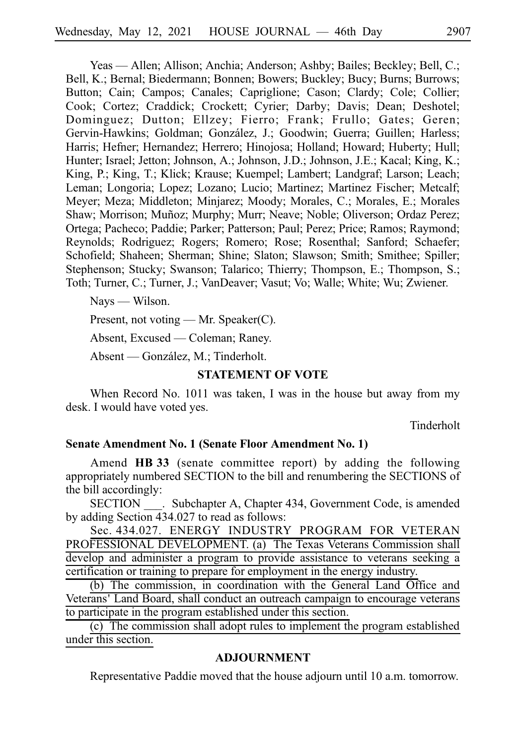Yeas — Allen; Allison; Anchia; Anderson; Ashby; Bailes; Beckley; Bell, C.; Bell, K.; Bernal; Biedermann; Bonnen; Bowers; Buckley; Bucy; Burns; Burrows; Button; Cain; Campos; Canales; Capriglione; Cason; Clardy; Cole; Collier; Cook; Cortez; Craddick; Crockett; Cyrier; Darby; Davis; Dean; Deshotel; Dominguez; Dutton; Ellzey; Fierro; Frank; Frullo; Gates; Geren; Gervin-Hawkins; Goldman; González, J.; Goodwin; Guerra; Guillen; Harless; Harris; Hefner; Hernandez; Herrero; Hinojosa; Holland; Howard; Huberty; Hull; Hunter; Israel; Jetton; Johnson, A.; Johnson, J.D.; Johnson, J.E.; Kacal; King, K.; King, P.; King, T.; Klick; Krause; Kuempel; Lambert; Landgraf; Larson; Leach; Leman; Longoria; Lopez; Lozano; Lucio; Martinez; Martinez Fischer; Metcalf; Meyer; Meza; Middleton; Minjarez; Moody; Morales, C.; Morales, E.; Morales Shaw; Morrison; Muñoz; Murphy; Murr; Neave; Noble; Oliverson; Ordaz Perez; Ortega; Pacheco; Paddie; Parker; Patterson; Paul; Perez; Price; Ramos; Raymond; Reynolds; Rodriguez; Rogers; Romero; Rose; Rosenthal; Sanford; Schaefer; Schofield; Shaheen; Sherman; Shine; Slaton; Slawson; Smith; Smithee; Spiller; Stephenson; Stucky; Swanson; Talarico; Thierry; Thompson, E.; Thompson, S.; Toth; Turner, C.; Turner, J.; VanDeaver; Vasut; Vo; Walle; White; Wu; Zwiener.

Nays — Wilson.

Present, not voting — Mr. Speaker(C).

Absent, Excused — Coleman; Raney.

Absent — González, M.; Tinderholt.

## STATEMENT OF VOTE

When Record No. 1011 was taken, I was in the house but away from my desk. I would have voted yes.

Tinderholt

### Senate Amendment No. 1 (Senate Floor Amendment No. 1)

Amend **HB 33** (senate committee report) by adding the following appropriately numbered SECTION to the bill and renumbering the SECTIONS of the bill accordingly:

SECTION ___. Subchapter A, Chapter 434, Government Code, is amended by adding Section 434.027 to read as follows:

Sec. 434.027. ENERGY INDUSTRY PROGRAM FOR VETERAN PROFESSIONAL DEVELOPMENT. (a) The Texas Veterans Commission shall develop and administer a program to provide assistance to veterans seeking a certification or training to prepare for employment in the energy industry.

(b) The commission, in coordination with the General Land Office and Veterans' Land Board, shall conduct an outreach campaign to encourage veterans to participate in the program established under this section.

(c) The commission shall adopt rules to implement the program established under this section.

## ADJOURNMENT

Representative Paddie moved that the house adjourn until 10 a.m. tomorrow.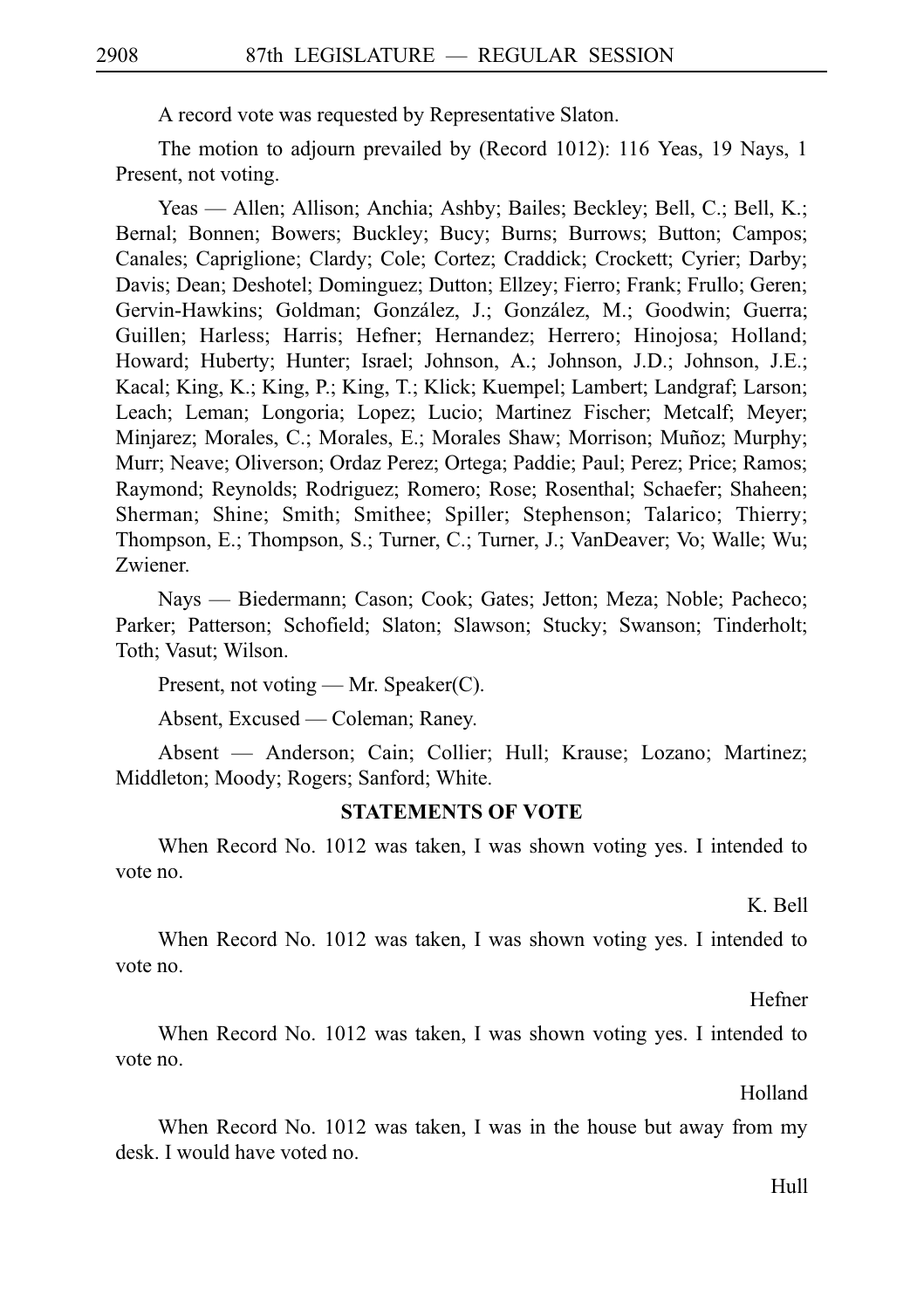A record vote was requested by Representative Slaton.

The motion to adjourn prevailed by (Record 1012): 116 Yeas, 19 Nays, 1 Present, not voting.

Yeas — Allen; Allison; Anchia; Ashby; Bailes; Beckley; Bell, C.; Bell, K.; Bernal; Bonnen; Bowers; Buckley; Bucy; Burns; Burrows; Button; Campos; Canales; Capriglione; Clardy; Cole; Cortez; Craddick; Crockett; Cyrier; Darby; Davis; Dean; Deshotel; Dominguez; Dutton; Ellzey; Fierro; Frank; Frullo; Geren; Gervin-Hawkins; Goldman; González, J.; González, M.; Goodwin; Guerra; Guillen; Harless; Harris; Hefner; Hernandez; Herrero; Hinojosa; Holland; Howard; Huberty; Hunter; Israel; Johnson, A.; Johnson, J.D.; Johnson, J.E.; Kacal; King, K.; King, P.; King, T.; Klick; Kuempel; Lambert; Landgraf; Larson; Leach; Leman; Longoria; Lopez; Lucio; Martinez Fischer; Metcalf; Meyer; Minjarez; Morales, C.; Morales, E.; Morales Shaw; Morrison; Muñoz; Murphy; Murr; Neave; Oliverson; Ordaz Perez; Ortega; Paddie; Paul; Perez; Price; Ramos; Raymond; Reynolds; Rodriguez; Romero; Rose; Rosenthal; Schaefer; Shaheen; Sherman; Shine; Smith; Smithee; Spiller; Stephenson; Talarico; Thierry; Thompson, E.; Thompson, S.; Turner, C.; Turner, J.; VanDeaver; Vo; Walle; Wu; Zwiener.

Nays — Biedermann; Cason; Cook; Gates; Jetton; Meza; Noble; Pacheco; Parker; Patterson; Schofield; Slaton; Slawson; Stucky; Swanson; Tinderholt; Toth; Vasut; Wilson.

Present, not voting — Mr. Speaker(C).

Absent, Excused — Coleman; Raney.

Absent — Anderson; Cain; Collier; Hull; Krause; Lozano; Martinez; Middleton; Moody; Rogers; Sanford; White.

**STATEMENTS OF VOTE**

When Record No. 1012 was taken, I was shown voting yes. I intended to vote no.

K. Bell

When Record No. 1012 was taken, I was shown voting yes. I intended to vote no.

Hefner

When Record No. 1012 was taken, I was shown voting yes. I intended to vote no.

Holland

When Record No. 1012 was taken, I was in the house but away from my desk. I would have voted no.

Hull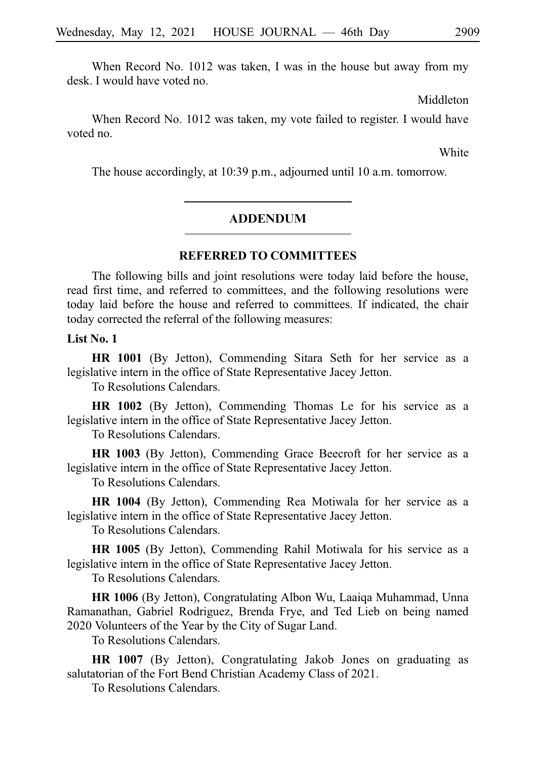When Record No. 1012 was taken, I was in the house but away from my desk. I would have voted no.

Middleton

When Record No. 1012 was taken, my vote failed to register. I would have voted no.

White

The house accordingly, at 10:39 p.m., adjourned until 10 a.m. tomorrow.

## ADDENDUM

### REFERRED TO COMMITTEES

The following bills and joint resolutions were today laid before the house, read first time, and referred to committees, and the following resolutions were today laid before the house and referred to committees. If indicated, the chair today corrected the referral of the following measures:

**List No. 1**

**HR 1001** (By Jetton), Commending Sitara Seth for her service as a legislative intern in the office of State Representative Jacey Jetton.

To Resolutions Calendars.

**HR 1002** (By Jetton), Commending Thomas Le for his service as a legislative intern in the office of State Representative Jacey Jetton.

To Resolutions Calendars.

**HR 1003** (By Jetton), Commending Grace Beecroft for her service as a legislative intern in the office of State Representative Jacey Jetton.

To Resolutions Calendars.

**HR 1004** (By Jetton), Commending Rea Motiwala for her service as a legislative intern in the office of State Representative Jacey Jetton.

To Resolutions Calendars.

**HR 1005** (By Jetton), Commending Rahil Motiwala for his service as a legislative intern in the office of State Representative Jacey Jetton.

To Resolutions Calendars.

**HR 1006** (By Jetton), Congratulating Albon Wu, Laaiqa Muhammad, Unna Ramanathan, Gabriel Rodriguez, Brenda Frye, and Ted Lieb on being named 2020 Volunteers of the Year by the City of Sugar Land.

To Resolutions Calendars.

**HR 1007** (By Jetton), Congratulating Jakob Jones on graduating as salutatorian of the Fort Bend Christian Academy Class of 2021.

To Resolutions Calendars.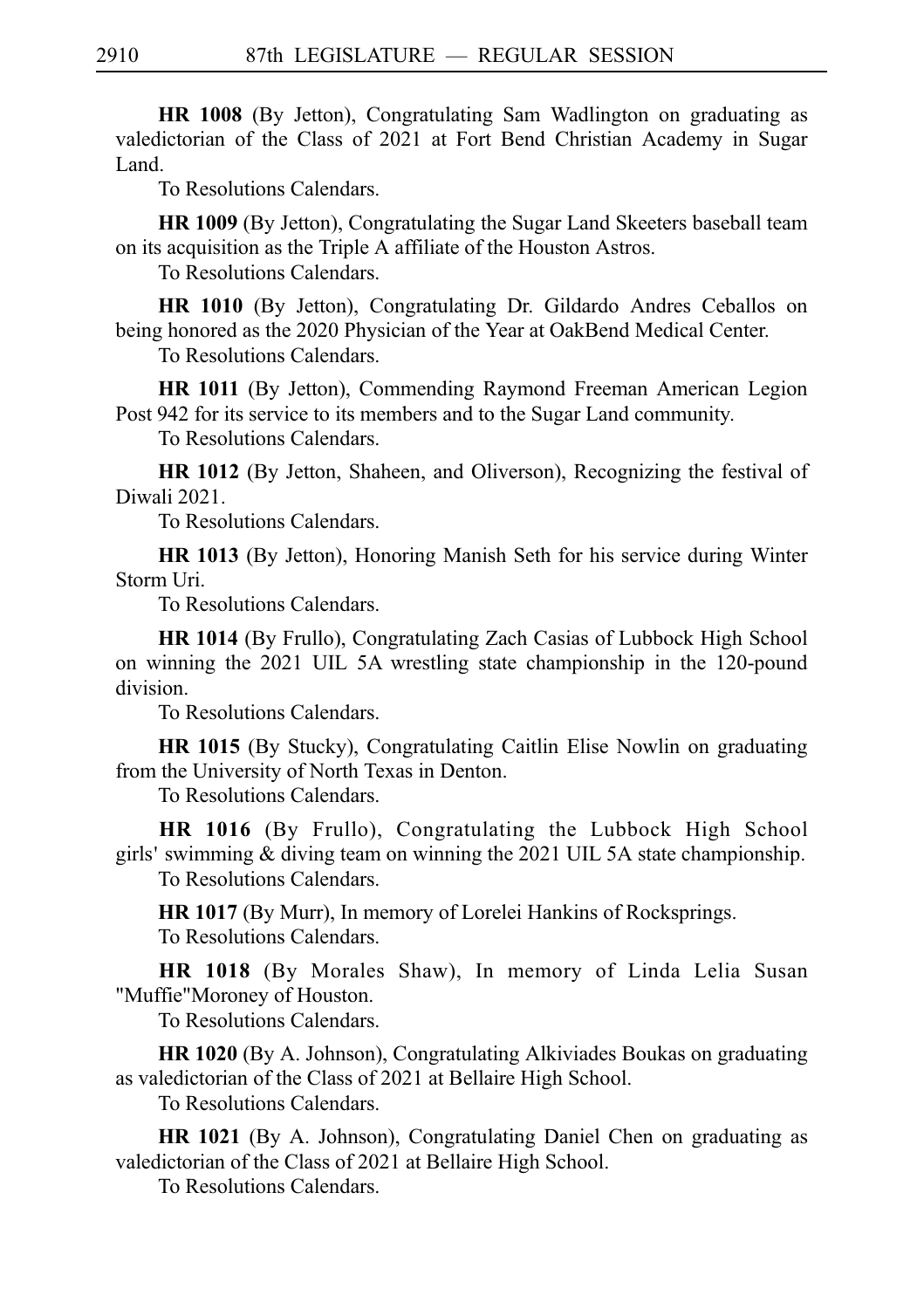**HR 1008** (By Jetton), Congratulating Sam Wadlington on graduating as valedictorian of the Class of 2021 at Fort Bend Christian Academy in Sugar Land.

To Resolutions Calendars.

**HR 1009** (By Jetton), Congratulating the Sugar Land Skeeters baseball team on its acquisition as the Triple A affiliate of the Houston Astros.

To Resolutions Calendars.

**HR 1010** (By Jetton), Congratulating Dr. Gildardo Andres Ceballos on being honored as the 2020 Physician of the Year at OakBend Medical Center.

To Resolutions Calendars.

**HR 1011** (By Jetton), Commending Raymond Freeman American Legion Post 942 for its service to its members and to the Sugar Land community.

To Resolutions Calendars.

**HR 1012** (By Jetton, Shaheen, and Oliverson), Recognizing the festival of Diwali 2021.

To Resolutions Calendars.

**HR 1013** (By Jetton), Honoring Manish Seth for his service during Winter Storm Uri.

To Resolutions Calendars.

**HR 1014** (By Frullo), Congratulating Zach Casias of Lubbock High School on winning the 2021 UIL 5A wrestling state championship in the 120-pound division.

To Resolutions Calendars.

**HR 1015** (By Stucky), Congratulating Caitlin Elise Nowlin on graduating from the University of North Texas in Denton.

To Resolutions Calendars.

**HR 1016** (By Frullo), Congratulating the Lubbock High School girls' swimming & diving team on winning the 2021 UIL 5A state championship.

To Resolutions Calendars.

**HR 1017** (By Murr), In memory of Lorelei Hankins of Rocksprings.

To Resolutions Calendars.

**HR 1018** (By Morales Shaw), In memory of Linda Lelia Susan "Muffie"Moroney of Houston.

To Resolutions Calendars.

**HR 1020** (By A. Johnson), Congratulating Alkiviades Boukas on graduating as valedictorian of the Class of 2021 at Bellaire High School.

To Resolutions Calendars.

**HR 1021** (By A. Johnson), Congratulating Daniel Chen on graduating as valedictorian of the Class of 2021 at Bellaire High School.

To Resolutions Calendars.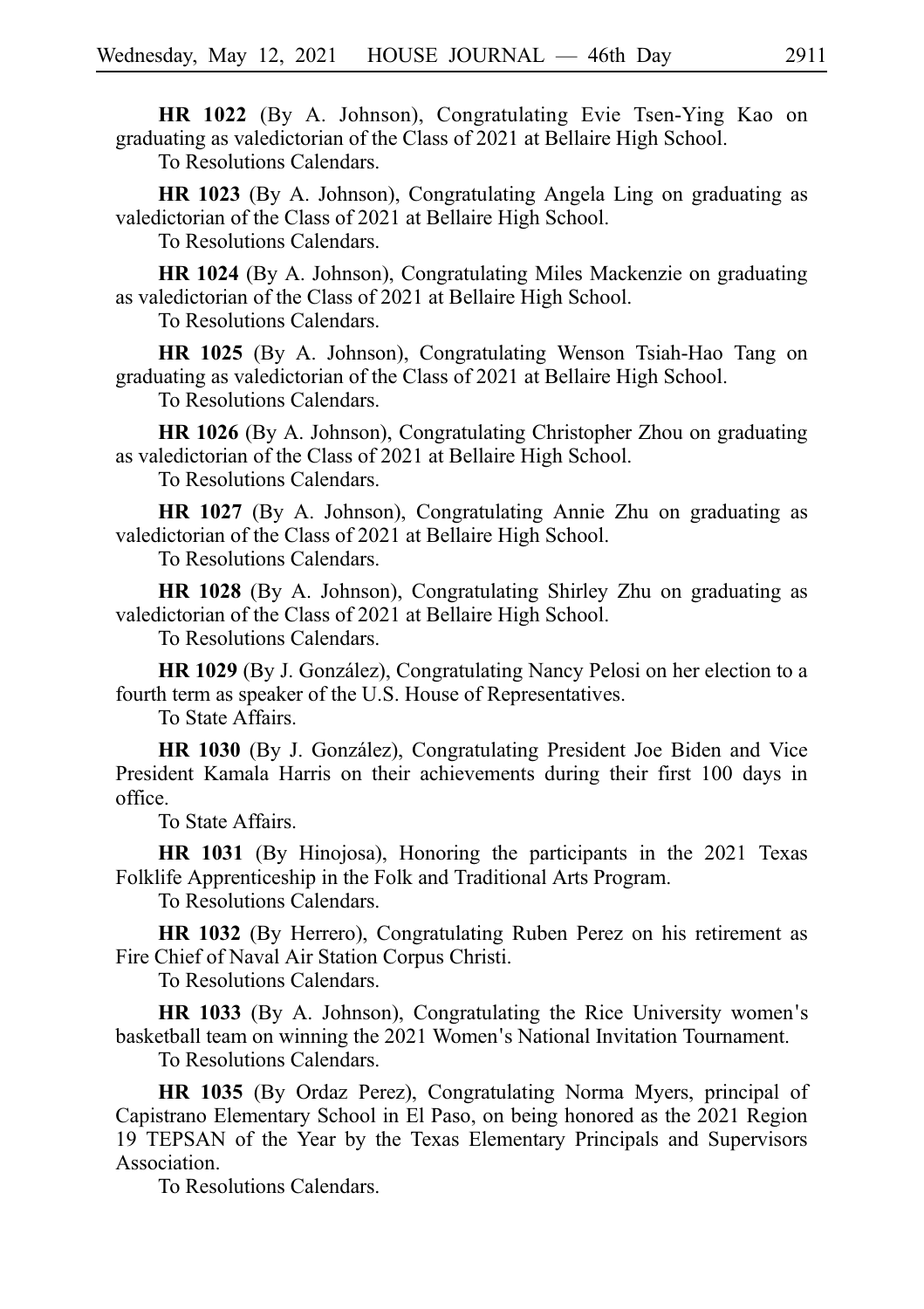**HR 1022** (By A. Johnson), Congratulating Evie Tsen-Ying Kao on graduating as valedictorian of the Class of 2021 at Bellaire High School.

To Resolutions Calendars.

**HR 1023** (By A. Johnson), Congratulating Angela Ling on graduating as valedictorian of the Class of 2021 at Bellaire High School.

To Resolutions Calendars.

**HR 1024** (By A. Johnson), Congratulating Miles Mackenzie on graduating as valedictorian of the Class of 2021 at Bellaire High School.

To Resolutions Calendars.

**HR 1025** (By A. Johnson), Congratulating Wenson Tsiah-Hao Tang on graduating as valedictorian of the Class of 2021 at Bellaire High School.

To Resolutions Calendars.

**HR 1026** (By A. Johnson), Congratulating Christopher Zhou on graduating as valedictorian of the Class of 2021 at Bellaire High School.

To Resolutions Calendars.

**HR 1027** (By A. Johnson), Congratulating Annie Zhu on graduating as valedictorian of the Class of 2021 at Bellaire High School.

To Resolutions Calendars.

**HR 1028** (By A. Johnson), Congratulating Shirley Zhu on graduating as valedictorian of the Class of 2021 at Bellaire High School.

To Resolutions Calendars.

**HR 1029** (By J. González), Congratulating Nancy Pelosi on her election to a fourth term as speaker of the U.S. House of Representatives.

To State Affairs.

**HR 1030** (By J. González), Congratulating President Joe Biden and Vice President Kamala Harris on their achievements during their first 100 days in office.

To State Affairs.

**HR 1031** (By Hinojosa), Honoring the participants in the 2021 Texas Folklife Apprenticeship in the Folk and Traditional Arts Program.

To Resolutions Calendars.

**HR 1032** (By Herrero), Congratulating Ruben Perez on his retirement as Fire Chief of Naval Air Station Corpus Christi.

To Resolutions Calendars.

**HR 1033** (By A. Johnson), Congratulating the Rice University women's basketball team on winning the 2021 Women's National Invitation Tournament.

To Resolutions Calendars.

**HR 1035** (By Ordaz Perez), Congratulating Norma Myers, principal of Capistrano Elementary School in El Paso, on being honored as the 2021 Region 19 TEPSAN of the Year by the Texas Elementary Principals and Supervisors Association.

To Resolutions Calendars.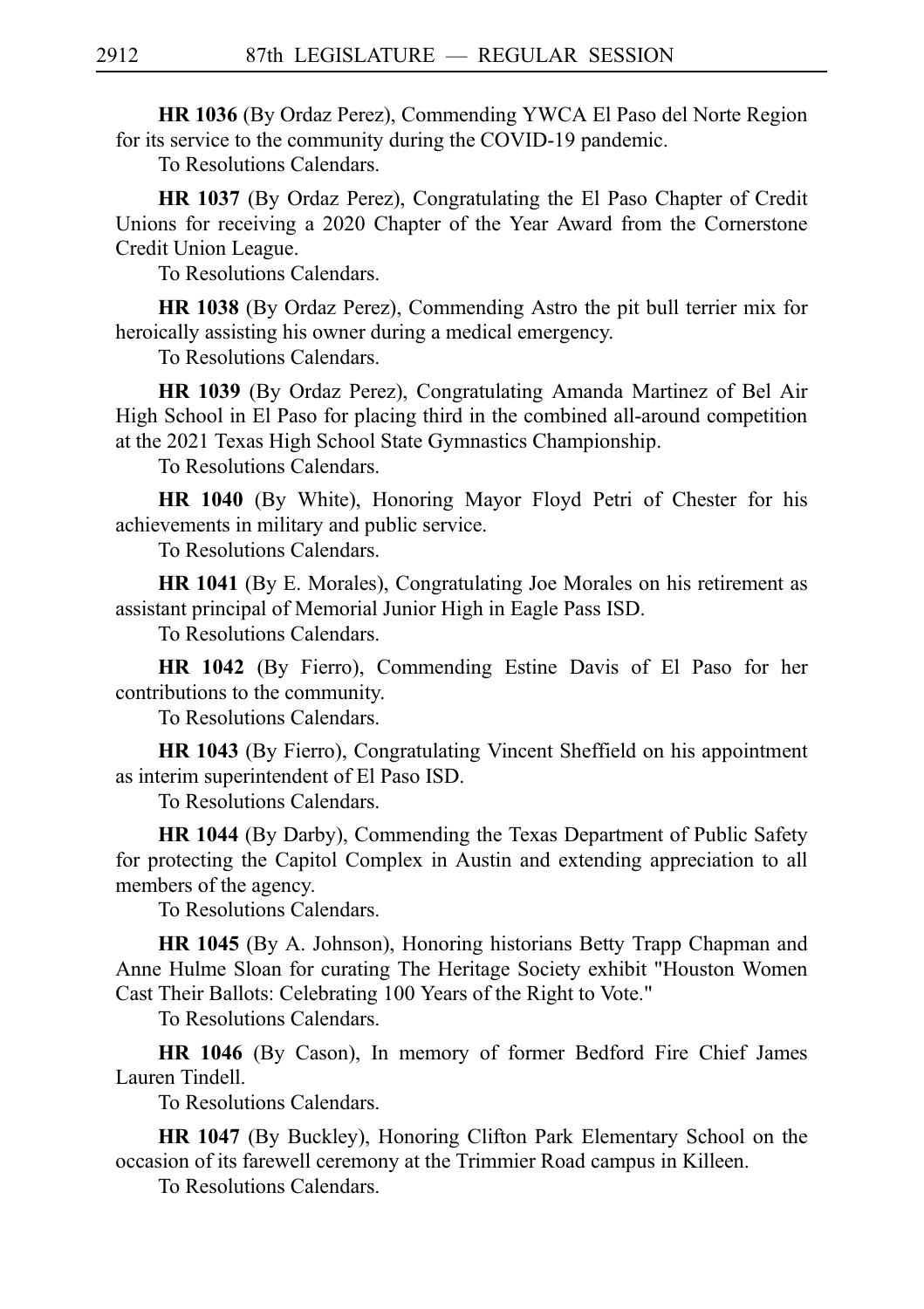**HR 1036** (By Ordaz Perez), Commending YWCA El Paso del Norte Region for its service to the community during the COVID-19 pandemic.

To Resolutions Calendars.

**HR 1037** (By Ordaz Perez), Congratulating the El Paso Chapter of Credit Unions for receiving a 2020 Chapter of the Year Award from the Cornerstone Credit Union League.

To Resolutions Calendars.

**HR 1038** (By Ordaz Perez), Commending Astro the pit bull terrier mix for heroically assisting his owner during a medical emergency.

To Resolutions Calendars.

**HR 1039** (By Ordaz Perez), Congratulating Amanda Martinez of Bel Air High School in El Paso for placing third in the combined all-around competition at the 2021 Texas High School State Gymnastics Championship.

To Resolutions Calendars.

**HR 1040** (By White), Honoring Mayor Floyd Petri of Chester for his achievements in military and public service.

To Resolutions Calendars.

**HR 1041** (By E. Morales), Congratulating Joe Morales on his retirement as assistant principal of Memorial Junior High in Eagle Pass ISD.

To Resolutions Calendars.

**HR 1042** (By Fierro), Commending Estine Davis of El Paso for her contributions to the community.

To Resolutions Calendars.

**HR 1043** (By Fierro), Congratulating Vincent Sheffield on his appointment as interim superintendent of El Paso ISD.

To Resolutions Calendars.

**HR 1044** (By Darby), Commending the Texas Department of Public Safety for protecting the Capitol Complex in Austin and extending appreciation to all members of the agency.

To Resolutions Calendars.

**HR 1045** (By A. Johnson), Honoring historians Betty Trapp Chapman and Anne Hulme Sloan for curating The Heritage Society exhibit "Houston Women Cast Their Ballots: Celebrating 100 Years of the Right to Vote."

To Resolutions Calendars.

**HR 1046** (By Cason), In memory of former Bedford Fire Chief James Lauren Tindell.

To Resolutions Calendars.

**HR 1047** (By Buckley), Honoring Clifton Park Elementary School on the occasion of its farewell ceremony at the Trimmier Road campus in Killeen.

To Resolutions Calendars.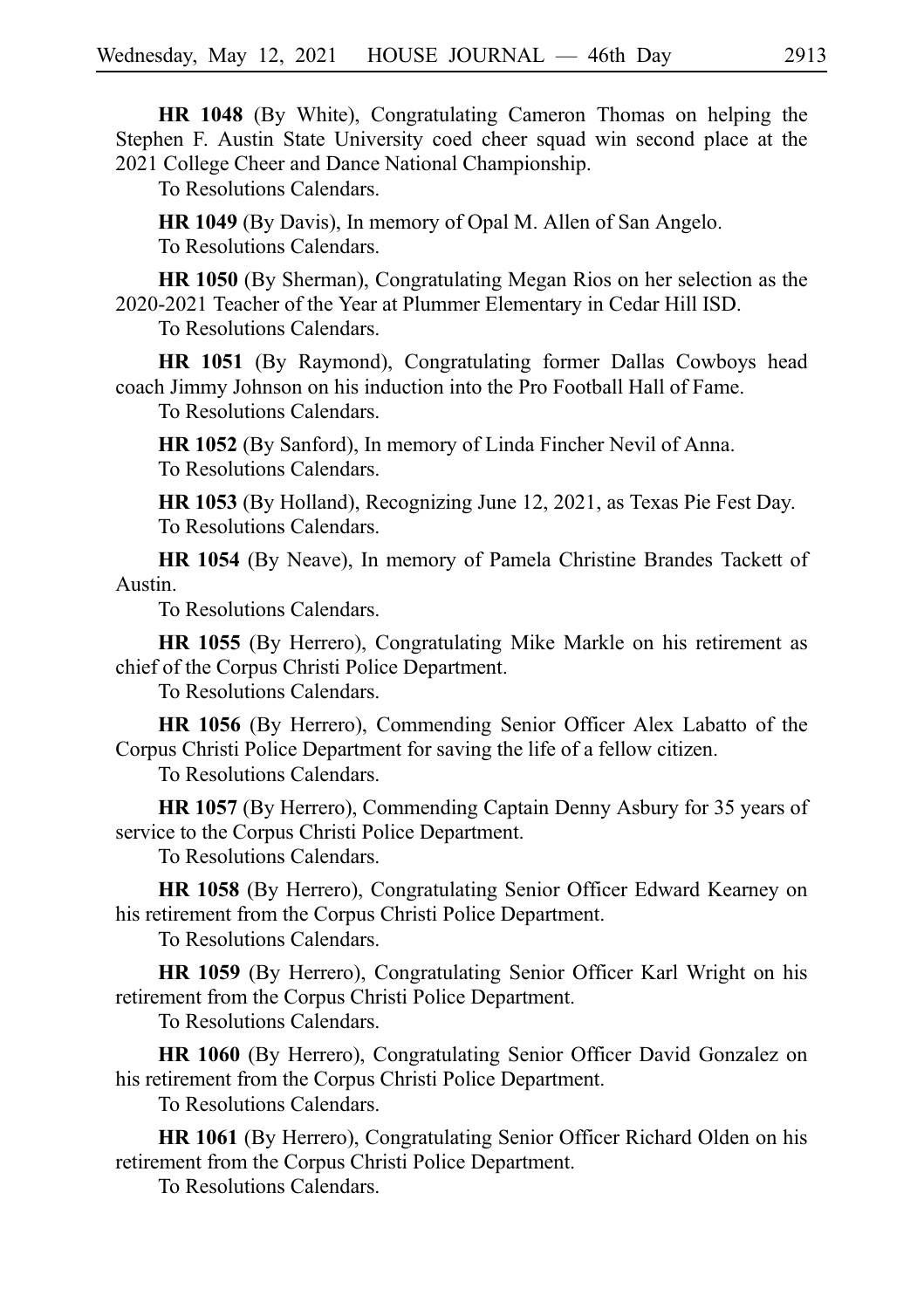**HR 1048** (By White), Congratulating Cameron Thomas on helping the Stephen F. Austin State University coed cheer squad win second place at the 2021 College Cheer and Dance National Championship.

To Resolutions Calendars.

**HR 1049** (By Davis), In memory of Opal M. Allen of San Angelo.

To Resolutions Calendars.

**HR 1050** (By Sherman), Congratulating Megan Rios on her selection as the 2020-2021 Teacher of the Year at Plummer Elementary in Cedar Hill ISD.

To Resolutions Calendars.

**HR 1051** (By Raymond), Congratulating former Dallas Cowboys head coach Jimmy Johnson on his induction into the Pro Football Hall of Fame.

To Resolutions Calendars.

**HR 1052** (By Sanford), In memory of Linda Fincher Nevil of Anna.

To Resolutions Calendars.

**HR 1053** (By Holland), Recognizing June 12, 2021, as Texas Pie Fest Day.

To Resolutions Calendars.

**HR 1054** (By Neave), In memory of Pamela Christine Brandes Tackett of Austin.

To Resolutions Calendars.

**HR 1055** (By Herrero), Congratulating Mike Markle on his retirement as chief of the Corpus Christi Police Department.

To Resolutions Calendars.

**HR 1056** (By Herrero), Commending Senior Officer Alex Labatto of the Corpus Christi Police Department for saving the life of a fellow citizen.

To Resolutions Calendars.

**HR 1057** (By Herrero), Commending Captain Denny Asbury for 35 years of service to the Corpus Christi Police Department.

To Resolutions Calendars.

**HR 1058** (By Herrero), Congratulating Senior Officer Edward Kearney on his retirement from the Corpus Christi Police Department.

To Resolutions Calendars.

**HR 1059** (By Herrero), Congratulating Senior Officer Karl Wright on his retirement from the Corpus Christi Police Department.

To Resolutions Calendars.

**HR 1060** (By Herrero), Congratulating Senior Officer David Gonzalez on his retirement from the Corpus Christi Police Department.

To Resolutions Calendars.

**HR 1061** (By Herrero), Congratulating Senior Officer Richard Olden on his retirement from the Corpus Christi Police Department.

To Resolutions Calendars.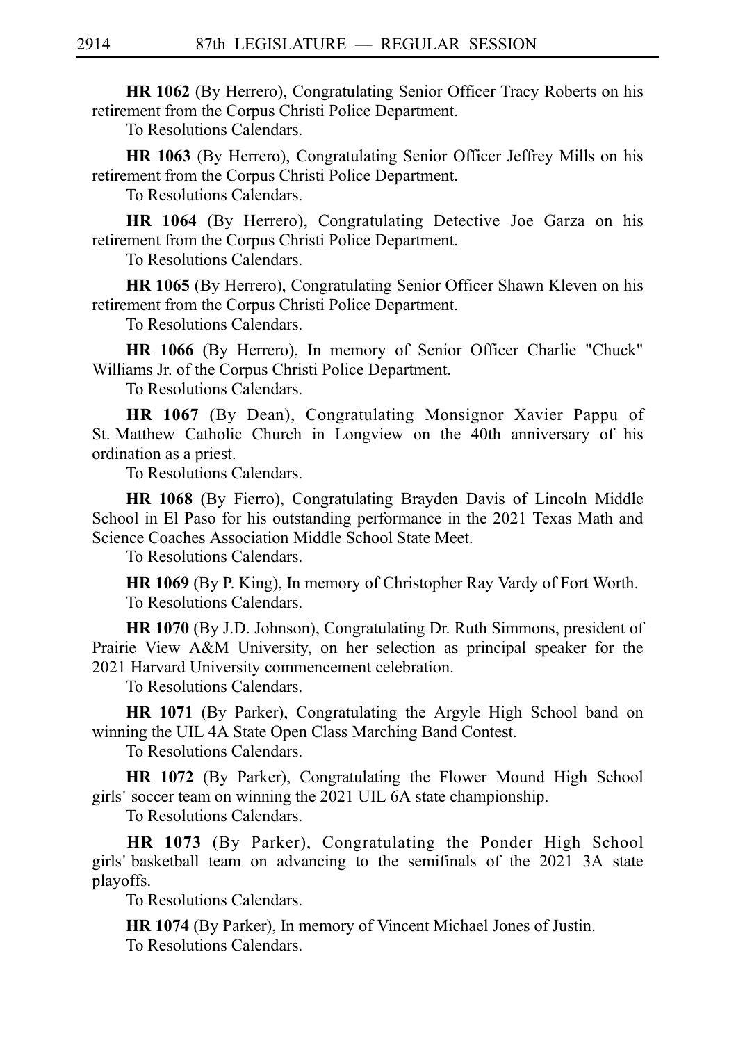**HR 1062** (By Herrero), Congratulating Senior Officer Tracy Roberts on his retirement from the Corpus Christi Police Department.

To Resolutions Calendars.

**HR 1063** (By Herrero), Congratulating Senior Officer Jeffrey Mills on his retirement from the Corpus Christi Police Department.

To Resolutions Calendars.

**HR 1064** (By Herrero), Congratulating Detective Joe Garza on his retirement from the Corpus Christi Police Department.

To Resolutions Calendars.

**HR 1065** (By Herrero), Congratulating Senior Officer Shawn Kleven on his retirement from the Corpus Christi Police Department.

To Resolutions Calendars.

**HR 1066** (By Herrero), In memory of Senior Officer Charlie "Chuck" Williams Jr. of the Corpus Christi Police Department.

To Resolutions Calendars.

**HR 1067** (By Dean), Congratulating Monsignor Xavier Pappu of St. Matthew Catholic Church in Longview on the 40th anniversary of his ordination as a priest.

To Resolutions Calendars.

**HR 1068** (By Fierro), Congratulating Brayden Davis of Lincoln Middle School in El Paso for his outstanding performance in the 2021 Texas Math and Science Coaches Association Middle School State Meet.

To Resolutions Calendars.

**HR 1069** (By P. King), In memory of Christopher Ray Vardy of Fort Worth.

To Resolutions Calendars.

**HR 1070** (By J.D. Johnson), Congratulating Dr. Ruth Simmons, president of Prairie View A&M University, on her selection as principal speaker for the 2021 Harvard University commencement celebration.

To Resolutions Calendars.

**HR 1071** (By Parker), Congratulating the Argyle High School band on winning the UIL 4A State Open Class Marching Band Contest.

To Resolutions Calendars.

**HR 1072** (By Parker), Congratulating the Flower Mound High School girls' soccer team on winning the 2021 UIL 6A state championship.

To Resolutions Calendars.

**HR 1073** (By Parker), Congratulating the Ponder High School girls' basketball team on advancing to the semifinals of the 2021 3A state playoffs.

To Resolutions Calendars.

**HR 1074** (By Parker), In memory of Vincent Michael Jones of Justin.

To Resolutions Calendars.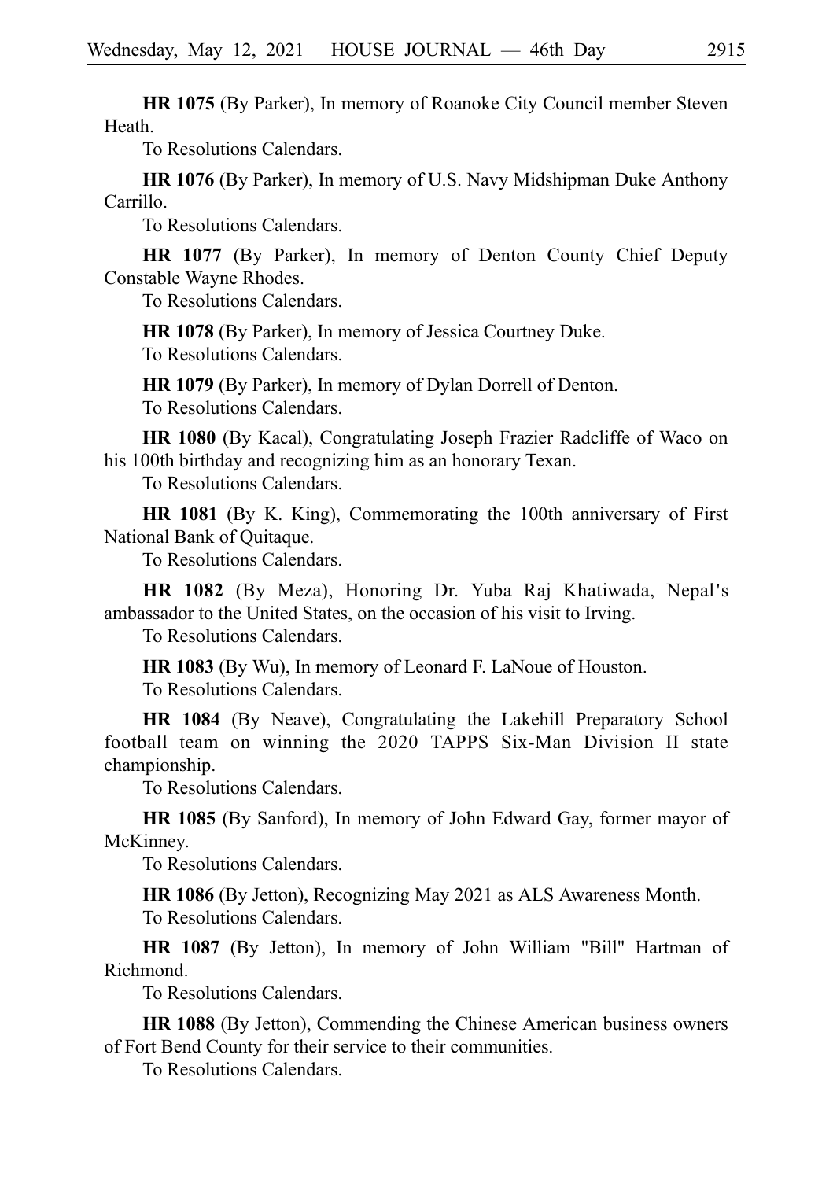**HR 1075** (By Parker), In memory of Roanoke City Council member Steven Heath.

To Resolutions Calendars.

**HR 1076** (By Parker), In memory of U.S. Navy Midshipman Duke Anthony Carrillo.

To Resolutions Calendars.

**HR 1077** (By Parker), In memory of Denton County Chief Deputy Constable Wayne Rhodes.

To Resolutions Calendars.

**HR 1078** (By Parker), In memory of Jessica Courtney Duke.

To Resolutions Calendars.

**HR 1079** (By Parker), In memory of Dylan Dorrell of Denton.

To Resolutions Calendars.

**HR 1080** (By Kacal), Congratulating Joseph Frazier Radcliffe of Waco on his 100th birthday and recognizing him as an honorary Texan.

To Resolutions Calendars.

**HR 1081** (By K. King), Commemorating the 100th anniversary of First National Bank of Quitaque.

To Resolutions Calendars.

**HR 1082** (By Meza), Honoring Dr. Yuba Raj Khatiwada, Nepal's ambassador to the United States, on the occasion of his visit to Irving.

To Resolutions Calendars.

**HR 1083** (By Wu), In memory of Leonard F. LaNoue of Houston.

To Resolutions Calendars.

**HR 1084** (By Neave), Congratulating the Lakehill Preparatory School football team on winning the 2020 TAPPS Six-Man Division II state championship.

To Resolutions Calendars.

**HR 1085** (By Sanford), In memory of John Edward Gay, former mayor of McKinney.

To Resolutions Calendars.

**HR 1086** (By Jetton), Recognizing May 2021 as ALS Awareness Month.

To Resolutions Calendars.

**HR 1087** (By Jetton), In memory of John William "Bill" Hartman of Richmond.

To Resolutions Calendars.

**HR 1088** (By Jetton), Commending the Chinese American business owners of Fort Bend County for their service to their communities.

To Resolutions Calendars.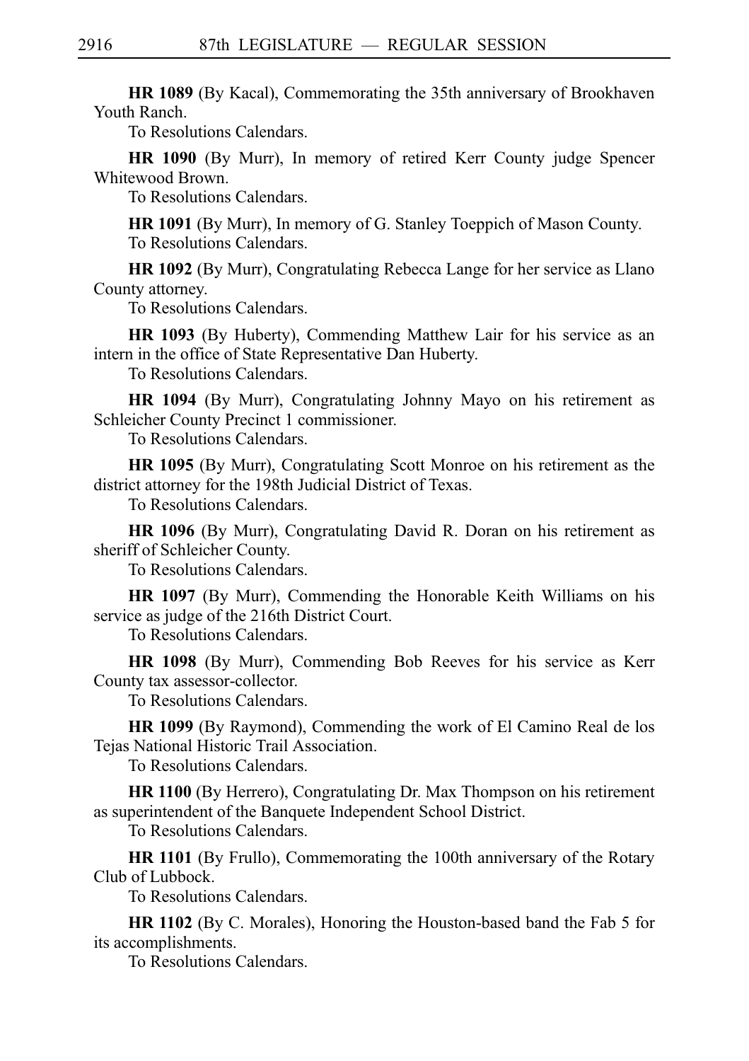**HR 1089** (By Kacal), Commemorating the 35th anniversary of Brookhaven Youth Ranch.

To Resolutions Calendars.

**HR 1090** (By Murr), In memory of retired Kerr County judge Spencer Whitewood Brown.

To Resolutions Calendars.

**HR 1091** (By Murr), In memory of G. Stanley Toeppich of Mason County.

To Resolutions Calendars.

**HR 1092** (By Murr), Congratulating Rebecca Lange for her service as Llano County attorney.

To Resolutions Calendars.

**HR 1093** (By Huberty), Commending Matthew Lair for his service as an intern in the office of State Representative Dan Huberty.

To Resolutions Calendars.

**HR 1094** (By Murr), Congratulating Johnny Mayo on his retirement as Schleicher County Precinct 1 commissioner.

To Resolutions Calendars.

**HR 1095** (By Murr), Congratulating Scott Monroe on his retirement as the district attorney for the 198th Judicial District of Texas.

To Resolutions Calendars.

**HR 1096** (By Murr), Congratulating David R. Doran on his retirement as sheriff of Schleicher County.

To Resolutions Calendars.

**HR 1097** (By Murr), Commending the Honorable Keith Williams on his service as judge of the 216th District Court.

To Resolutions Calendars.

**HR 1098** (By Murr), Commending Bob Reeves for his service as Kerr County tax assessor-collector.

To Resolutions Calendars.

**HR 1099** (By Raymond), Commending the work of El Camino Real de los Tejas National Historic Trail Association.

To Resolutions Calendars.

**HR 1100** (By Herrero), Congratulating Dr. Max Thompson on his retirement as superintendent of the Banquete Independent School District.

To Resolutions Calendars.

**HR 1101** (By Frullo), Commemorating the 100th anniversary of the Rotary Club of Lubbock.

To Resolutions Calendars.

**HR 1102** (By C. Morales), Honoring the Houston-based band the Fab 5 for its accomplishments.

To Resolutions Calendars.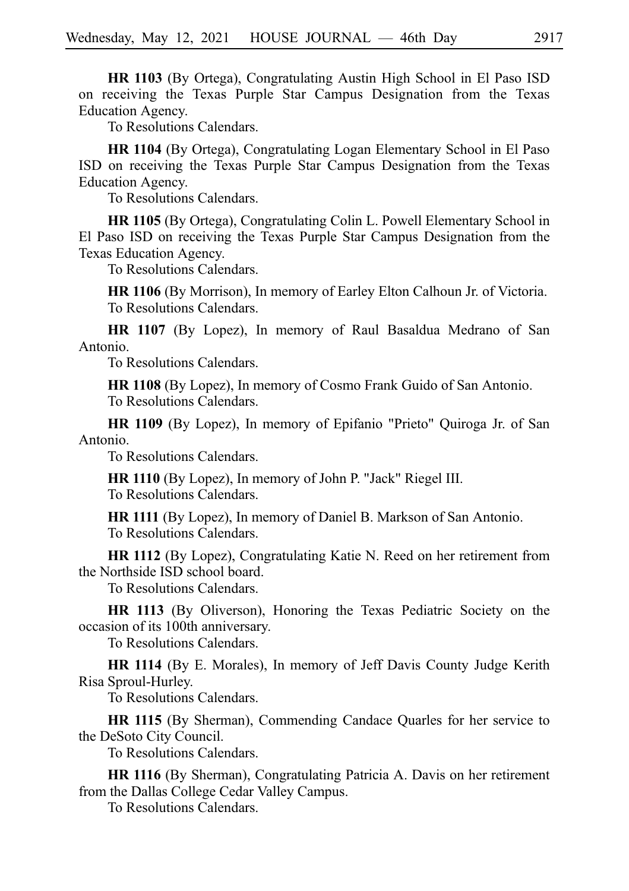**HR 1103** (By Ortega), Congratulating Austin High School in El Paso ISD on receiving the Texas Purple Star Campus Designation from the Texas Education Agency.

To Resolutions Calendars.

**HR 1104** (By Ortega), Congratulating Logan Elementary School in El Paso ISD on receiving the Texas Purple Star Campus Designation from the Texas Education Agency.

To Resolutions Calendars.

**HR 1105** (By Ortega), Congratulating Colin L. Powell Elementary School in El Paso ISD on receiving the Texas Purple Star Campus Designation from the Texas Education Agency.

To Resolutions Calendars.

**HR 1106** (By Morrison), In memory of Earley Elton Calhoun Jr. of Victoria.

To Resolutions Calendars.

**HR 1107** (By Lopez), In memory of Raul Basaldua Medrano of San Antonio.

To Resolutions Calendars.

**HR 1108** (By Lopez), In memory of Cosmo Frank Guido of San Antonio.

To Resolutions Calendars.

**HR 1109** (By Lopez), In memory of Epifanio "Prieto" Quiroga Jr. of San Antonio.

To Resolutions Calendars.

**HR 1110** (By Lopez), In memory of John P. "Jack" Riegel III.

To Resolutions Calendars.

**HR 1111** (By Lopez), In memory of Daniel B. Markson of San Antonio.

To Resolutions Calendars.

**HR 1112** (By Lopez), Congratulating Katie N. Reed on her retirement from the Northside ISD school board.

To Resolutions Calendars.

**HR 1113** (By Oliverson), Honoring the Texas Pediatric Society on the occasion of its 100th anniversary.

To Resolutions Calendars.

**HR 1114** (By E. Morales), In memory of Jeff Davis County Judge Kerith Risa Sproul-Hurley.

To Resolutions Calendars.

**HR 1115** (By Sherman), Commending Candace Quarles for her service to the DeSoto City Council.

To Resolutions Calendars.

**HR 1116** (By Sherman), Congratulating Patricia A. Davis on her retirement from the Dallas College Cedar Valley Campus.

To Resolutions Calendars.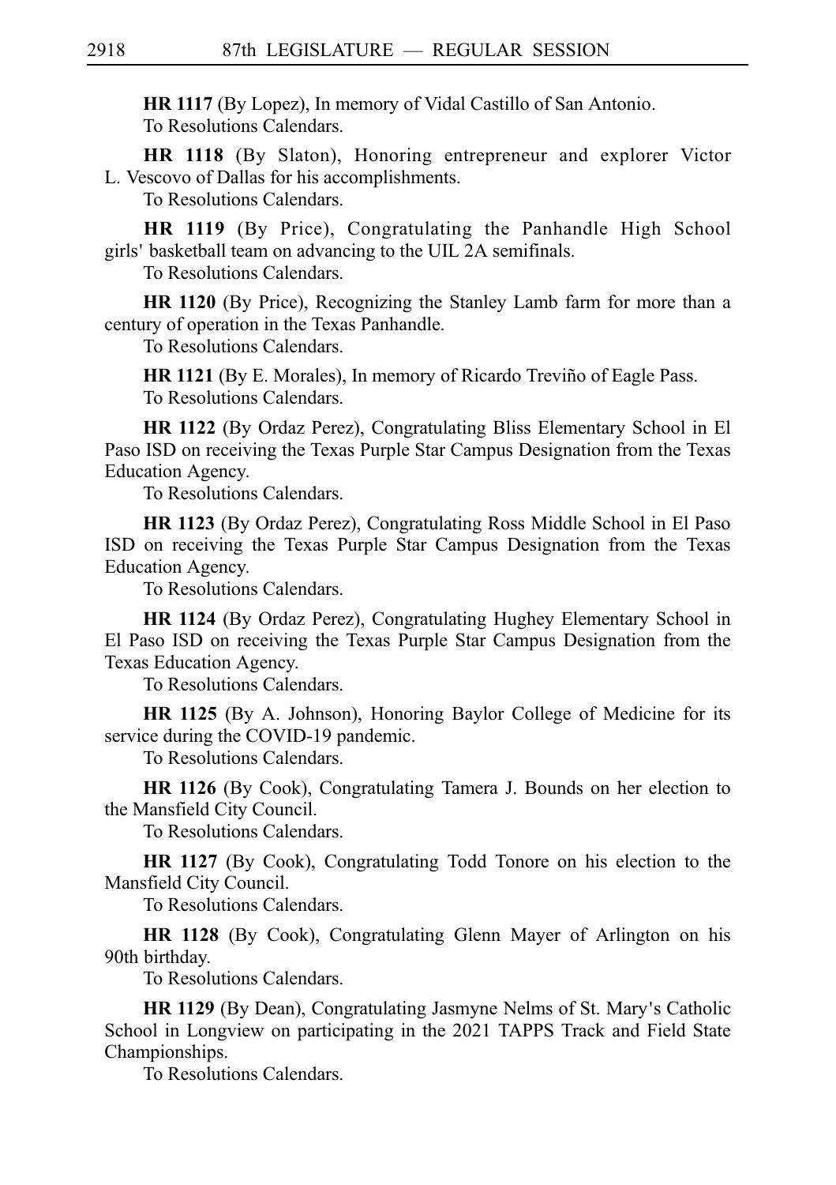**HR 1117** (By Lopez), In memory of Vidal Castillo of San Antonio.
To Resolutions Calendars.

**HR 1118** (By Slaton), Honoring entrepreneur and explorer Victor L. Vescovo of Dallas for his accomplishments.
To Resolutions Calendars.

**HR 1119** (By Price), Congratulating the Panhandle High School girls' basketball team on advancing to the UIL 2A semifinals.
To Resolutions Calendars.

**HR 1120** (By Price), Recognizing the Stanley Lamb farm for more than a century of operation in the Texas Panhandle.
To Resolutions Calendars.

**HR 1121** (By E. Morales), In memory of Ricardo Treviño of Eagle Pass.
To Resolutions Calendars.

**HR 1122** (By Ordaz Perez), Congratulating Bliss Elementary School in El Paso ISD on receiving the Texas Purple Star Campus Designation from the Texas Education Agency.
To Resolutions Calendars.

**HR 1123** (By Ordaz Perez), Congratulating Ross Middle School in El Paso ISD on receiving the Texas Purple Star Campus Designation from the Texas Education Agency.
To Resolutions Calendars.

**HR 1124** (By Ordaz Perez), Congratulating Hughey Elementary School in El Paso ISD on receiving the Texas Purple Star Campus Designation from the Texas Education Agency.
To Resolutions Calendars.

**HR 1125** (By A. Johnson), Honoring Baylor College of Medicine for its service during the COVID-19 pandemic.
To Resolutions Calendars.

**HR 1126** (By Cook), Congratulating Tamera J. Bounds on her election to the Mansfield City Council.
To Resolutions Calendars.

**HR 1127** (By Cook), Congratulating Todd Tonore on his election to the Mansfield City Council.
To Resolutions Calendars.

**HR 1128** (By Cook), Congratulating Glenn Mayer of Arlington on his 90th birthday.
To Resolutions Calendars.

**HR 1129** (By Dean), Congratulating Jasmyne Nelms of St. Mary's Catholic School in Longview on participating in the 2021 TAPPS Track and Field State Championships.
To Resolutions Calendars.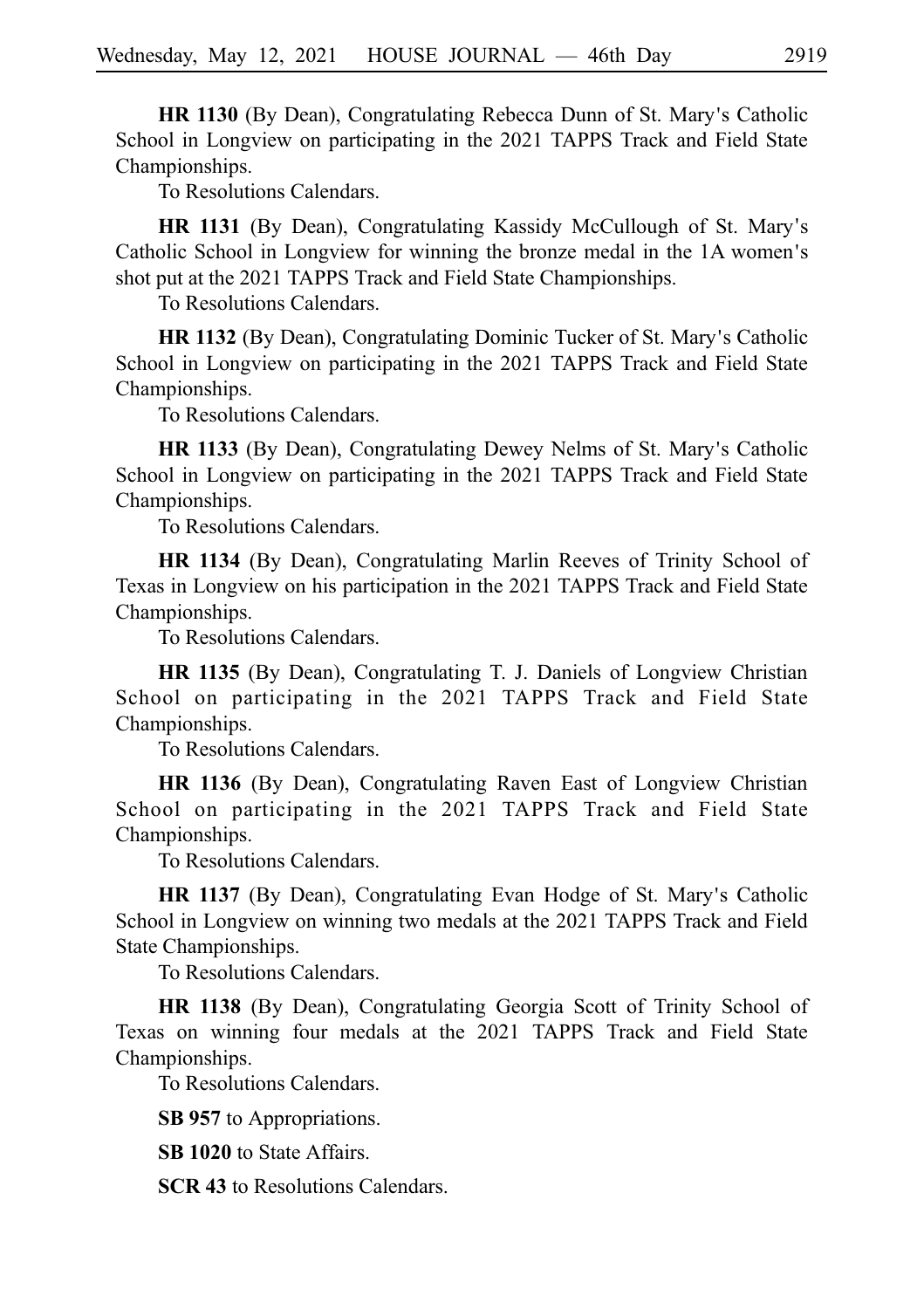**HR 1130** (By Dean), Congratulating Rebecca Dunn of St. Mary's Catholic School in Longview on participating in the 2021 TAPPS Track and Field State Championships.

To Resolutions Calendars.

**HR 1131** (By Dean), Congratulating Kassidy McCullough of St. Mary's Catholic School in Longview for winning the bronze medal in the 1A women's shot put at the 2021 TAPPS Track and Field State Championships.

To Resolutions Calendars.

**HR 1132** (By Dean), Congratulating Dominic Tucker of St. Mary's Catholic School in Longview on participating in the 2021 TAPPS Track and Field State Championships.

To Resolutions Calendars.

**HR 1133** (By Dean), Congratulating Dewey Nelms of St. Mary's Catholic School in Longview on participating in the 2021 TAPPS Track and Field State Championships.

To Resolutions Calendars.

**HR 1134** (By Dean), Congratulating Marlin Reeves of Trinity School of Texas in Longview on his participation in the 2021 TAPPS Track and Field State Championships.

To Resolutions Calendars.

**HR 1135** (By Dean), Congratulating T. J. Daniels of Longview Christian School on participating in the 2021 TAPPS Track and Field State Championships.

To Resolutions Calendars.

**HR 1136** (By Dean), Congratulating Raven East of Longview Christian School on participating in the 2021 TAPPS Track and Field State Championships.

To Resolutions Calendars.

**HR 1137** (By Dean), Congratulating Evan Hodge of St. Mary's Catholic School in Longview on winning two medals at the 2021 TAPPS Track and Field State Championships.

To Resolutions Calendars.

**HR 1138** (By Dean), Congratulating Georgia Scott of Trinity School of Texas on winning four medals at the 2021 TAPPS Track and Field State Championships.

To Resolutions Calendars.

**SB 957** to Appropriations.

**SB 1020** to State Affairs.

**SCR 43** to Resolutions Calendars.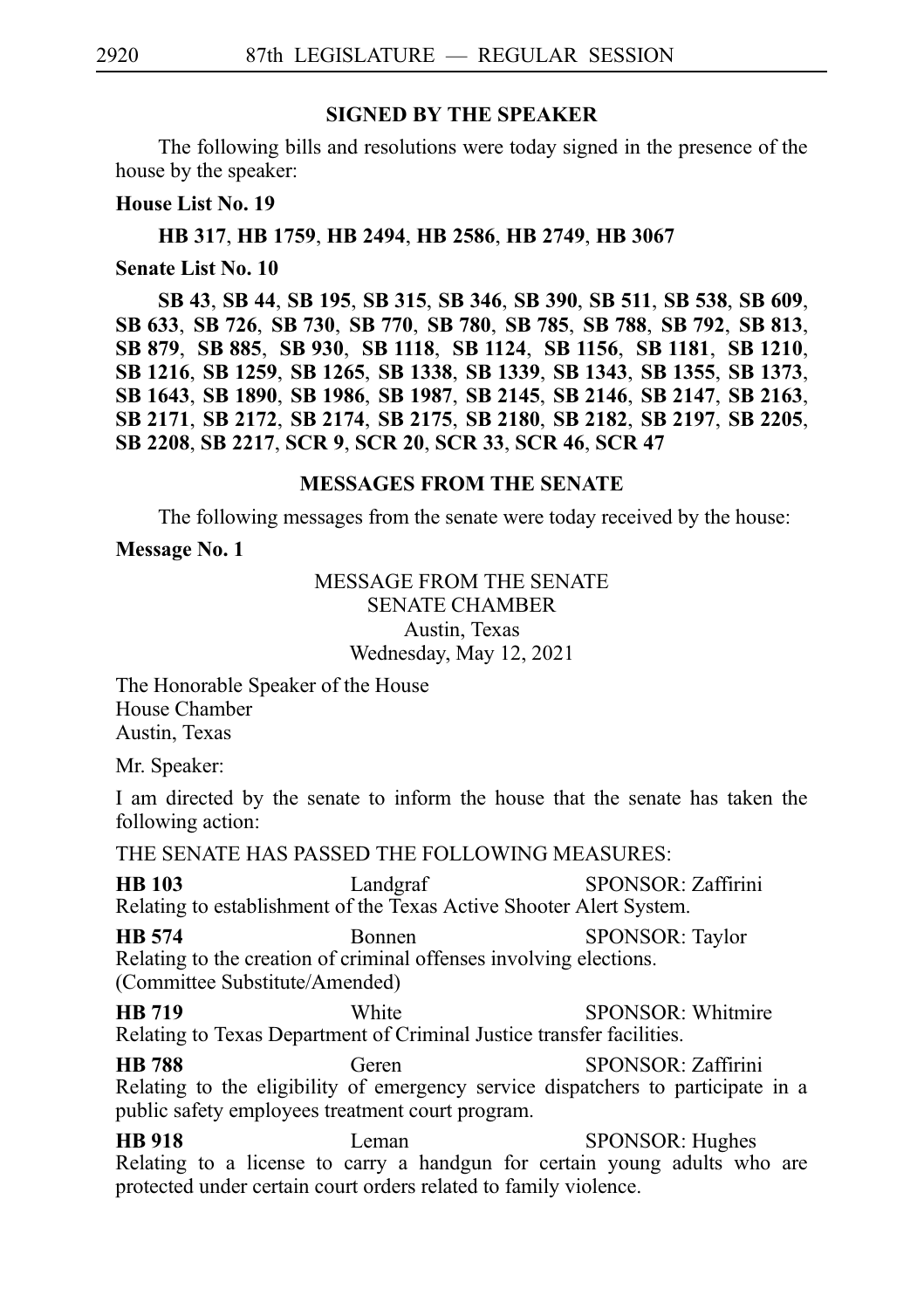## SIGNED BY THE SPEAKER

The following bills and resolutions were today signed in the presence of the house by the speaker:

**House List No. 19**

**HB 317**, **HB 1759**, **HB 2494**, **HB 2586**, **HB 2749**, **HB 3067**

**Senate List No. 10**

**SB 43**, **SB 44**, **SB 195**, **SB 315**, **SB 346**, **SB 390**, **SB 511**, **SB 538**, **SB 609**, **SB 633**, **SB 726**, **SB 730**, **SB 770**, **SB 780**, **SB 785**, **SB 788**, **SB 792**, **SB 813**, **SB 879**, **SB 885**, **SB 930**, **SB 1118**, **SB 1124**, **SB 1156**, **SB 1181**, **SB 1210**, **SB 1216**, **SB 1259**, **SB 1265**, **SB 1338**, **SB 1339**, **SB 1343**, **SB 1355**, **SB 1373**, **SB 1643**, **SB 1890**, **SB 1986**, **SB 1987**, **SB 2145**, **SB 2146**, **SB 2147**, **SB 2163**, **SB 2171**, **SB 2172**, **SB 2174**, **SB 2175**, **SB 2180**, **SB 2182**, **SB 2197**, **SB 2205**, **SB 2208**, **SB 2217**, **SCR 9**, **SCR 20**, **SCR 33**, **SCR 46**, **SCR 47**

## MESSAGES FROM THE SENATE

The following messages from the senate were today received by the house:

**Message No. 1**

MESSAGE FROM THE SENATE
SENATE CHAMBER
Austin, Texas
Wednesday, May 12, 2021

The Honorable Speaker of the House
House Chamber
Austin, Texas

Mr. Speaker:

I am directed by the senate to inform the house that the senate has taken the following action:

THE SENATE HAS PASSED THE FOLLOWING MEASURES:

**HB 103** Landgraf SPONSOR: Zaffirini
Relating to establishment of the Texas Active Shooter Alert System.

**HB 574** Bonnen SPONSOR: Taylor
Relating to the creation of criminal offenses involving elections.
(Committee Substitute/Amended)

**HB 719** White SPONSOR: Whitmire
Relating to Texas Department of Criminal Justice transfer facilities.

**HB 788** Geren SPONSOR: Zaffirini
Relating to the eligibility of emergency service dispatchers to participate in a public safety employees treatment court program.

**HB 918** Leman SPONSOR: Hughes
Relating to a license to carry a handgun for certain young adults who are protected under certain court orders related to family violence.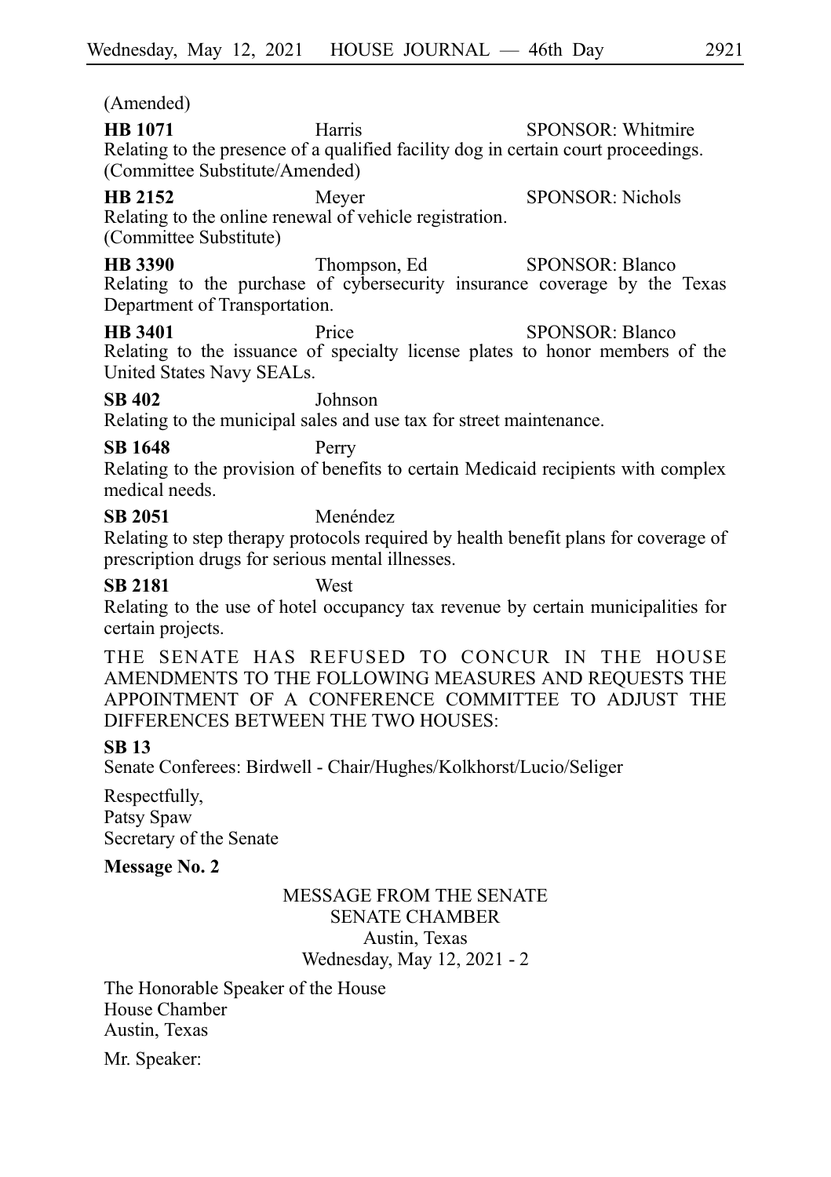(Amended)

**HB 1071** Harris SPONSOR: Whitmire
Relating to the presence of a qualified facility dog in certain court proceedings.
(Committee Substitute/Amended)

**HB 2152** Meyer SPONSOR: Nichols
Relating to the online renewal of vehicle registration.
(Committee Substitute)

**HB 3390** Thompson, Ed SPONSOR: Blanco
Relating to the purchase of cybersecurity insurance coverage by the Texas Department of Transportation.

**HB 3401** Price SPONSOR: Blanco
Relating to the issuance of specialty license plates to honor members of the United States Navy SEALs.

**SB 402** Johnson
Relating to the municipal sales and use tax for street maintenance.

**SB 1648** Perry
Relating to the provision of benefits to certain Medicaid recipients with complex medical needs.

**SB 2051** Menéndez
Relating to step therapy protocols required by health benefit plans for coverage of prescription drugs for serious mental illnesses.

**SB 2181** West
Relating to the use of hotel occupancy tax revenue by certain municipalities for certain projects.

THE SENATE HAS REFUSED TO CONCUR IN THE HOUSE AMENDMENTS TO THE FOLLOWING MEASURES AND REQUESTS THE APPOINTMENT OF A CONFERENCE COMMITTEE TO ADJUST THE DIFFERENCES BETWEEN THE TWO HOUSES:

**SB 13**
Senate Conferees: Birdwell - Chair/Hughes/Kolkhorst/Lucio/Seliger

Respectfully,
Patsy Spaw
Secretary of the Senate

**Message No. 2**

MESSAGE FROM THE SENATE
SENATE CHAMBER
Austin, Texas
Wednesday, May 12, 2021 - 2

The Honorable Speaker of the House
House Chamber
Austin, Texas

Mr. Speaker: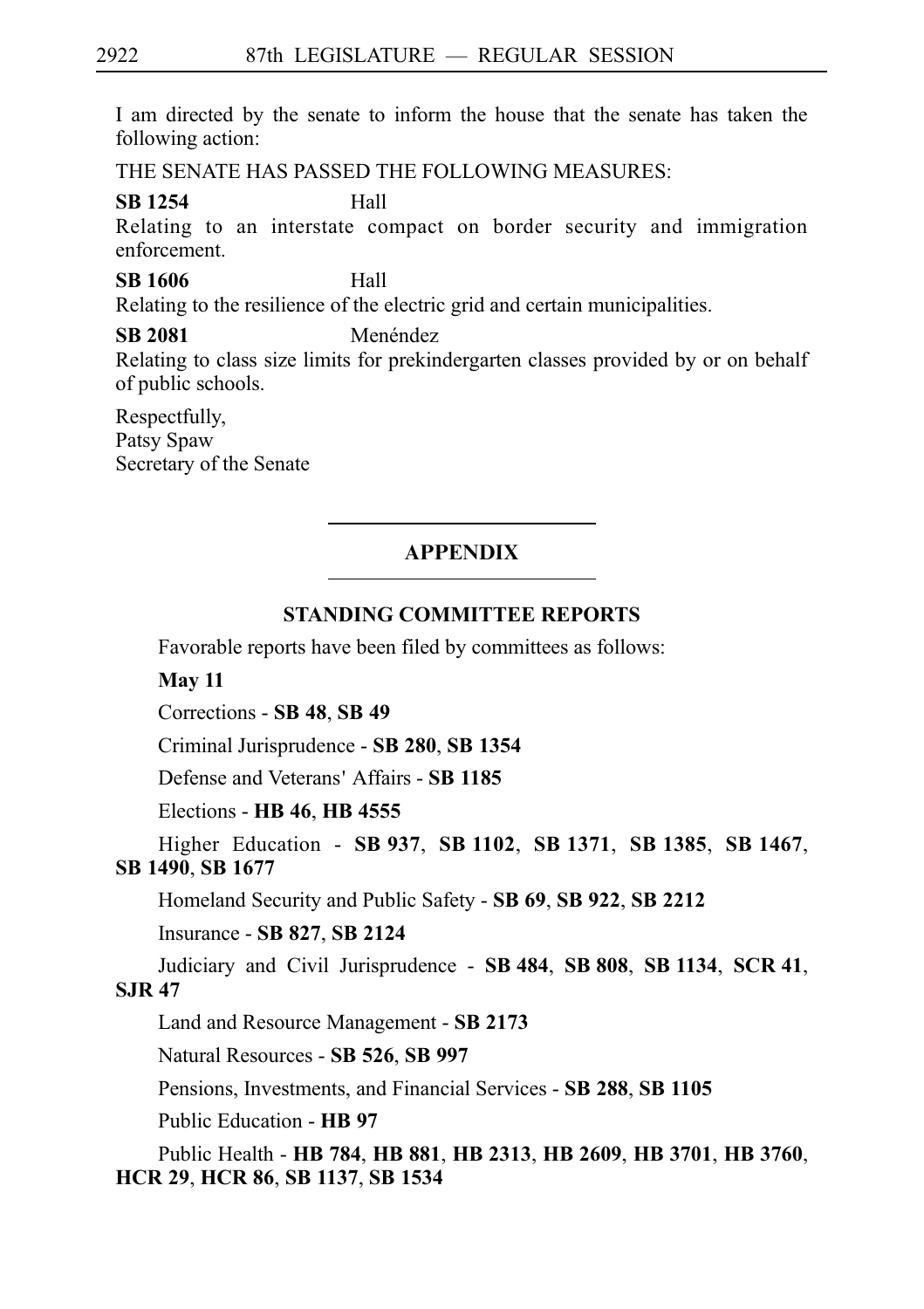I am directed by the senate to inform the house that the senate has taken the following action:

THE SENATE HAS PASSED THE FOLLOWING MEASURES:

**SB 1254** Hall
Relating to an interstate compact on border security and immigration enforcement.

**SB 1606** Hall
Relating to the resilience of the electric grid and certain municipalities.

**SB 2081** Menéndez
Relating to class size limits for prekindergarten classes provided by or on behalf of public schools.

Respectfully,
Patsy Spaw
Secretary of the Senate

## APPENDIX

### STANDING COMMITTEE REPORTS

Favorable reports have been filed by committees as follows:

**May 11**

Corrections - **SB 48**, **SB 49**

Criminal Jurisprudence - **SB 280**, **SB 1354**

Defense and Veterans' Affairs - **SB 1185**

Elections - **HB 46**, **HB 4555**

Higher Education - **SB 937**, **SB 1102**, **SB 1371**, **SB 1385**, **SB 1467**, **SB 1490**, **SB 1677**

Homeland Security and Public Safety - **SB 69**, **SB 922**, **SB 2212**

Insurance - **SB 827**, **SB 2124**

Judiciary and Civil Jurisprudence - **SB 484**, **SB 808**, **SB 1134**, **SCR 41**, **SJR 47**

Land and Resource Management - **SB 2173**

Natural Resources - **SB 526**, **SB 997**

Pensions, Investments, and Financial Services - **SB 288**, **SB 1105**

Public Education - **HB 97**

Public Health - **HB 784**, **HB 881**, **HB 2313**, **HB 2609**, **HB 3701**, **HB 3760**, **HCR 29**, **HCR 86**, **SB 1137**, **SB 1534**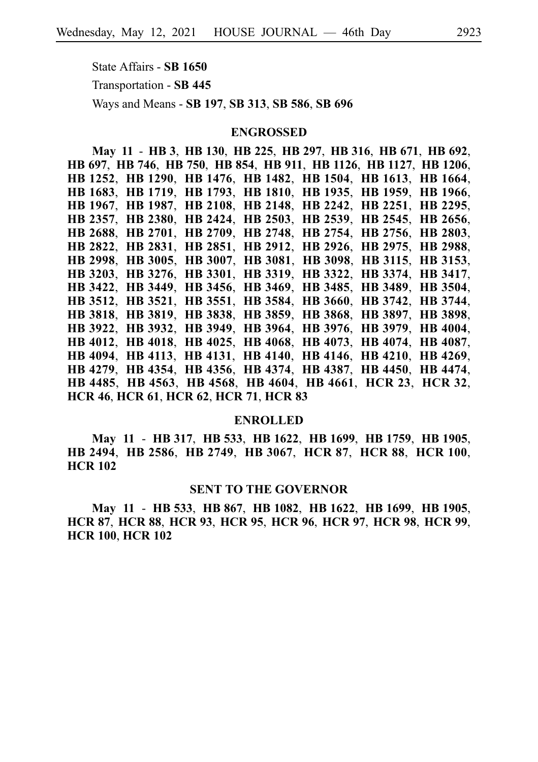State Affairs - **SB 1650**

Transportation - **SB 445**

Ways and Means - **SB 197**, **SB 313**, **SB 586**, **SB 696**

### ENGROSSED

**May 11** - **HB 3**, **HB 130**, **HB 225**, **HB 297**, **HB 316**, **HB 671**, **HB 692**, **HB 697**, **HB 746**, **HB 750**, **HB 854**, **HB 911**, **HB 1126**, **HB 1127**, **HB 1206**, **HB 1252**, **HB 1290**, **HB 1476**, **HB 1482**, **HB 1504**, **HB 1613**, **HB 1664**, **HB 1683**, **HB 1719**, **HB 1793**, **HB 1810**, **HB 1935**, **HB 1959**, **HB 1966**, **HB 1967**, **HB 1987**, **HB 2108**, **HB 2148**, **HB 2242**, **HB 2251**, **HB 2295**, **HB 2357**, **HB 2380**, **HB 2424**, **HB 2503**, **HB 2539**, **HB 2545**, **HB 2656**, **HB 2688**, **HB 2701**, **HB 2709**, **HB 2748**, **HB 2754**, **HB 2756**, **HB 2803**, **HB 2822**, **HB 2831**, **HB 2851**, **HB 2912**, **HB 2926**, **HB 2975**, **HB 2988**, **HB 2998**, **HB 3005**, **HB 3007**, **HB 3081**, **HB 3098**, **HB 3115**, **HB 3153**, **HB 3203**, **HB 3276**, **HB 3301**, **HB 3319**, **HB 3322**, **HB 3374**, **HB 3417**, **HB 3422**, **HB 3449**, **HB 3456**, **HB 3469**, **HB 3485**, **HB 3489**, **HB 3504**, **HB 3512**, **HB 3521**, **HB 3551**, **HB 3584**, **HB 3660**, **HB 3742**, **HB 3744**, **HB 3818**, **HB 3819**, **HB 3838**, **HB 3859**, **HB 3868**, **HB 3897**, **HB 3898**, **HB 3922**, **HB 3932**, **HB 3949**, **HB 3964**, **HB 3976**, **HB 3979**, **HB 4004**, **HB 4012**, **HB 4018**, **HB 4025**, **HB 4068**, **HB 4073**, **HB 4074**, **HB 4087**, **HB 4094**, **HB 4113**, **HB 4131**, **HB 4140**, **HB 4146**, **HB 4210**, **HB 4269**, **HB 4279**, **HB 4354**, **HB 4356**, **HB 4374**, **HB 4387**, **HB 4450**, **HB 4474**, **HB 4485**, **HB 4563**, **HB 4568**, **HB 4604**, **HB 4661**, **HCR 23**, **HCR 32**, **HCR 46**, **HCR 61**, **HCR 62**, **HCR 71**, **HCR 83**

### ENROLLED

**May 11** - **HB 317**, **HB 533**, **HB 1622**, **HB 1699**, **HB 1759**, **HB 1905**, **HB 2494**, **HB 2586**, **HB 2749**, **HB 3067**, **HCR 87**, **HCR 88**, **HCR 100**, **HCR 102**

### SENT TO THE GOVERNOR

**May 11** - **HB 533**, **HB 867**, **HB 1082**, **HB 1622**, **HB 1699**, **HB 1905**, **HCR 87**, **HCR 88**, **HCR 93**, **HCR 95**, **HCR 96**, **HCR 97**, **HCR 98**, **HCR 99**, **HCR 100**, **HCR 102**